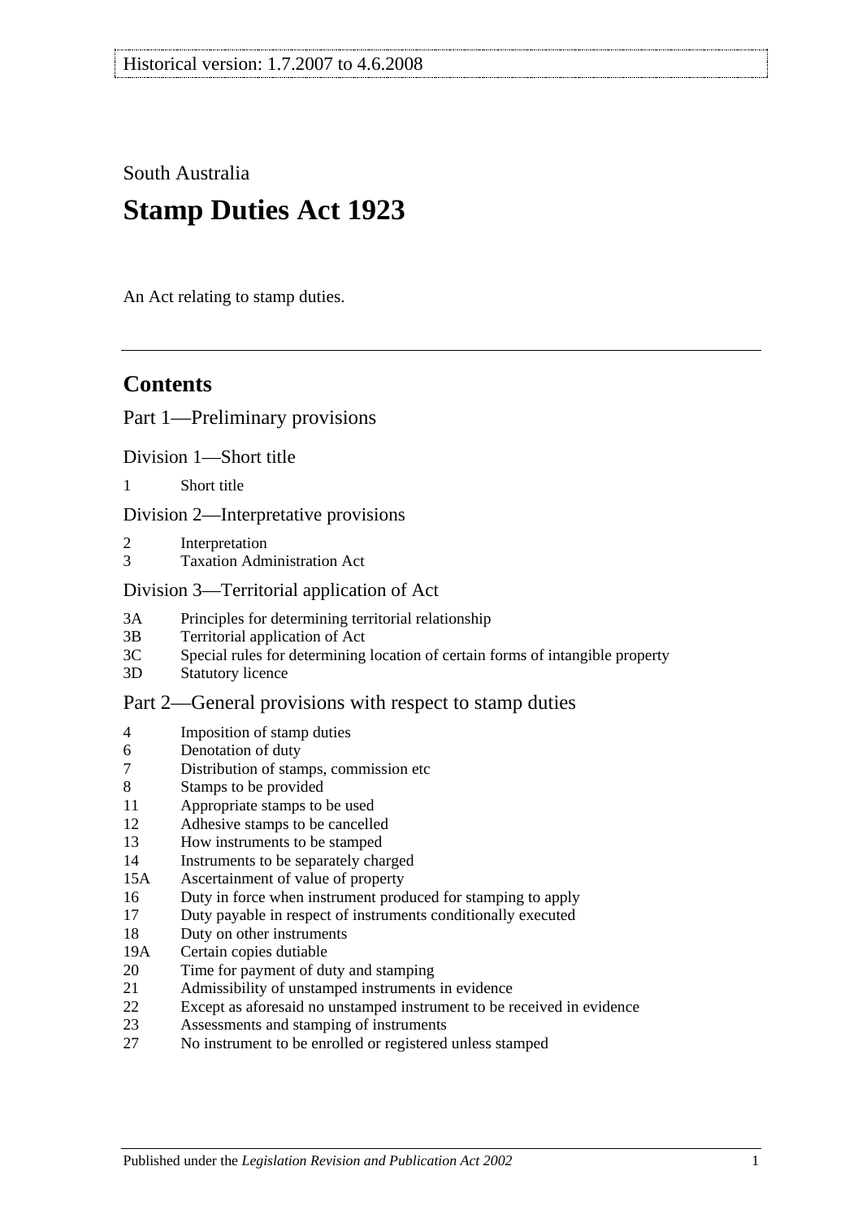Historical version: 1.7.2007 to 4.6.2008

South Australia

# Stamp Duties Act 1923

An Act relating to stamp duties.

## Contents

Part 1—Preliminary provisions

Division 1—Short title

1 Short title

Division 2—Interpretative provisions

2 Interpretation
3 Taxation Administration Act

Division 3—Territorial application of Act

3A Principles for determining territorial relationship
3B Territorial application of Act
3C Special rules for determining location of certain forms of intangible property
3D Statutory licence

Part 2—General provisions with respect to stamp duties

4 Imposition of stamp duties
6 Denotation of duty
7 Distribution of stamps, commission etc
8 Stamps to be provided
11 Appropriate stamps to be used
12 Adhesive stamps to be cancelled
13 How instruments to be stamped
14 Instruments to be separately charged
15A Ascertainment of value of property
16 Duty in force when instrument produced for stamping to apply
17 Duty payable in respect of instruments conditionally executed
18 Duty on other instruments
19A Certain copies dutiable
20 Time for payment of duty and stamping
21 Admissibility of unstamped instruments in evidence
22 Except as aforesaid no unstamped instrument to be received in evidence
23 Assessments and stamping of instruments
27 No instrument to be enrolled or registered unless stamped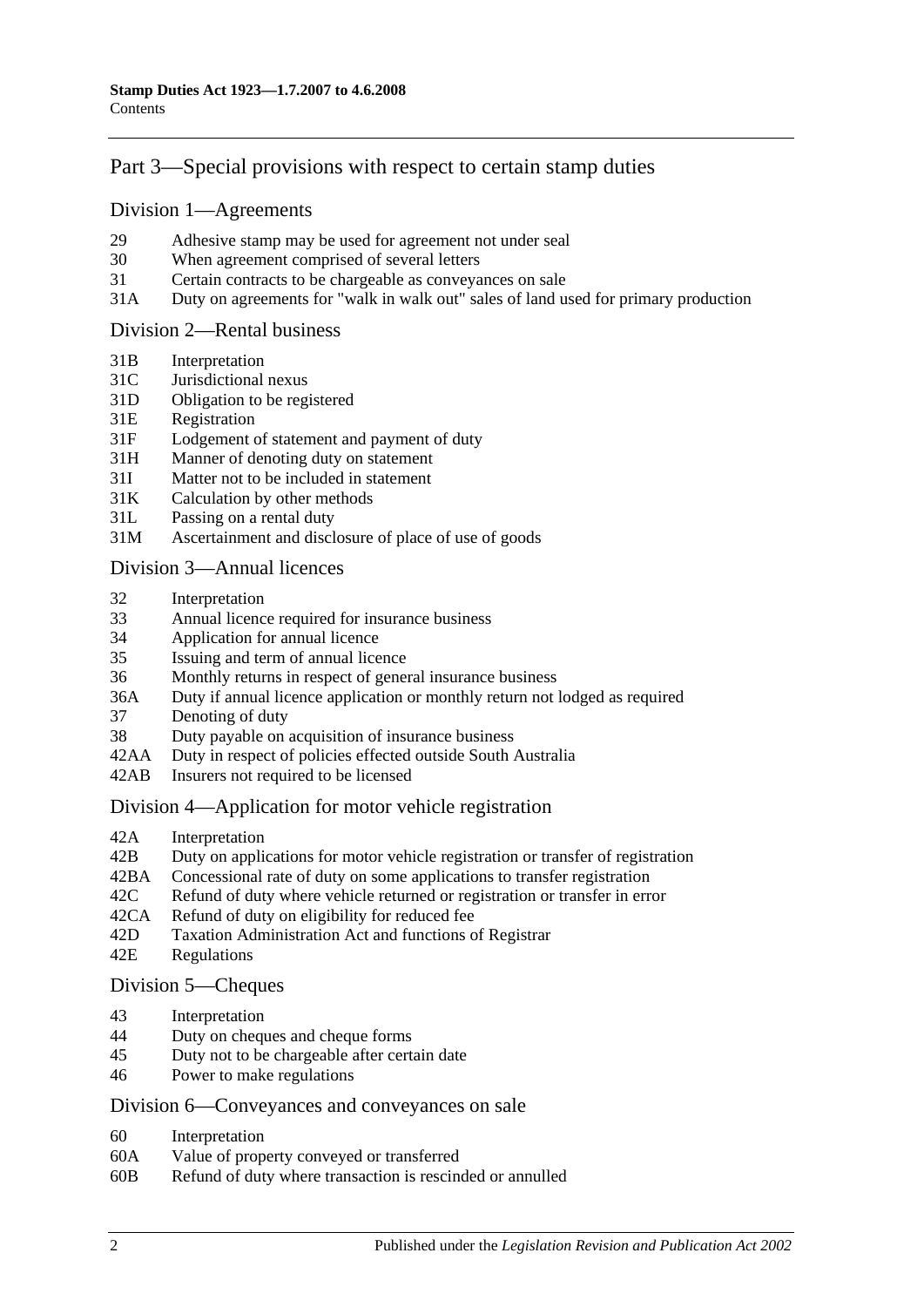## Part 3—Special provisions with respect to certain stamp duties

### Division 1—Agreements

29 Adhesive stamp may be used for agreement not under seal
30 When agreement comprised of several letters
31 Certain contracts to be chargeable as conveyances on sale
31A Duty on agreements for "walk in walk out" sales of land used for primary production

### Division 2—Rental business

31B Interpretation
31C Jurisdictional nexus
31D Obligation to be registered
31E Registration
31F Lodgement of statement and payment of duty
31H Manner of denoting duty on statement
31I Matter not to be included in statement
31K Calculation by other methods
31L Passing on a rental duty
31M Ascertainment and disclosure of place of use of goods

### Division 3—Annual licences

32 Interpretation
33 Annual licence required for insurance business
34 Application for annual licence
35 Issuing and term of annual licence
36 Monthly returns in respect of general insurance business
36A Duty if annual licence application or monthly return not lodged as required
37 Denoting of duty
38 Duty payable on acquisition of insurance business
42AA Duty in respect of policies effected outside South Australia
42AB Insurers not required to be licensed

### Division 4—Application for motor vehicle registration

42A Interpretation
42B Duty on applications for motor vehicle registration or transfer of registration
42BA Concessional rate of duty on some applications to transfer registration
42C Refund of duty where vehicle returned or registration or transfer in error
42CA Refund of duty on eligibility for reduced fee
42D Taxation Administration Act and functions of Registrar
42E Regulations

### Division 5—Cheques

43 Interpretation
44 Duty on cheques and cheque forms
45 Duty not to be chargeable after certain date
46 Power to make regulations

### Division 6—Conveyances and conveyances on sale

60 Interpretation
60A Value of property conveyed or transferred
60B Refund of duty where transaction is rescinded or annulled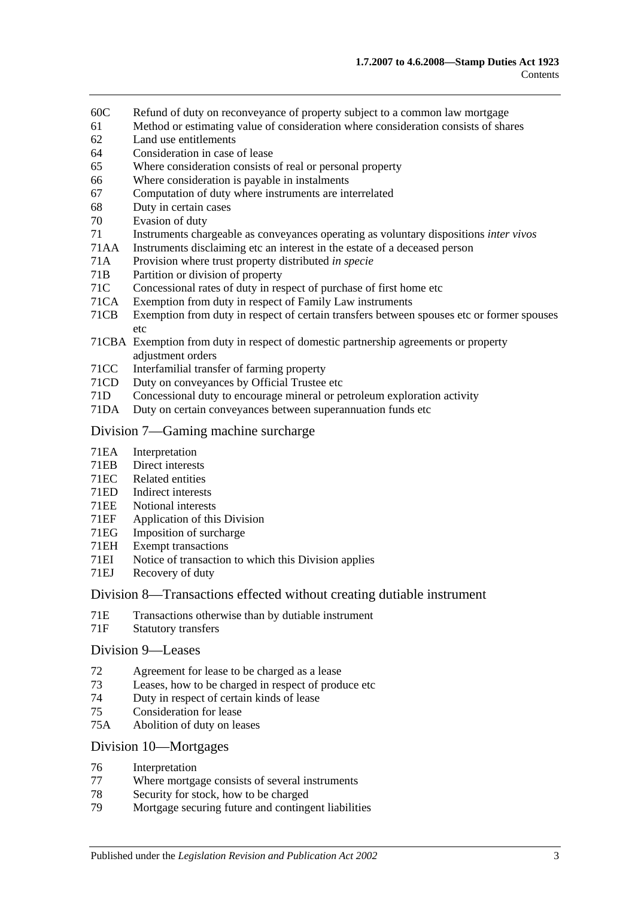60C Refund of duty on reconveyance of property subject to a common law mortgage
61 Method or estimating value of consideration where consideration consists of shares
62 Land use entitlements
64 Consideration in case of lease
65 Where consideration consists of real or personal property
66 Where consideration is payable in instalments
67 Computation of duty where instruments are interrelated
68 Duty in certain cases
70 Evasion of duty
71 Instruments chargeable as conveyances operating as voluntary dispositions *inter vivos*
71AA Instruments disclaiming etc an interest in the estate of a deceased person
71A Provision where trust property distributed *in specie*
71B Partition or division of property
71C Concessional rates of duty in respect of purchase of first home etc
71CA Exemption from duty in respect of Family Law instruments
71CB Exemption from duty in respect of certain transfers between spouses etc or former spouses etc
71CBA Exemption from duty in respect of domestic partnership agreements or property adjustment orders
71CC Interfamilial transfer of farming property
71CD Duty on conveyances by Official Trustee etc
71D Concessional duty to encourage mineral or petroleum exploration activity
71DA Duty on certain conveyances between superannuation funds etc

## Division 7—Gaming machine surcharge

71EA Interpretation
71EB Direct interests
71EC Related entities
71ED Indirect interests
71EE Notional interests
71EF Application of this Division
71EG Imposition of surcharge
71EH Exempt transactions
71EI Notice of transaction to which this Division applies
71EJ Recovery of duty

## Division 8—Transactions effected without creating dutiable instrument

71E Transactions otherwise than by dutiable instrument
71F Statutory transfers

## Division 9—Leases

72 Agreement for lease to be charged as a lease
73 Leases, how to be charged in respect of produce etc
74 Duty in respect of certain kinds of lease
75 Consideration for lease
75A Abolition of duty on leases

## Division 10—Mortgages

76 Interpretation
77 Where mortgage consists of several instruments
78 Security for stock, how to be charged
79 Mortgage securing future and contingent liabilities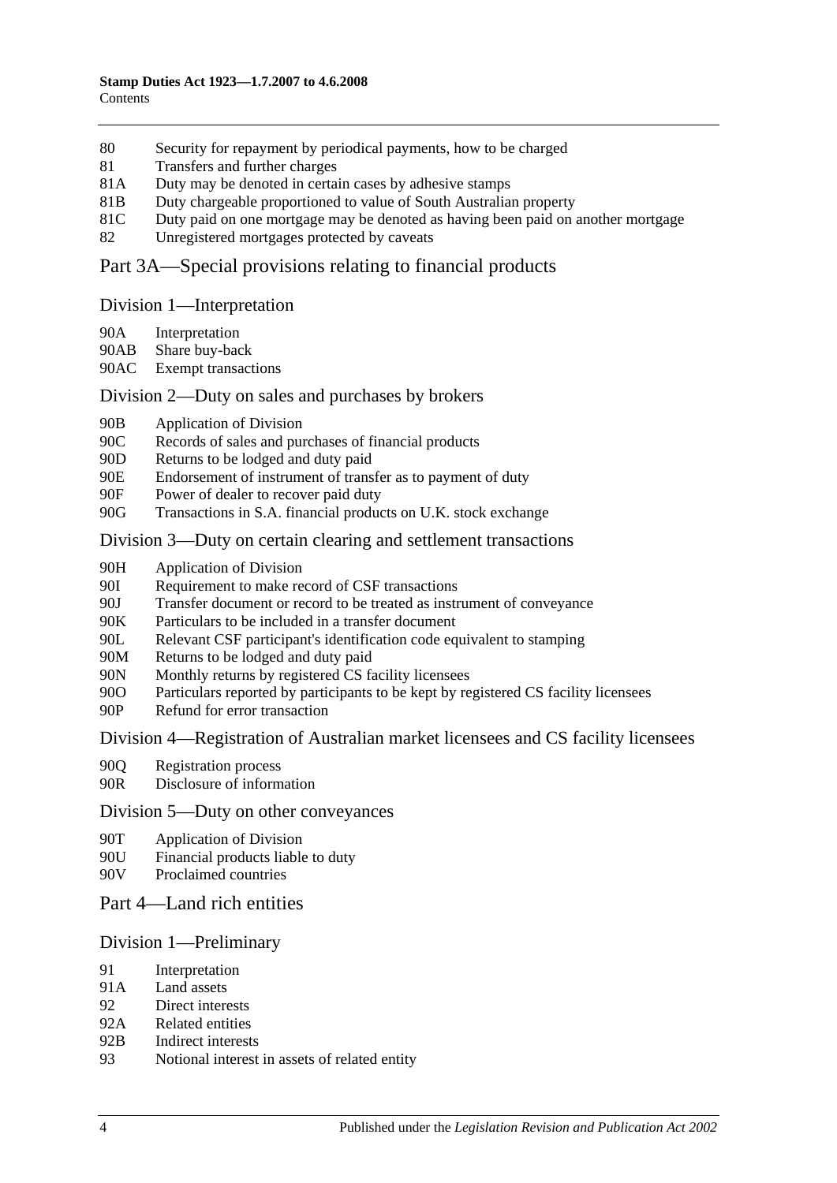80 Security for repayment by periodical payments, how to be charged
81 Transfers and further charges
81A Duty may be denoted in certain cases by adhesive stamps
81B Duty chargeable proportioned to value of South Australian property
81C Duty paid on one mortgage may be denoted as having been paid on another mortgage
82 Unregistered mortgages protected by caveats

## Part 3A—Special provisions relating to financial products

### Division 1—Interpretation

90A Interpretation
90AB Share buy-back
90AC Exempt transactions

### Division 2—Duty on sales and purchases by brokers

90B Application of Division
90C Records of sales and purchases of financial products
90D Returns to be lodged and duty paid
90E Endorsement of instrument of transfer as to payment of duty
90F Power of dealer to recover paid duty
90G Transactions in S.A. financial products on U.K. stock exchange

### Division 3—Duty on certain clearing and settlement transactions

90H Application of Division
90I Requirement to make record of CSF transactions
90J Transfer document or record to be treated as instrument of conveyance
90K Particulars to be included in a transfer document
90L Relevant CSF participant's identification code equivalent to stamping
90M Returns to be lodged and duty paid
90N Monthly returns by registered CS facility licensees
90O Particulars reported by participants to be kept by registered CS facility licensees
90P Refund for error transaction

### Division 4—Registration of Australian market licensees and CS facility licensees

90Q Registration process
90R Disclosure of information

### Division 5—Duty on other conveyances

90T Application of Division
90U Financial products liable to duty
90V Proclaimed countries

## Part 4—Land rich entities

### Division 1—Preliminary

91 Interpretation
91A Land assets
92 Direct interests
92A Related entities
92B Indirect interests
93 Notional interest in assets of related entity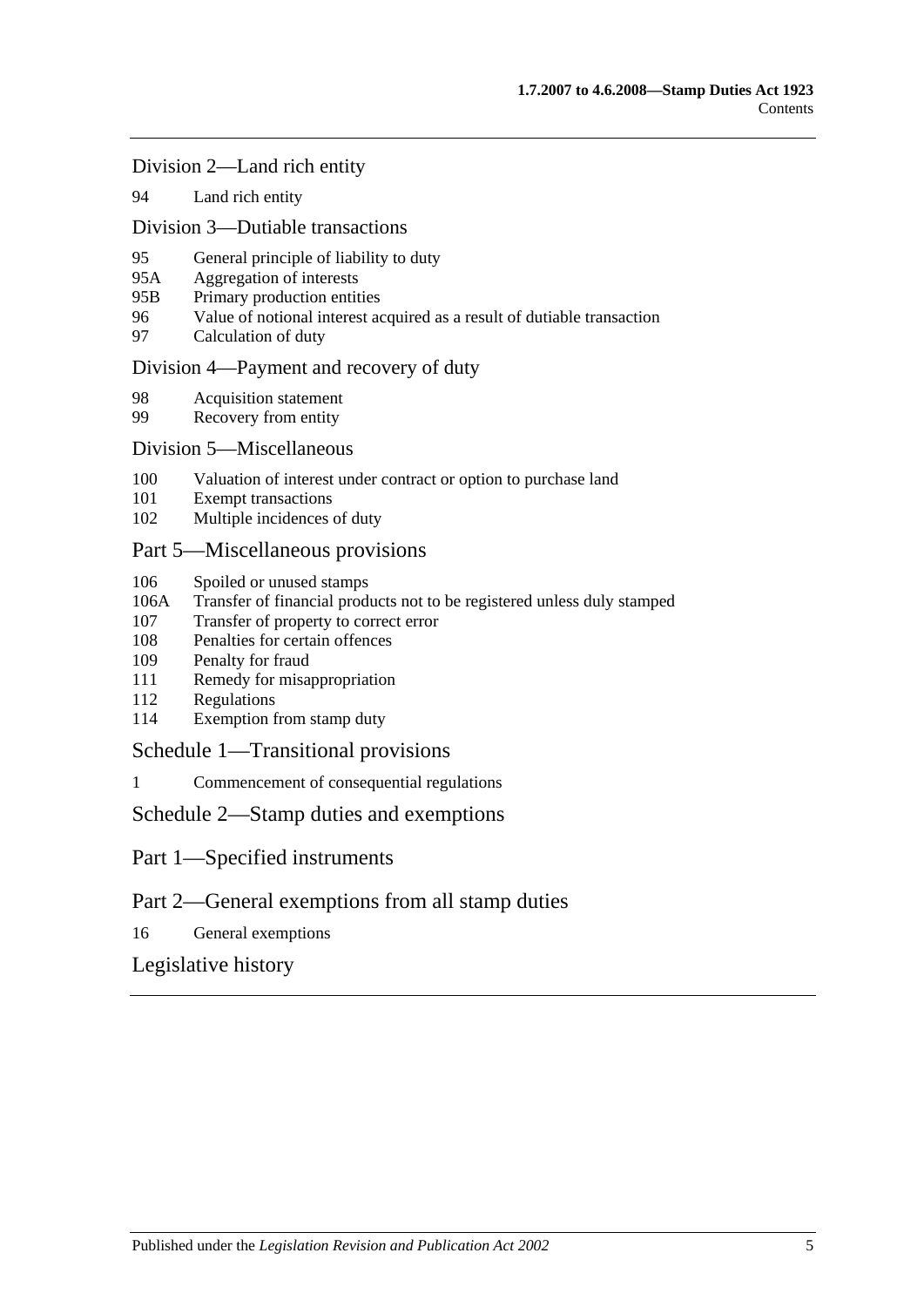## Division 2—Land rich entity

94 Land rich entity

## Division 3—Dutiable transactions

95 General principle of liability to duty
95A Aggregation of interests
95B Primary production entities
96 Value of notional interest acquired as a result of dutiable transaction
97 Calculation of duty

## Division 4—Payment and recovery of duty

98 Acquisition statement
99 Recovery from entity

## Division 5—Miscellaneous

100 Valuation of interest under contract or option to purchase land
101 Exempt transactions
102 Multiple incidences of duty

# Part 5—Miscellaneous provisions

106 Spoiled or unused stamps
106A Transfer of financial products not to be registered unless duly stamped
107 Transfer of property to correct error
108 Penalties for certain offences
109 Penalty for fraud
111 Remedy for misappropriation
112 Regulations
114 Exemption from stamp duty

# Schedule 1—Transitional provisions

1 Commencement of consequential regulations

# Schedule 2—Stamp duties and exemptions

# Part 1—Specified instruments

# Part 2—General exemptions from all stamp duties

16 General exemptions

# Legislative history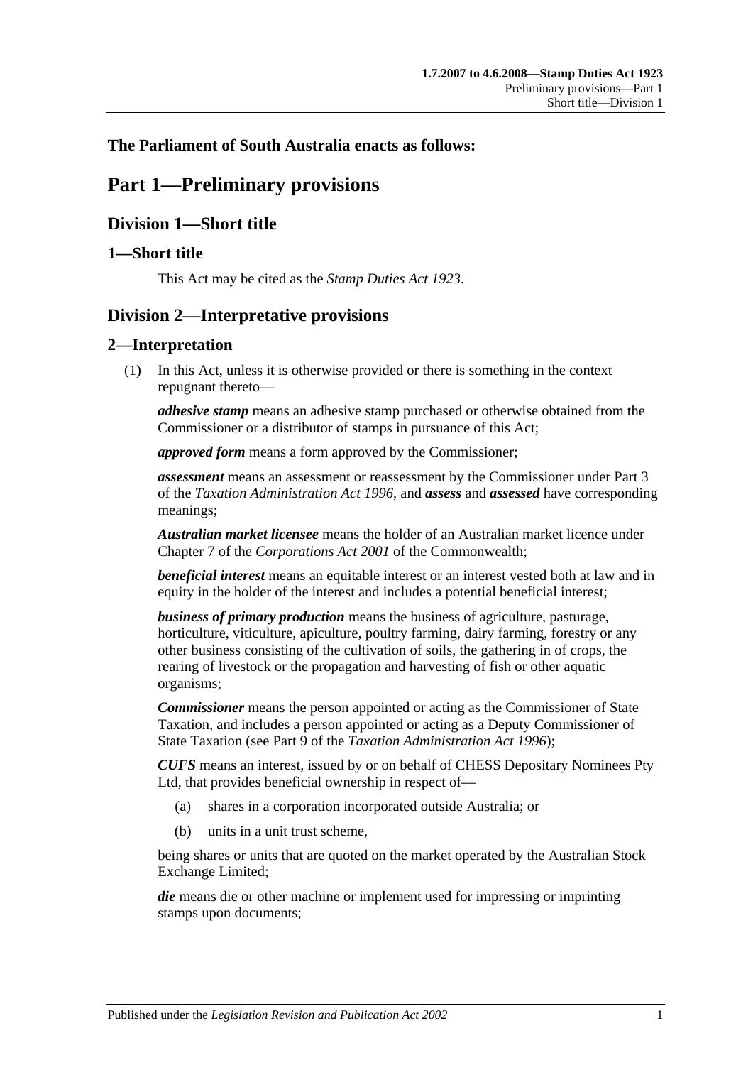**The Parliament of South Australia enacts as follows:**

# Part 1—Preliminary provisions

## Division 1—Short title

### 1—Short title

This Act may be cited as the *Stamp Duties Act 1923*.

## Division 2—Interpretative provisions

### 2—Interpretation

(1) In this Act, unless it is otherwise provided or there is something in the context repugnant thereto—

***adhesive stamp*** means an adhesive stamp purchased or otherwise obtained from the Commissioner or a distributor of stamps in pursuance of this Act;

***approved form*** means a form approved by the Commissioner;

***assessment*** means an assessment or reassessment by the Commissioner under Part 3 of the *Taxation Administration Act 1996*, and ***assess*** and ***assessed*** have corresponding meanings;

***Australian market licensee*** means the holder of an Australian market licence under Chapter 7 of the *Corporations Act 2001* of the Commonwealth;

***beneficial interest*** means an equitable interest or an interest vested both at law and in equity in the holder of the interest and includes a potential beneficial interest;

***business of primary production*** means the business of agriculture, pasturage, horticulture, viticulture, apiculture, poultry farming, dairy farming, forestry or any other business consisting of the cultivation of soils, the gathering in of crops, the rearing of livestock or the propagation and harvesting of fish or other aquatic organisms;

***Commissioner*** means the person appointed or acting as the Commissioner of State Taxation, and includes a person appointed or acting as a Deputy Commissioner of State Taxation (see Part 9 of the *Taxation Administration Act 1996*);

***CUFS*** means an interest, issued by or on behalf of CHESS Depositary Nominees Pty Ltd, that provides beneficial ownership in respect of—

(a) shares in a corporation incorporated outside Australia; or

(b) units in a unit trust scheme,

being shares or units that are quoted on the market operated by the Australian Stock Exchange Limited;

***die*** means die or other machine or implement used for impressing or imprinting stamps upon documents;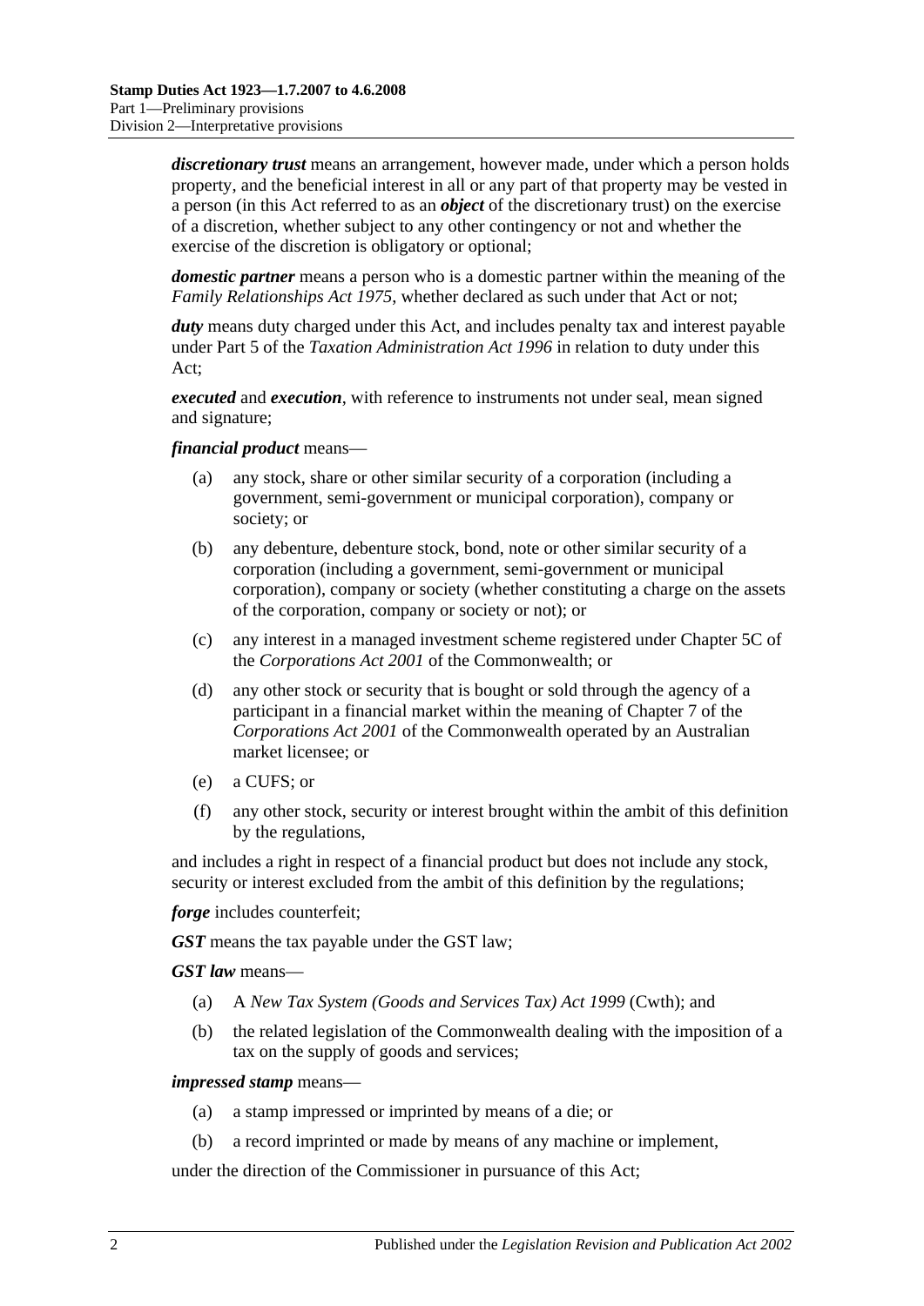***discretionary trust*** means an arrangement, however made, under which a person holds property, and the beneficial interest in all or any part of that property may be vested in a person (in this Act referred to as an ***object*** of the discretionary trust) on the exercise of a discretion, whether subject to any other contingency or not and whether the exercise of the discretion is obligatory or optional;

***domestic partner*** means a person who is a domestic partner within the meaning of the *Family Relationships Act 1975*, whether declared as such under that Act or not;

***duty*** means duty charged under this Act, and includes penalty tax and interest payable under Part 5 of the *Taxation Administration Act 1996* in relation to duty under this Act;

***executed*** and ***execution***, with reference to instruments not under seal, mean signed and signature;

***financial product*** means—

(a) any stock, share or other similar security of a corporation (including a government, semi-government or municipal corporation), company or society; or

(b) any debenture, debenture stock, bond, note or other similar security of a corporation (including a government, semi-government or municipal corporation), company or society (whether constituting a charge on the assets of the corporation, company or society or not); or

(c) any interest in a managed investment scheme registered under Chapter 5C of the *Corporations Act 2001* of the Commonwealth; or

(d) any other stock or security that is bought or sold through the agency of a participant in a financial market within the meaning of Chapter 7 of the *Corporations Act 2001* of the Commonwealth operated by an Australian market licensee; or

(e) a CUFS; or

(f) any other stock, security or interest brought within the ambit of this definition by the regulations,

and includes a right in respect of a financial product but does not include any stock, security or interest excluded from the ambit of this definition by the regulations;

***forge*** includes counterfeit;

***GST*** means the tax payable under the GST law;

***GST law*** means—

(a) A *New Tax System (Goods and Services Tax) Act 1999* (Cwth); and

(b) the related legislation of the Commonwealth dealing with the imposition of a tax on the supply of goods and services;

***impressed stamp*** means—

(a) a stamp impressed or imprinted by means of a die; or

(b) a record imprinted or made by means of any machine or implement,

under the direction of the Commissioner in pursuance of this Act;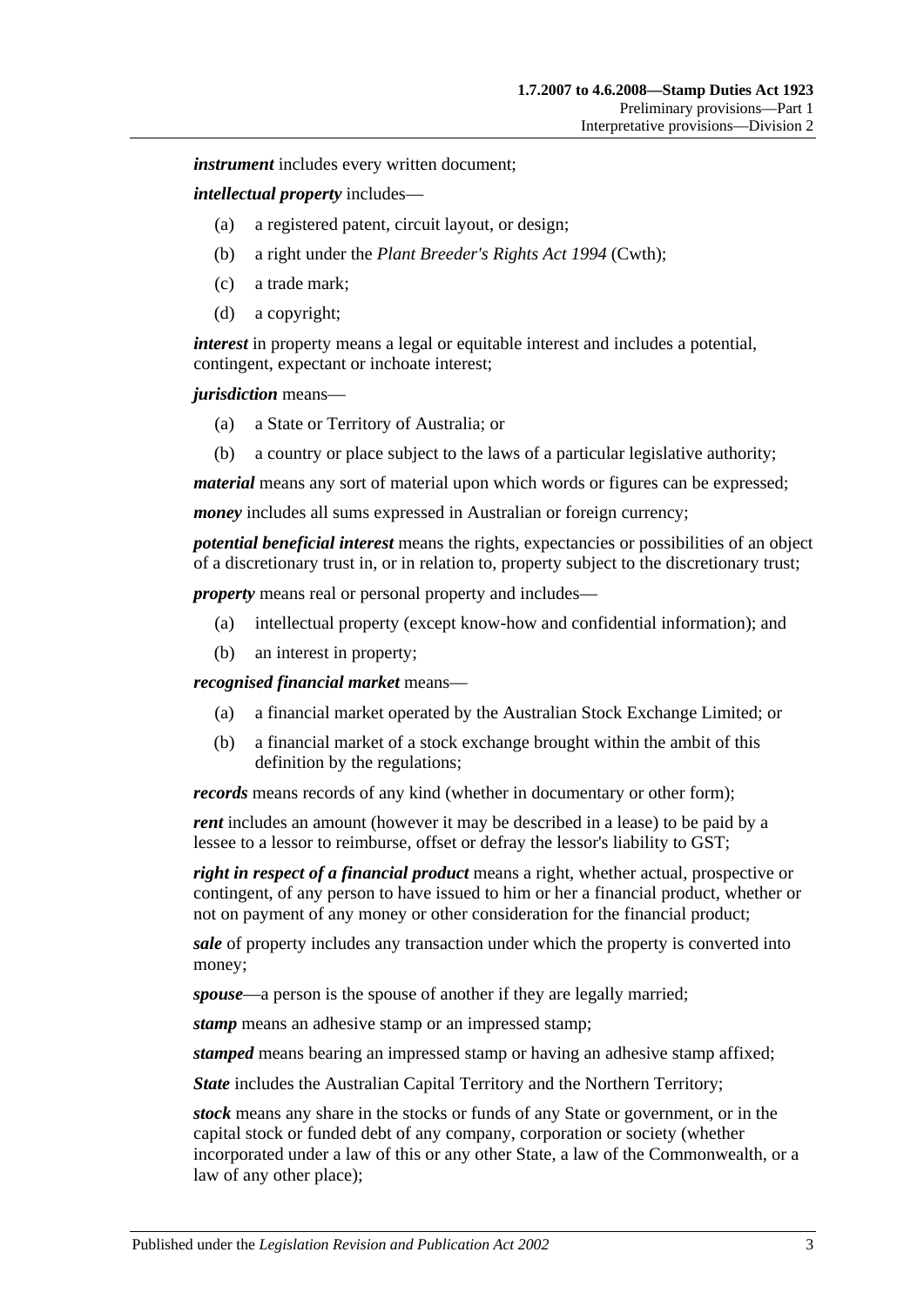***instrument*** includes every written document;

***intellectual property*** includes—

(a) a registered patent, circuit layout, or design;

(b) a right under the *Plant Breeder's Rights Act 1994* (Cwth);

(c) a trade mark;

(d) a copyright;

***interest*** in property means a legal or equitable interest and includes a potential, contingent, expectant or inchoate interest;

***jurisdiction*** means—

(a) a State or Territory of Australia; or

(b) a country or place subject to the laws of a particular legislative authority;

***material*** means any sort of material upon which words or figures can be expressed;

***money*** includes all sums expressed in Australian or foreign currency;

***potential beneficial interest*** means the rights, expectancies or possibilities of an object of a discretionary trust in, or in relation to, property subject to the discretionary trust;

***property*** means real or personal property and includes—

(a) intellectual property (except know-how and confidential information); and

(b) an interest in property;

***recognised financial market*** means—

(a) a financial market operated by the Australian Stock Exchange Limited; or

(b) a financial market of a stock exchange brought within the ambit of this definition by the regulations;

***records*** means records of any kind (whether in documentary or other form);

***rent*** includes an amount (however it may be described in a lease) to be paid by a lessee to a lessor to reimburse, offset or defray the lessor's liability to GST;

***right in respect of a financial product*** means a right, whether actual, prospective or contingent, of any person to have issued to him or her a financial product, whether or not on payment of any money or other consideration for the financial product;

***sale*** of property includes any transaction under which the property is converted into money;

***spouse***—a person is the spouse of another if they are legally married;

***stamp*** means an adhesive stamp or an impressed stamp;

***stamped*** means bearing an impressed stamp or having an adhesive stamp affixed;

***State*** includes the Australian Capital Territory and the Northern Territory;

***stock*** means any share in the stocks or funds of any State or government, or in the capital stock or funded debt of any company, corporation or society (whether incorporated under a law of this or any other State, a law of the Commonwealth, or a law of any other place);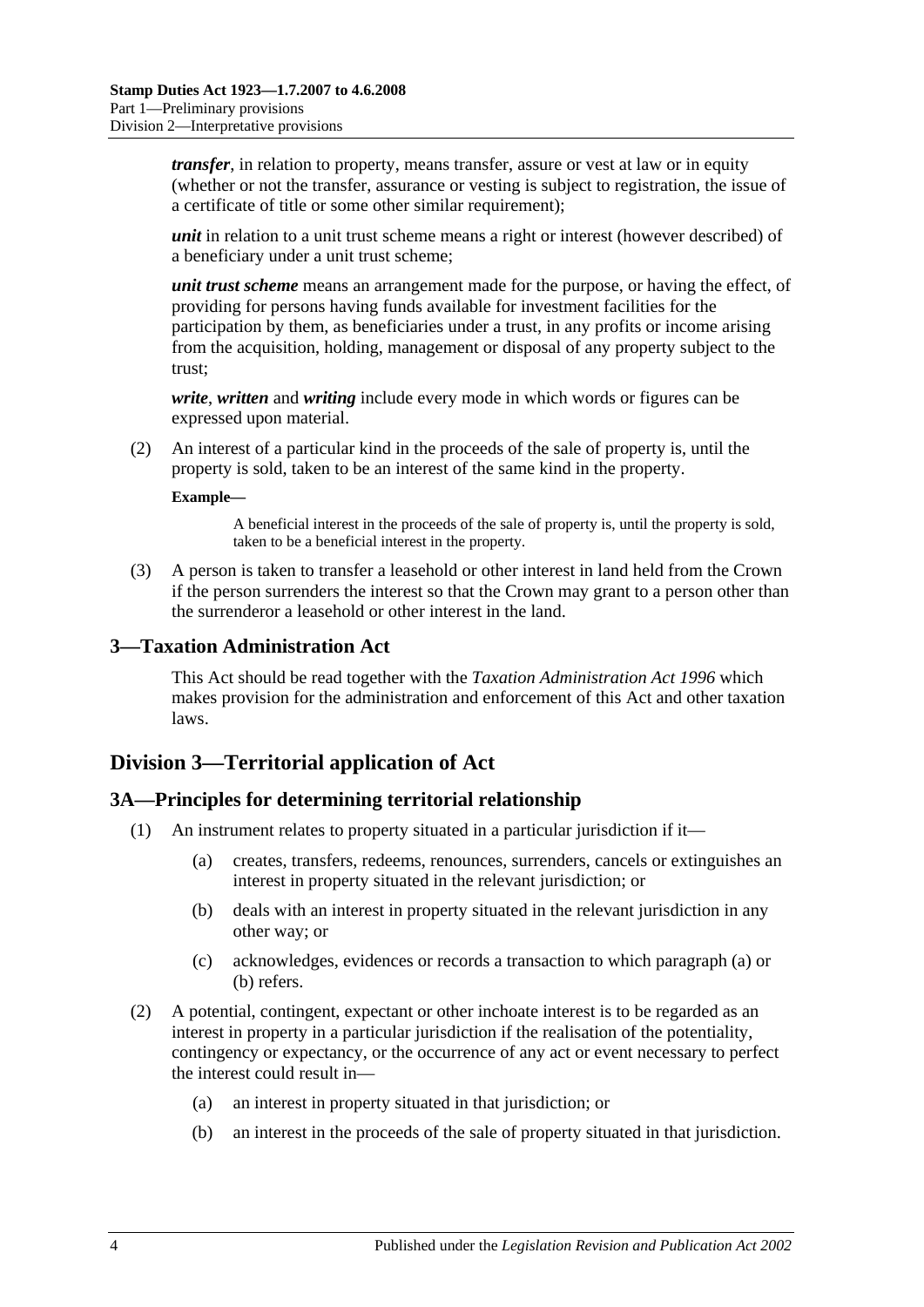***transfer***, in relation to property, means transfer, assure or vest at law or in equity (whether or not the transfer, assurance or vesting is subject to registration, the issue of a certificate of title or some other similar requirement);

***unit*** in relation to a unit trust scheme means a right or interest (however described) of a beneficiary under a unit trust scheme;

***unit trust scheme*** means an arrangement made for the purpose, or having the effect, of providing for persons having funds available for investment facilities for the participation by them, as beneficiaries under a trust, in any profits or income arising from the acquisition, holding, management or disposal of any property subject to the trust;

***write***, ***written*** and ***writing*** include every mode in which words or figures can be expressed upon material.

(2) An interest of a particular kind in the proceeds of the sale of property is, until the property is sold, taken to be an interest of the same kind in the property.

**Example—**

A beneficial interest in the proceeds of the sale of property is, until the property is sold, taken to be a beneficial interest in the property.

(3) A person is taken to transfer a leasehold or other interest in land held from the Crown if the person surrenders the interest so that the Crown may grant to a person other than the surrenderor a leasehold or other interest in the land.

### 3—Taxation Administration Act

This Act should be read together with the *Taxation Administration Act 1996* which makes provision for the administration and enforcement of this Act and other taxation laws.

## Division 3—Territorial application of Act

### 3A—Principles for determining territorial relationship

(1) An instrument relates to property situated in a particular jurisdiction if it—

(a) creates, transfers, redeems, renounces, surrenders, cancels or extinguishes an interest in property situated in the relevant jurisdiction; or

(b) deals with an interest in property situated in the relevant jurisdiction in any other way; or

(c) acknowledges, evidences or records a transaction to which paragraph (a) or (b) refers.

(2) A potential, contingent, expectant or other inchoate interest is to be regarded as an interest in property in a particular jurisdiction if the realisation of the potentiality, contingency or expectancy, or the occurrence of any act or event necessary to perfect the interest could result in—

(a) an interest in property situated in that jurisdiction; or

(b) an interest in the proceeds of the sale of property situated in that jurisdiction.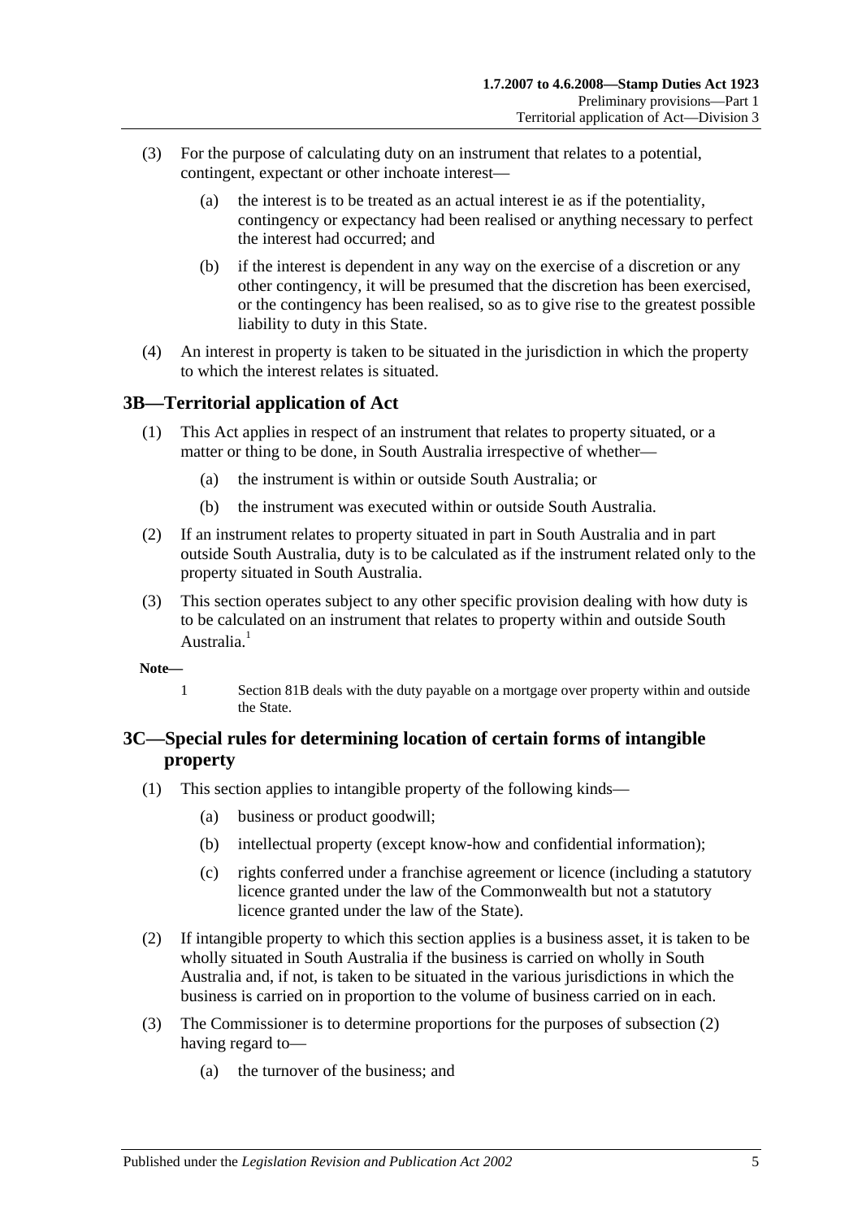(3) For the purpose of calculating duty on an instrument that relates to a potential, contingent, expectant or other inchoate interest—

(a) the interest is to be treated as an actual interest ie as if the potentiality, contingency or expectancy had been realised or anything necessary to perfect the interest had occurred; and

(b) if the interest is dependent in any way on the exercise of a discretion or any other contingency, it will be presumed that the discretion has been exercised, or the contingency has been realised, so as to give rise to the greatest possible liability to duty in this State.

(4) An interest in property is taken to be situated in the jurisdiction in which the property to which the interest relates is situated.

## 3B—Territorial application of Act

(1) This Act applies in respect of an instrument that relates to property situated, or a matter or thing to be done, in South Australia irrespective of whether—

(a) the instrument is within or outside South Australia; or

(b) the instrument was executed within or outside South Australia.

(2) If an instrument relates to property situated in part in South Australia and in part outside South Australia, duty is to be calculated as if the instrument related only to the property situated in South Australia.

(3) This section operates subject to any other specific provision dealing with how duty is to be calculated on an instrument that relates to property within and outside South Australia.[1]

**Note—**

1 Section 81B deals with the duty payable on a mortgage over property within and outside the State.

## 3C—Special rules for determining location of certain forms of intangible property

(1) This section applies to intangible property of the following kinds—

(a) business or product goodwill;

(b) intellectual property (except know-how and confidential information);

(c) rights conferred under a franchise agreement or licence (including a statutory licence granted under the law of the Commonwealth but not a statutory licence granted under the law of the State).

(2) If intangible property to which this section applies is a business asset, it is taken to be wholly situated in South Australia if the business is carried on wholly in South Australia and, if not, is taken to be situated in the various jurisdictions in which the business is carried on in proportion to the volume of business carried on in each.

(3) The Commissioner is to determine proportions for the purposes of subsection (2) having regard to—

(a) the turnover of the business; and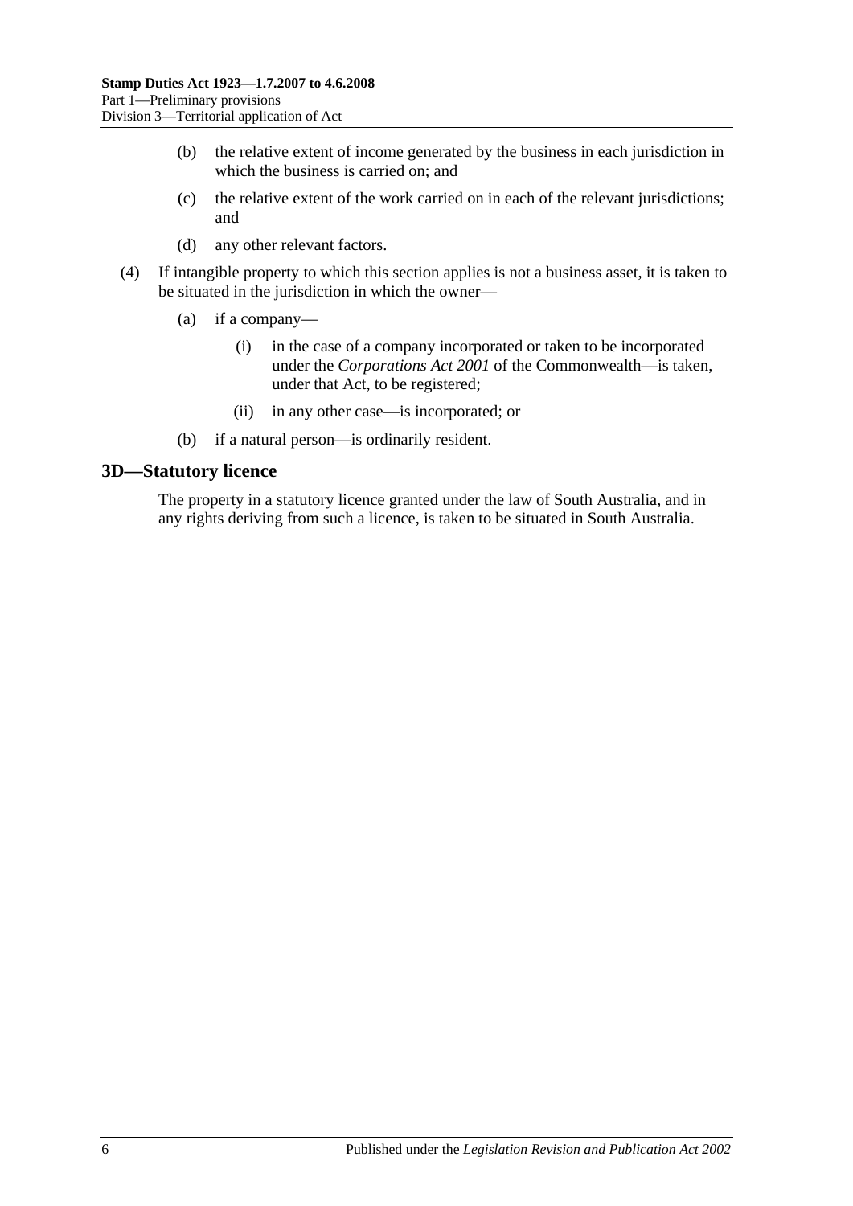(b) the relative extent of income generated by the business in each jurisdiction in which the business is carried on; and

(c) the relative extent of the work carried on in each of the relevant jurisdictions; and

(d) any other relevant factors.

(4) If intangible property to which this section applies is not a business asset, it is taken to be situated in the jurisdiction in which the owner—

(a) if a company—

(i) in the case of a company incorporated or taken to be incorporated under the *Corporations Act 2001* of the Commonwealth—is taken, under that Act, to be registered;

(ii) in any other case—is incorporated; or

(b) if a natural person—is ordinarily resident.

## 3D—Statutory licence

The property in a statutory licence granted under the law of South Australia, and in any rights deriving from such a licence, is taken to be situated in South Australia.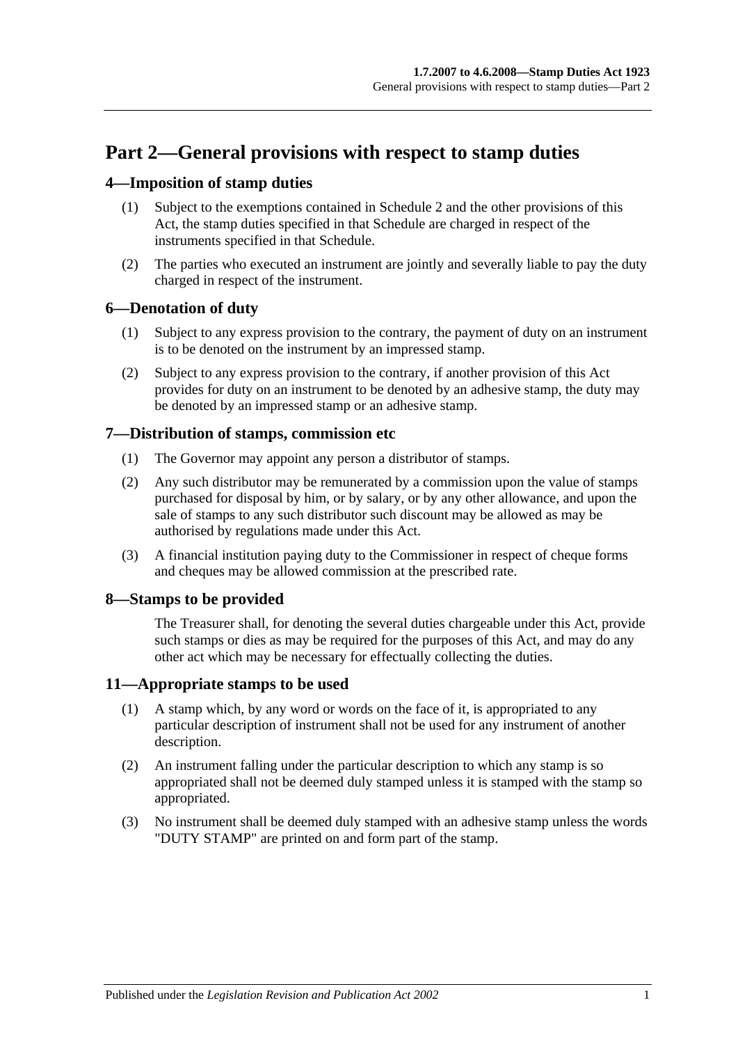# Part 2—General provisions with respect to stamp duties

## 4—Imposition of stamp duties

(1) Subject to the exemptions contained in Schedule 2 and the other provisions of this Act, the stamp duties specified in that Schedule are charged in respect of the instruments specified in that Schedule.

(2) The parties who executed an instrument are jointly and severally liable to pay the duty charged in respect of the instrument.

## 6—Denotation of duty

(1) Subject to any express provision to the contrary, the payment of duty on an instrument is to be denoted on the instrument by an impressed stamp.

(2) Subject to any express provision to the contrary, if another provision of this Act provides for duty on an instrument to be denoted by an adhesive stamp, the duty may be denoted by an impressed stamp or an adhesive stamp.

## 7—Distribution of stamps, commission etc

(1) The Governor may appoint any person a distributor of stamps.

(2) Any such distributor may be remunerated by a commission upon the value of stamps purchased for disposal by him, or by salary, or by any other allowance, and upon the sale of stamps to any such distributor such discount may be allowed as may be authorised by regulations made under this Act.

(3) A financial institution paying duty to the Commissioner in respect of cheque forms and cheques may be allowed commission at the prescribed rate.

## 8—Stamps to be provided

The Treasurer shall, for denoting the several duties chargeable under this Act, provide such stamps or dies as may be required for the purposes of this Act, and may do any other act which may be necessary for effectually collecting the duties.

## 11—Appropriate stamps to be used

(1) A stamp which, by any word or words on the face of it, is appropriated to any particular description of instrument shall not be used for any instrument of another description.

(2) An instrument falling under the particular description to which any stamp is so appropriated shall not be deemed duly stamped unless it is stamped with the stamp so appropriated.

(3) No instrument shall be deemed duly stamped with an adhesive stamp unless the words "DUTY STAMP" are printed on and form part of the stamp.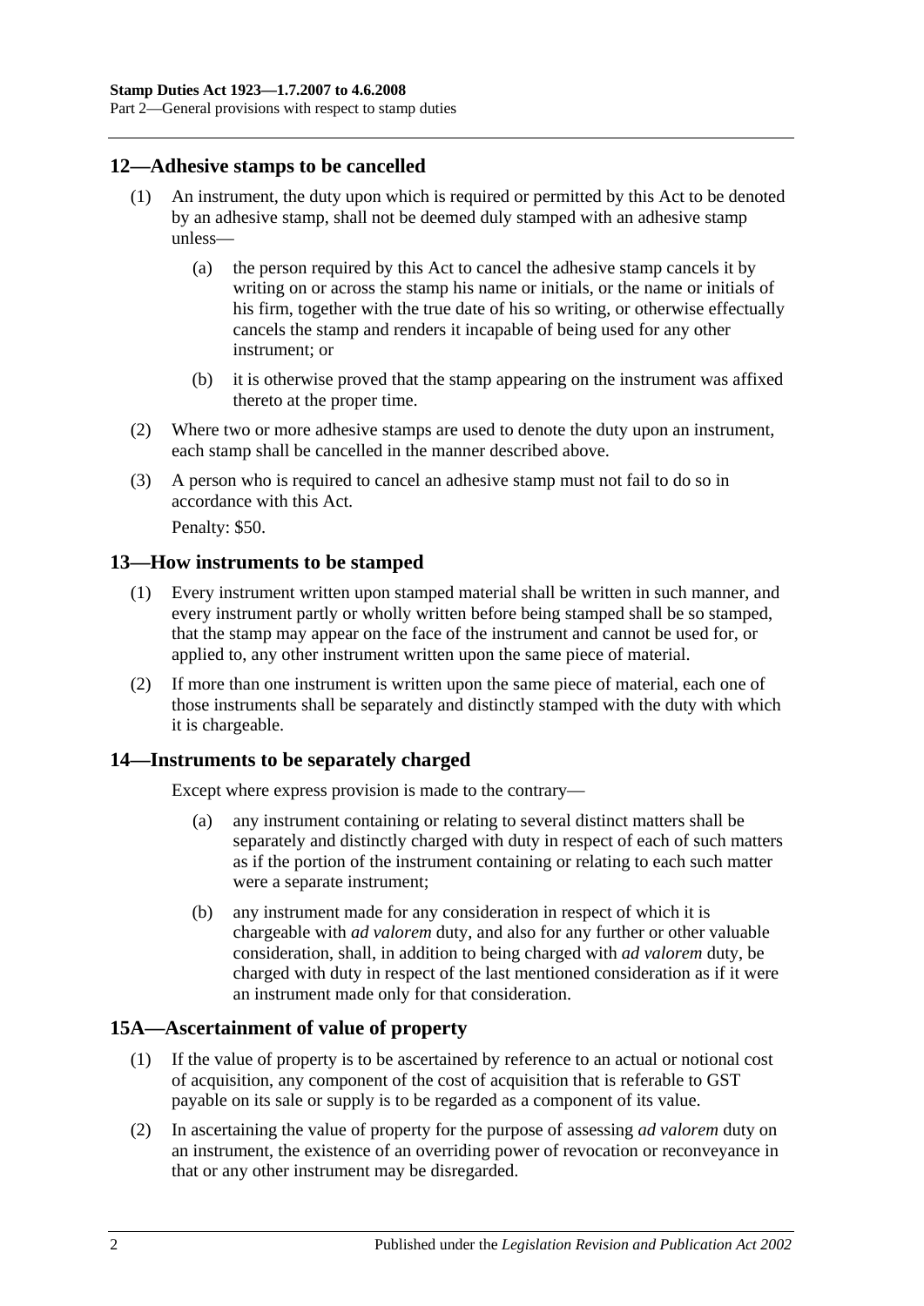## 12—Adhesive stamps to be cancelled

(1) An instrument, the duty upon which is required or permitted by this Act to be denoted by an adhesive stamp, shall not be deemed duly stamped with an adhesive stamp unless—

(a) the person required by this Act to cancel the adhesive stamp cancels it by writing on or across the stamp his name or initials, or the name or initials of his firm, together with the true date of his so writing, or otherwise effectually cancels the stamp and renders it incapable of being used for any other instrument; or

(b) it is otherwise proved that the stamp appearing on the instrument was affixed thereto at the proper time.

(2) Where two or more adhesive stamps are used to denote the duty upon an instrument, each stamp shall be cancelled in the manner described above.

(3) A person who is required to cancel an adhesive stamp must not fail to do so in accordance with this Act.

Penalty: $50.

## 13—How instruments to be stamped

(1) Every instrument written upon stamped material shall be written in such manner, and every instrument partly or wholly written before being stamped shall be so stamped, that the stamp may appear on the face of the instrument and cannot be used for, or applied to, any other instrument written upon the same piece of material.

(2) If more than one instrument is written upon the same piece of material, each one of those instruments shall be separately and distinctly stamped with the duty with which it is chargeable.

## 14—Instruments to be separately charged

Except where express provision is made to the contrary—

(a) any instrument containing or relating to several distinct matters shall be separately and distinctly charged with duty in respect of each of such matters as if the portion of the instrument containing or relating to each such matter were a separate instrument;

(b) any instrument made for any consideration in respect of which it is chargeable with *ad valorem* duty, and also for any further or other valuable consideration, shall, in addition to being charged with *ad valorem* duty, be charged with duty in respect of the last mentioned consideration as if it were an instrument made only for that consideration.

## 15A—Ascertainment of value of property

(1) If the value of property is to be ascertained by reference to an actual or notional cost of acquisition, any component of the cost of acquisition that is referable to GST payable on its sale or supply is to be regarded as a component of its value.

(2) In ascertaining the value of property for the purpose of assessing *ad valorem* duty on an instrument, the existence of an overriding power of revocation or reconveyance in that or any other instrument may be disregarded.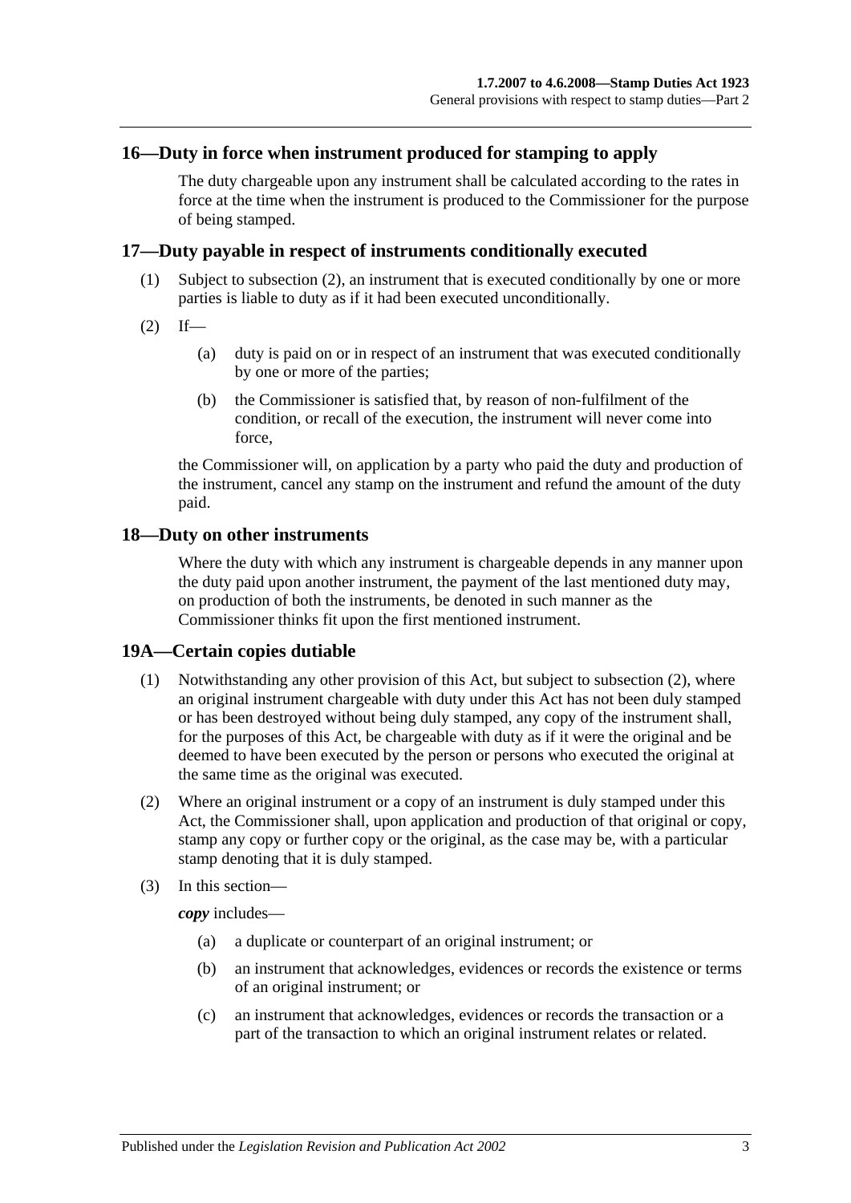## 16—Duty in force when instrument produced for stamping to apply

The duty chargeable upon any instrument shall be calculated according to the rates in force at the time when the instrument is produced to the Commissioner for the purpose of being stamped.

## 17—Duty payable in respect of instruments conditionally executed

(1) Subject to subsection (2), an instrument that is executed conditionally by one or more parties is liable to duty as if it had been executed unconditionally.

(2) If—

(a) duty is paid on or in respect of an instrument that was executed conditionally by one or more of the parties;

(b) the Commissioner is satisfied that, by reason of non-fulfilment of the condition, or recall of the execution, the instrument will never come into force,

the Commissioner will, on application by a party who paid the duty and production of the instrument, cancel any stamp on the instrument and refund the amount of the duty paid.

## 18—Duty on other instruments

Where the duty with which any instrument is chargeable depends in any manner upon the duty paid upon another instrument, the payment of the last mentioned duty may, on production of both the instruments, be denoted in such manner as the Commissioner thinks fit upon the first mentioned instrument.

## 19A—Certain copies dutiable

(1) Notwithstanding any other provision of this Act, but subject to subsection (2), where an original instrument chargeable with duty under this Act has not been duly stamped or has been destroyed without being duly stamped, any copy of the instrument shall, for the purposes of this Act, be chargeable with duty as if it were the original and be deemed to have been executed by the person or persons who executed the original at the same time as the original was executed.

(2) Where an original instrument or a copy of an instrument is duly stamped under this Act, the Commissioner shall, upon application and production of that original or copy, stamp any copy or further copy or the original, as the case may be, with a particular stamp denoting that it is duly stamped.

(3) In this section—

***copy*** includes—

(a) a duplicate or counterpart of an original instrument; or

(b) an instrument that acknowledges, evidences or records the existence or terms of an original instrument; or

(c) an instrument that acknowledges, evidences or records the transaction or a part of the transaction to which an original instrument relates or related.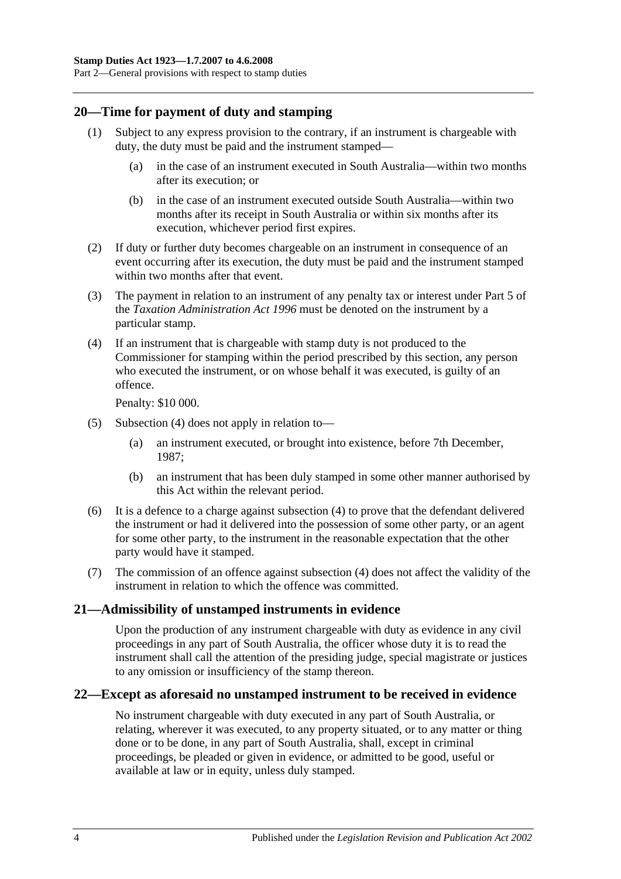## 20—Time for payment of duty and stamping

(1) Subject to any express provision to the contrary, if an instrument is chargeable with duty, the duty must be paid and the instrument stamped—

(a) in the case of an instrument executed in South Australia—within two months after its execution; or

(b) in the case of an instrument executed outside South Australia—within two months after its receipt in South Australia or within six months after its execution, whichever period first expires.

(2) If duty or further duty becomes chargeable on an instrument in consequence of an event occurring after its execution, the duty must be paid and the instrument stamped within two months after that event.

(3) The payment in relation to an instrument of any penalty tax or interest under Part 5 of the *Taxation Administration Act 1996* must be denoted on the instrument by a particular stamp.

(4) If an instrument that is chargeable with stamp duty is not produced to the Commissioner for stamping within the period prescribed by this section, any person who executed the instrument, or on whose behalf it was executed, is guilty of an offence.

Penalty: $10 000.

(5) Subsection (4) does not apply in relation to—

(a) an instrument executed, or brought into existence, before 7th December, 1987;

(b) an instrument that has been duly stamped in some other manner authorised by this Act within the relevant period.

(6) It is a defence to a charge against subsection (4) to prove that the defendant delivered the instrument or had it delivered into the possession of some other party, or an agent for some other party, to the instrument in the reasonable expectation that the other party would have it stamped.

(7) The commission of an offence against subsection (4) does not affect the validity of the instrument in relation to which the offence was committed.

## 21—Admissibility of unstamped instruments in evidence

Upon the production of any instrument chargeable with duty as evidence in any civil proceedings in any part of South Australia, the officer whose duty it is to read the instrument shall call the attention of the presiding judge, special magistrate or justices to any omission or insufficiency of the stamp thereon.

## 22—Except as aforesaid no unstamped instrument to be received in evidence

No instrument chargeable with duty executed in any part of South Australia, or relating, wherever it was executed, to any property situated, or to any matter or thing done or to be done, in any part of South Australia, shall, except in criminal proceedings, be pleaded or given in evidence, or admitted to be good, useful or available at law or in equity, unless duly stamped.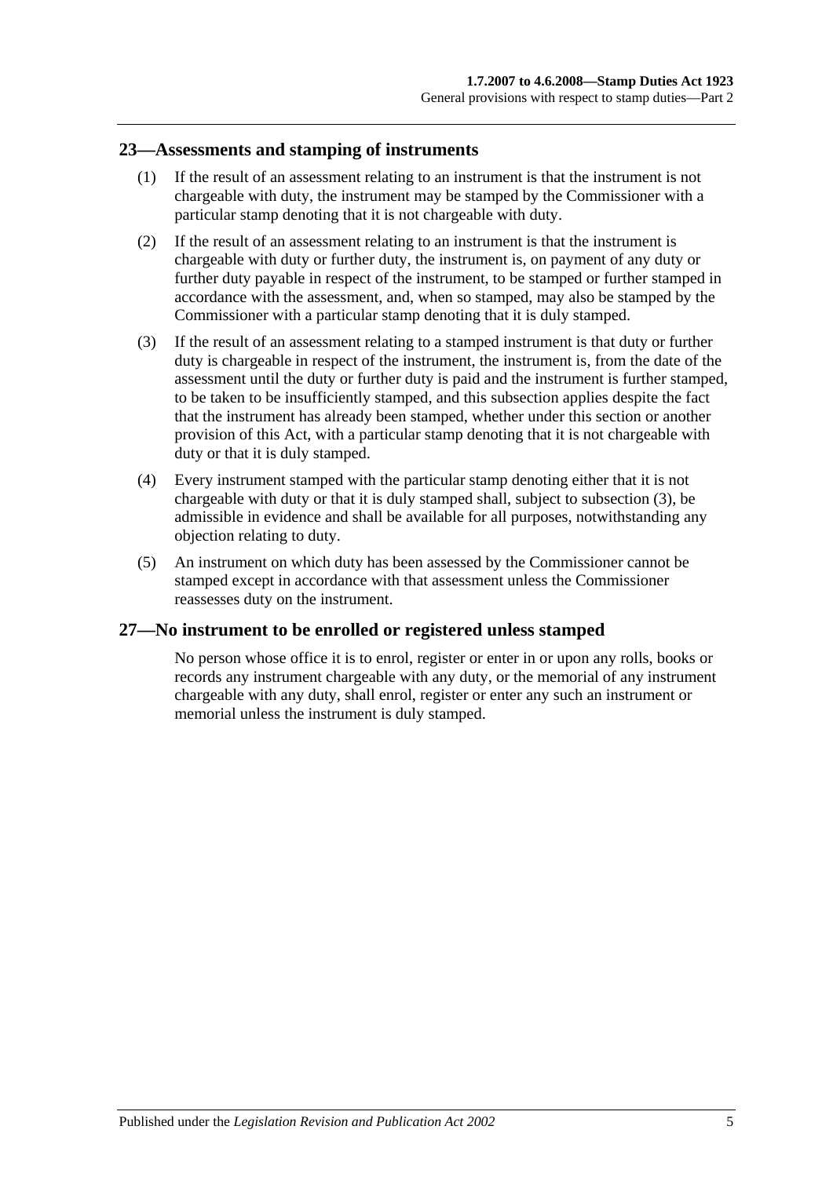## 23—Assessments and stamping of instruments

(1) If the result of an assessment relating to an instrument is that the instrument is not chargeable with duty, the instrument may be stamped by the Commissioner with a particular stamp denoting that it is not chargeable with duty.

(2) If the result of an assessment relating to an instrument is that the instrument is chargeable with duty or further duty, the instrument is, on payment of any duty or further duty payable in respect of the instrument, to be stamped or further stamped in accordance with the assessment, and, when so stamped, may also be stamped by the Commissioner with a particular stamp denoting that it is duly stamped.

(3) If the result of an assessment relating to a stamped instrument is that duty or further duty is chargeable in respect of the instrument, the instrument is, from the date of the assessment until the duty or further duty is paid and the instrument is further stamped, to be taken to be insufficiently stamped, and this subsection applies despite the fact that the instrument has already been stamped, whether under this section or another provision of this Act, with a particular stamp denoting that it is not chargeable with duty or that it is duly stamped.

(4) Every instrument stamped with the particular stamp denoting either that it is not chargeable with duty or that it is duly stamped shall, subject to subsection (3), be admissible in evidence and shall be available for all purposes, notwithstanding any objection relating to duty.

(5) An instrument on which duty has been assessed by the Commissioner cannot be stamped except in accordance with that assessment unless the Commissioner reassesses duty on the instrument.

## 27—No instrument to be enrolled or registered unless stamped

No person whose office it is to enrol, register or enter in or upon any rolls, books or records any instrument chargeable with any duty, or the memorial of any instrument chargeable with any duty, shall enrol, register or enter any such an instrument or memorial unless the instrument is duly stamped.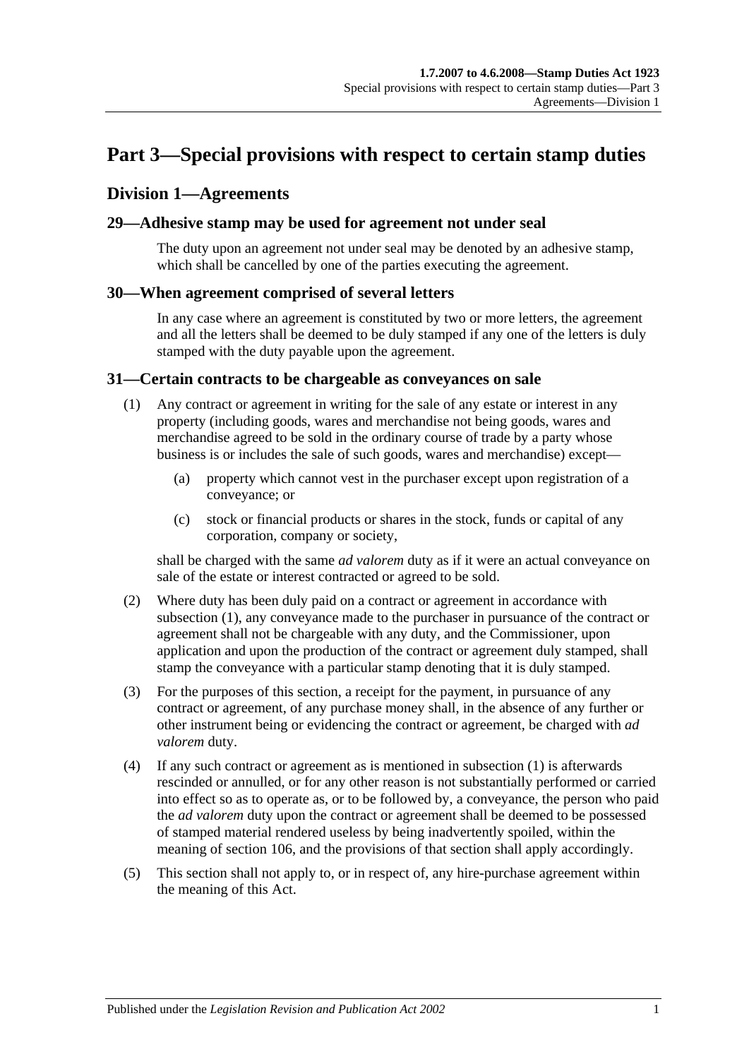# Part 3—Special provisions with respect to certain stamp duties

## Division 1—Agreements

### 29—Adhesive stamp may be used for agreement not under seal

The duty upon an agreement not under seal may be denoted by an adhesive stamp, which shall be cancelled by one of the parties executing the agreement.

### 30—When agreement comprised of several letters

In any case where an agreement is constituted by two or more letters, the agreement and all the letters shall be deemed to be duly stamped if any one of the letters is duly stamped with the duty payable upon the agreement.

### 31—Certain contracts to be chargeable as conveyances on sale

(1) Any contract or agreement in writing for the sale of any estate or interest in any property (including goods, wares and merchandise not being goods, wares and merchandise agreed to be sold in the ordinary course of trade by a party whose business is or includes the sale of such goods, wares and merchandise) except—

(a) property which cannot vest in the purchaser except upon registration of a conveyance; or

(c) stock or financial products or shares in the stock, funds or capital of any corporation, company or society,

shall be charged with the same *ad valorem* duty as if it were an actual conveyance on sale of the estate or interest contracted or agreed to be sold.

(2) Where duty has been duly paid on a contract or agreement in accordance with subsection (1), any conveyance made to the purchaser in pursuance of the contract or agreement shall not be chargeable with any duty, and the Commissioner, upon application and upon the production of the contract or agreement duly stamped, shall stamp the conveyance with a particular stamp denoting that it is duly stamped.

(3) For the purposes of this section, a receipt for the payment, in pursuance of any contract or agreement, of any purchase money shall, in the absence of any further or other instrument being or evidencing the contract or agreement, be charged with *ad valorem* duty.

(4) If any such contract or agreement as is mentioned in subsection (1) is afterwards rescinded or annulled, or for any other reason is not substantially performed or carried into effect so as to operate as, or to be followed by, a conveyance, the person who paid the *ad valorem* duty upon the contract or agreement shall be deemed to be possessed of stamped material rendered useless by being inadvertently spoiled, within the meaning of section 106, and the provisions of that section shall apply accordingly.

(5) This section shall not apply to, or in respect of, any hire-purchase agreement within the meaning of this Act.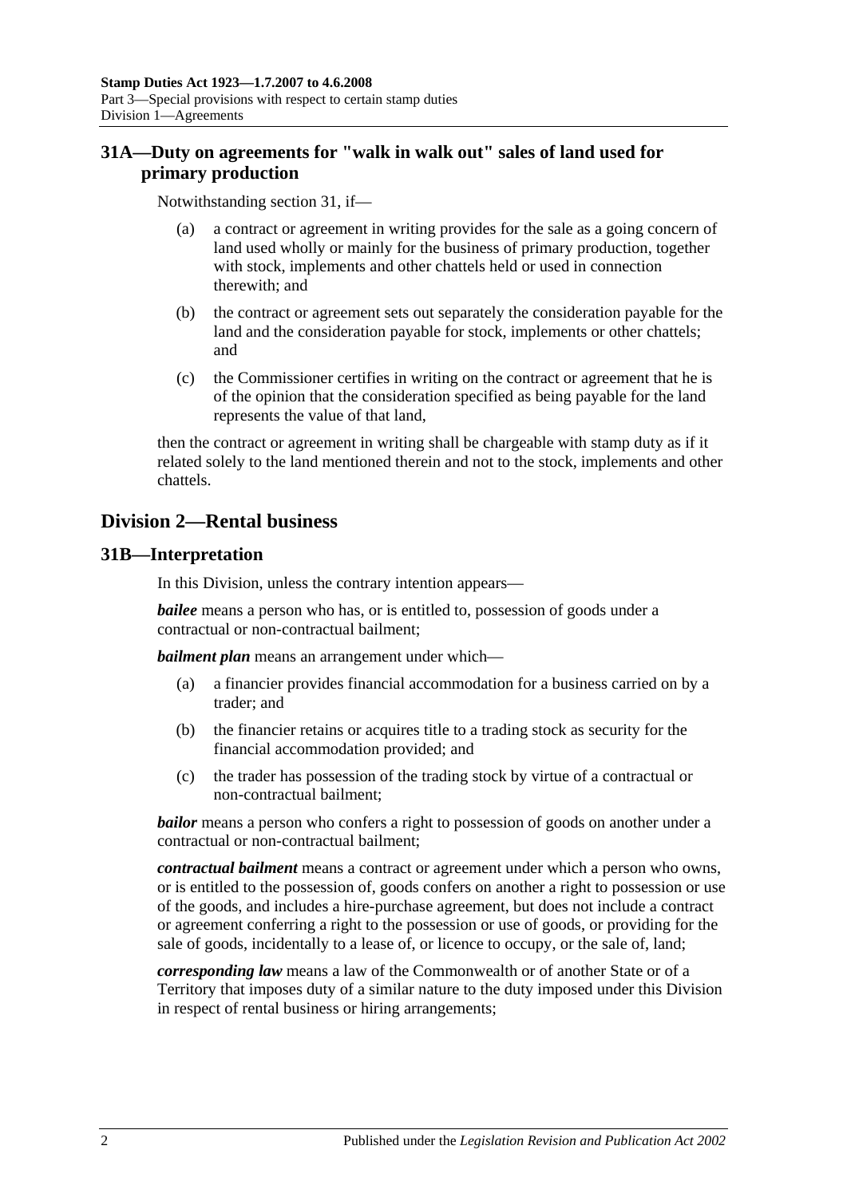## 31A—Duty on agreements for "walk in walk out" sales of land used for primary production

Notwithstanding section 31, if—

(a) a contract or agreement in writing provides for the sale as a going concern of land used wholly or mainly for the business of primary production, together with stock, implements and other chattels held or used in connection therewith; and

(b) the contract or agreement sets out separately the consideration payable for the land and the consideration payable for stock, implements or other chattels; and

(c) the Commissioner certifies in writing on the contract or agreement that he is of the opinion that the consideration specified as being payable for the land represents the value of that land,

then the contract or agreement in writing shall be chargeable with stamp duty as if it related solely to the land mentioned therein and not to the stock, implements and other chattels.

# Division 2—Rental business

## 31B—Interpretation

In this Division, unless the contrary intention appears—

***bailee*** means a person who has, or is entitled to, possession of goods under a contractual or non-contractual bailment;

***bailment plan*** means an arrangement under which—

(a) a financier provides financial accommodation for a business carried on by a trader; and

(b) the financier retains or acquires title to a trading stock as security for the financial accommodation provided; and

(c) the trader has possession of the trading stock by virtue of a contractual or non-contractual bailment;

***bailor*** means a person who confers a right to possession of goods on another under a contractual or non-contractual bailment;

***contractual bailment*** means a contract or agreement under which a person who owns, or is entitled to the possession of, goods confers on another a right to possession or use of the goods, and includes a hire-purchase agreement, but does not include a contract or agreement conferring a right to the possession or use of goods, or providing for the sale of goods, incidentally to a lease of, or licence to occupy, or the sale of, land;

***corresponding law*** means a law of the Commonwealth or of another State or of a Territory that imposes duty of a similar nature to the duty imposed under this Division in respect of rental business or hiring arrangements;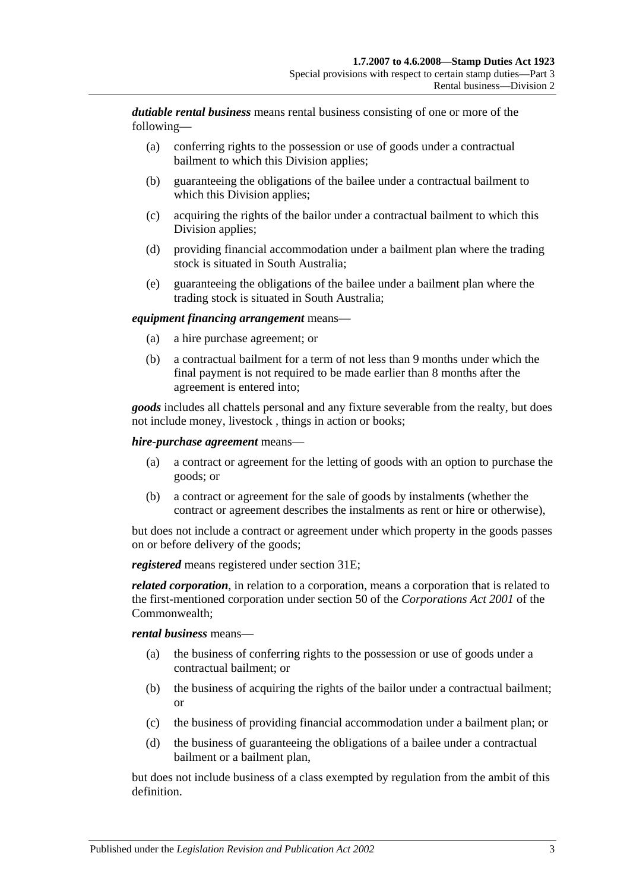***dutiable rental business*** means rental business consisting of one or more of the following—

- (a) conferring rights to the possession or use of goods under a contractual bailment to which this Division applies;
- (b) guaranteeing the obligations of the bailee under a contractual bailment to which this Division applies;
- (c) acquiring the rights of the bailor under a contractual bailment to which this Division applies;
- (d) providing financial accommodation under a bailment plan where the trading stock is situated in South Australia;
- (e) guaranteeing the obligations of the bailee under a bailment plan where the trading stock is situated in South Australia;

***equipment financing arrangement*** means—

- (a) a hire purchase agreement; or
- (b) a contractual bailment for a term of not less than 9 months under which the final payment is not required to be made earlier than 8 months after the agreement is entered into;

***goods*** includes all chattels personal and any fixture severable from the realty, but does not include money, livestock , things in action or books;

***hire-purchase agreement*** means—

- (a) a contract or agreement for the letting of goods with an option to purchase the goods; or
- (b) a contract or agreement for the sale of goods by instalments (whether the contract or agreement describes the instalments as rent or hire or otherwise),

but does not include a contract or agreement under which property in the goods passes on or before delivery of the goods;

***registered*** means registered under section 31E;

***related corporation***, in relation to a corporation, means a corporation that is related to the first-mentioned corporation under section 50 of the *Corporations Act 2001* of the Commonwealth;

***rental business*** means—

- (a) the business of conferring rights to the possession or use of goods under a contractual bailment; or
- (b) the business of acquiring the rights of the bailor under a contractual bailment; or
- (c) the business of providing financial accommodation under a bailment plan; or
- (d) the business of guaranteeing the obligations of a bailee under a contractual bailment or a bailment plan,

but does not include business of a class exempted by regulation from the ambit of this definition.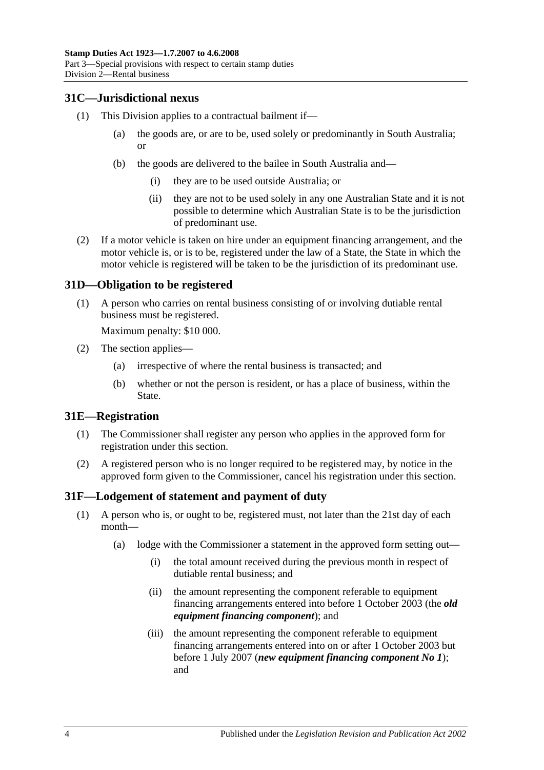## 31C—Jurisdictional nexus

(1) This Division applies to a contractual bailment if—

(a) the goods are, or are to be, used solely or predominantly in South Australia; or

(b) the goods are delivered to the bailee in South Australia and—

(i) they are to be used outside Australia; or

(ii) they are not to be used solely in any one Australian State and it is not possible to determine which Australian State is to be the jurisdiction of predominant use.

(2) If a motor vehicle is taken on hire under an equipment financing arrangement, and the motor vehicle is, or is to be, registered under the law of a State, the State in which the motor vehicle is registered will be taken to be the jurisdiction of its predominant use.

## 31D—Obligation to be registered

(1) A person who carries on rental business consisting of or involving dutiable rental business must be registered.

Maximum penalty: $10 000.

(2) The section applies—

(a) irrespective of where the rental business is transacted; and

(b) whether or not the person is resident, or has a place of business, within the State.

## 31E—Registration

(1) The Commissioner shall register any person who applies in the approved form for registration under this section.

(2) A registered person who is no longer required to be registered may, by notice in the approved form given to the Commissioner, cancel his registration under this section.

## 31F—Lodgement of statement and payment of duty

(1) A person who is, or ought to be, registered must, not later than the 21st day of each month—

(a) lodge with the Commissioner a statement in the approved form setting out—

(i) the total amount received during the previous month in respect of dutiable rental business; and

(ii) the amount representing the component referable to equipment financing arrangements entered into before 1 October 2003 (the ***old equipment financing component***); and

(iii) the amount representing the component referable to equipment financing arrangements entered into on or after 1 October 2003 but before 1 July 2007 (***new equipment financing component No 1***); and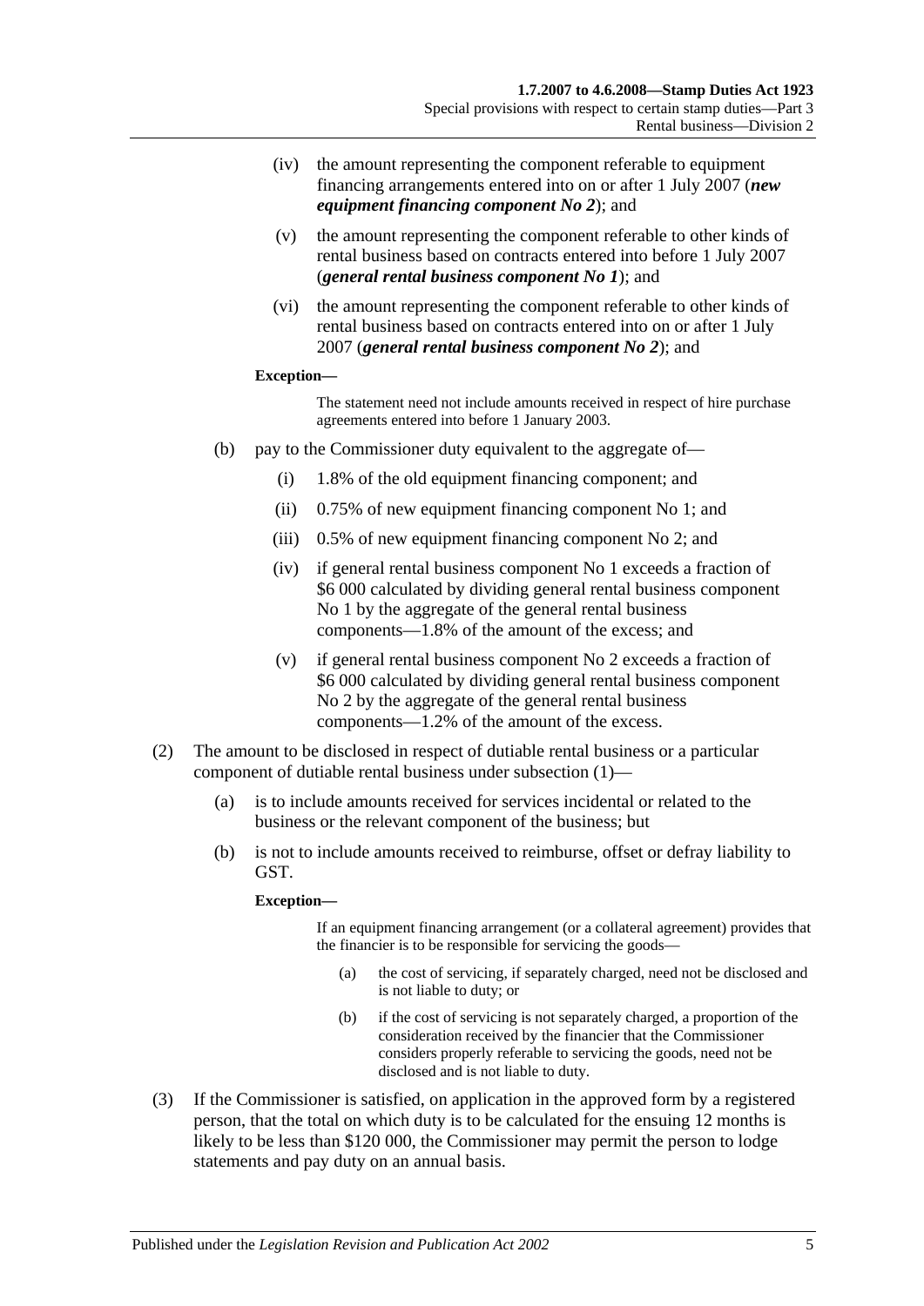(iv) the amount representing the component referable to equipment financing arrangements entered into on or after 1 July 2007 (***new equipment financing component No 2***); and

(v) the amount representing the component referable to other kinds of rental business based on contracts entered into before 1 July 2007 (***general rental business component No 1***); and

(vi) the amount representing the component referable to other kinds of rental business based on contracts entered into on or after 1 July 2007 (***general rental business component No 2***); and

**Exception—**

The statement need not include amounts received in respect of hire purchase agreements entered into before 1 January 2003.

(b) pay to the Commissioner duty equivalent to the aggregate of—

(i) 1.8% of the old equipment financing component; and

(ii) 0.75% of new equipment financing component No 1; and

(iii) 0.5% of new equipment financing component No 2; and

(iv) if general rental business component No 1 exceeds a fraction of $6 000 calculated by dividing general rental business component No 1 by the aggregate of the general rental business components—1.8% of the amount of the excess; and

(v) if general rental business component No 2 exceeds a fraction of $6 000 calculated by dividing general rental business component No 2 by the aggregate of the general rental business components—1.2% of the amount of the excess.

(2) The amount to be disclosed in respect of dutiable rental business or a particular component of dutiable rental business under subsection (1)—

(a) is to include amounts received for services incidental or related to the business or the relevant component of the business; but

(b) is not to include amounts received to reimburse, offset or defray liability to GST.

**Exception—**

If an equipment financing arrangement (or a collateral agreement) provides that the financier is to be responsible for servicing the goods—

(a) the cost of servicing, if separately charged, need not be disclosed and is not liable to duty; or

(b) if the cost of servicing is not separately charged, a proportion of the consideration received by the financier that the Commissioner considers properly referable to servicing the goods, need not be disclosed and is not liable to duty.

(3) If the Commissioner is satisfied, on application in the approved form by a registered person, that the total on which duty is to be calculated for the ensuing 12 months is likely to be less than $120 000, the Commissioner may permit the person to lodge statements and pay duty on an annual basis.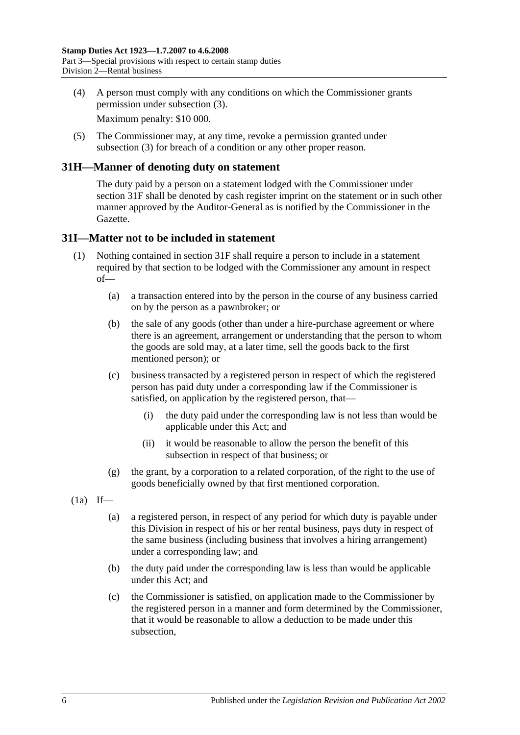(4) A person must comply with any conditions on which the Commissioner grants permission under subsection (3).

Maximum penalty: $10 000.

(5) The Commissioner may, at any time, revoke a permission granted under subsection (3) for breach of a condition or any other proper reason.

## 31H—Manner of denoting duty on statement

The duty paid by a person on a statement lodged with the Commissioner under section 31F shall be denoted by cash register imprint on the statement or in such other manner approved by the Auditor-General as is notified by the Commissioner in the Gazette.

## 31I—Matter not to be included in statement

(1) Nothing contained in section 31F shall require a person to include in a statement required by that section to be lodged with the Commissioner any amount in respect of—

(a) a transaction entered into by the person in the course of any business carried on by the person as a pawnbroker; or

(b) the sale of any goods (other than under a hire-purchase agreement or where there is an agreement, arrangement or understanding that the person to whom the goods are sold may, at a later time, sell the goods back to the first mentioned person); or

(c) business transacted by a registered person in respect of which the registered person has paid duty under a corresponding law if the Commissioner is satisfied, on application by the registered person, that—

(i) the duty paid under the corresponding law is not less than would be applicable under this Act; and

(ii) it would be reasonable to allow the person the benefit of this subsection in respect of that business; or

(g) the grant, by a corporation to a related corporation, of the right to the use of goods beneficially owned by that first mentioned corporation.

(1a) If—

(a) a registered person, in respect of any period for which duty is payable under this Division in respect of his or her rental business, pays duty in respect of the same business (including business that involves a hiring arrangement) under a corresponding law; and

(b) the duty paid under the corresponding law is less than would be applicable under this Act; and

(c) the Commissioner is satisfied, on application made to the Commissioner by the registered person in a manner and form determined by the Commissioner, that it would be reasonable to allow a deduction to be made under this subsection,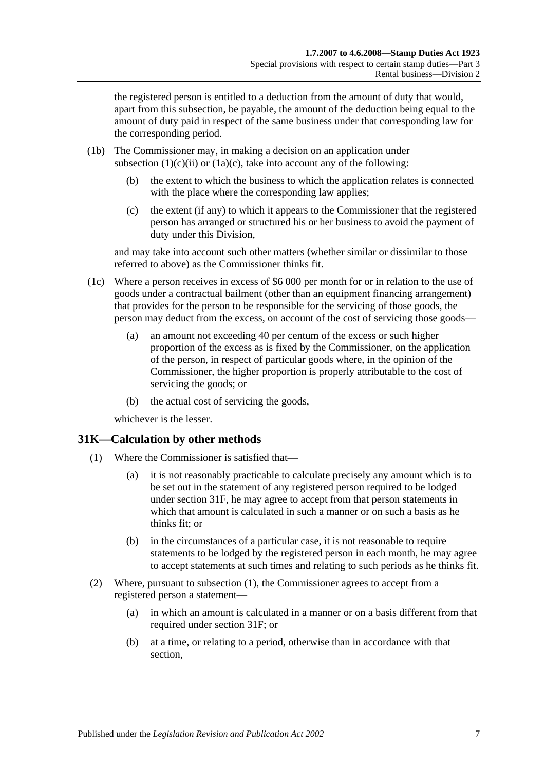the registered person is entitled to a deduction from the amount of duty that would, apart from this subsection, be payable, the amount of the deduction being equal to the amount of duty paid in respect of the same business under that corresponding law for the corresponding period.

(1b) The Commissioner may, in making a decision on an application under subsection (1)(c)(ii) or (1a)(c), take into account any of the following:

(b) the extent to which the business to which the application relates is connected with the place where the corresponding law applies;

(c) the extent (if any) to which it appears to the Commissioner that the registered person has arranged or structured his or her business to avoid the payment of duty under this Division,

and may take into account such other matters (whether similar or dissimilar to those referred to above) as the Commissioner thinks fit.

(1c) Where a person receives in excess of $6 000 per month for or in relation to the use of goods under a contractual bailment (other than an equipment financing arrangement) that provides for the person to be responsible for the servicing of those goods, the person may deduct from the excess, on account of the cost of servicing those goods—

(a) an amount not exceeding 40 per centum of the excess or such higher proportion of the excess as is fixed by the Commissioner, on the application of the person, in respect of particular goods where, in the opinion of the Commissioner, the higher proportion is properly attributable to the cost of servicing the goods; or

(b) the actual cost of servicing the goods,

whichever is the lesser.

## 31K—Calculation by other methods

(1) Where the Commissioner is satisfied that—

(a) it is not reasonably practicable to calculate precisely any amount which is to be set out in the statement of any registered person required to be lodged under section 31F, he may agree to accept from that person statements in which that amount is calculated in such a manner or on such a basis as he thinks fit; or

(b) in the circumstances of a particular case, it is not reasonable to require statements to be lodged by the registered person in each month, he may agree to accept statements at such times and relating to such periods as he thinks fit.

(2) Where, pursuant to subsection (1), the Commissioner agrees to accept from a registered person a statement—

(a) in which an amount is calculated in a manner or on a basis different from that required under section 31F; or

(b) at a time, or relating to a period, otherwise than in accordance with that section,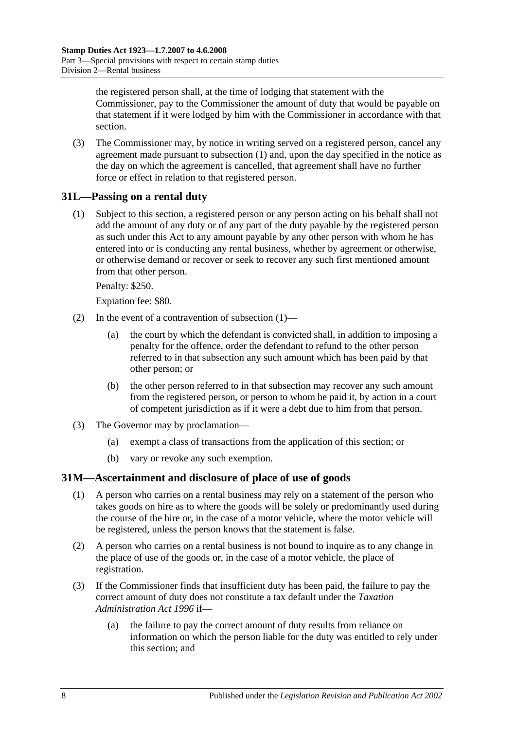the registered person shall, at the time of lodging that statement with the Commissioner, pay to the Commissioner the amount of duty that would be payable on that statement if it were lodged by him with the Commissioner in accordance with that section.

(3) The Commissioner may, by notice in writing served on a registered person, cancel any agreement made pursuant to subsection (1) and, upon the day specified in the notice as the day on which the agreement is cancelled, that agreement shall have no further force or effect in relation to that registered person.

## 31L—Passing on a rental duty

(1) Subject to this section, a registered person or any person acting on his behalf shall not add the amount of any duty or of any part of the duty payable by the registered person as such under this Act to any amount payable by any other person with whom he has entered into or is conducting any rental business, whether by agreement or otherwise, or otherwise demand or recover or seek to recover any such first mentioned amount from that other person.

Penalty: $250.

Expiation fee: $80.

(2) In the event of a contravention of subsection (1)—

(a) the court by which the defendant is convicted shall, in addition to imposing a penalty for the offence, order the defendant to refund to the other person referred to in that subsection any such amount which has been paid by that other person; or

(b) the other person referred to in that subsection may recover any such amount from the registered person, or person to whom he paid it, by action in a court of competent jurisdiction as if it were a debt due to him from that person.

(3) The Governor may by proclamation—

(a) exempt a class of transactions from the application of this section; or

(b) vary or revoke any such exemption.

## 31M—Ascertainment and disclosure of place of use of goods

(1) A person who carries on a rental business may rely on a statement of the person who takes goods on hire as to where the goods will be solely or predominantly used during the course of the hire or, in the case of a motor vehicle, where the motor vehicle will be registered, unless the person knows that the statement is false.

(2) A person who carries on a rental business is not bound to inquire as to any change in the place of use of the goods or, in the case of a motor vehicle, the place of registration.

(3) If the Commissioner finds that insufficient duty has been paid, the failure to pay the correct amount of duty does not constitute a tax default under the *Taxation Administration Act 1996* if—

(a) the failure to pay the correct amount of duty results from reliance on information on which the person liable for the duty was entitled to rely under this section; and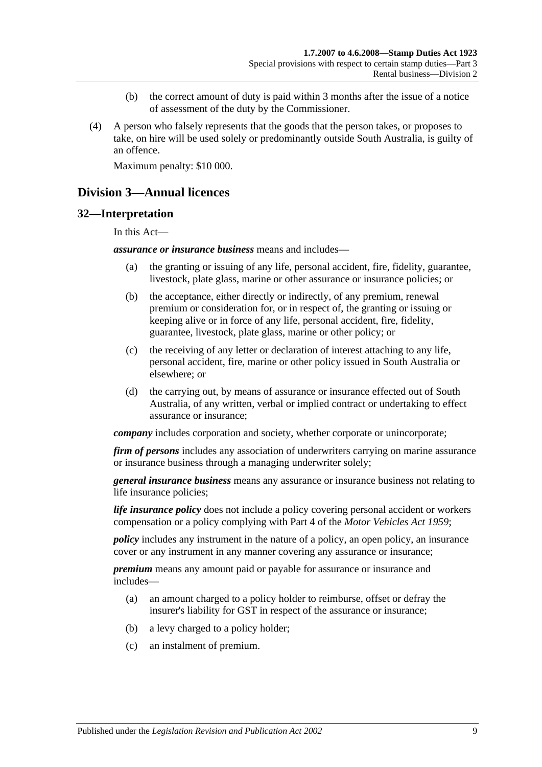(b) the correct amount of duty is paid within 3 months after the issue of a notice of assessment of the duty by the Commissioner.

(4) A person who falsely represents that the goods that the person takes, or proposes to take, on hire will be used solely or predominantly outside South Australia, is guilty of an offence.

Maximum penalty: $10 000.

## Division 3—Annual licences

### 32—Interpretation

In this Act—

***assurance or insurance business*** means and includes—

(a) the granting or issuing of any life, personal accident, fire, fidelity, guarantee, livestock, plate glass, marine or other assurance or insurance policies; or

(b) the acceptance, either directly or indirectly, of any premium, renewal premium or consideration for, or in respect of, the granting or issuing or keeping alive or in force of any life, personal accident, fire, fidelity, guarantee, livestock, plate glass, marine or other policy; or

(c) the receiving of any letter or declaration of interest attaching to any life, personal accident, fire, marine or other policy issued in South Australia or elsewhere; or

(d) the carrying out, by means of assurance or insurance effected out of South Australia, of any written, verbal or implied contract or undertaking to effect assurance or insurance;

***company*** includes corporation and society, whether corporate or unincorporate;

***firm of persons*** includes any association of underwriters carrying on marine assurance or insurance business through a managing underwriter solely;

***general insurance business*** means any assurance or insurance business not relating to life insurance policies;

***life insurance policy*** does not include a policy covering personal accident or workers compensation or a policy complying with Part 4 of the *Motor Vehicles Act 1959*;

***policy*** includes any instrument in the nature of a policy, an open policy, an insurance cover or any instrument in any manner covering any assurance or insurance;

***premium*** means any amount paid or payable for assurance or insurance and includes—

(a) an amount charged to a policy holder to reimburse, offset or defray the insurer's liability for GST in respect of the assurance or insurance;

(b) a levy charged to a policy holder;

(c) an instalment of premium.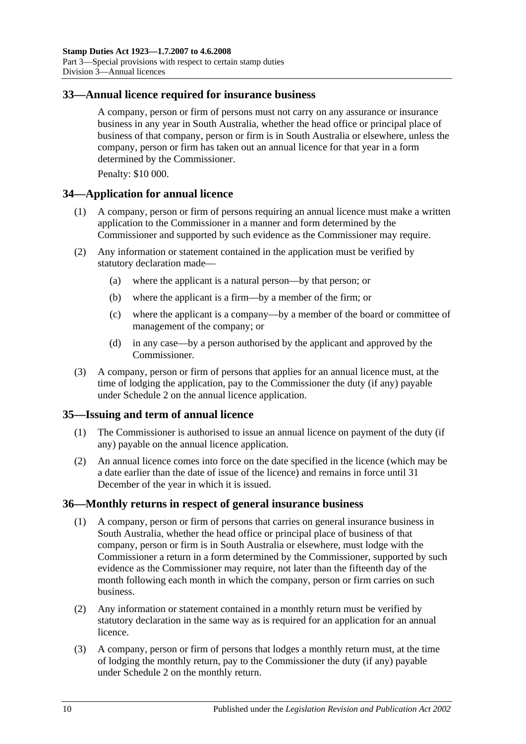## 33—Annual licence required for insurance business

A company, person or firm of persons must not carry on any assurance or insurance business in any year in South Australia, whether the head office or principal place of business of that company, person or firm is in South Australia or elsewhere, unless the company, person or firm has taken out an annual licence for that year in a form determined by the Commissioner.

Penalty: $10 000.

## 34—Application for annual licence

(1) A company, person or firm of persons requiring an annual licence must make a written application to the Commissioner in a manner and form determined by the Commissioner and supported by such evidence as the Commissioner may require.

(2) Any information or statement contained in the application must be verified by statutory declaration made—

- (a) where the applicant is a natural person—by that person; or
- (b) where the applicant is a firm—by a member of the firm; or
- (c) where the applicant is a company—by a member of the board or committee of management of the company; or
- (d) in any case—by a person authorised by the applicant and approved by the Commissioner.

(3) A company, person or firm of persons that applies for an annual licence must, at the time of lodging the application, pay to the Commissioner the duty (if any) payable under Schedule 2 on the annual licence application.

## 35—Issuing and term of annual licence

(1) The Commissioner is authorised to issue an annual licence on payment of the duty (if any) payable on the annual licence application.

(2) An annual licence comes into force on the date specified in the licence (which may be a date earlier than the date of issue of the licence) and remains in force until 31 December of the year in which it is issued.

## 36—Monthly returns in respect of general insurance business

(1) A company, person or firm of persons that carries on general insurance business in South Australia, whether the head office or principal place of business of that company, person or firm is in South Australia or elsewhere, must lodge with the Commissioner a return in a form determined by the Commissioner, supported by such evidence as the Commissioner may require, not later than the fifteenth day of the month following each month in which the company, person or firm carries on such business.

(2) Any information or statement contained in a monthly return must be verified by statutory declaration in the same way as is required for an application for an annual licence.

(3) A company, person or firm of persons that lodges a monthly return must, at the time of lodging the monthly return, pay to the Commissioner the duty (if any) payable under Schedule 2 on the monthly return.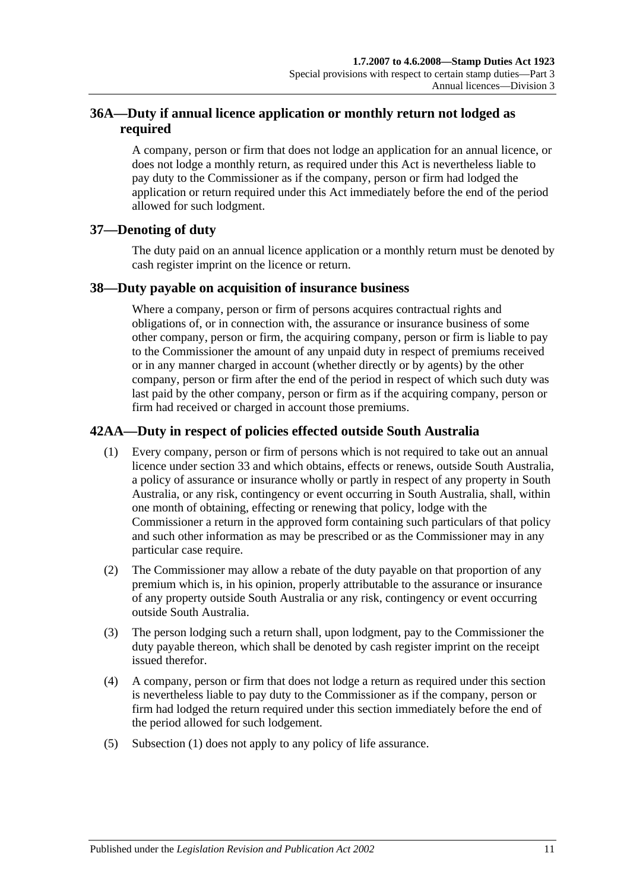## 36A—Duty if annual licence application or monthly return not lodged as required

A company, person or firm that does not lodge an application for an annual licence, or does not lodge a monthly return, as required under this Act is nevertheless liable to pay duty to the Commissioner as if the company, person or firm had lodged the application or return required under this Act immediately before the end of the period allowed for such lodgment.

## 37—Denoting of duty

The duty paid on an annual licence application or a monthly return must be denoted by cash register imprint on the licence or return.

## 38—Duty payable on acquisition of insurance business

Where a company, person or firm of persons acquires contractual rights and obligations of, or in connection with, the assurance or insurance business of some other company, person or firm, the acquiring company, person or firm is liable to pay to the Commissioner the amount of any unpaid duty in respect of premiums received or in any manner charged in account (whether directly or by agents) by the other company, person or firm after the end of the period in respect of which such duty was last paid by the other company, person or firm as if the acquiring company, person or firm had received or charged in account those premiums.

## 42AA—Duty in respect of policies effected outside South Australia

(1) Every company, person or firm of persons which is not required to take out an annual licence under section 33 and which obtains, effects or renews, outside South Australia, a policy of assurance or insurance wholly or partly in respect of any property in South Australia, or any risk, contingency or event occurring in South Australia, shall, within one month of obtaining, effecting or renewing that policy, lodge with the Commissioner a return in the approved form containing such particulars of that policy and such other information as may be prescribed or as the Commissioner may in any particular case require.

(2) The Commissioner may allow a rebate of the duty payable on that proportion of any premium which is, in his opinion, properly attributable to the assurance or insurance of any property outside South Australia or any risk, contingency or event occurring outside South Australia.

(3) The person lodging such a return shall, upon lodgment, pay to the Commissioner the duty payable thereon, which shall be denoted by cash register imprint on the receipt issued therefor.

(4) A company, person or firm that does not lodge a return as required under this section is nevertheless liable to pay duty to the Commissioner as if the company, person or firm had lodged the return required under this section immediately before the end of the period allowed for such lodgement.

(5) Subsection (1) does not apply to any policy of life assurance.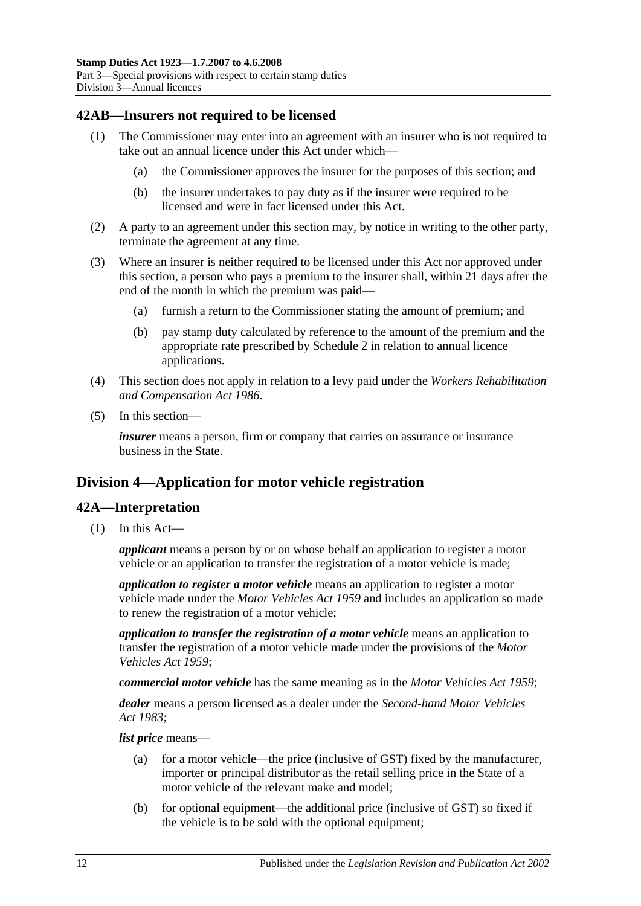## 42AB—Insurers not required to be licensed

(1) The Commissioner may enter into an agreement with an insurer who is not required to take out an annual licence under this Act under which—

  (a) the Commissioner approves the insurer for the purposes of this section; and

  (b) the insurer undertakes to pay duty as if the insurer were required to be licensed and were in fact licensed under this Act.

(2) A party to an agreement under this section may, by notice in writing to the other party, terminate the agreement at any time.

(3) Where an insurer is neither required to be licensed under this Act nor approved under this section, a person who pays a premium to the insurer shall, within 21 days after the end of the month in which the premium was paid—

  (a) furnish a return to the Commissioner stating the amount of premium; and

  (b) pay stamp duty calculated by reference to the amount of the premium and the appropriate rate prescribed by Schedule 2 in relation to annual licence applications.

(4) This section does not apply in relation to a levy paid under the *Workers Rehabilitation and Compensation Act 1986*.

(5) In this section—

***insurer*** means a person, firm or company that carries on assurance or insurance business in the State.

# Division 4—Application for motor vehicle registration

## 42A—Interpretation

(1) In this Act—

***applicant*** means a person by or on whose behalf an application to register a motor vehicle or an application to transfer the registration of a motor vehicle is made;

***application to register a motor vehicle*** means an application to register a motor vehicle made under the *Motor Vehicles Act 1959* and includes an application so made to renew the registration of a motor vehicle;

***application to transfer the registration of a motor vehicle*** means an application to transfer the registration of a motor vehicle made under the provisions of the *Motor Vehicles Act 1959*;

***commercial motor vehicle*** has the same meaning as in the *Motor Vehicles Act 1959*;

***dealer*** means a person licensed as a dealer under the *Second-hand Motor Vehicles Act 1983*;

***list price*** means—

  (a) for a motor vehicle—the price (inclusive of GST) fixed by the manufacturer, importer or principal distributor as the retail selling price in the State of a motor vehicle of the relevant make and model;

  (b) for optional equipment—the additional price (inclusive of GST) so fixed if the vehicle is to be sold with the optional equipment;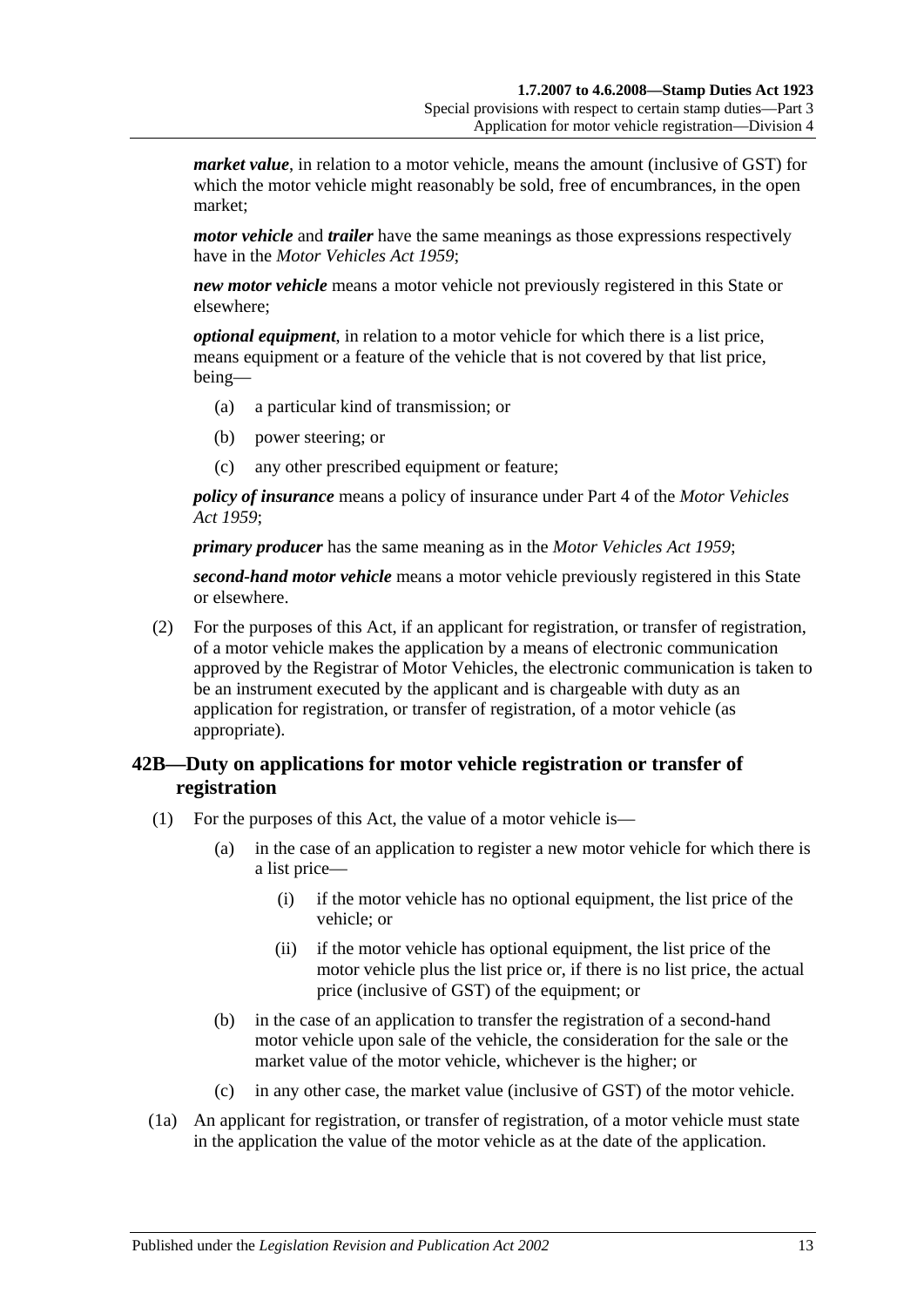***market value***, in relation to a motor vehicle, means the amount (inclusive of GST) for which the motor vehicle might reasonably be sold, free of encumbrances, in the open market;

***motor vehicle*** and ***trailer*** have the same meanings as those expressions respectively have in the *Motor Vehicles Act 1959*;

***new motor vehicle*** means a motor vehicle not previously registered in this State or elsewhere;

***optional equipment***, in relation to a motor vehicle for which there is a list price, means equipment or a feature of the vehicle that is not covered by that list price, being—

(a) a particular kind of transmission; or

(b) power steering; or

(c) any other prescribed equipment or feature;

***policy of insurance*** means a policy of insurance under Part 4 of the *Motor Vehicles Act 1959*;

***primary producer*** has the same meaning as in the *Motor Vehicles Act 1959*;

***second-hand motor vehicle*** means a motor vehicle previously registered in this State or elsewhere.

(2) For the purposes of this Act, if an applicant for registration, or transfer of registration, of a motor vehicle makes the application by a means of electronic communication approved by the Registrar of Motor Vehicles, the electronic communication is taken to be an instrument executed by the applicant and is chargeable with duty as an application for registration, or transfer of registration, of a motor vehicle (as appropriate).

## 42B—Duty on applications for motor vehicle registration or transfer of registration

(1) For the purposes of this Act, the value of a motor vehicle is—

(a) in the case of an application to register a new motor vehicle for which there is a list price—

(i) if the motor vehicle has no optional equipment, the list price of the vehicle; or

(ii) if the motor vehicle has optional equipment, the list price of the motor vehicle plus the list price or, if there is no list price, the actual price (inclusive of GST) of the equipment; or

(b) in the case of an application to transfer the registration of a second-hand motor vehicle upon sale of the vehicle, the consideration for the sale or the market value of the motor vehicle, whichever is the higher; or

(c) in any other case, the market value (inclusive of GST) of the motor vehicle.

(1a) An applicant for registration, or transfer of registration, of a motor vehicle must state in the application the value of the motor vehicle as at the date of the application.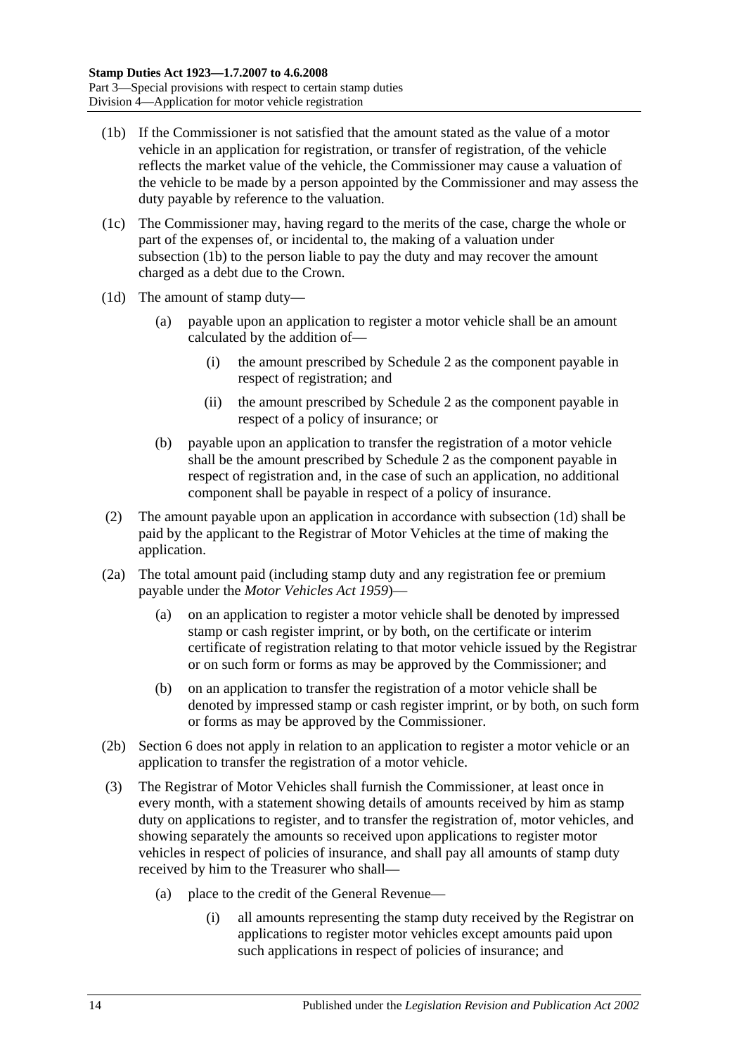(1b) If the Commissioner is not satisfied that the amount stated as the value of a motor vehicle in an application for registration, or transfer of registration, of the vehicle reflects the market value of the vehicle, the Commissioner may cause a valuation of the vehicle to be made by a person appointed by the Commissioner and may assess the duty payable by reference to the valuation.

(1c) The Commissioner may, having regard to the merits of the case, charge the whole or part of the expenses of, or incidental to, the making of a valuation under subsection (1b) to the person liable to pay the duty and may recover the amount charged as a debt due to the Crown.

(1d) The amount of stamp duty—

(a) payable upon an application to register a motor vehicle shall be an amount calculated by the addition of—

(i) the amount prescribed by Schedule 2 as the component payable in respect of registration; and

(ii) the amount prescribed by Schedule 2 as the component payable in respect of a policy of insurance; or

(b) payable upon an application to transfer the registration of a motor vehicle shall be the amount prescribed by Schedule 2 as the component payable in respect of registration and, in the case of such an application, no additional component shall be payable in respect of a policy of insurance.

(2) The amount payable upon an application in accordance with subsection (1d) shall be paid by the applicant to the Registrar of Motor Vehicles at the time of making the application.

(2a) The total amount paid (including stamp duty and any registration fee or premium payable under the *Motor Vehicles Act 1959*)—

(a) on an application to register a motor vehicle shall be denoted by impressed stamp or cash register imprint, or by both, on the certificate or interim certificate of registration relating to that motor vehicle issued by the Registrar or on such form or forms as may be approved by the Commissioner; and

(b) on an application to transfer the registration of a motor vehicle shall be denoted by impressed stamp or cash register imprint, or by both, on such form or forms as may be approved by the Commissioner.

(2b) Section 6 does not apply in relation to an application to register a motor vehicle or an application to transfer the registration of a motor vehicle.

(3) The Registrar of Motor Vehicles shall furnish the Commissioner, at least once in every month, with a statement showing details of amounts received by him as stamp duty on applications to register, and to transfer the registration of, motor vehicles, and showing separately the amounts so received upon applications to register motor vehicles in respect of policies of insurance, and shall pay all amounts of stamp duty received by him to the Treasurer who shall—

(a) place to the credit of the General Revenue—

(i) all amounts representing the stamp duty received by the Registrar on applications to register motor vehicles except amounts paid upon such applications in respect of policies of insurance; and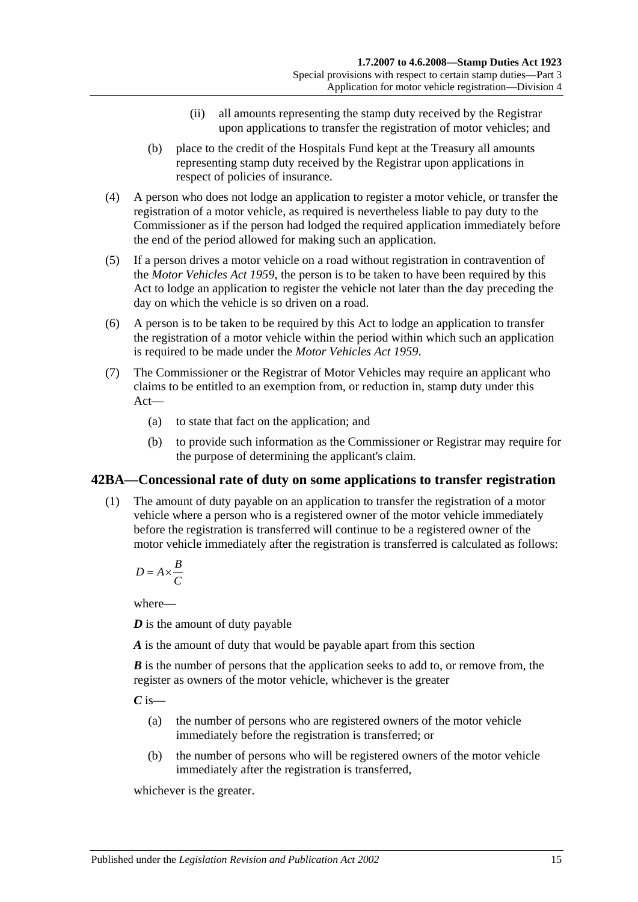(ii) all amounts representing the stamp duty received by the Registrar upon applications to transfer the registration of motor vehicles; and

(b) place to the credit of the Hospitals Fund kept at the Treasury all amounts representing stamp duty received by the Registrar upon applications in respect of policies of insurance.

(4) A person who does not lodge an application to register a motor vehicle, or transfer the registration of a motor vehicle, as required is nevertheless liable to pay duty to the Commissioner as if the person had lodged the required application immediately before the end of the period allowed for making such an application.

(5) If a person drives a motor vehicle on a road without registration in contravention of the *Motor Vehicles Act 1959*, the person is to be taken to have been required by this Act to lodge an application to register the vehicle not later than the day preceding the day on which the vehicle is so driven on a road.

(6) A person is to be taken to be required by this Act to lodge an application to transfer the registration of a motor vehicle within the period within which such an application is required to be made under the *Motor Vehicles Act 1959*.

(7) The Commissioner or the Registrar of Motor Vehicles may require an applicant who claims to be entitled to an exemption from, or reduction in, stamp duty under this Act—

(a) to state that fact on the application; and

(b) to provide such information as the Commissioner or Registrar may require for the purpose of determining the applicant's claim.

## 42BA—Concessional rate of duty on some applications to transfer registration

(1) The amount of duty payable on an application to transfer the registration of a motor vehicle where a person who is a registered owner of the motor vehicle immediately before the registration is transferred will continue to be a registered owner of the motor vehicle immediately after the registration is transferred is calculated as follows:

$$D = A \times \frac{B}{C}$$

where—

***D*** is the amount of duty payable

***A*** is the amount of duty that would be payable apart from this section

***B*** is the number of persons that the application seeks to add to, or remove from, the register as owners of the motor vehicle, whichever is the greater

***C*** is—

(a) the number of persons who are registered owners of the motor vehicle immediately before the registration is transferred; or

(b) the number of persons who will be registered owners of the motor vehicle immediately after the registration is transferred,

whichever is the greater.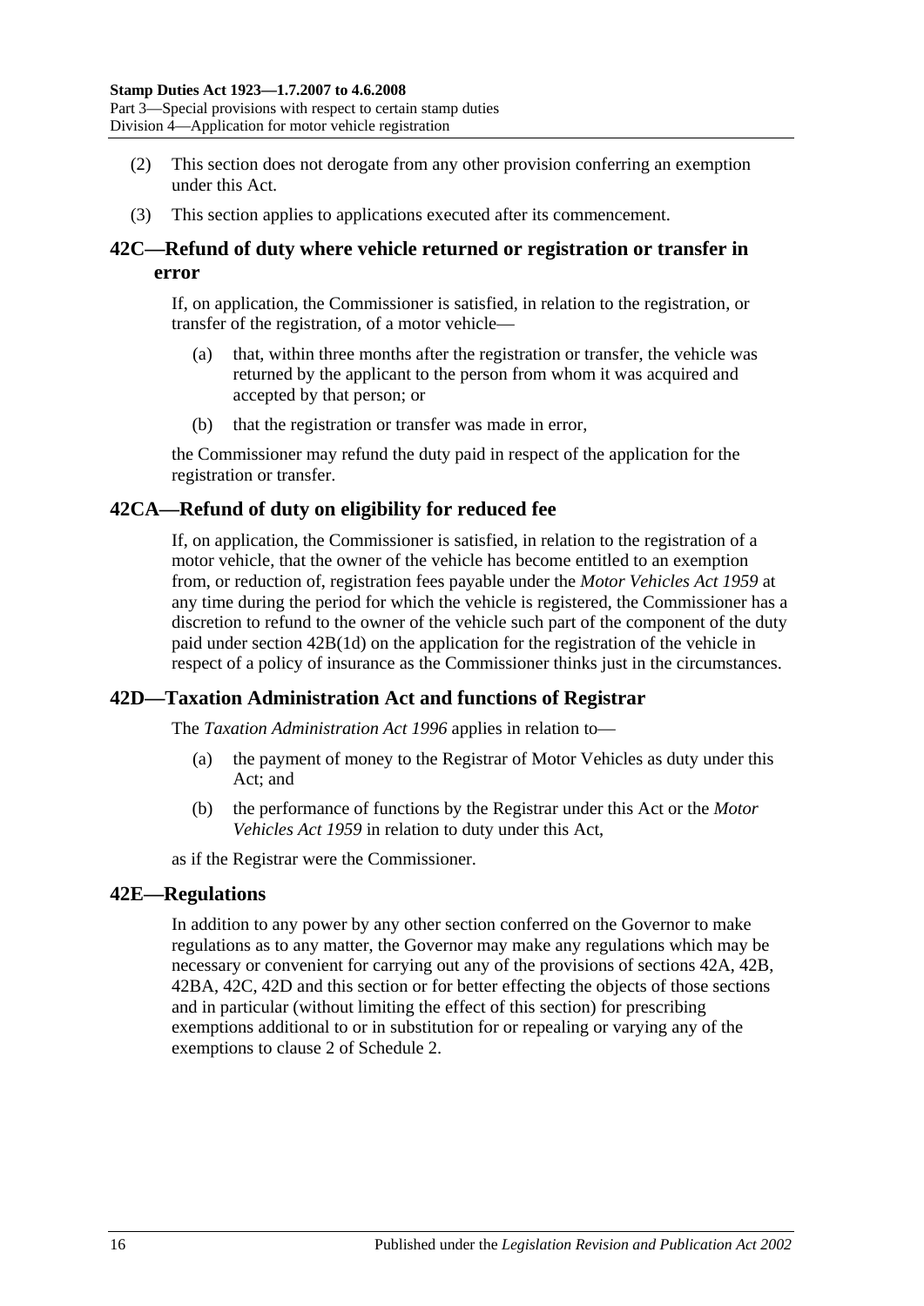(2) This section does not derogate from any other provision conferring an exemption under this Act.

(3) This section applies to applications executed after its commencement.

## 42C—Refund of duty where vehicle returned or registration or transfer in error

If, on application, the Commissioner is satisfied, in relation to the registration, or transfer of the registration, of a motor vehicle—

(a) that, within three months after the registration or transfer, the vehicle was returned by the applicant to the person from whom it was acquired and accepted by that person; or

(b) that the registration or transfer was made in error,

the Commissioner may refund the duty paid in respect of the application for the registration or transfer.

## 42CA—Refund of duty on eligibility for reduced fee

If, on application, the Commissioner is satisfied, in relation to the registration of a motor vehicle, that the owner of the vehicle has become entitled to an exemption from, or reduction of, registration fees payable under the *Motor Vehicles Act 1959* at any time during the period for which the vehicle is registered, the Commissioner has a discretion to refund to the owner of the vehicle such part of the component of the duty paid under section 42B(1d) on the application for the registration of the vehicle in respect of a policy of insurance as the Commissioner thinks just in the circumstances.

## 42D—Taxation Administration Act and functions of Registrar

The *Taxation Administration Act 1996* applies in relation to—

(a) the payment of money to the Registrar of Motor Vehicles as duty under this Act; and

(b) the performance of functions by the Registrar under this Act or the *Motor Vehicles Act 1959* in relation to duty under this Act,

as if the Registrar were the Commissioner.

## 42E—Regulations

In addition to any power by any other section conferred on the Governor to make regulations as to any matter, the Governor may make any regulations which may be necessary or convenient for carrying out any of the provisions of sections 42A, 42B, 42BA, 42C, 42D and this section or for better effecting the objects of those sections and in particular (without limiting the effect of this section) for prescribing exemptions additional to or in substitution for or repealing or varying any of the exemptions to clause 2 of Schedule 2.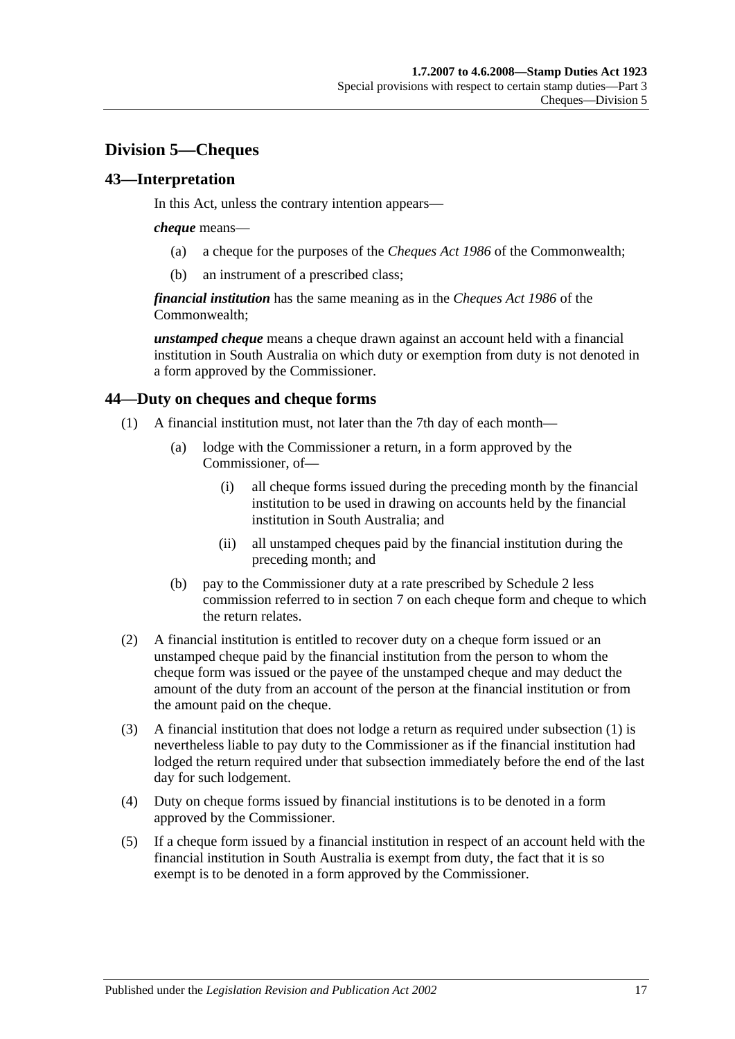## Division 5—Cheques

### 43—Interpretation

In this Act, unless the contrary intention appears—

***cheque*** means—

(a) a cheque for the purposes of the *Cheques Act 1986* of the Commonwealth;

(b) an instrument of a prescribed class;

***financial institution*** has the same meaning as in the *Cheques Act 1986* of the Commonwealth;

***unstamped cheque*** means a cheque drawn against an account held with a financial institution in South Australia on which duty or exemption from duty is not denoted in a form approved by the Commissioner.

### 44—Duty on cheques and cheque forms

(1) A financial institution must, not later than the 7th day of each month—

(a) lodge with the Commissioner a return, in a form approved by the Commissioner, of—

(i) all cheque forms issued during the preceding month by the financial institution to be used in drawing on accounts held by the financial institution in South Australia; and

(ii) all unstamped cheques paid by the financial institution during the preceding month; and

(b) pay to the Commissioner duty at a rate prescribed by Schedule 2 less commission referred to in section 7 on each cheque form and cheque to which the return relates.

(2) A financial institution is entitled to recover duty on a cheque form issued or an unstamped cheque paid by the financial institution from the person to whom the cheque form was issued or the payee of the unstamped cheque and may deduct the amount of the duty from an account of the person at the financial institution or from the amount paid on the cheque.

(3) A financial institution that does not lodge a return as required under subsection (1) is nevertheless liable to pay duty to the Commissioner as if the financial institution had lodged the return required under that subsection immediately before the end of the last day for such lodgement.

(4) Duty on cheque forms issued by financial institutions is to be denoted in a form approved by the Commissioner.

(5) If a cheque form issued by a financial institution in respect of an account held with the financial institution in South Australia is exempt from duty, the fact that it is so exempt is to be denoted in a form approved by the Commissioner.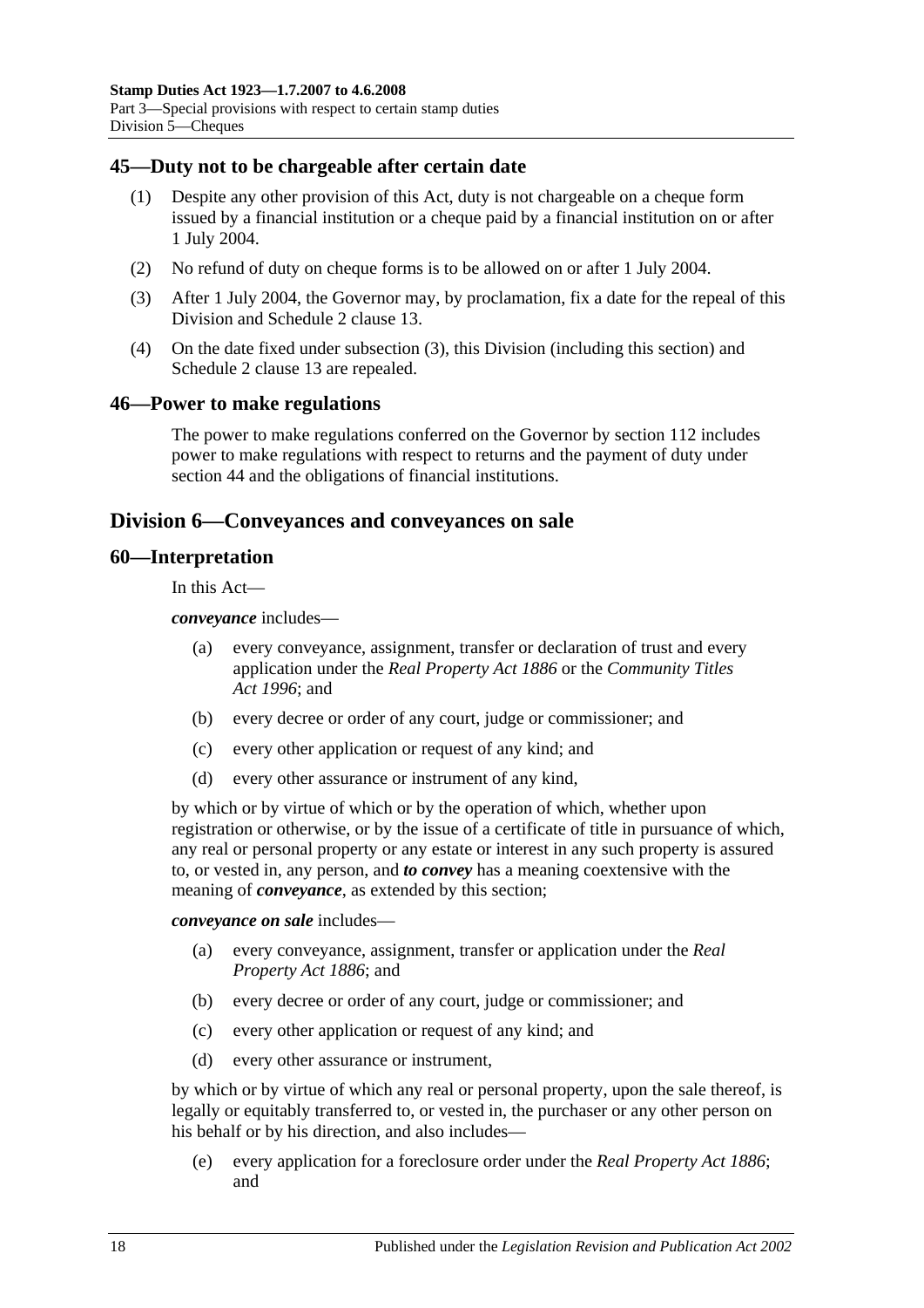## 45—Duty not to be chargeable after certain date

(1) Despite any other provision of this Act, duty is not chargeable on a cheque form issued by a financial institution or a cheque paid by a financial institution on or after 1 July 2004.

(2) No refund of duty on cheque forms is to be allowed on or after 1 July 2004.

(3) After 1 July 2004, the Governor may, by proclamation, fix a date for the repeal of this Division and Schedule 2 clause 13.

(4) On the date fixed under subsection (3), this Division (including this section) and Schedule 2 clause 13 are repealed.

## 46—Power to make regulations

The power to make regulations conferred on the Governor by section 112 includes power to make regulations with respect to returns and the payment of duty under section 44 and the obligations of financial institutions.

# Division 6—Conveyances and conveyances on sale

## 60—Interpretation

In this Act—

***conveyance*** includes—

(a) every conveyance, assignment, transfer or declaration of trust and every application under the *Real Property Act 1886* or the *Community Titles Act 1996*; and

(b) every decree or order of any court, judge or commissioner; and

(c) every other application or request of any kind; and

(d) every other assurance or instrument of any kind,

by which or by virtue of which or by the operation of which, whether upon registration or otherwise, or by the issue of a certificate of title in pursuance of which, any real or personal property or any estate or interest in any such property is assured to, or vested in, any person, and ***to convey*** has a meaning coextensive with the meaning of ***conveyance***, as extended by this section;

***conveyance on sale*** includes—

(a) every conveyance, assignment, transfer or application under the *Real Property Act 1886*; and

(b) every decree or order of any court, judge or commissioner; and

(c) every other application or request of any kind; and

(d) every other assurance or instrument,

by which or by virtue of which any real or personal property, upon the sale thereof, is legally or equitably transferred to, or vested in, the purchaser or any other person on his behalf or by his direction, and also includes—

(e) every application for a foreclosure order under the *Real Property Act 1886*; and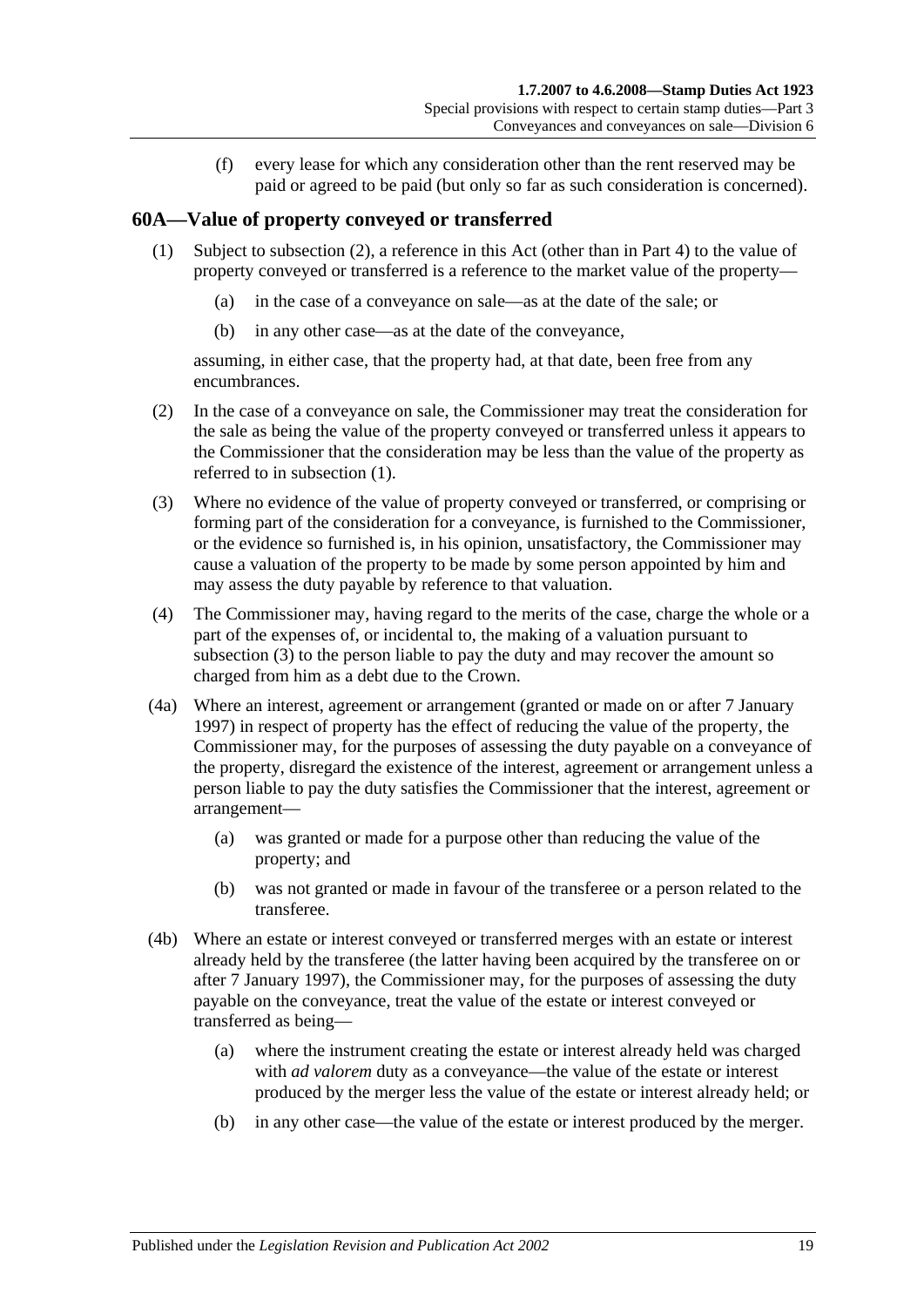(f) every lease for which any consideration other than the rent reserved may be paid or agreed to be paid (but only so far as such consideration is concerned).

## 60A—Value of property conveyed or transferred

(1) Subject to subsection (2), a reference in this Act (other than in Part 4) to the value of property conveyed or transferred is a reference to the market value of the property—

(a) in the case of a conveyance on sale—as at the date of the sale; or

(b) in any other case—as at the date of the conveyance,

assuming, in either case, that the property had, at that date, been free from any encumbrances.

(2) In the case of a conveyance on sale, the Commissioner may treat the consideration for the sale as being the value of the property conveyed or transferred unless it appears to the Commissioner that the consideration may be less than the value of the property as referred to in subsection (1).

(3) Where no evidence of the value of property conveyed or transferred, or comprising or forming part of the consideration for a conveyance, is furnished to the Commissioner, or the evidence so furnished is, in his opinion, unsatisfactory, the Commissioner may cause a valuation of the property to be made by some person appointed by him and may assess the duty payable by reference to that valuation.

(4) The Commissioner may, having regard to the merits of the case, charge the whole or a part of the expenses of, or incidental to, the making of a valuation pursuant to subsection (3) to the person liable to pay the duty and may recover the amount so charged from him as a debt due to the Crown.

(4a) Where an interest, agreement or arrangement (granted or made on or after 7 January 1997) in respect of property has the effect of reducing the value of the property, the Commissioner may, for the purposes of assessing the duty payable on a conveyance of the property, disregard the existence of the interest, agreement or arrangement unless a person liable to pay the duty satisfies the Commissioner that the interest, agreement or arrangement—

(a) was granted or made for a purpose other than reducing the value of the property; and

(b) was not granted or made in favour of the transferee or a person related to the transferee.

(4b) Where an estate or interest conveyed or transferred merges with an estate or interest already held by the transferee (the latter having been acquired by the transferee on or after 7 January 1997), the Commissioner may, for the purposes of assessing the duty payable on the conveyance, treat the value of the estate or interest conveyed or transferred as being—

(a) where the instrument creating the estate or interest already held was charged with *ad valorem* duty as a conveyance—the value of the estate or interest produced by the merger less the value of the estate or interest already held; or

(b) in any other case—the value of the estate or interest produced by the merger.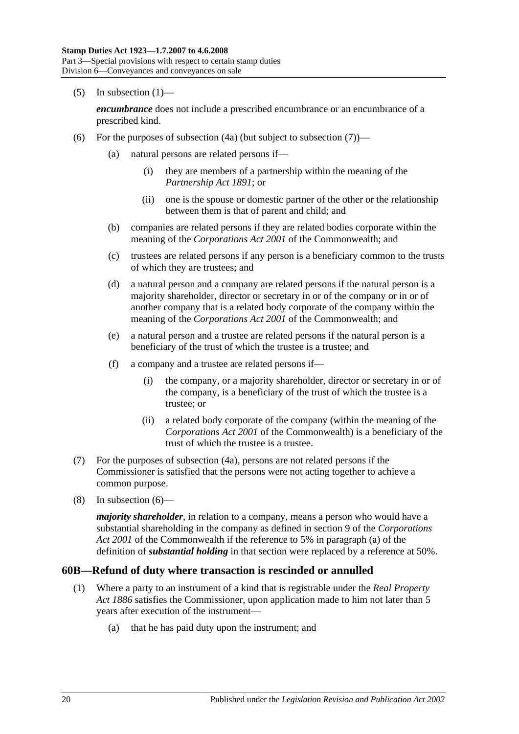(5) In subsection (1)—

***encumbrance*** does not include a prescribed encumbrance or an encumbrance of a prescribed kind.

(6) For the purposes of subsection (4a) (but subject to subsection (7))—

(a) natural persons are related persons if—

(i) they are members of a partnership within the meaning of the *Partnership Act 1891*; or

(ii) one is the spouse or domestic partner of the other or the relationship between them is that of parent and child; and

(b) companies are related persons if they are related bodies corporate within the meaning of the *Corporations Act 2001* of the Commonwealth; and

(c) trustees are related persons if any person is a beneficiary common to the trusts of which they are trustees; and

(d) a natural person and a company are related persons if the natural person is a majority shareholder, director or secretary in or of the company or in or of another company that is a related body corporate of the company within the meaning of the *Corporations Act 2001* of the Commonwealth; and

(e) a natural person and a trustee are related persons if the natural person is a beneficiary of the trust of which the trustee is a trustee; and

(f) a company and a trustee are related persons if—

(i) the company, or a majority shareholder, director or secretary in or of the company, is a beneficiary of the trust of which the trustee is a trustee; or

(ii) a related body corporate of the company (within the meaning of the *Corporations Act 2001* of the Commonwealth) is a beneficiary of the trust of which the trustee is a trustee.

(7) For the purposes of subsection (4a), persons are not related persons if the Commissioner is satisfied that the persons were not acting together to achieve a common purpose.

(8) In subsection (6)—

***majority shareholder***, in relation to a company, means a person who would have a substantial shareholding in the company as defined in section 9 of the *Corporations Act 2001* of the Commonwealth if the reference to 5% in paragraph (a) of the definition of ***substantial holding*** in that section were replaced by a reference at 50%.

## 60B—Refund of duty where transaction is rescinded or annulled

(1) Where a party to an instrument of a kind that is registrable under the *Real Property Act 1886* satisfies the Commissioner, upon application made to him not later than 5 years after execution of the instrument—

(a) that he has paid duty upon the instrument; and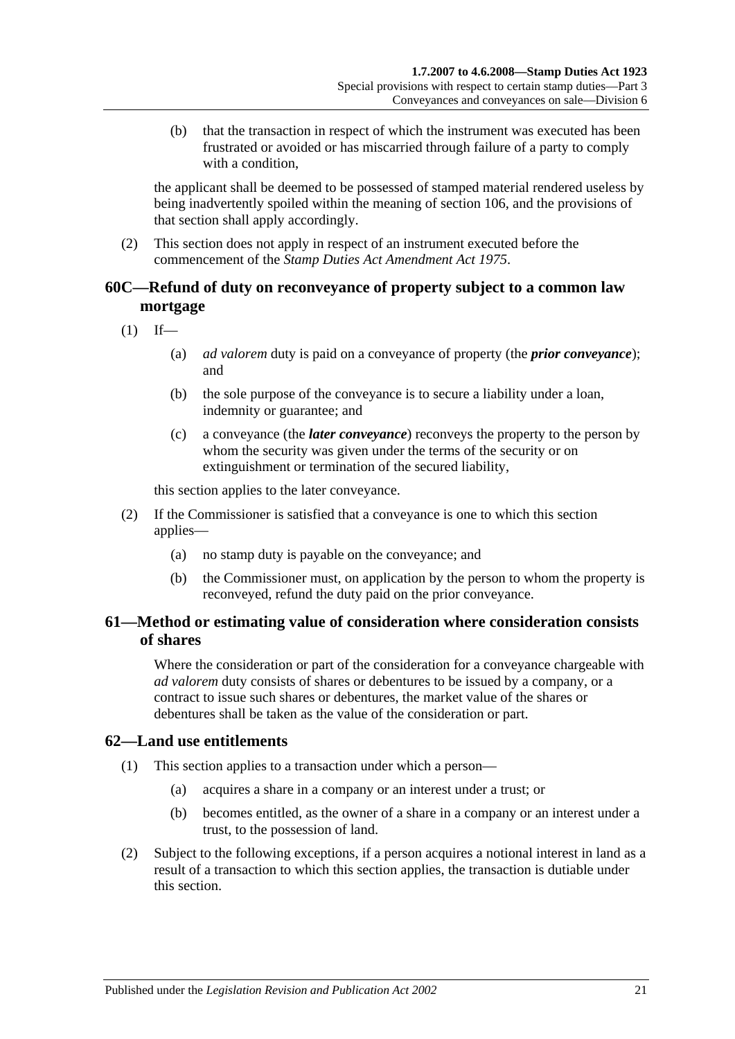(b) that the transaction in respect of which the instrument was executed has been frustrated or avoided or has miscarried through failure of a party to comply with a condition,

the applicant shall be deemed to be possessed of stamped material rendered useless by being inadvertently spoiled within the meaning of section 106, and the provisions of that section shall apply accordingly.

(2) This section does not apply in respect of an instrument executed before the commencement of the *Stamp Duties Act Amendment Act 1975*.

## 60C—Refund of duty on reconveyance of property subject to a common law mortgage

(1) If—

(a) *ad valorem* duty is paid on a conveyance of property (the ***prior conveyance***); and

(b) the sole purpose of the conveyance is to secure a liability under a loan, indemnity or guarantee; and

(c) a conveyance (the ***later conveyance***) reconveys the property to the person by whom the security was given under the terms of the security or on extinguishment or termination of the secured liability,

this section applies to the later conveyance.

(2) If the Commissioner is satisfied that a conveyance is one to which this section applies—

(a) no stamp duty is payable on the conveyance; and

(b) the Commissioner must, on application by the person to whom the property is reconveyed, refund the duty paid on the prior conveyance.

## 61—Method or estimating value of consideration where consideration consists of shares

Where the consideration or part of the consideration for a conveyance chargeable with *ad valorem* duty consists of shares or debentures to be issued by a company, or a contract to issue such shares or debentures, the market value of the shares or debentures shall be taken as the value of the consideration or part.

## 62—Land use entitlements

(1) This section applies to a transaction under which a person—

(a) acquires a share in a company or an interest under a trust; or

(b) becomes entitled, as the owner of a share in a company or an interest under a trust, to the possession of land.

(2) Subject to the following exceptions, if a person acquires a notional interest in land as a result of a transaction to which this section applies, the transaction is dutiable under this section.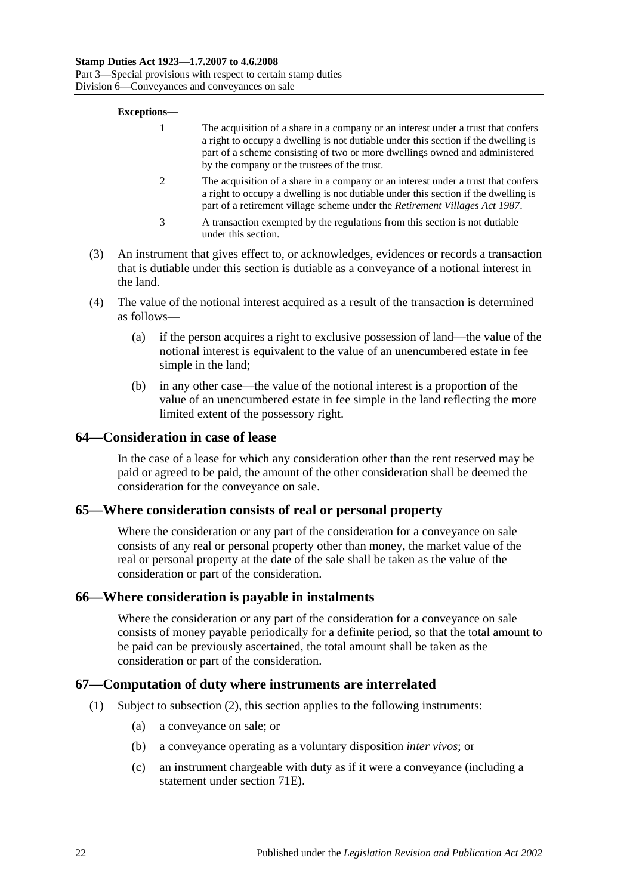**Exceptions—**

1 The acquisition of a share in a company or an interest under a trust that confers a right to occupy a dwelling is not dutiable under this section if the dwelling is part of a scheme consisting of two or more dwellings owned and administered by the company or the trustees of the trust.

2 The acquisition of a share in a company or an interest under a trust that confers a right to occupy a dwelling is not dutiable under this section if the dwelling is part of a retirement village scheme under the *Retirement Villages Act 1987*.

3 A transaction exempted by the regulations from this section is not dutiable under this section.

(3) An instrument that gives effect to, or acknowledges, evidences or records a transaction that is dutiable under this section is dutiable as a conveyance of a notional interest in the land.

(4) The value of the notional interest acquired as a result of the transaction is determined as follows—

(a) if the person acquires a right to exclusive possession of land—the value of the notional interest is equivalent to the value of an unencumbered estate in fee simple in the land;

(b) in any other case—the value of the notional interest is a proportion of the value of an unencumbered estate in fee simple in the land reflecting the more limited extent of the possessory right.

## 64—Consideration in case of lease

In the case of a lease for which any consideration other than the rent reserved may be paid or agreed to be paid, the amount of the other consideration shall be deemed the consideration for the conveyance on sale.

## 65—Where consideration consists of real or personal property

Where the consideration or any part of the consideration for a conveyance on sale consists of any real or personal property other than money, the market value of the real or personal property at the date of the sale shall be taken as the value of the consideration or part of the consideration.

## 66—Where consideration is payable in instalments

Where the consideration or any part of the consideration for a conveyance on sale consists of money payable periodically for a definite period, so that the total amount to be paid can be previously ascertained, the total amount shall be taken as the consideration or part of the consideration.

## 67—Computation of duty where instruments are interrelated

(1) Subject to subsection (2), this section applies to the following instruments:

(a) a conveyance on sale; or

(b) a conveyance operating as a voluntary disposition *inter vivos*; or

(c) an instrument chargeable with duty as if it were a conveyance (including a statement under section 71E).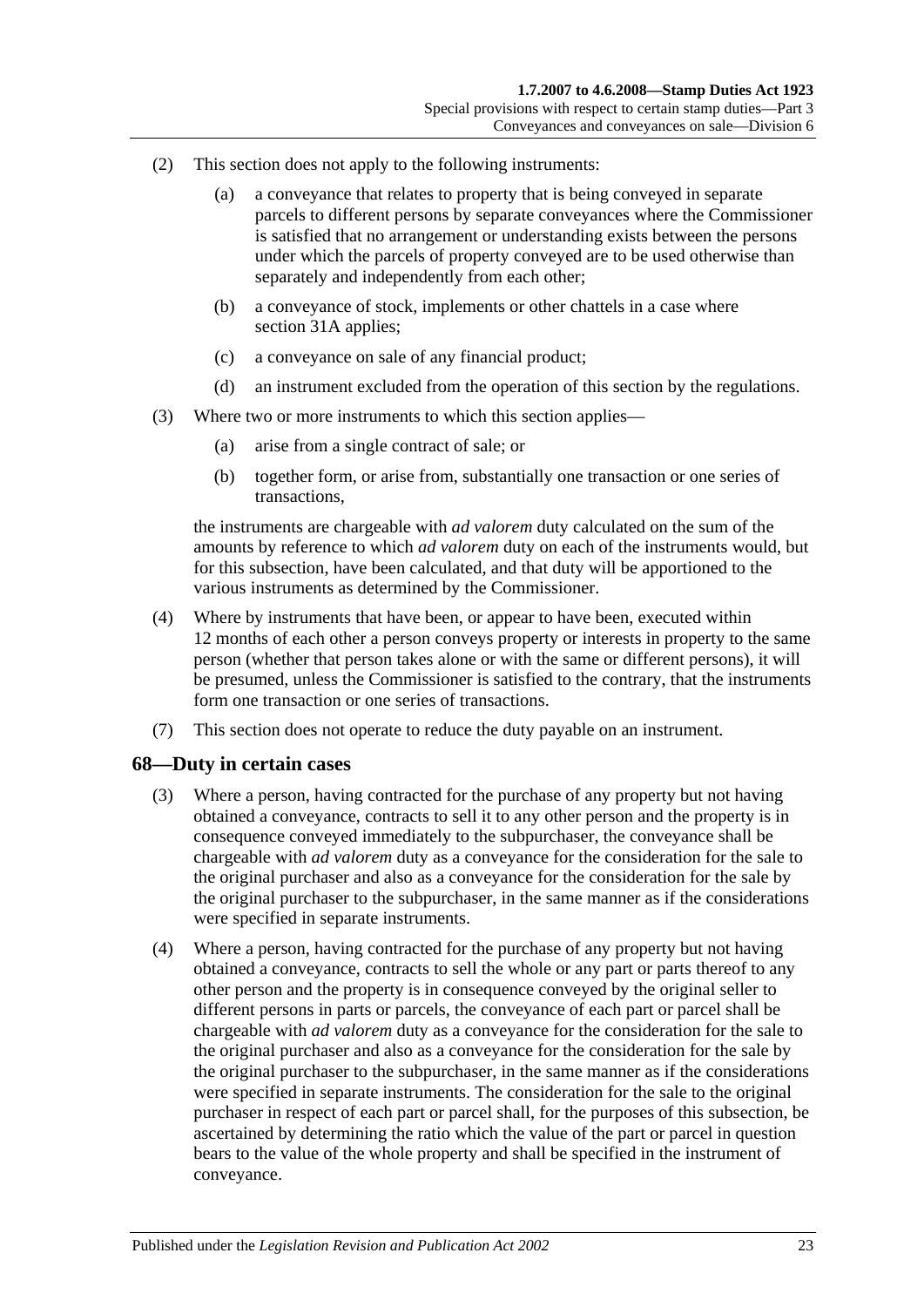(2) This section does not apply to the following instruments:

   (a) a conveyance that relates to property that is being conveyed in separate parcels to different persons by separate conveyances where the Commissioner is satisfied that no arrangement or understanding exists between the persons under which the parcels of property conveyed are to be used otherwise than separately and independently from each other;

   (b) a conveyance of stock, implements or other chattels in a case where section 31A applies;

   (c) a conveyance on sale of any financial product;

   (d) an instrument excluded from the operation of this section by the regulations.

(3) Where two or more instruments to which this section applies—

   (a) arise from a single contract of sale; or

   (b) together form, or arise from, substantially one transaction or one series of transactions,

the instruments are chargeable with *ad valorem* duty calculated on the sum of the amounts by reference to which *ad valorem* duty on each of the instruments would, but for this subsection, have been calculated, and that duty will be apportioned to the various instruments as determined by the Commissioner.

(4) Where by instruments that have been, or appear to have been, executed within 12 months of each other a person conveys property or interests in property to the same person (whether that person takes alone or with the same or different persons), it will be presumed, unless the Commissioner is satisfied to the contrary, that the instruments form one transaction or one series of transactions.

(7) This section does not operate to reduce the duty payable on an instrument.

## 68—Duty in certain cases

(3) Where a person, having contracted for the purchase of any property but not having obtained a conveyance, contracts to sell it to any other person and the property is in consequence conveyed immediately to the subpurchaser, the conveyance shall be chargeable with *ad valorem* duty as a conveyance for the consideration for the sale to the original purchaser and also as a conveyance for the consideration for the sale by the original purchaser to the subpurchaser, in the same manner as if the considerations were specified in separate instruments.

(4) Where a person, having contracted for the purchase of any property but not having obtained a conveyance, contracts to sell the whole or any part or parts thereof to any other person and the property is in consequence conveyed by the original seller to different persons in parts or parcels, the conveyance of each part or parcel shall be chargeable with *ad valorem* duty as a conveyance for the consideration for the sale to the original purchaser and also as a conveyance for the consideration for the sale by the original purchaser to the subpurchaser, in the same manner as if the considerations were specified in separate instruments. The consideration for the sale to the original purchaser in respect of each part or parcel shall, for the purposes of this subsection, be ascertained by determining the ratio which the value of the part or parcel in question bears to the value of the whole property and shall be specified in the instrument of conveyance.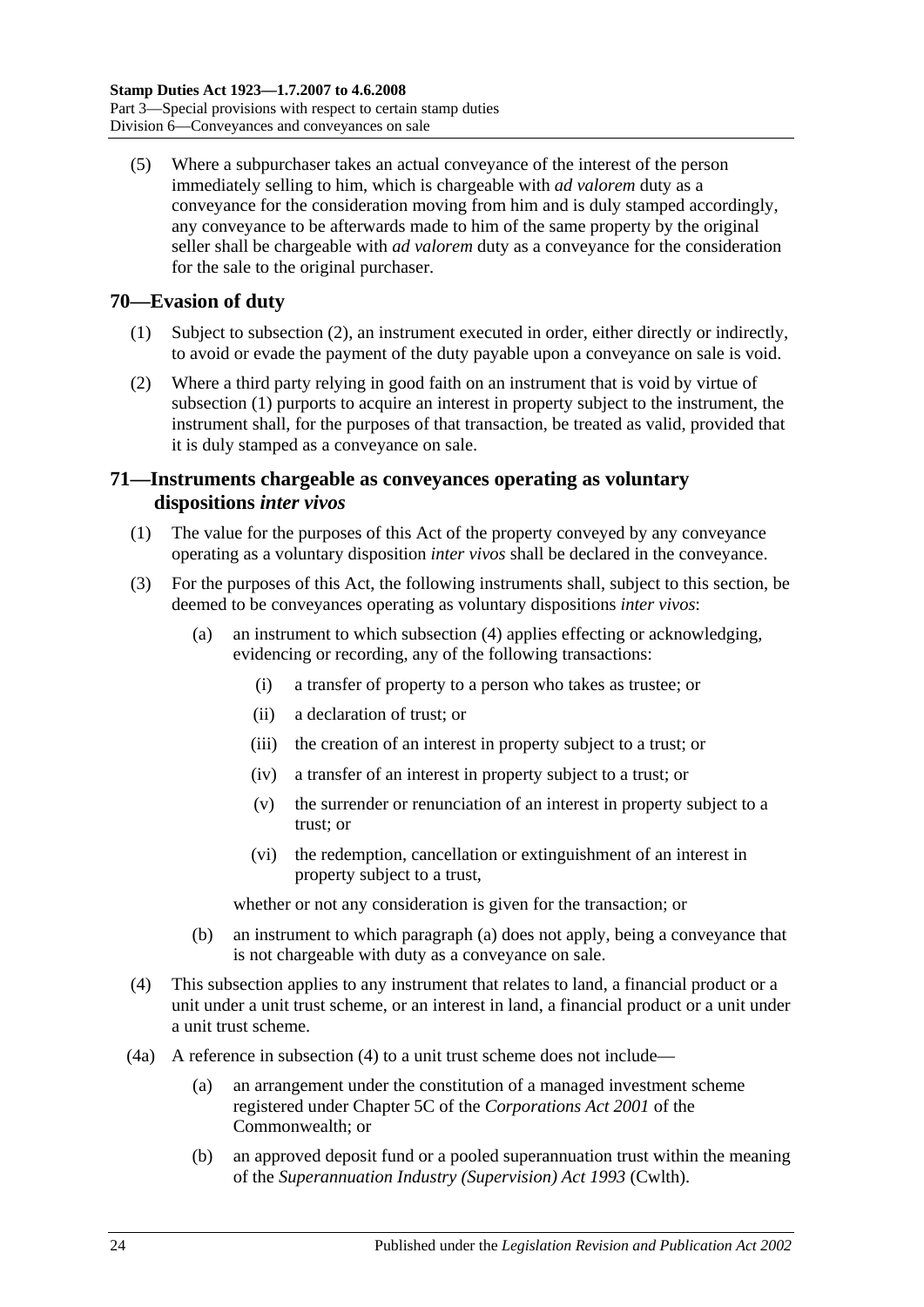(5) Where a subpurchaser takes an actual conveyance of the interest of the person immediately selling to him, which is chargeable with *ad valorem* duty as a conveyance for the consideration moving from him and is duly stamped accordingly, any conveyance to be afterwards made to him of the same property by the original seller shall be chargeable with *ad valorem* duty as a conveyance for the consideration for the sale to the original purchaser.

## 70—Evasion of duty

(1) Subject to subsection (2), an instrument executed in order, either directly or indirectly, to avoid or evade the payment of the duty payable upon a conveyance on sale is void.

(2) Where a third party relying in good faith on an instrument that is void by virtue of subsection (1) purports to acquire an interest in property subject to the instrument, the instrument shall, for the purposes of that transaction, be treated as valid, provided that it is duly stamped as a conveyance on sale.

## 71—Instruments chargeable as conveyances operating as voluntary dispositions *inter vivos*

(1) The value for the purposes of this Act of the property conveyed by any conveyance operating as a voluntary disposition *inter vivos* shall be declared in the conveyance.

(3) For the purposes of this Act, the following instruments shall, subject to this section, be deemed to be conveyances operating as voluntary dispositions *inter vivos*:

(a) an instrument to which subsection (4) applies effecting or acknowledging, evidencing or recording, any of the following transactions:

(i) a transfer of property to a person who takes as trustee; or

(ii) a declaration of trust; or

(iii) the creation of an interest in property subject to a trust; or

(iv) a transfer of an interest in property subject to a trust; or

(v) the surrender or renunciation of an interest in property subject to a trust; or

(vi) the redemption, cancellation or extinguishment of an interest in property subject to a trust,

whether or not any consideration is given for the transaction; or

(b) an instrument to which paragraph (a) does not apply, being a conveyance that is not chargeable with duty as a conveyance on sale.

(4) This subsection applies to any instrument that relates to land, a financial product or a unit under a unit trust scheme, or an interest in land, a financial product or a unit under a unit trust scheme.

(4a) A reference in subsection (4) to a unit trust scheme does not include—

(a) an arrangement under the constitution of a managed investment scheme registered under Chapter 5C of the *Corporations Act 2001* of the Commonwealth; or

(b) an approved deposit fund or a pooled superannuation trust within the meaning of the *Superannuation Industry (Supervision) Act 1993* (Cwlth).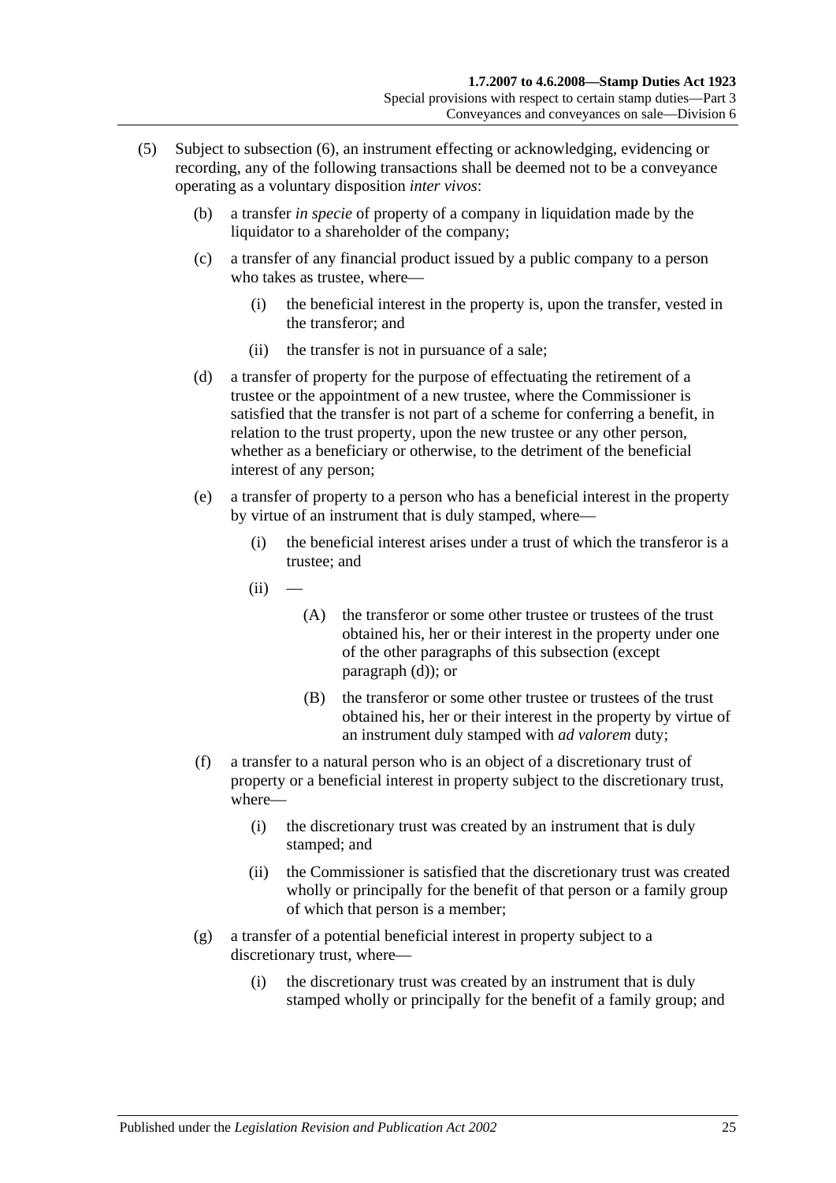(5) Subject to subsection (6), an instrument effecting or acknowledging, evidencing or recording, any of the following transactions shall be deemed not to be a conveyance operating as a voluntary disposition *inter vivos*:

  (b) a transfer *in specie* of property of a company in liquidation made by the liquidator to a shareholder of the company;

  (c) a transfer of any financial product issued by a public company to a person who takes as trustee, where—

    (i) the beneficial interest in the property is, upon the transfer, vested in the transferor; and

    (ii) the transfer is not in pursuance of a sale;

  (d) a transfer of property for the purpose of effectuating the retirement of a trustee or the appointment of a new trustee, where the Commissioner is satisfied that the transfer is not part of a scheme for conferring a benefit, in relation to the trust property, upon the new trustee or any other person, whether as a beneficiary or otherwise, to the detriment of the beneficial interest of any person;

  (e) a transfer of property to a person who has a beneficial interest in the property by virtue of an instrument that is duly stamped, where—

    (i) the beneficial interest arises under a trust of which the transferor is a trustee; and

    (ii) —

      (A) the transferor or some other trustee or trustees of the trust obtained his, her or their interest in the property under one of the other paragraphs of this subsection (except paragraph (d)); or

      (B) the transferor or some other trustee or trustees of the trust obtained his, her or their interest in the property by virtue of an instrument duly stamped with *ad valorem* duty;

  (f) a transfer to a natural person who is an object of a discretionary trust of property or a beneficial interest in property subject to the discretionary trust, where—

    (i) the discretionary trust was created by an instrument that is duly stamped; and

    (ii) the Commissioner is satisfied that the discretionary trust was created wholly or principally for the benefit of that person or a family group of which that person is a member;

  (g) a transfer of a potential beneficial interest in property subject to a discretionary trust, where—

    (i) the discretionary trust was created by an instrument that is duly stamped wholly or principally for the benefit of a family group; and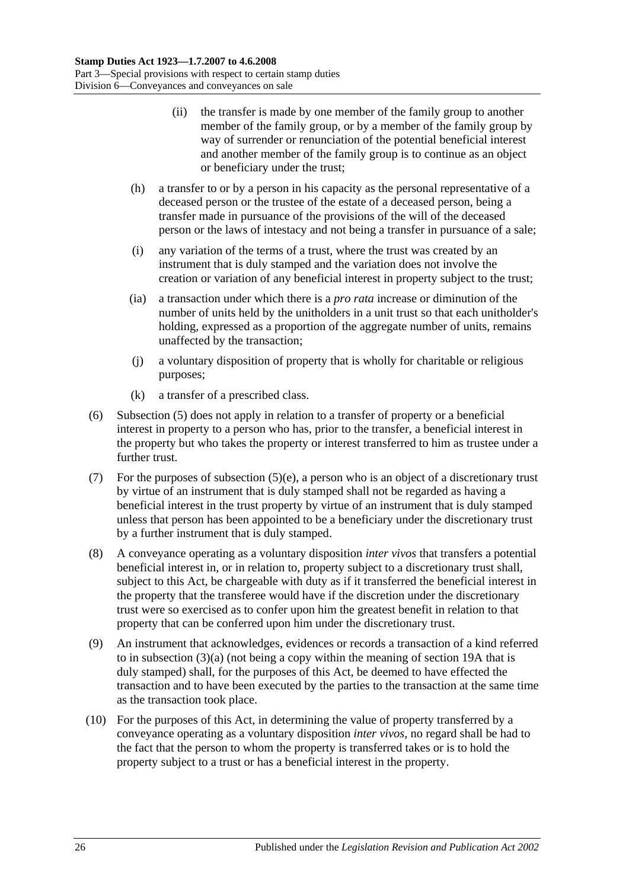(ii) the transfer is made by one member of the family group to another member of the family group, or by a member of the family group by way of surrender or renunciation of the potential beneficial interest and another member of the family group is to continue as an object or beneficiary under the trust;

(h) a transfer to or by a person in his capacity as the personal representative of a deceased person or the trustee of the estate of a deceased person, being a transfer made in pursuance of the provisions of the will of the deceased person or the laws of intestacy and not being a transfer in pursuance of a sale;

(i) any variation of the terms of a trust, where the trust was created by an instrument that is duly stamped and the variation does not involve the creation or variation of any beneficial interest in property subject to the trust;

(ia) a transaction under which there is a *pro rata* increase or diminution of the number of units held by the unitholders in a unit trust so that each unitholder's holding, expressed as a proportion of the aggregate number of units, remains unaffected by the transaction;

(j) a voluntary disposition of property that is wholly for charitable or religious purposes;

(k) a transfer of a prescribed class.

(6) Subsection (5) does not apply in relation to a transfer of property or a beneficial interest in property to a person who has, prior to the transfer, a beneficial interest in the property but who takes the property or interest transferred to him as trustee under a further trust.

(7) For the purposes of subsection (5)(e), a person who is an object of a discretionary trust by virtue of an instrument that is duly stamped shall not be regarded as having a beneficial interest in the trust property by virtue of an instrument that is duly stamped unless that person has been appointed to be a beneficiary under the discretionary trust by a further instrument that is duly stamped.

(8) A conveyance operating as a voluntary disposition *inter vivos* that transfers a potential beneficial interest in, or in relation to, property subject to a discretionary trust shall, subject to this Act, be chargeable with duty as if it transferred the beneficial interest in the property that the transferee would have if the discretion under the discretionary trust were so exercised as to confer upon him the greatest benefit in relation to that property that can be conferred upon him under the discretionary trust.

(9) An instrument that acknowledges, evidences or records a transaction of a kind referred to in subsection (3)(a) (not being a copy within the meaning of section 19A that is duly stamped) shall, for the purposes of this Act, be deemed to have effected the transaction and to have been executed by the parties to the transaction at the same time as the transaction took place.

(10) For the purposes of this Act, in determining the value of property transferred by a conveyance operating as a voluntary disposition *inter vivos*, no regard shall be had to the fact that the person to whom the property is transferred takes or is to hold the property subject to a trust or has a beneficial interest in the property.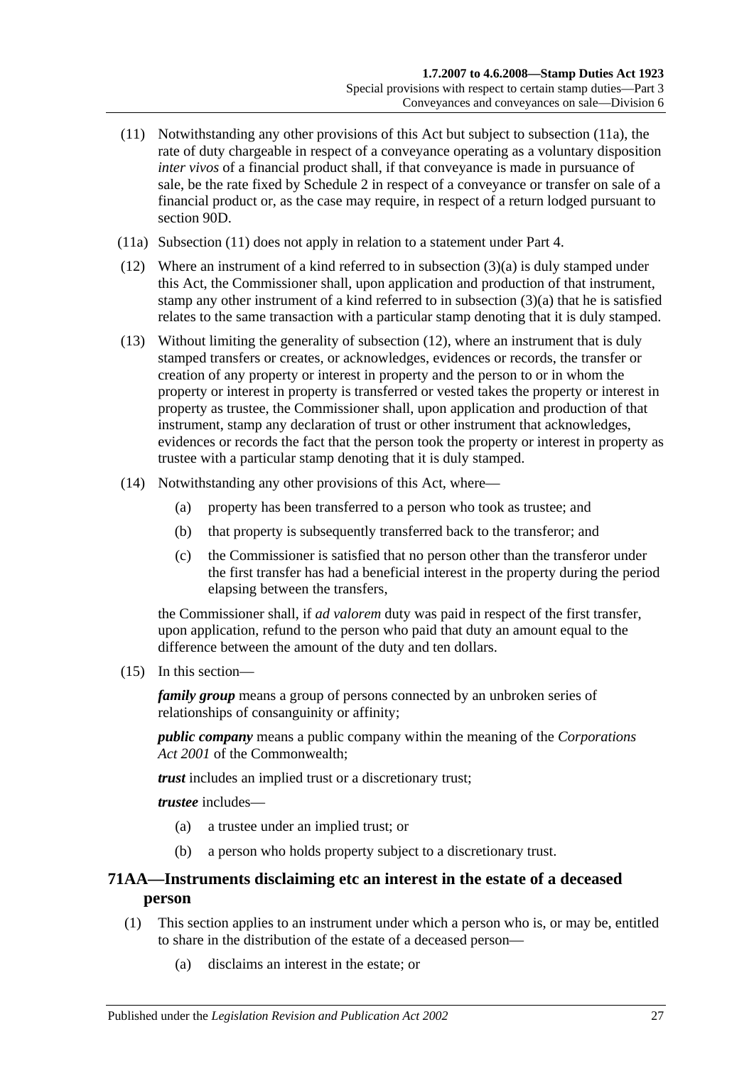(11) Notwithstanding any other provisions of this Act but subject to subsection (11a), the rate of duty chargeable in respect of a conveyance operating as a voluntary disposition *inter vivos* of a financial product shall, if that conveyance is made in pursuance of sale, be the rate fixed by Schedule 2 in respect of a conveyance or transfer on sale of a financial product or, as the case may require, in respect of a return lodged pursuant to section 90D.

(11a) Subsection (11) does not apply in relation to a statement under Part 4.

(12) Where an instrument of a kind referred to in subsection (3)(a) is duly stamped under this Act, the Commissioner shall, upon application and production of that instrument, stamp any other instrument of a kind referred to in subsection (3)(a) that he is satisfied relates to the same transaction with a particular stamp denoting that it is duly stamped.

(13) Without limiting the generality of subsection (12), where an instrument that is duly stamped transfers or creates, or acknowledges, evidences or records, the transfer or creation of any property or interest in property and the person to or in whom the property or interest in property is transferred or vested takes the property or interest in property as trustee, the Commissioner shall, upon application and production of that instrument, stamp any declaration of trust or other instrument that acknowledges, evidences or records the fact that the person took the property or interest in property as trustee with a particular stamp denoting that it is duly stamped.

(14) Notwithstanding any other provisions of this Act, where—

(a) property has been transferred to a person who took as trustee; and

(b) that property is subsequently transferred back to the transferor; and

(c) the Commissioner is satisfied that no person other than the transferor under the first transfer has had a beneficial interest in the property during the period elapsing between the transfers,

the Commissioner shall, if *ad valorem* duty was paid in respect of the first transfer, upon application, refund to the person who paid that duty an amount equal to the difference between the amount of the duty and ten dollars.

(15) In this section—

***family group*** means a group of persons connected by an unbroken series of relationships of consanguinity or affinity;

***public company*** means a public company within the meaning of the *Corporations Act 2001* of the Commonwealth;

***trust*** includes an implied trust or a discretionary trust;

***trustee*** includes—

(a) a trustee under an implied trust; or

(b) a person who holds property subject to a discretionary trust.

## 71AA—Instruments disclaiming etc an interest in the estate of a deceased person

(1) This section applies to an instrument under which a person who is, or may be, entitled to share in the distribution of the estate of a deceased person—

(a) disclaims an interest in the estate; or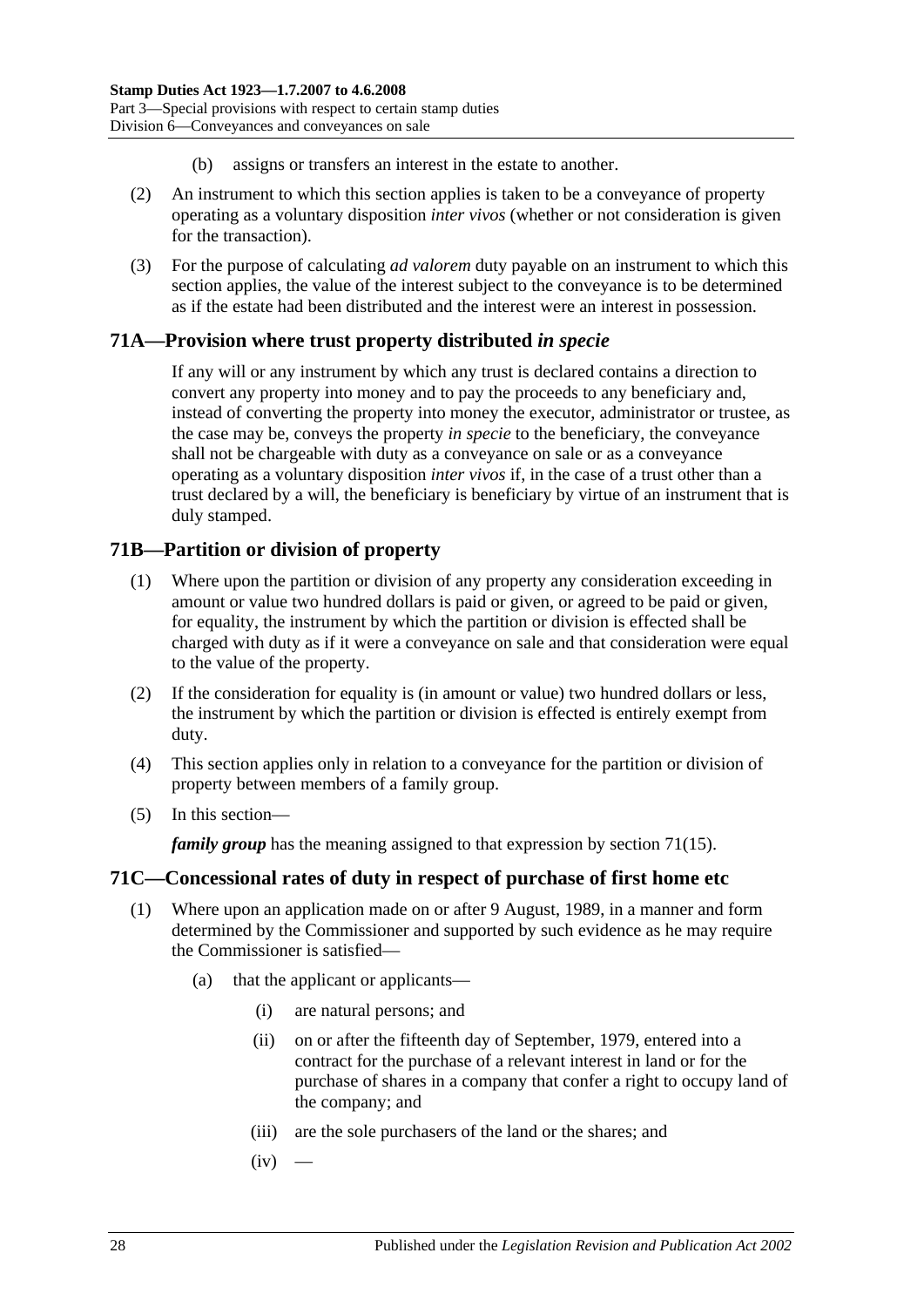(b) assigns or transfers an interest in the estate to another.

(2) An instrument to which this section applies is taken to be a conveyance of property operating as a voluntary disposition *inter vivos* (whether or not consideration is given for the transaction).

(3) For the purpose of calculating *ad valorem* duty payable on an instrument to which this section applies, the value of the interest subject to the conveyance is to be determined as if the estate had been distributed and the interest were an interest in possession.

## 71A—Provision where trust property distributed *in specie*

If any will or any instrument by which any trust is declared contains a direction to convert any property into money and to pay the proceeds to any beneficiary and, instead of converting the property into money the executor, administrator or trustee, as the case may be, conveys the property *in specie* to the beneficiary, the conveyance shall not be chargeable with duty as a conveyance on sale or as a conveyance operating as a voluntary disposition *inter vivos* if, in the case of a trust other than a trust declared by a will, the beneficiary is beneficiary by virtue of an instrument that is duly stamped.

## 71B—Partition or division of property

(1) Where upon the partition or division of any property any consideration exceeding in amount or value two hundred dollars is paid or given, or agreed to be paid or given, for equality, the instrument by which the partition or division is effected shall be charged with duty as if it were a conveyance on sale and that consideration were equal to the value of the property.

(2) If the consideration for equality is (in amount or value) two hundred dollars or less, the instrument by which the partition or division is effected is entirely exempt from duty.

(4) This section applies only in relation to a conveyance for the partition or division of property between members of a family group.

(5) In this section—

***family group*** has the meaning assigned to that expression by section 71(15).

## 71C—Concessional rates of duty in respect of purchase of first home etc

(1) Where upon an application made on or after 9 August, 1989, in a manner and form determined by the Commissioner and supported by such evidence as he may require the Commissioner is satisfied—

(a) that the applicant or applicants—

(i) are natural persons; and

(ii) on or after the fifteenth day of September, 1979, entered into a contract for the purchase of a relevant interest in land or for the purchase of shares in a company that confer a right to occupy land of the company; and

(iii) are the sole purchasers of the land or the shares; and

(iv) —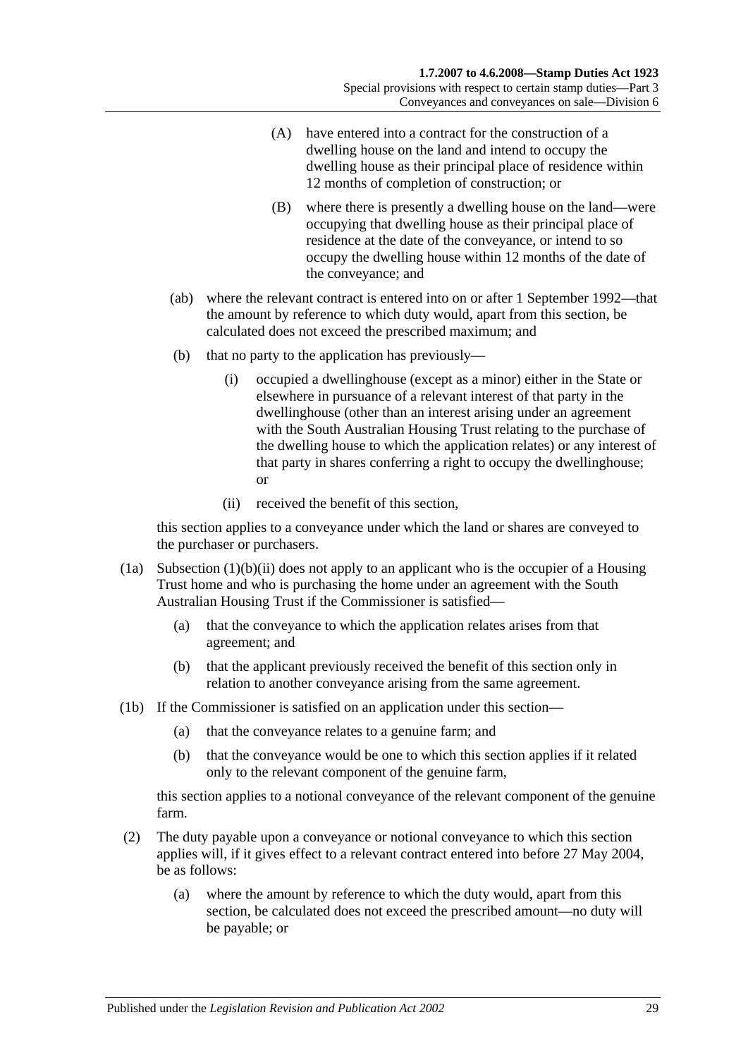(A) have entered into a contract for the construction of a dwelling house on the land and intend to occupy the dwelling house as their principal place of residence within 12 months of completion of construction; or

(B) where there is presently a dwelling house on the land—were occupying that dwelling house as their principal place of residence at the date of the conveyance, or intend to so occupy the dwelling house within 12 months of the date of the conveyance; and

(ab) where the relevant contract is entered into on or after 1 September 1992—that the amount by reference to which duty would, apart from this section, be calculated does not exceed the prescribed maximum; and

(b) that no party to the application has previously—

(i) occupied a dwellinghouse (except as a minor) either in the State or elsewhere in pursuance of a relevant interest of that party in the dwellinghouse (other than an interest arising under an agreement with the South Australian Housing Trust relating to the purchase of the dwelling house to which the application relates) or any interest of that party in shares conferring a right to occupy the dwellinghouse; or

(ii) received the benefit of this section,

this section applies to a conveyance under which the land or shares are conveyed to the purchaser or purchasers.

(1a) Subsection (1)(b)(ii) does not apply to an applicant who is the occupier of a Housing Trust home and who is purchasing the home under an agreement with the South Australian Housing Trust if the Commissioner is satisfied—

(a) that the conveyance to which the application relates arises from that agreement; and

(b) that the applicant previously received the benefit of this section only in relation to another conveyance arising from the same agreement.

(1b) If the Commissioner is satisfied on an application under this section—

(a) that the conveyance relates to a genuine farm; and

(b) that the conveyance would be one to which this section applies if it related only to the relevant component of the genuine farm,

this section applies to a notional conveyance of the relevant component of the genuine farm.

(2) The duty payable upon a conveyance or notional conveyance to which this section applies will, if it gives effect to a relevant contract entered into before 27 May 2004, be as follows:

(a) where the amount by reference to which the duty would, apart from this section, be calculated does not exceed the prescribed amount—no duty will be payable; or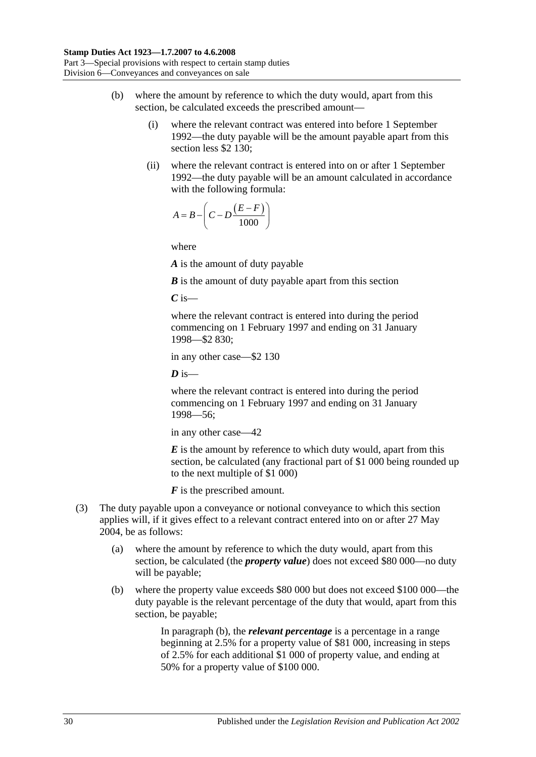(b) where the amount by reference to which the duty would, apart from this section, be calculated exceeds the prescribed amount—

(i) where the relevant contract was entered into before 1 September 1992—the duty payable will be the amount payable apart from this section less $2 130;

(ii) where the relevant contract is entered into on or after 1 September 1992—the duty payable will be an amount calculated in accordance with the following formula:

$$A = B - \left( C - D \frac{(E - F)}{1000} \right)$$

where

***A*** is the amount of duty payable

***B*** is the amount of duty payable apart from this section

***C*** is—

where the relevant contract is entered into during the period commencing on 1 February 1997 and ending on 31 January 1998—$2 830;

in any other case—$2 130

***D*** is—

where the relevant contract is entered into during the period commencing on 1 February 1997 and ending on 31 January 1998—56;

in any other case—42

***E*** is the amount by reference to which duty would, apart from this section, be calculated (any fractional part of $1 000 being rounded up to the next multiple of $1 000)

***F*** is the prescribed amount.

(3) The duty payable upon a conveyance or notional conveyance to which this section applies will, if it gives effect to a relevant contract entered into on or after 27 May 2004, be as follows:

(a) where the amount by reference to which the duty would, apart from this section, be calculated (the ***property value***) does not exceed $80 000—no duty will be payable;

(b) where the property value exceeds $80 000 but does not exceed $100 000—the duty payable is the relevant percentage of the duty that would, apart from this section, be payable;

In paragraph (b), the ***relevant percentage*** is a percentage in a range beginning at 2.5% for a property value of $81 000, increasing in steps of 2.5% for each additional $1 000 of property value, and ending at 50% for a property value of $100 000.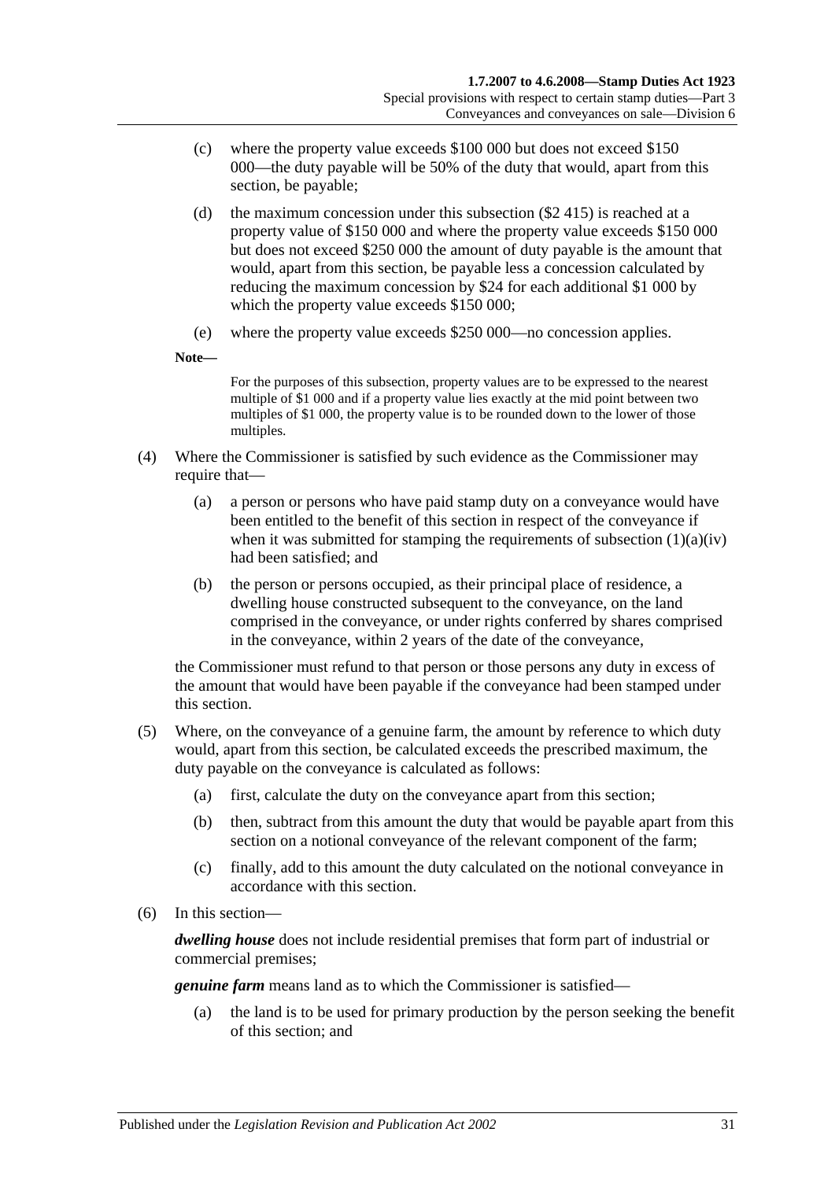(c) where the property value exceeds $100 000 but does not exceed $150 000—the duty payable will be 50% of the duty that would, apart from this section, be payable;

(d) the maximum concession under this subsection ($2 415) is reached at a property value of $150 000 and where the property value exceeds $150 000 but does not exceed $250 000 the amount of duty payable is the amount that would, apart from this section, be payable less a concession calculated by reducing the maximum concession by $24 for each additional $1 000 by which the property value exceeds $150 000;

(e) where the property value exceeds $250 000—no concession applies.

**Note—**

For the purposes of this subsection, property values are to be expressed to the nearest multiple of $1 000 and if a property value lies exactly at the mid point between two multiples of $1 000, the property value is to be rounded down to the lower of those multiples.

(4) Where the Commissioner is satisfied by such evidence as the Commissioner may require that—

(a) a person or persons who have paid stamp duty on a conveyance would have been entitled to the benefit of this section in respect of the conveyance if when it was submitted for stamping the requirements of subsection (1)(a)(iv) had been satisfied; and

(b) the person or persons occupied, as their principal place of residence, a dwelling house constructed subsequent to the conveyance, on the land comprised in the conveyance, or under rights conferred by shares comprised in the conveyance, within 2 years of the date of the conveyance,

the Commissioner must refund to that person or those persons any duty in excess of the amount that would have been payable if the conveyance had been stamped under this section.

(5) Where, on the conveyance of a genuine farm, the amount by reference to which duty would, apart from this section, be calculated exceeds the prescribed maximum, the duty payable on the conveyance is calculated as follows:

(a) first, calculate the duty on the conveyance apart from this section;

(b) then, subtract from this amount the duty that would be payable apart from this section on a notional conveyance of the relevant component of the farm;

(c) finally, add to this amount the duty calculated on the notional conveyance in accordance with this section.

(6) In this section—

***dwelling house*** does not include residential premises that form part of industrial or commercial premises;

***genuine farm*** means land as to which the Commissioner is satisfied—

(a) the land is to be used for primary production by the person seeking the benefit of this section; and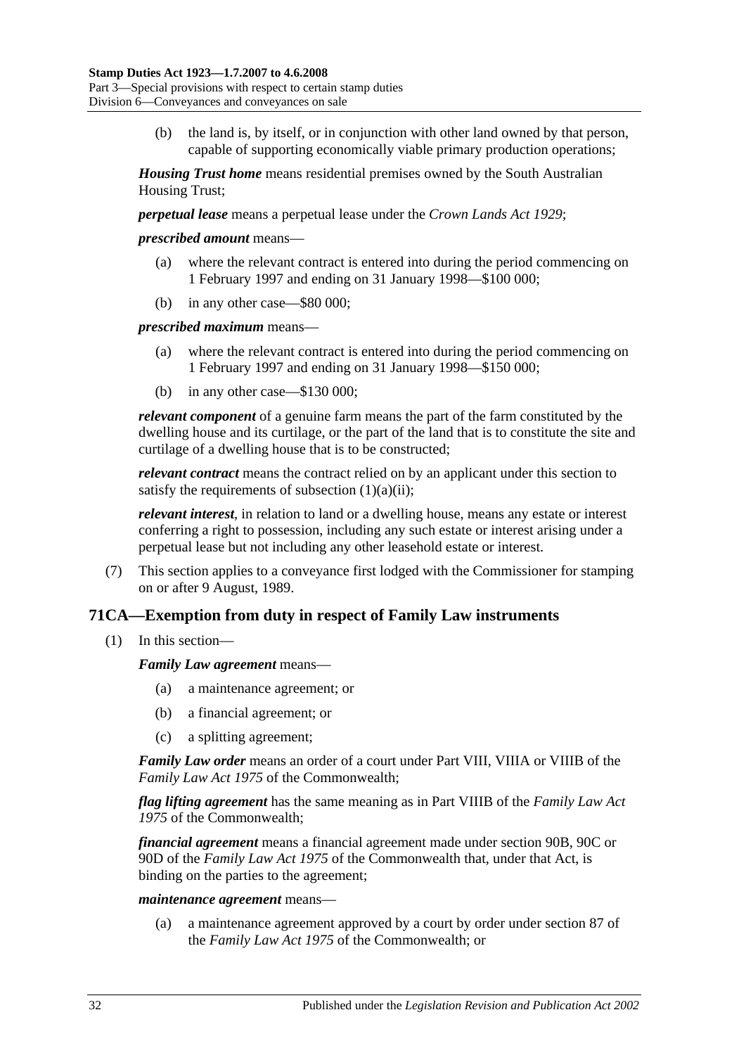(b) the land is, by itself, or in conjunction with other land owned by that person, capable of supporting economically viable primary production operations;

***Housing Trust home*** means residential premises owned by the South Australian Housing Trust;

***perpetual lease*** means a perpetual lease under the *Crown Lands Act 1929*;

***prescribed amount*** means—

(a) where the relevant contract is entered into during the period commencing on 1 February 1997 and ending on 31 January 1998—$100 000;

(b) in any other case—$80 000;

***prescribed maximum*** means—

(a) where the relevant contract is entered into during the period commencing on 1 February 1997 and ending on 31 January 1998—$150 000;

(b) in any other case—$130 000;

***relevant component*** of a genuine farm means the part of the farm constituted by the dwelling house and its curtilage, or the part of the land that is to constitute the site and curtilage of a dwelling house that is to be constructed;

***relevant contract*** means the contract relied on by an applicant under this section to satisfy the requirements of subsection (1)(a)(ii);

***relevant interest***, in relation to land or a dwelling house, means any estate or interest conferring a right to possession, including any such estate or interest arising under a perpetual lease but not including any other leasehold estate or interest.

(7) This section applies to a conveyance first lodged with the Commissioner for stamping on or after 9 August, 1989.

## 71CA—Exemption from duty in respect of Family Law instruments

(1) In this section—

***Family Law agreement*** means—

(a) a maintenance agreement; or

(b) a financial agreement; or

(c) a splitting agreement;

***Family Law order*** means an order of a court under Part VIII, VIIIA or VIIIB of the *Family Law Act 1975* of the Commonwealth;

***flag lifting agreement*** has the same meaning as in Part VIIIB of the *Family Law Act 1975* of the Commonwealth;

***financial agreement*** means a financial agreement made under section 90B, 90C or 90D of the *Family Law Act 1975* of the Commonwealth that, under that Act, is binding on the parties to the agreement;

***maintenance agreement*** means—

(a) a maintenance agreement approved by a court by order under section 87 of the *Family Law Act 1975* of the Commonwealth; or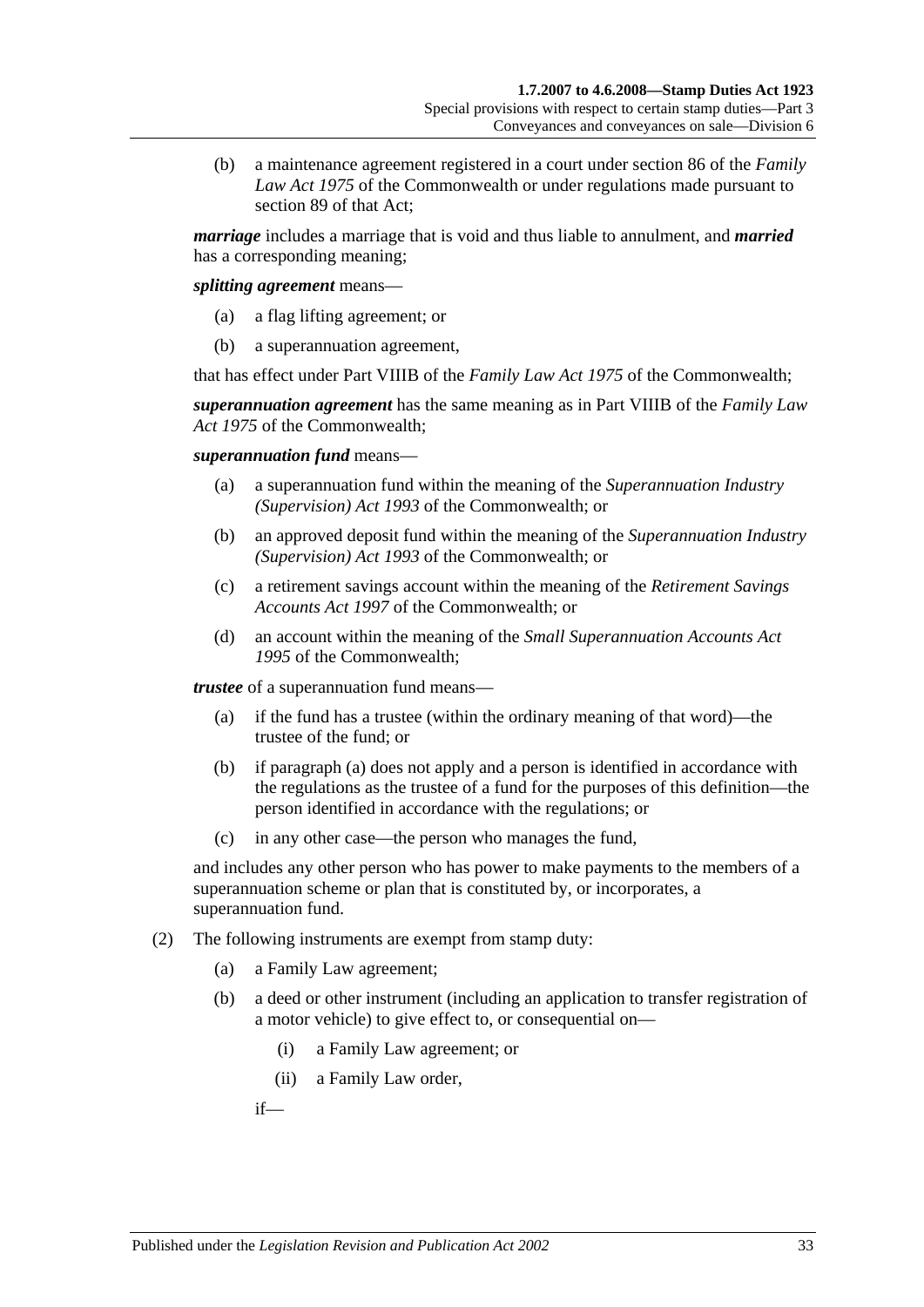(b) a maintenance agreement registered in a court under section 86 of the *Family Law Act 1975* of the Commonwealth or under regulations made pursuant to section 89 of that Act;

***marriage*** includes a marriage that is void and thus liable to annulment, and ***married*** has a corresponding meaning;

***splitting agreement*** means—

(a) a flag lifting agreement; or

(b) a superannuation agreement,

that has effect under Part VIIIB of the *Family Law Act 1975* of the Commonwealth;

***superannuation agreement*** has the same meaning as in Part VIIIB of the *Family Law Act 1975* of the Commonwealth;

***superannuation fund*** means—

(a) a superannuation fund within the meaning of the *Superannuation Industry (Supervision) Act 1993* of the Commonwealth; or

(b) an approved deposit fund within the meaning of the *Superannuation Industry (Supervision) Act 1993* of the Commonwealth; or

(c) a retirement savings account within the meaning of the *Retirement Savings Accounts Act 1997* of the Commonwealth; or

(d) an account within the meaning of the *Small Superannuation Accounts Act 1995* of the Commonwealth;

***trustee*** of a superannuation fund means—

(a) if the fund has a trustee (within the ordinary meaning of that word)—the trustee of the fund; or

(b) if paragraph (a) does not apply and a person is identified in accordance with the regulations as the trustee of a fund for the purposes of this definition—the person identified in accordance with the regulations; or

(c) in any other case—the person who manages the fund,

and includes any other person who has power to make payments to the members of a superannuation scheme or plan that is constituted by, or incorporates, a superannuation fund.

(2) The following instruments are exempt from stamp duty:

(a) a Family Law agreement;

(b) a deed or other instrument (including an application to transfer registration of a motor vehicle) to give effect to, or consequential on—

(i) a Family Law agreement; or

(ii) a Family Law order,

if—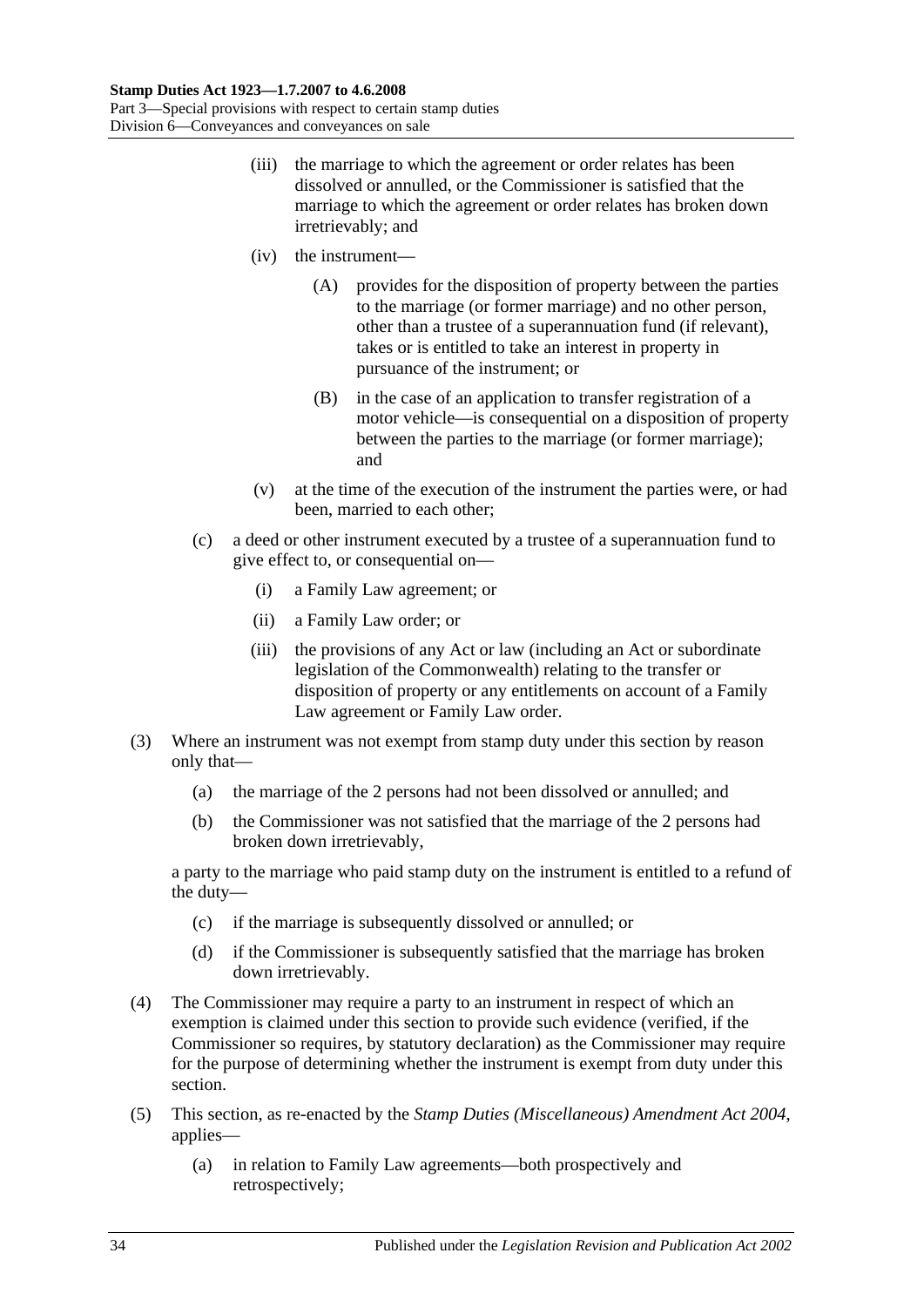(iii) the marriage to which the agreement or order relates has been dissolved or annulled, or the Commissioner is satisfied that the marriage to which the agreement or order relates has broken down irretrievably; and

(iv) the instrument—

(A) provides for the disposition of property between the parties to the marriage (or former marriage) and no other person, other than a trustee of a superannuation fund (if relevant), takes or is entitled to take an interest in property in pursuance of the instrument; or

(B) in the case of an application to transfer registration of a motor vehicle—is consequential on a disposition of property between the parties to the marriage (or former marriage); and

(v) at the time of the execution of the instrument the parties were, or had been, married to each other;

(c) a deed or other instrument executed by a trustee of a superannuation fund to give effect to, or consequential on—

(i) a Family Law agreement; or

(ii) a Family Law order; or

(iii) the provisions of any Act or law (including an Act or subordinate legislation of the Commonwealth) relating to the transfer or disposition of property or any entitlements on account of a Family Law agreement or Family Law order.

(3) Where an instrument was not exempt from stamp duty under this section by reason only that—

(a) the marriage of the 2 persons had not been dissolved or annulled; and

(b) the Commissioner was not satisfied that the marriage of the 2 persons had broken down irretrievably,

a party to the marriage who paid stamp duty on the instrument is entitled to a refund of the duty—

(c) if the marriage is subsequently dissolved or annulled; or

(d) if the Commissioner is subsequently satisfied that the marriage has broken down irretrievably.

(4) The Commissioner may require a party to an instrument in respect of which an exemption is claimed under this section to provide such evidence (verified, if the Commissioner so requires, by statutory declaration) as the Commissioner may require for the purpose of determining whether the instrument is exempt from duty under this section.

(5) This section, as re-enacted by the *Stamp Duties (Miscellaneous) Amendment Act 2004*, applies—

(a) in relation to Family Law agreements—both prospectively and retrospectively;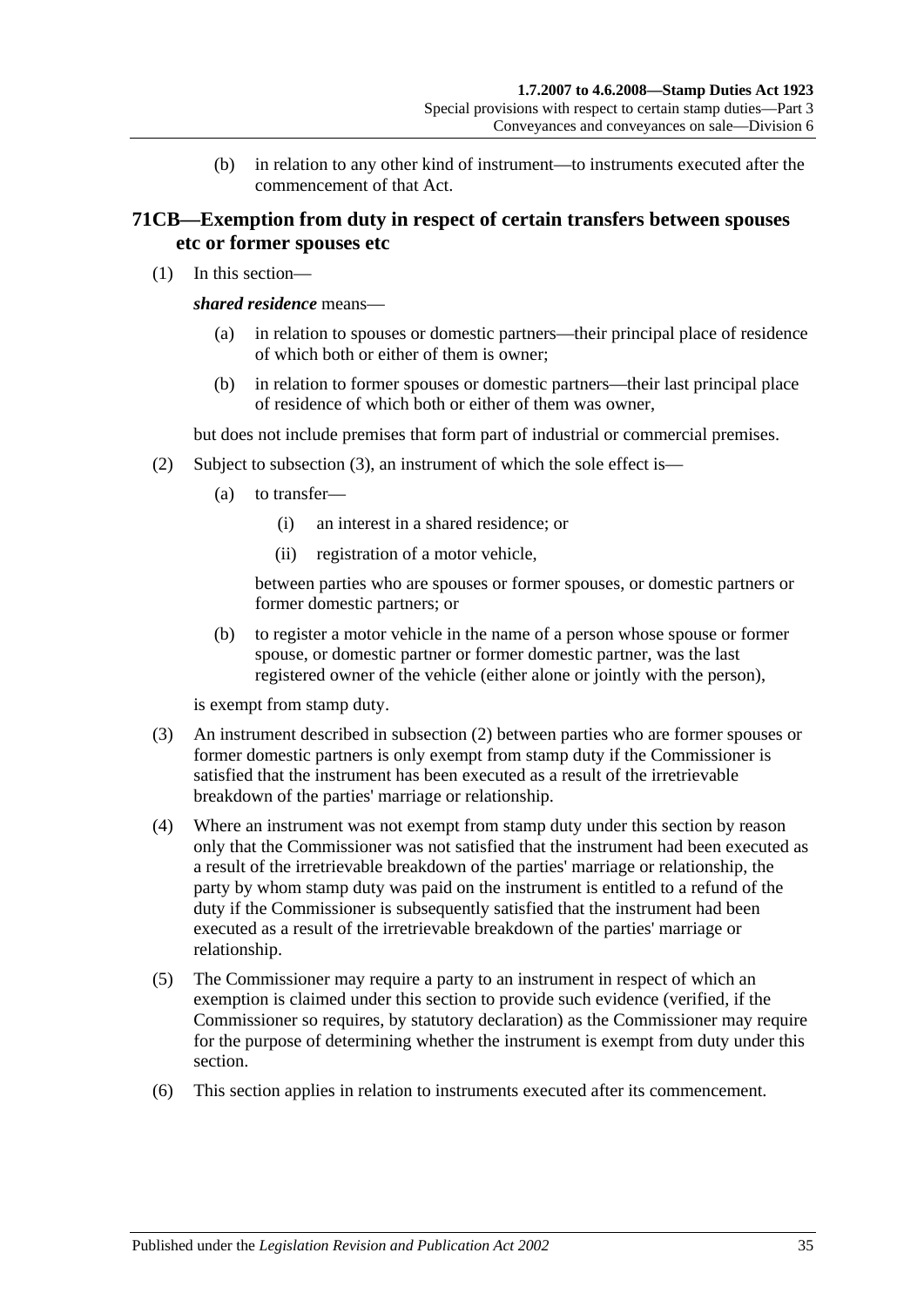(b) in relation to any other kind of instrument—to instruments executed after the commencement of that Act.

## 71CB—Exemption from duty in respect of certain transfers between spouses etc or former spouses etc

(1) In this section—

***shared residence*** means—

(a) in relation to spouses or domestic partners—their principal place of residence of which both or either of them is owner;

(b) in relation to former spouses or domestic partners—their last principal place of residence of which both or either of them was owner,

but does not include premises that form part of industrial or commercial premises.

(2) Subject to subsection (3), an instrument of which the sole effect is—

(a) to transfer—

(i) an interest in a shared residence; or

(ii) registration of a motor vehicle,

between parties who are spouses or former spouses, or domestic partners or former domestic partners; or

(b) to register a motor vehicle in the name of a person whose spouse or former spouse, or domestic partner or former domestic partner, was the last registered owner of the vehicle (either alone or jointly with the person),

is exempt from stamp duty.

(3) An instrument described in subsection (2) between parties who are former spouses or former domestic partners is only exempt from stamp duty if the Commissioner is satisfied that the instrument has been executed as a result of the irretrievable breakdown of the parties' marriage or relationship.

(4) Where an instrument was not exempt from stamp duty under this section by reason only that the Commissioner was not satisfied that the instrument had been executed as a result of the irretrievable breakdown of the parties' marriage or relationship, the party by whom stamp duty was paid on the instrument is entitled to a refund of the duty if the Commissioner is subsequently satisfied that the instrument had been executed as a result of the irretrievable breakdown of the parties' marriage or relationship.

(5) The Commissioner may require a party to an instrument in respect of which an exemption is claimed under this section to provide such evidence (verified, if the Commissioner so requires, by statutory declaration) as the Commissioner may require for the purpose of determining whether the instrument is exempt from duty under this section.

(6) This section applies in relation to instruments executed after its commencement.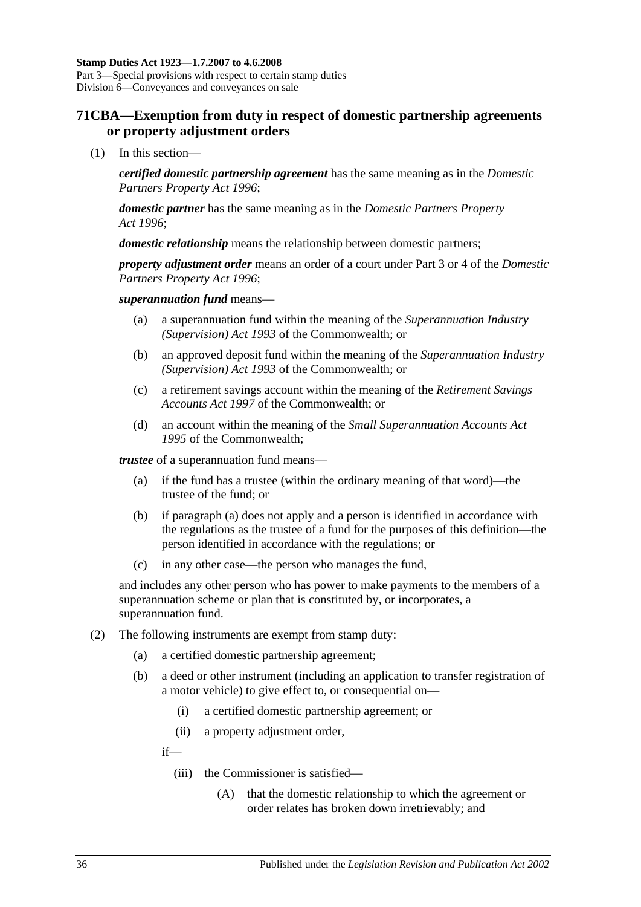## 71CBA—Exemption from duty in respect of domestic partnership agreements or property adjustment orders

(1) In this section—

***certified domestic partnership agreement*** has the same meaning as in the *Domestic Partners Property Act 1996*;

***domestic partner*** has the same meaning as in the *Domestic Partners Property Act 1996*;

***domestic relationship*** means the relationship between domestic partners;

***property adjustment order*** means an order of a court under Part 3 or 4 of the *Domestic Partners Property Act 1996*;

***superannuation fund*** means—

- (a) a superannuation fund within the meaning of the *Superannuation Industry (Supervision) Act 1993* of the Commonwealth; or
- (b) an approved deposit fund within the meaning of the *Superannuation Industry (Supervision) Act 1993* of the Commonwealth; or
- (c) a retirement savings account within the meaning of the *Retirement Savings Accounts Act 1997* of the Commonwealth; or
- (d) an account within the meaning of the *Small Superannuation Accounts Act 1995* of the Commonwealth;

***trustee*** of a superannuation fund means—

- (a) if the fund has a trustee (within the ordinary meaning of that word)—the trustee of the fund; or
- (b) if paragraph (a) does not apply and a person is identified in accordance with the regulations as the trustee of a fund for the purposes of this definition—the person identified in accordance with the regulations; or
- (c) in any other case—the person who manages the fund,

and includes any other person who has power to make payments to the members of a superannuation scheme or plan that is constituted by, or incorporates, a superannuation fund.

(2) The following instruments are exempt from stamp duty:

- (a) a certified domestic partnership agreement;
- (b) a deed or other instrument (including an application to transfer registration of a motor vehicle) to give effect to, or consequential on—
  - (i) a certified domestic partnership agreement; or
  - (ii) a property adjustment order,

  if—

  - (iii) the Commissioner is satisfied—
    - (A) that the domestic relationship to which the agreement or order relates has broken down irretrievably; and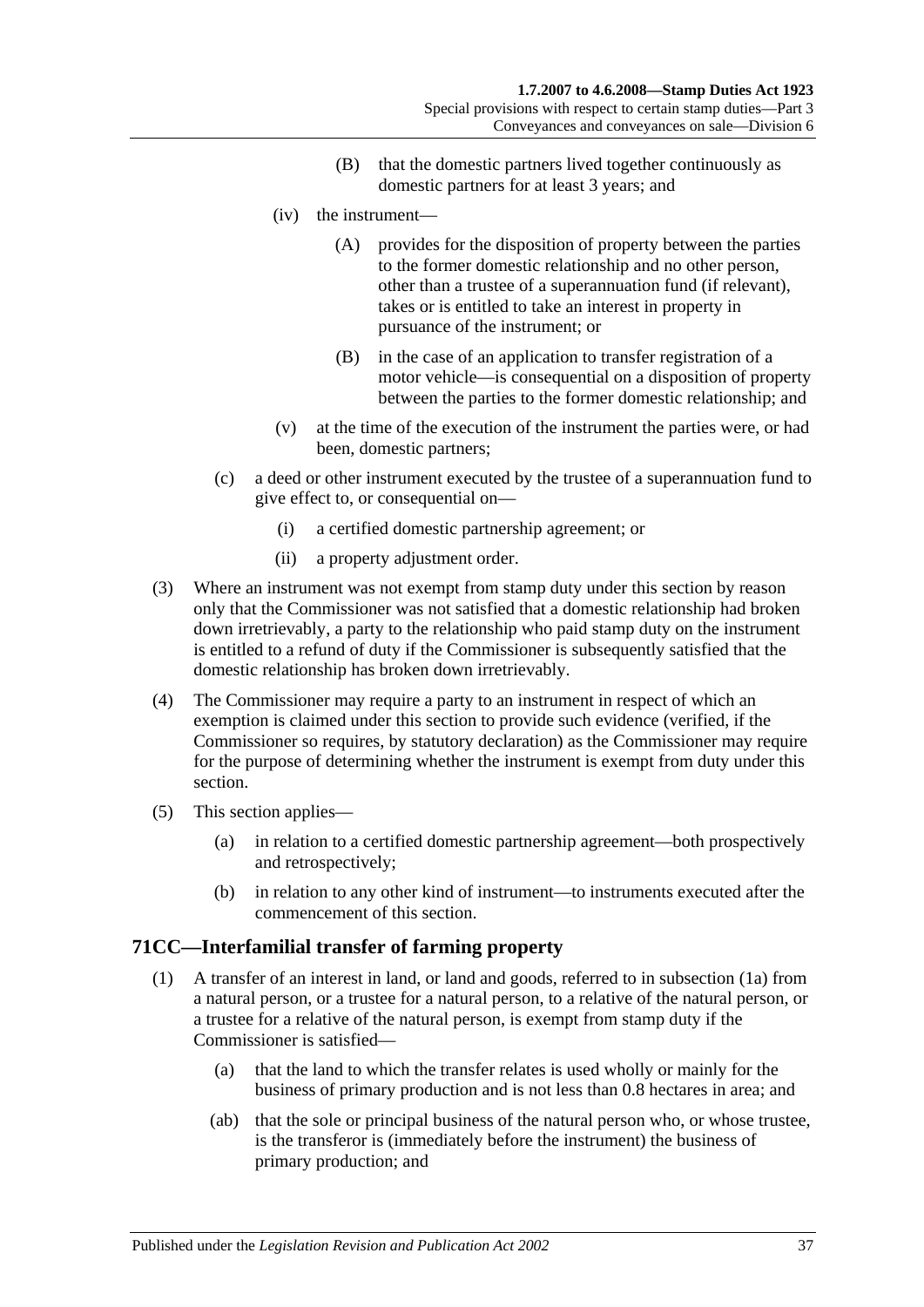(B) that the domestic partners lived together continuously as domestic partners for at least 3 years; and

(iv) the instrument—

(A) provides for the disposition of property between the parties to the former domestic relationship and no other person, other than a trustee of a superannuation fund (if relevant), takes or is entitled to take an interest in property in pursuance of the instrument; or

(B) in the case of an application to transfer registration of a motor vehicle—is consequential on a disposition of property between the parties to the former domestic relationship; and

(v) at the time of the execution of the instrument the parties were, or had been, domestic partners;

(c) a deed or other instrument executed by the trustee of a superannuation fund to give effect to, or consequential on—

(i) a certified domestic partnership agreement; or

(ii) a property adjustment order.

(3) Where an instrument was not exempt from stamp duty under this section by reason only that the Commissioner was not satisfied that a domestic relationship had broken down irretrievably, a party to the relationship who paid stamp duty on the instrument is entitled to a refund of duty if the Commissioner is subsequently satisfied that the domestic relationship has broken down irretrievably.

(4) The Commissioner may require a party to an instrument in respect of which an exemption is claimed under this section to provide such evidence (verified, if the Commissioner so requires, by statutory declaration) as the Commissioner may require for the purpose of determining whether the instrument is exempt from duty under this section.

(5) This section applies—

(a) in relation to a certified domestic partnership agreement—both prospectively and retrospectively;

(b) in relation to any other kind of instrument—to instruments executed after the commencement of this section.

## 71CC—Interfamilial transfer of farming property

(1) A transfer of an interest in land, or land and goods, referred to in subsection (1a) from a natural person, or a trustee for a natural person, to a relative of the natural person, or a trustee for a relative of the natural person, is exempt from stamp duty if the Commissioner is satisfied—

(a) that the land to which the transfer relates is used wholly or mainly for the business of primary production and is not less than 0.8 hectares in area; and

(ab) that the sole or principal business of the natural person who, or whose trustee, is the transferor is (immediately before the instrument) the business of primary production; and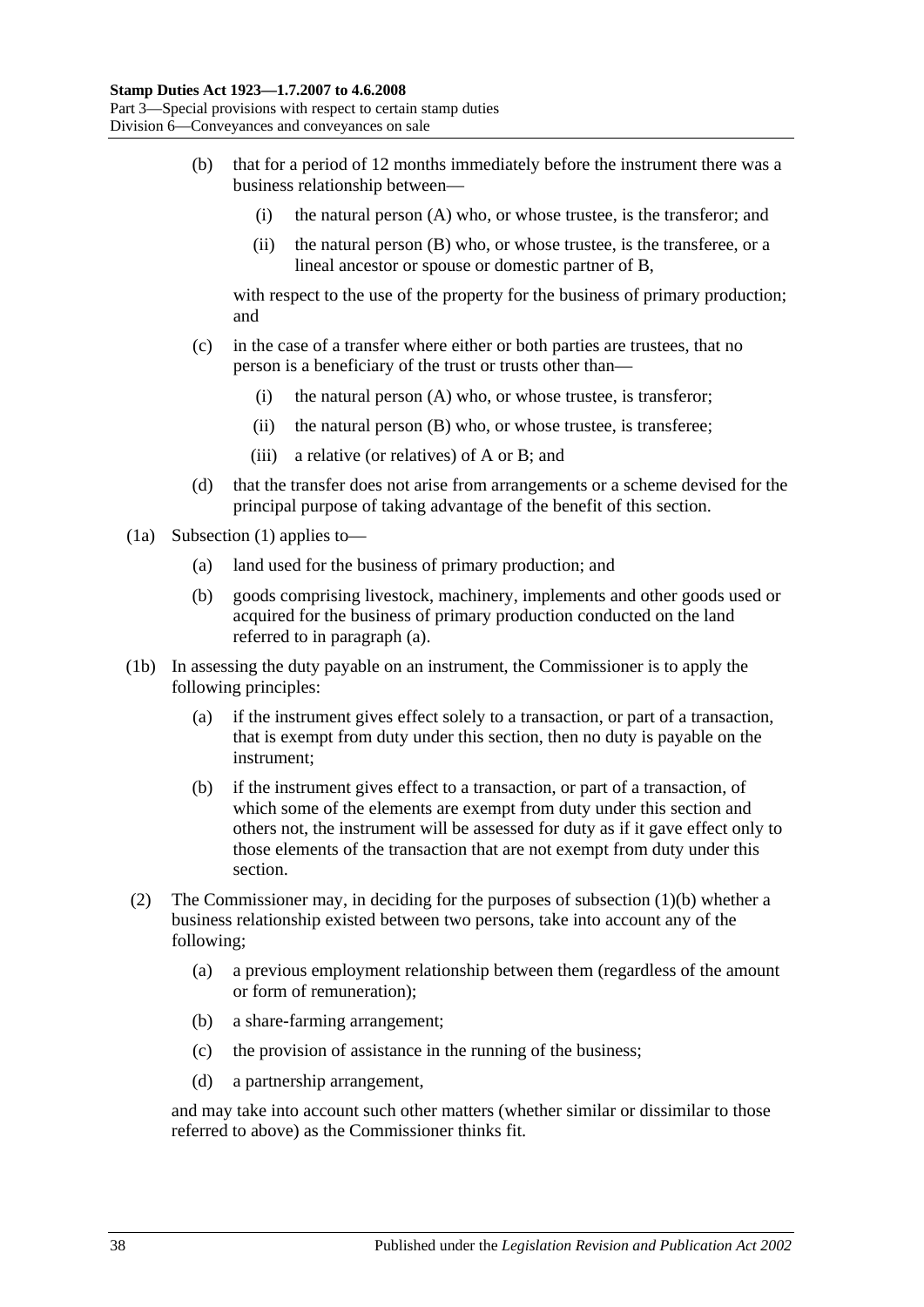(b) that for a period of 12 months immediately before the instrument there was a business relationship between—

  (i) the natural person (A) who, or whose trustee, is the transferor; and

  (ii) the natural person (B) who, or whose trustee, is the transferee, or a lineal ancestor or spouse or domestic partner of B,

  with respect to the use of the property for the business of primary production; and

(c) in the case of a transfer where either or both parties are trustees, that no person is a beneficiary of the trust or trusts other than—

  (i) the natural person (A) who, or whose trustee, is transferor;

  (ii) the natural person (B) who, or whose trustee, is transferee;

  (iii) a relative (or relatives) of A or B; and

(d) that the transfer does not arise from arrangements or a scheme devised for the principal purpose of taking advantage of the benefit of this section.

(1a) Subsection (1) applies to—

  (a) land used for the business of primary production; and

  (b) goods comprising livestock, machinery, implements and other goods used or acquired for the business of primary production conducted on the land referred to in paragraph (a).

(1b) In assessing the duty payable on an instrument, the Commissioner is to apply the following principles:

  (a) if the instrument gives effect solely to a transaction, or part of a transaction, that is exempt from duty under this section, then no duty is payable on the instrument;

  (b) if the instrument gives effect to a transaction, or part of a transaction, of which some of the elements are exempt from duty under this section and others not, the instrument will be assessed for duty as if it gave effect only to those elements of the transaction that are not exempt from duty under this section.

(2) The Commissioner may, in deciding for the purposes of subsection (1)(b) whether a business relationship existed between two persons, take into account any of the following;

  (a) a previous employment relationship between them (regardless of the amount or form of remuneration);

  (b) a share-farming arrangement;

  (c) the provision of assistance in the running of the business;

  (d) a partnership arrangement,

  and may take into account such other matters (whether similar or dissimilar to those referred to above) as the Commissioner thinks fit.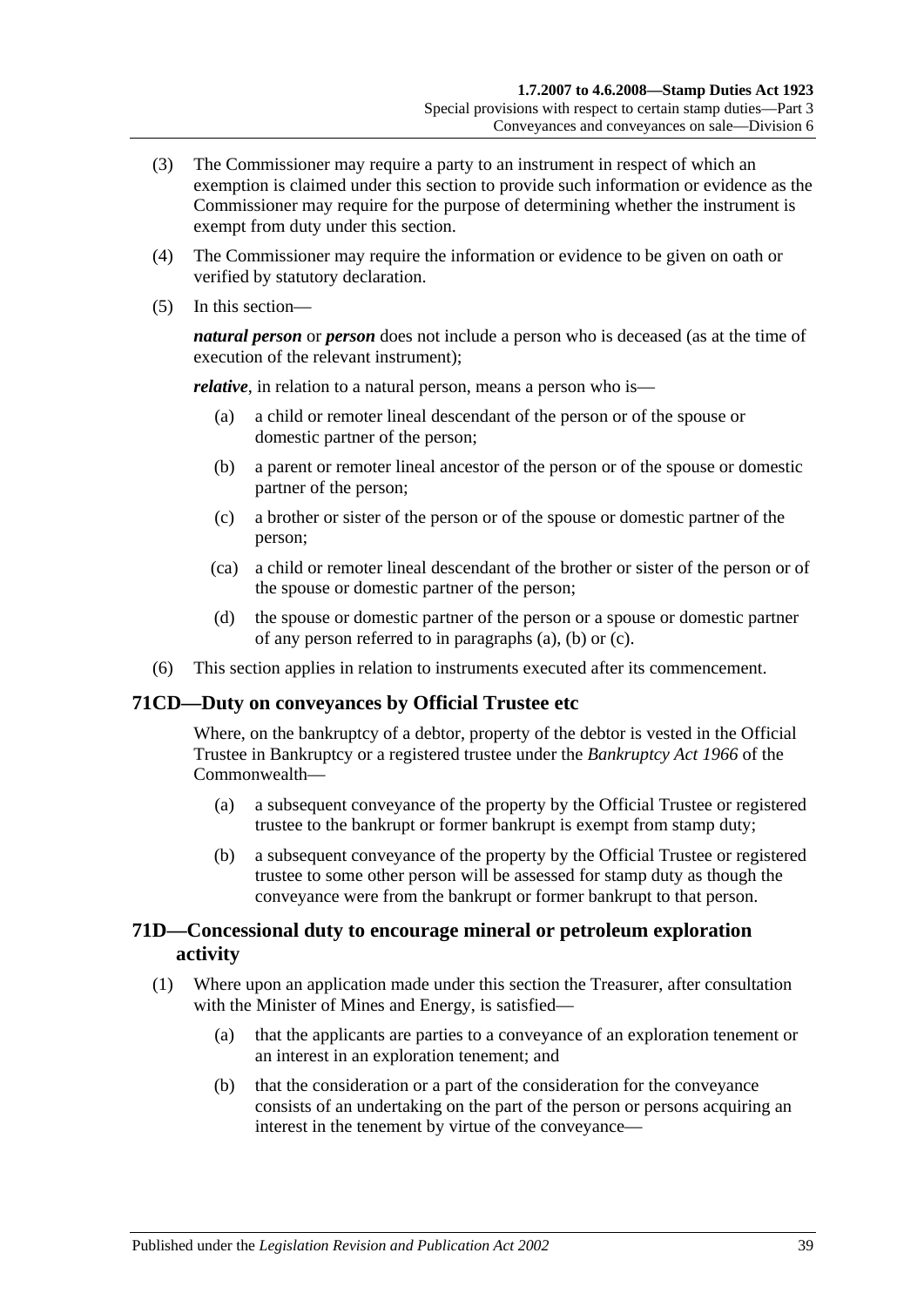(3) The Commissioner may require a party to an instrument in respect of which an exemption is claimed under this section to provide such information or evidence as the Commissioner may require for the purpose of determining whether the instrument is exempt from duty under this section.

(4) The Commissioner may require the information or evidence to be given on oath or verified by statutory declaration.

(5) In this section—

***natural person*** or ***person*** does not include a person who is deceased (as at the time of execution of the relevant instrument);

***relative***, in relation to a natural person, means a person who is—

- (a) a child or remoter lineal descendant of the person or of the spouse or domestic partner of the person;
- (b) a parent or remoter lineal ancestor of the person or of the spouse or domestic partner of the person;
- (c) a brother or sister of the person or of the spouse or domestic partner of the person;
- (ca) a child or remoter lineal descendant of the brother or sister of the person or of the spouse or domestic partner of the person;
- (d) the spouse or domestic partner of the person or a spouse or domestic partner of any person referred to in paragraphs (a), (b) or (c).

(6) This section applies in relation to instruments executed after its commencement.

## 71CD—Duty on conveyances by Official Trustee etc

Where, on the bankruptcy of a debtor, property of the debtor is vested in the Official Trustee in Bankruptcy or a registered trustee under the *Bankruptcy Act 1966* of the Commonwealth—

- (a) a subsequent conveyance of the property by the Official Trustee or registered trustee to the bankrupt or former bankrupt is exempt from stamp duty;
- (b) a subsequent conveyance of the property by the Official Trustee or registered trustee to some other person will be assessed for stamp duty as though the conveyance were from the bankrupt or former bankrupt to that person.

## 71D—Concessional duty to encourage mineral or petroleum exploration activity

(1) Where upon an application made under this section the Treasurer, after consultation with the Minister of Mines and Energy, is satisfied—

- (a) that the applicants are parties to a conveyance of an exploration tenement or an interest in an exploration tenement; and
- (b) that the consideration or a part of the consideration for the conveyance consists of an undertaking on the part of the person or persons acquiring an interest in the tenement by virtue of the conveyance—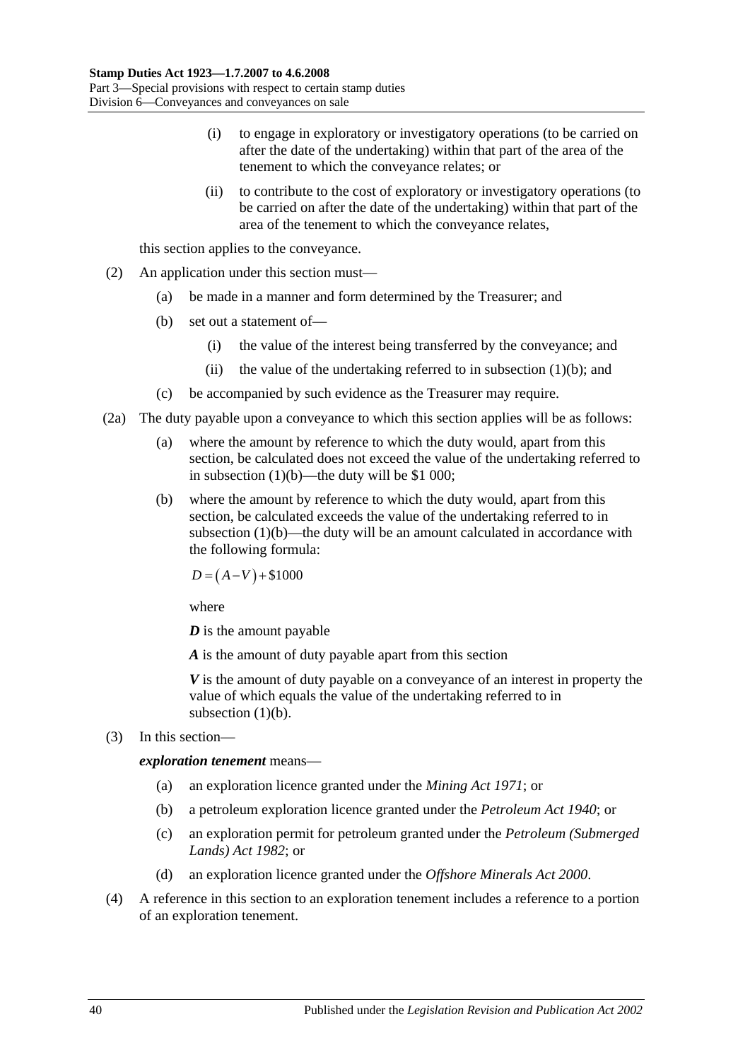(i) to engage in exploratory or investigatory operations (to be carried on after the date of the undertaking) within that part of the area of the tenement to which the conveyance relates; or

(ii) to contribute to the cost of exploratory or investigatory operations (to be carried on after the date of the undertaking) within that part of the area of the tenement to which the conveyance relates,

this section applies to the conveyance.

(2) An application under this section must—

(a) be made in a manner and form determined by the Treasurer; and

(b) set out a statement of—

(i) the value of the interest being transferred by the conveyance; and

(ii) the value of the undertaking referred to in subsection (1)(b); and

(c) be accompanied by such evidence as the Treasurer may require.

(2a) The duty payable upon a conveyance to which this section applies will be as follows:

(a) where the amount by reference to which the duty would, apart from this section, be calculated does not exceed the value of the undertaking referred to in subsection (1)(b)—the duty will be $1 000;

(b) where the amount by reference to which the duty would, apart from this section, be calculated exceeds the value of the undertaking referred to in subsection (1)(b)—the duty will be an amount calculated in accordance with the following formula:

$$D = (A - V) + \$1000$$

where

***D*** is the amount payable

***A*** is the amount of duty payable apart from this section

***V*** is the amount of duty payable on a conveyance of an interest in property the value of which equals the value of the undertaking referred to in subsection (1)(b).

(3) In this section—

***exploration tenement*** means—

(a) an exploration licence granted under the *Mining Act 1971*; or

(b) a petroleum exploration licence granted under the *Petroleum Act 1940*; or

(c) an exploration permit for petroleum granted under the *Petroleum (Submerged Lands) Act 1982*; or

(d) an exploration licence granted under the *Offshore Minerals Act 2000*.

(4) A reference in this section to an exploration tenement includes a reference to a portion of an exploration tenement.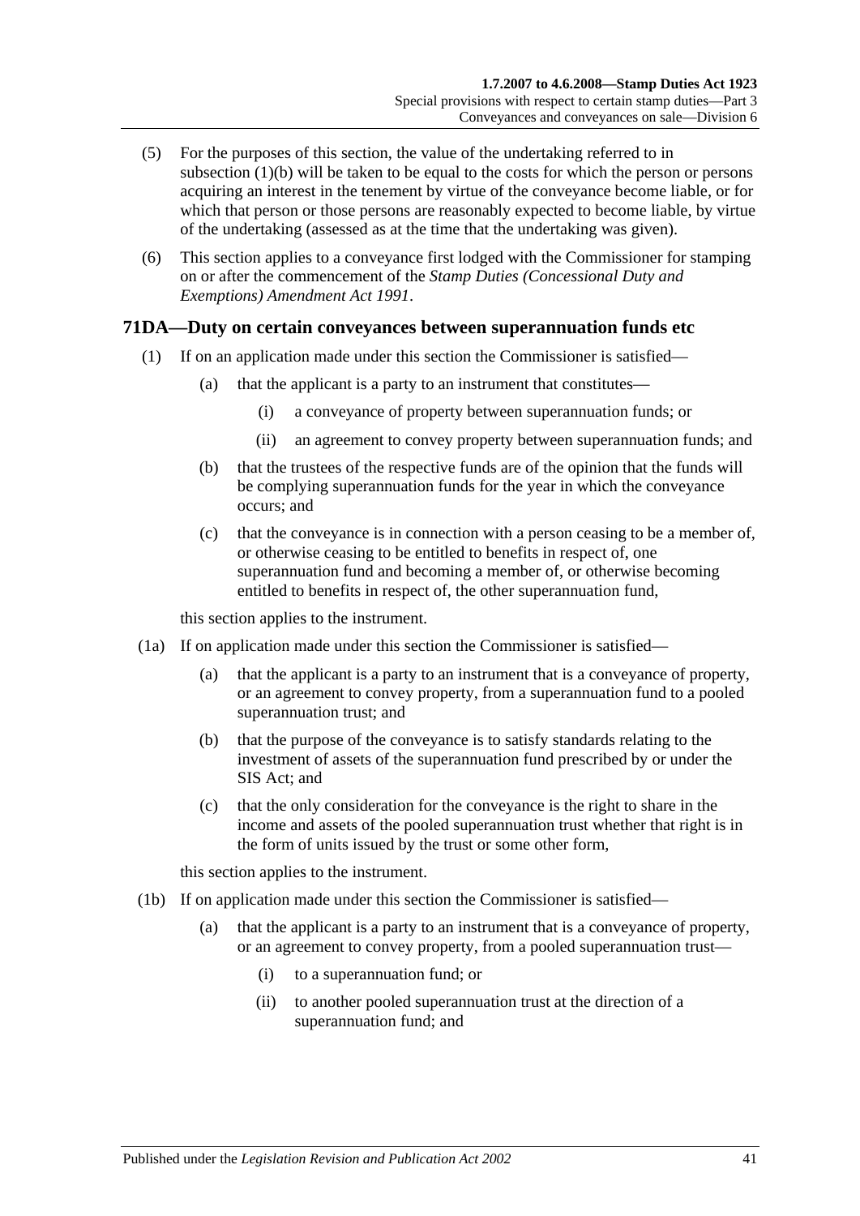(5) For the purposes of this section, the value of the undertaking referred to in subsection (1)(b) will be taken to be equal to the costs for which the person or persons acquiring an interest in the tenement by virtue of the conveyance become liable, or for which that person or those persons are reasonably expected to become liable, by virtue of the undertaking (assessed as at the time that the undertaking was given).

(6) This section applies to a conveyance first lodged with the Commissioner for stamping on or after the commencement of the *Stamp Duties (Concessional Duty and Exemptions) Amendment Act 1991*.

## 71DA—Duty on certain conveyances between superannuation funds etc

(1) If on an application made under this section the Commissioner is satisfied—

  (a) that the applicant is a party to an instrument that constitutes—

    (i) a conveyance of property between superannuation funds; or

    (ii) an agreement to convey property between superannuation funds; and

  (b) that the trustees of the respective funds are of the opinion that the funds will be complying superannuation funds for the year in which the conveyance occurs; and

  (c) that the conveyance is in connection with a person ceasing to be a member of, or otherwise ceasing to be entitled to benefits in respect of, one superannuation fund and becoming a member of, or otherwise becoming entitled to benefits in respect of, the other superannuation fund,

this section applies to the instrument.

(1a) If on application made under this section the Commissioner is satisfied—

  (a) that the applicant is a party to an instrument that is a conveyance of property, or an agreement to convey property, from a superannuation fund to a pooled superannuation trust; and

  (b) that the purpose of the conveyance is to satisfy standards relating to the investment of assets of the superannuation fund prescribed by or under the SIS Act; and

  (c) that the only consideration for the conveyance is the right to share in the income and assets of the pooled superannuation trust whether that right is in the form of units issued by the trust or some other form,

this section applies to the instrument.

(1b) If on application made under this section the Commissioner is satisfied—

  (a) that the applicant is a party to an instrument that is a conveyance of property, or an agreement to convey property, from a pooled superannuation trust—

    (i) to a superannuation fund; or

    (ii) to another pooled superannuation trust at the direction of a superannuation fund; and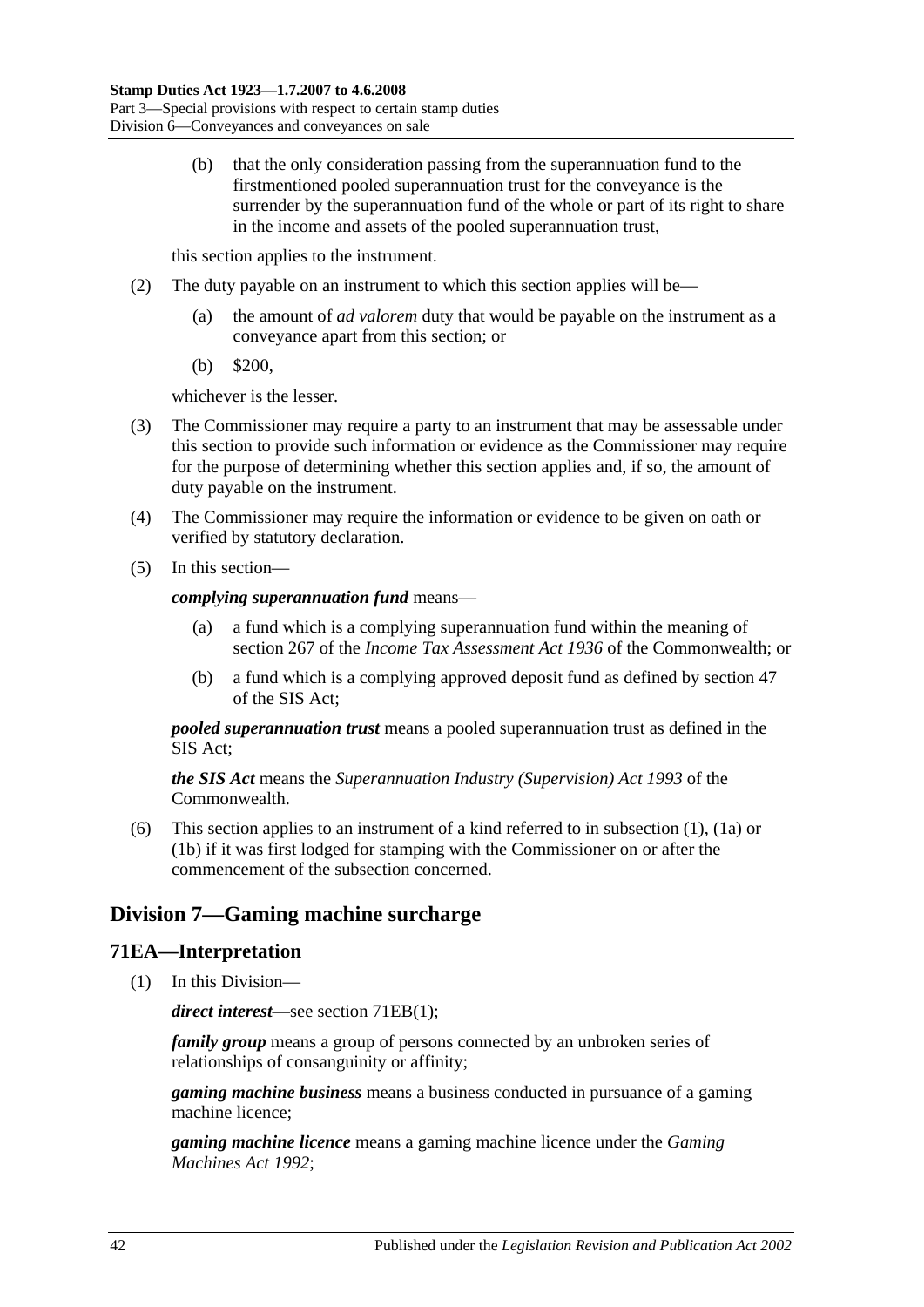(b) that the only consideration passing from the superannuation fund to the firstmentioned pooled superannuation trust for the conveyance is the surrender by the superannuation fund of the whole or part of its right to share in the income and assets of the pooled superannuation trust,

this section applies to the instrument.

(2) The duty payable on an instrument to which this section applies will be—

(a) the amount of *ad valorem* duty that would be payable on the instrument as a conveyance apart from this section; or

(b) $200,

whichever is the lesser.

(3) The Commissioner may require a party to an instrument that may be assessable under this section to provide such information or evidence as the Commissioner may require for the purpose of determining whether this section applies and, if so, the amount of duty payable on the instrument.

(4) The Commissioner may require the information or evidence to be given on oath or verified by statutory declaration.

(5) In this section—

***complying superannuation fund*** means—

(a) a fund which is a complying superannuation fund within the meaning of section 267 of the *Income Tax Assessment Act 1936* of the Commonwealth; or

(b) a fund which is a complying approved deposit fund as defined by section 47 of the SIS Act;

***pooled superannuation trust*** means a pooled superannuation trust as defined in the SIS Act;

***the SIS Act*** means the *Superannuation Industry (Supervision) Act 1993* of the Commonwealth.

(6) This section applies to an instrument of a kind referred to in subsection (1), (1a) or (1b) if it was first lodged for stamping with the Commissioner on or after the commencement of the subsection concerned.

## Division 7—Gaming machine surcharge

### 71EA—Interpretation

(1) In this Division—

***direct interest***—see section 71EB(1);

***family group*** means a group of persons connected by an unbroken series of relationships of consanguinity or affinity;

***gaming machine business*** means a business conducted in pursuance of a gaming machine licence;

***gaming machine licence*** means a gaming machine licence under the *Gaming Machines Act 1992*;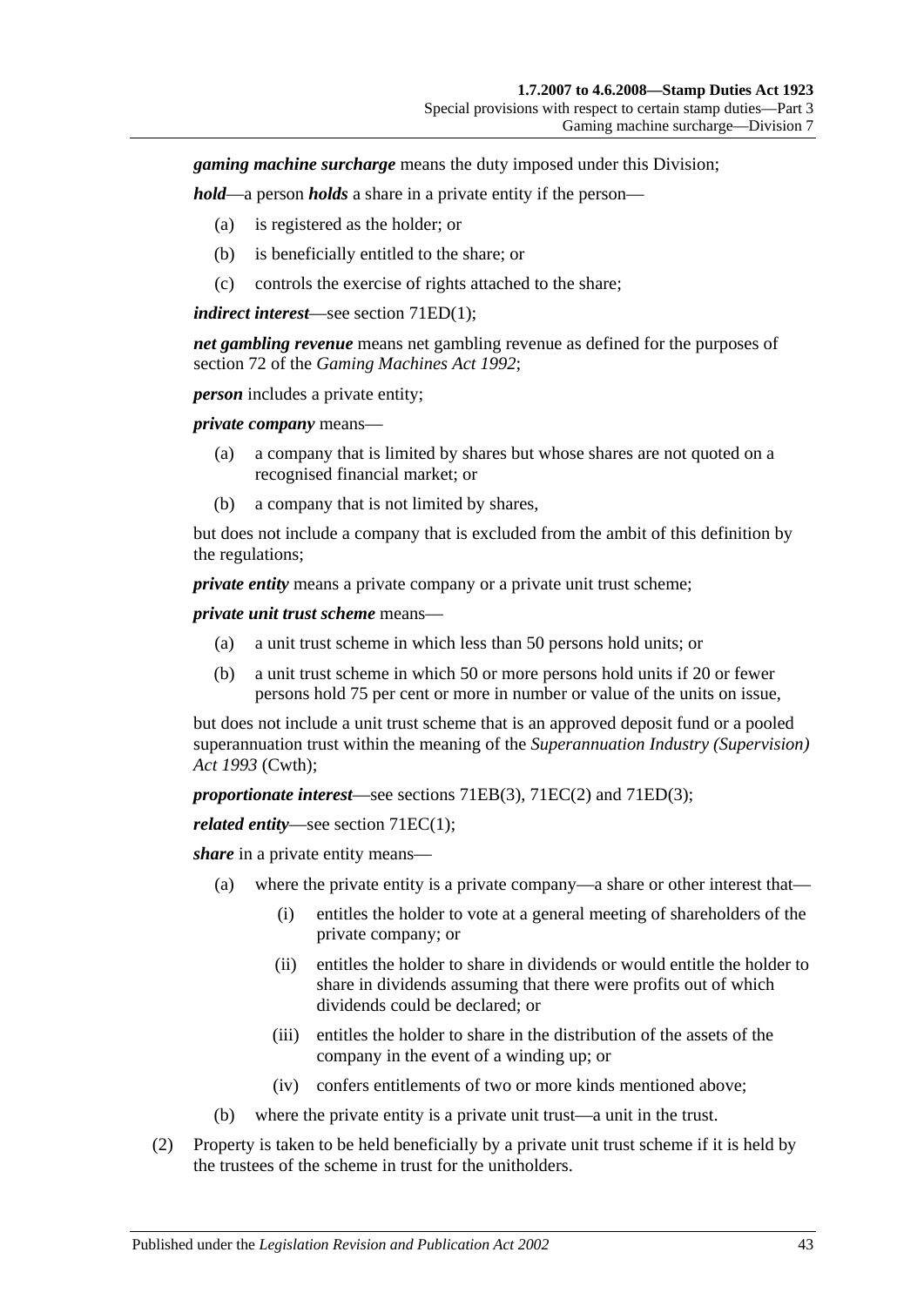***gaming machine surcharge*** means the duty imposed under this Division;

***hold***—a person ***holds*** a share in a private entity if the person—

(a) is registered as the holder; or

(b) is beneficially entitled to the share; or

(c) controls the exercise of rights attached to the share;

***indirect interest***—see section 71ED(1);

***net gambling revenue*** means net gambling revenue as defined for the purposes of section 72 of the *Gaming Machines Act 1992*;

***person*** includes a private entity;

***private company*** means—

(a) a company that is limited by shares but whose shares are not quoted on a recognised financial market; or

(b) a company that is not limited by shares,

but does not include a company that is excluded from the ambit of this definition by the regulations;

***private entity*** means a private company or a private unit trust scheme;

***private unit trust scheme*** means—

(a) a unit trust scheme in which less than 50 persons hold units; or

(b) a unit trust scheme in which 50 or more persons hold units if 20 or fewer persons hold 75 per cent or more in number or value of the units on issue,

but does not include a unit trust scheme that is an approved deposit fund or a pooled superannuation trust within the meaning of the *Superannuation Industry (Supervision) Act 1993* (Cwth);

***proportionate interest***—see sections 71EB(3), 71EC(2) and 71ED(3);

***related entity***—see section 71EC(1);

***share*** in a private entity means—

(a) where the private entity is a private company—a share or other interest that—

(i) entitles the holder to vote at a general meeting of shareholders of the private company; or

(ii) entitles the holder to share in dividends or would entitle the holder to share in dividends assuming that there were profits out of which dividends could be declared; or

(iii) entitles the holder to share in the distribution of the assets of the company in the event of a winding up; or

(iv) confers entitlements of two or more kinds mentioned above;

(b) where the private entity is a private unit trust—a unit in the trust.

(2) Property is taken to be held beneficially by a private unit trust scheme if it is held by the trustees of the scheme in trust for the unitholders.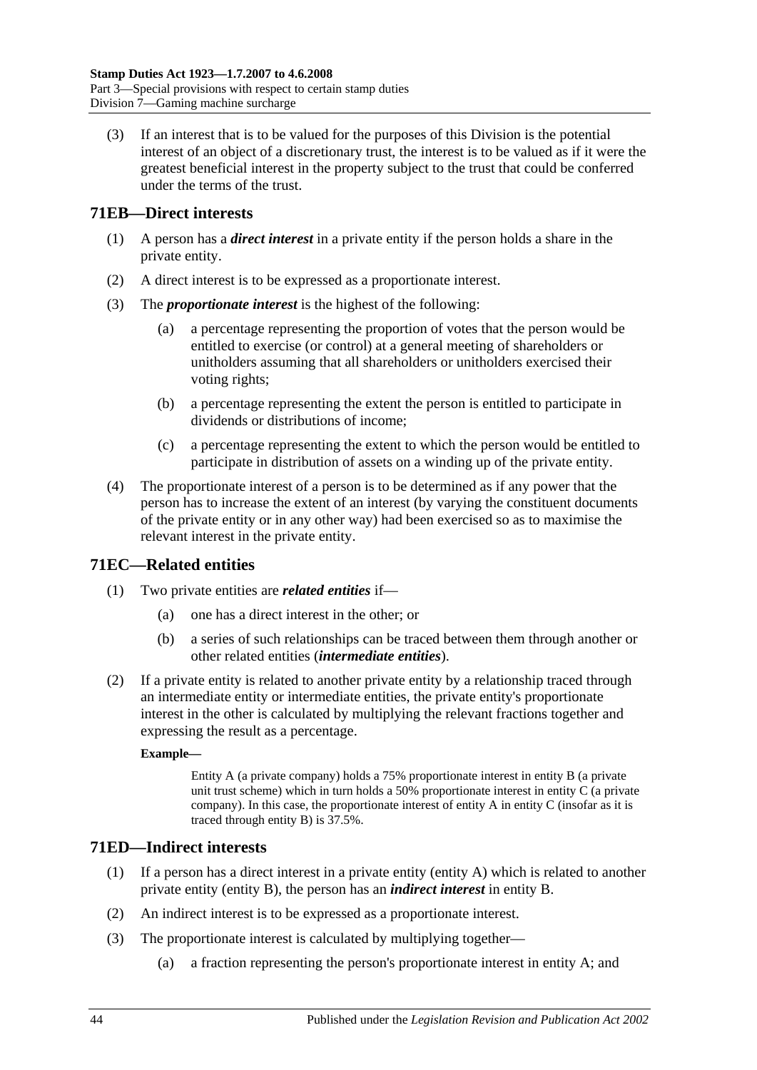(3) If an interest that is to be valued for the purposes of this Division is the potential interest of an object of a discretionary trust, the interest is to be valued as if it were the greatest beneficial interest in the property subject to the trust that could be conferred under the terms of the trust.

## 71EB—Direct interests

(1) A person has a ***direct interest*** in a private entity if the person holds a share in the private entity.

(2) A direct interest is to be expressed as a proportionate interest.

(3) The ***proportionate interest*** is the highest of the following:

- (a) a percentage representing the proportion of votes that the person would be entitled to exercise (or control) at a general meeting of shareholders or unitholders assuming that all shareholders or unitholders exercised their voting rights;
- (b) a percentage representing the extent the person is entitled to participate in dividends or distributions of income;
- (c) a percentage representing the extent to which the person would be entitled to participate in distribution of assets on a winding up of the private entity.

(4) The proportionate interest of a person is to be determined as if any power that the person has to increase the extent of an interest (by varying the constituent documents of the private entity or in any other way) had been exercised so as to maximise the relevant interest in the private entity.

## 71EC—Related entities

(1) Two private entities are ***related entities*** if—

- (a) one has a direct interest in the other; or
- (b) a series of such relationships can be traced between them through another or other related entities (***intermediate entities***).

(2) If a private entity is related to another private entity by a relationship traced through an intermediate entity or intermediate entities, the private entity's proportionate interest in the other is calculated by multiplying the relevant fractions together and expressing the result as a percentage.

**Example—**

Entity A (a private company) holds a 75% proportionate interest in entity B (a private unit trust scheme) which in turn holds a 50% proportionate interest in entity C (a private company). In this case, the proportionate interest of entity A in entity C (insofar as it is traced through entity B) is 37.5%.

## 71ED—Indirect interests

(1) If a person has a direct interest in a private entity (entity A) which is related to another private entity (entity B), the person has an ***indirect interest*** in entity B.

(2) An indirect interest is to be expressed as a proportionate interest.

(3) The proportionate interest is calculated by multiplying together—

- (a) a fraction representing the person's proportionate interest in entity A; and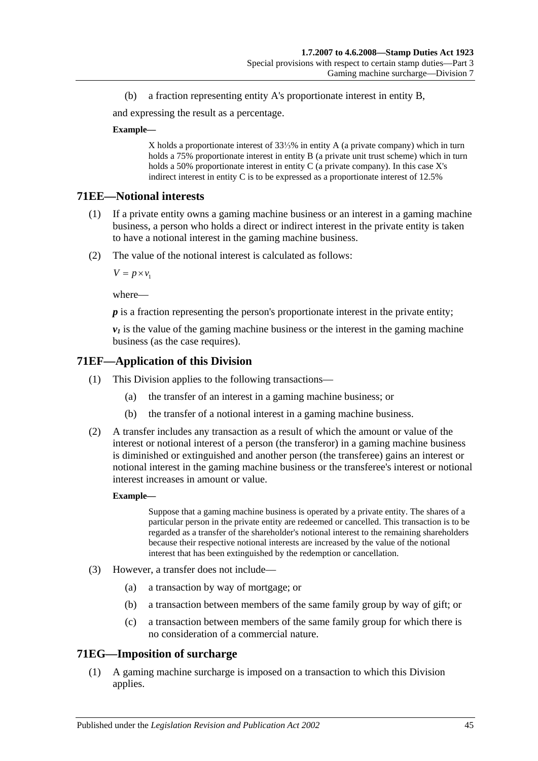(b) a fraction representing entity A's proportionate interest in entity B,

and expressing the result as a percentage.

**Example—**

> X holds a proportionate interest of 33⅓% in entity A (a private company) which in turn holds a 75% proportionate interest in entity B (a private unit trust scheme) which in turn holds a 50% proportionate interest in entity C (a private company). In this case X's indirect interest in entity C is to be expressed as a proportionate interest of 12.5%

## 71EE—Notional interests

(1) If a private entity owns a gaming machine business or an interest in a gaming machine business, a person who holds a direct or indirect interest in the private entity is taken to have a notional interest in the gaming machine business.

(2) The value of the notional interest is calculated as follows:

$$V = p \times v_1$$

where—

***p*** is a fraction representing the person's proportionate interest in the private entity;

$v_1$ is the value of the gaming machine business or the interest in the gaming machine business (as the case requires).

## 71EF—Application of this Division

(1) This Division applies to the following transactions—

(a) the transfer of an interest in a gaming machine business; or

(b) the transfer of a notional interest in a gaming machine business.

(2) A transfer includes any transaction as a result of which the amount or value of the interest or notional interest of a person (the transferor) in a gaming machine business is diminished or extinguished and another person (the transferee) gains an interest or notional interest in the gaming machine business or the transferee's interest or notional interest increases in amount or value.

**Example—**

> Suppose that a gaming machine business is operated by a private entity. The shares of a particular person in the private entity are redeemed or cancelled. This transaction is to be regarded as a transfer of the shareholder's notional interest to the remaining shareholders because their respective notional interests are increased by the value of the notional interest that has been extinguished by the redemption or cancellation.

(3) However, a transfer does not include—

(a) a transaction by way of mortgage; or

(b) a transaction between members of the same family group by way of gift; or

(c) a transaction between members of the same family group for which there is no consideration of a commercial nature.

## 71EG—Imposition of surcharge

(1) A gaming machine surcharge is imposed on a transaction to which this Division applies.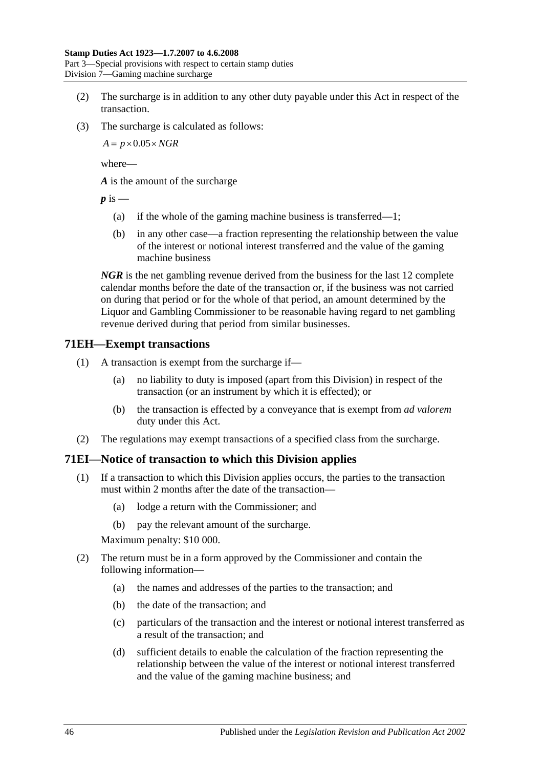(2) The surcharge is in addition to any other duty payable under this Act in respect of the transaction.

(3) The surcharge is calculated as follows:

$$A = p \times 0.05 \times NGR$$

where—

***A*** is the amount of the surcharge

***p*** is —

(a) if the whole of the gaming machine business is transferred—1;

(b) in any other case—a fraction representing the relationship between the value of the interest or notional interest transferred and the value of the gaming machine business

***NGR*** is the net gambling revenue derived from the business for the last 12 complete calendar months before the date of the transaction or, if the business was not carried on during that period or for the whole of that period, an amount determined by the Liquor and Gambling Commissioner to be reasonable having regard to net gambling revenue derived during that period from similar businesses.

## 71EH—Exempt transactions

(1) A transaction is exempt from the surcharge if—

(a) no liability to duty is imposed (apart from this Division) in respect of the transaction (or an instrument by which it is effected); or

(b) the transaction is effected by a conveyance that is exempt from *ad valorem* duty under this Act.

(2) The regulations may exempt transactions of a specified class from the surcharge.

## 71EI—Notice of transaction to which this Division applies

(1) If a transaction to which this Division applies occurs, the parties to the transaction must within 2 months after the date of the transaction—

(a) lodge a return with the Commissioner; and

(b) pay the relevant amount of the surcharge.

Maximum penalty: $10 000.

(2) The return must be in a form approved by the Commissioner and contain the following information—

(a) the names and addresses of the parties to the transaction; and

(b) the date of the transaction; and

(c) particulars of the transaction and the interest or notional interest transferred as a result of the transaction; and

(d) sufficient details to enable the calculation of the fraction representing the relationship between the value of the interest or notional interest transferred and the value of the gaming machine business; and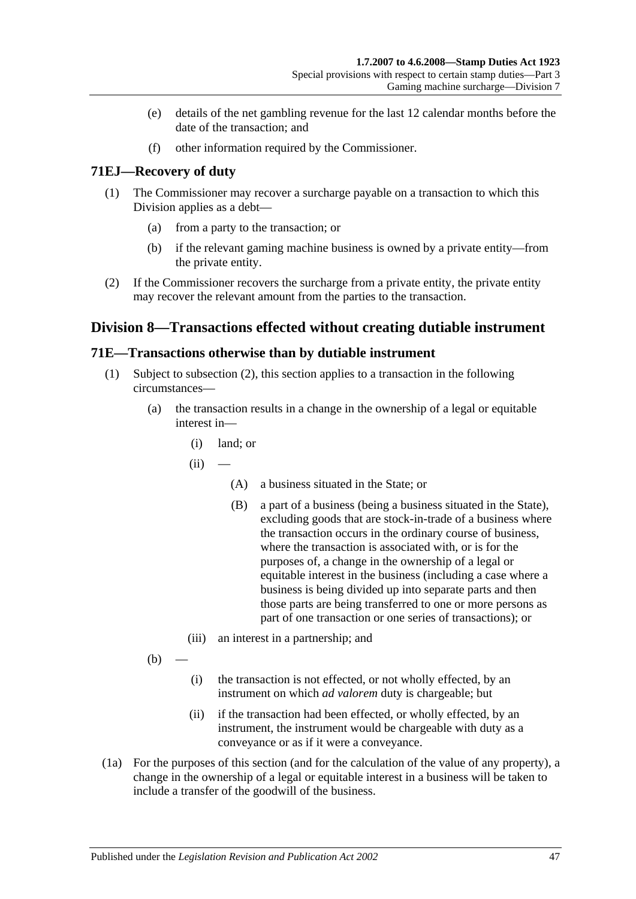(e) details of the net gambling revenue for the last 12 calendar months before the date of the transaction; and

(f) other information required by the Commissioner.

### 71EJ—Recovery of duty

(1) The Commissioner may recover a surcharge payable on a transaction to which this Division applies as a debt—

(a) from a party to the transaction; or

(b) if the relevant gaming machine business is owned by a private entity—from the private entity.

(2) If the Commissioner recovers the surcharge from a private entity, the private entity may recover the relevant amount from the parties to the transaction.

## Division 8—Transactions effected without creating dutiable instrument

### 71E—Transactions otherwise than by dutiable instrument

(1) Subject to subsection (2), this section applies to a transaction in the following circumstances—

(a) the transaction results in a change in the ownership of a legal or equitable interest in—

(i) land; or

(ii) —

(A) a business situated in the State; or

(B) a part of a business (being a business situated in the State), excluding goods that are stock-in-trade of a business where the transaction occurs in the ordinary course of business, where the transaction is associated with, or is for the purposes of, a change in the ownership of a legal or equitable interest in the business (including a case where a business is being divided up into separate parts and then those parts are being transferred to one or more persons as part of one transaction or one series of transactions); or

(iii) an interest in a partnership; and

(b) —

(i) the transaction is not effected, or not wholly effected, by an instrument on which *ad valorem* duty is chargeable; but

(ii) if the transaction had been effected, or wholly effected, by an instrument, the instrument would be chargeable with duty as a conveyance or as if it were a conveyance.

(1a) For the purposes of this section (and for the calculation of the value of any property), a change in the ownership of a legal or equitable interest in a business will be taken to include a transfer of the goodwill of the business.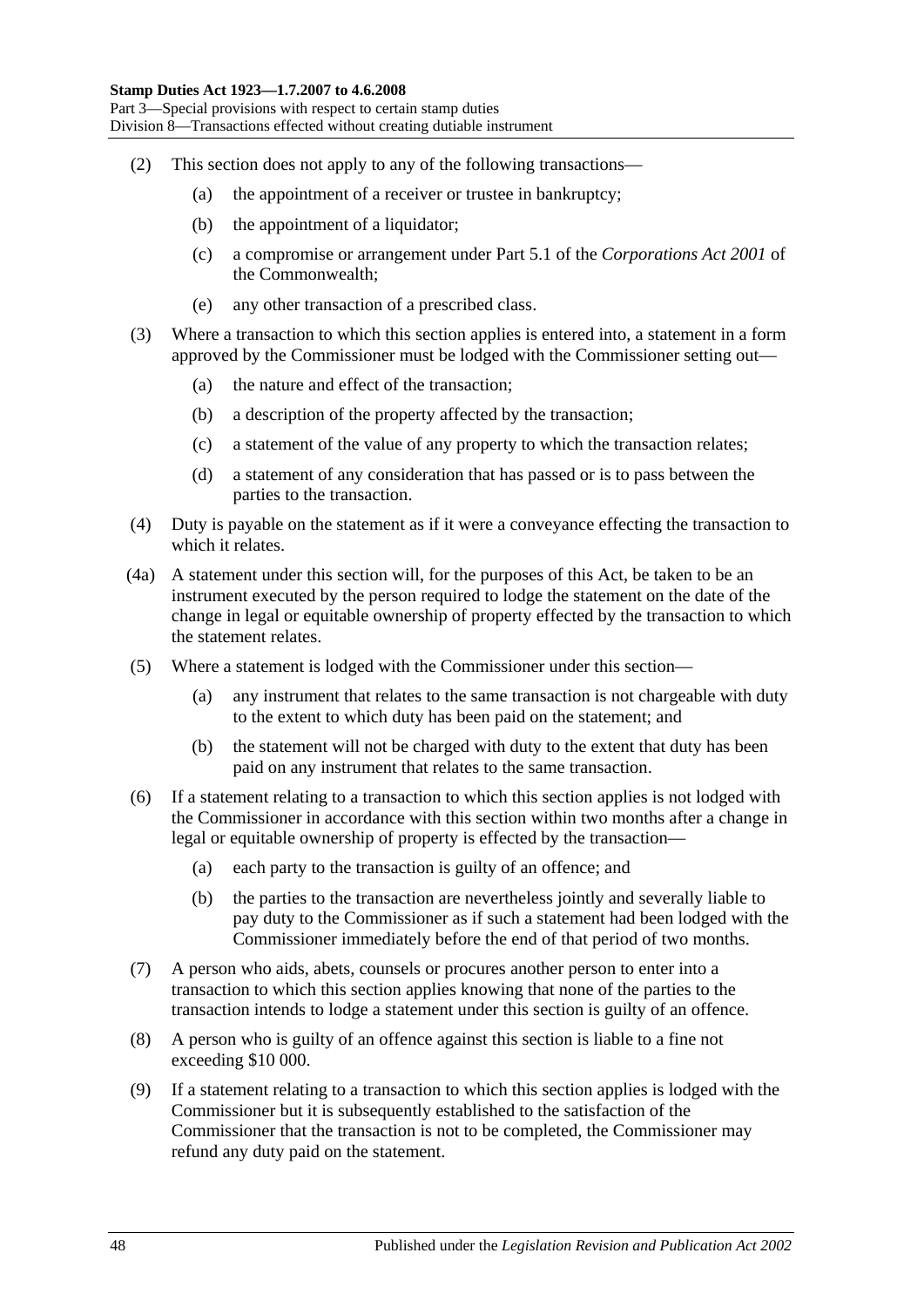(2) This section does not apply to any of the following transactions—

(a) the appointment of a receiver or trustee in bankruptcy;

(b) the appointment of a liquidator;

(c) a compromise or arrangement under Part 5.1 of the *Corporations Act 2001* of the Commonwealth;

(e) any other transaction of a prescribed class.

(3) Where a transaction to which this section applies is entered into, a statement in a form approved by the Commissioner must be lodged with the Commissioner setting out—

(a) the nature and effect of the transaction;

(b) a description of the property affected by the transaction;

(c) a statement of the value of any property to which the transaction relates;

(d) a statement of any consideration that has passed or is to pass between the parties to the transaction.

(4) Duty is payable on the statement as if it were a conveyance effecting the transaction to which it relates.

(4a) A statement under this section will, for the purposes of this Act, be taken to be an instrument executed by the person required to lodge the statement on the date of the change in legal or equitable ownership of property effected by the transaction to which the statement relates.

(5) Where a statement is lodged with the Commissioner under this section—

(a) any instrument that relates to the same transaction is not chargeable with duty to the extent to which duty has been paid on the statement; and

(b) the statement will not be charged with duty to the extent that duty has been paid on any instrument that relates to the same transaction.

(6) If a statement relating to a transaction to which this section applies is not lodged with the Commissioner in accordance with this section within two months after a change in legal or equitable ownership of property is effected by the transaction—

(a) each party to the transaction is guilty of an offence; and

(b) the parties to the transaction are nevertheless jointly and severally liable to pay duty to the Commissioner as if such a statement had been lodged with the Commissioner immediately before the end of that period of two months.

(7) A person who aids, abets, counsels or procures another person to enter into a transaction to which this section applies knowing that none of the parties to the transaction intends to lodge a statement under this section is guilty of an offence.

(8) A person who is guilty of an offence against this section is liable to a fine not exceeding $10 000.

(9) If a statement relating to a transaction to which this section applies is lodged with the Commissioner but it is subsequently established to the satisfaction of the Commissioner that the transaction is not to be completed, the Commissioner may refund any duty paid on the statement.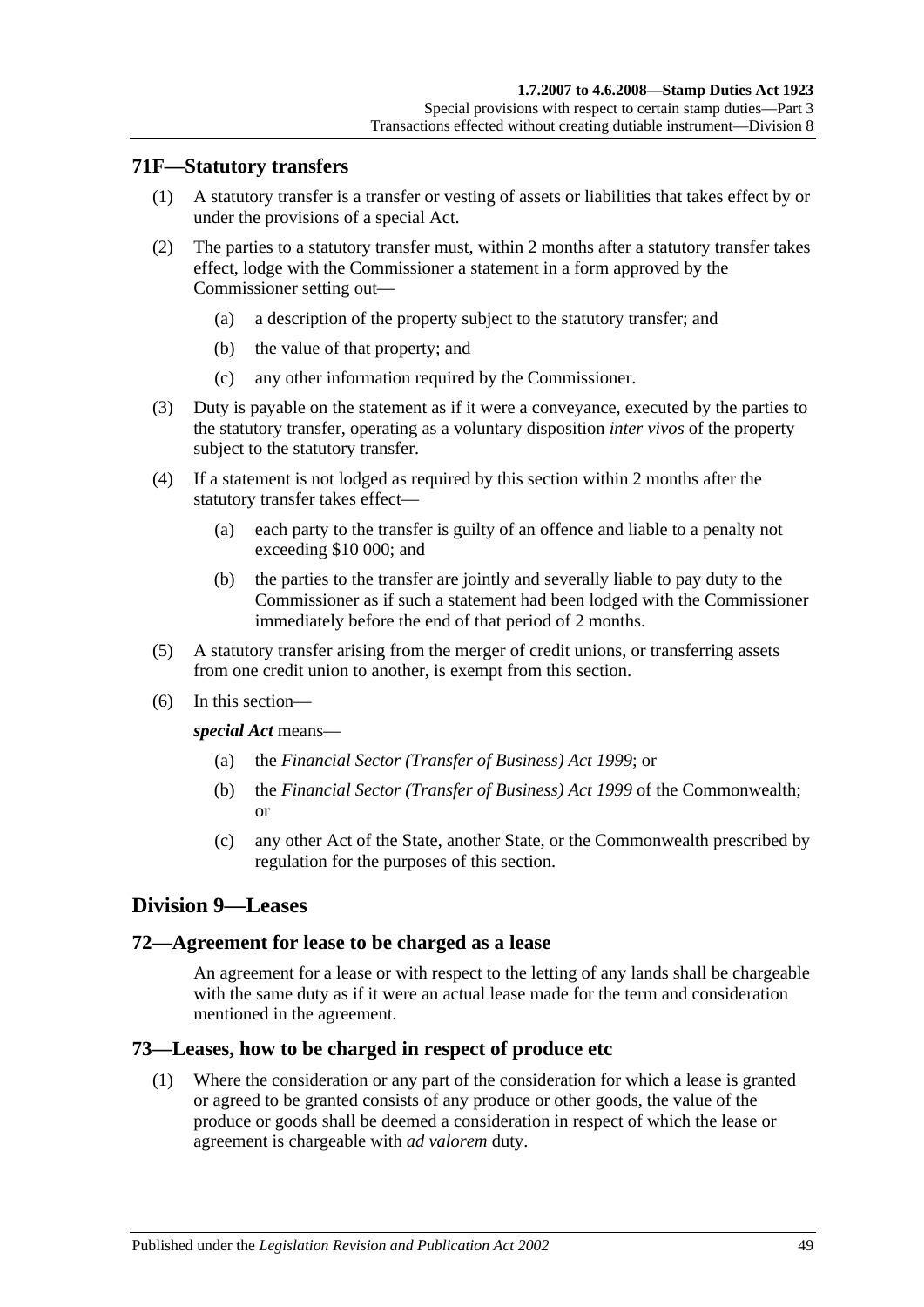## 71F—Statutory transfers

(1) A statutory transfer is a transfer or vesting of assets or liabilities that takes effect by or under the provisions of a special Act.

(2) The parties to a statutory transfer must, within 2 months after a statutory transfer takes effect, lodge with the Commissioner a statement in a form approved by the Commissioner setting out—

  (a) a description of the property subject to the statutory transfer; and

  (b) the value of that property; and

  (c) any other information required by the Commissioner.

(3) Duty is payable on the statement as if it were a conveyance, executed by the parties to the statutory transfer, operating as a voluntary disposition *inter vivos* of the property subject to the statutory transfer.

(4) If a statement is not lodged as required by this section within 2 months after the statutory transfer takes effect—

  (a) each party to the transfer is guilty of an offence and liable to a penalty not exceeding $10 000; and

  (b) the parties to the transfer are jointly and severally liable to pay duty to the Commissioner as if such a statement had been lodged with the Commissioner immediately before the end of that period of 2 months.

(5) A statutory transfer arising from the merger of credit unions, or transferring assets from one credit union to another, is exempt from this section.

(6) In this section—

***special Act*** means—

  (a) the *Financial Sector (Transfer of Business) Act 1999*; or

  (b) the *Financial Sector (Transfer of Business) Act 1999* of the Commonwealth; or

  (c) any other Act of the State, another State, or the Commonwealth prescribed by regulation for the purposes of this section.

# Division 9—Leases

## 72—Agreement for lease to be charged as a lease

An agreement for a lease or with respect to the letting of any lands shall be chargeable with the same duty as if it were an actual lease made for the term and consideration mentioned in the agreement.

## 73—Leases, how to be charged in respect of produce etc

(1) Where the consideration or any part of the consideration for which a lease is granted or agreed to be granted consists of any produce or other goods, the value of the produce or goods shall be deemed a consideration in respect of which the lease or agreement is chargeable with *ad valorem* duty.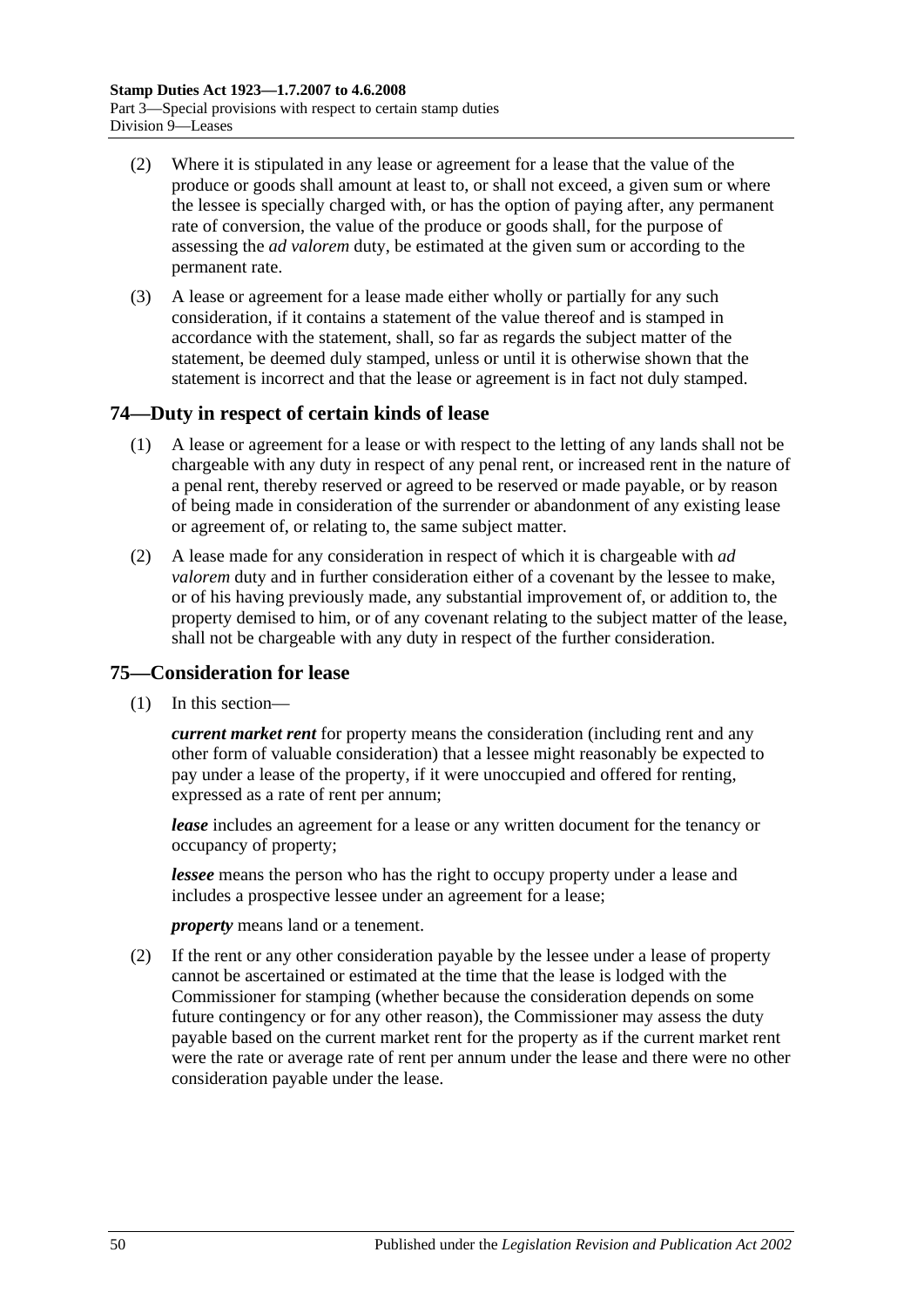(2) Where it is stipulated in any lease or agreement for a lease that the value of the produce or goods shall amount at least to, or shall not exceed, a given sum or where the lessee is specially charged with, or has the option of paying after, any permanent rate of conversion, the value of the produce or goods shall, for the purpose of assessing the *ad valorem* duty, be estimated at the given sum or according to the permanent rate.

(3) A lease or agreement for a lease made either wholly or partially for any such consideration, if it contains a statement of the value thereof and is stamped in accordance with the statement, shall, so far as regards the subject matter of the statement, be deemed duly stamped, unless or until it is otherwise shown that the statement is incorrect and that the lease or agreement is in fact not duly stamped.

## 74—Duty in respect of certain kinds of lease

(1) A lease or agreement for a lease or with respect to the letting of any lands shall not be chargeable with any duty in respect of any penal rent, or increased rent in the nature of a penal rent, thereby reserved or agreed to be reserved or made payable, or by reason of being made in consideration of the surrender or abandonment of any existing lease or agreement of, or relating to, the same subject matter.

(2) A lease made for any consideration in respect of which it is chargeable with *ad valorem* duty and in further consideration either of a covenant by the lessee to make, or of his having previously made, any substantial improvement of, or addition to, the property demised to him, or of any covenant relating to the subject matter of the lease, shall not be chargeable with any duty in respect of the further consideration.

## 75—Consideration for lease

(1) In this section—

***current market rent*** for property means the consideration (including rent and any other form of valuable consideration) that a lessee might reasonably be expected to pay under a lease of the property, if it were unoccupied and offered for renting, expressed as a rate of rent per annum;

***lease*** includes an agreement for a lease or any written document for the tenancy or occupancy of property;

***lessee*** means the person who has the right to occupy property under a lease and includes a prospective lessee under an agreement for a lease;

***property*** means land or a tenement.

(2) If the rent or any other consideration payable by the lessee under a lease of property cannot be ascertained or estimated at the time that the lease is lodged with the Commissioner for stamping (whether because the consideration depends on some future contingency or for any other reason), the Commissioner may assess the duty payable based on the current market rent for the property as if the current market rent were the rate or average rate of rent per annum under the lease and there were no other consideration payable under the lease.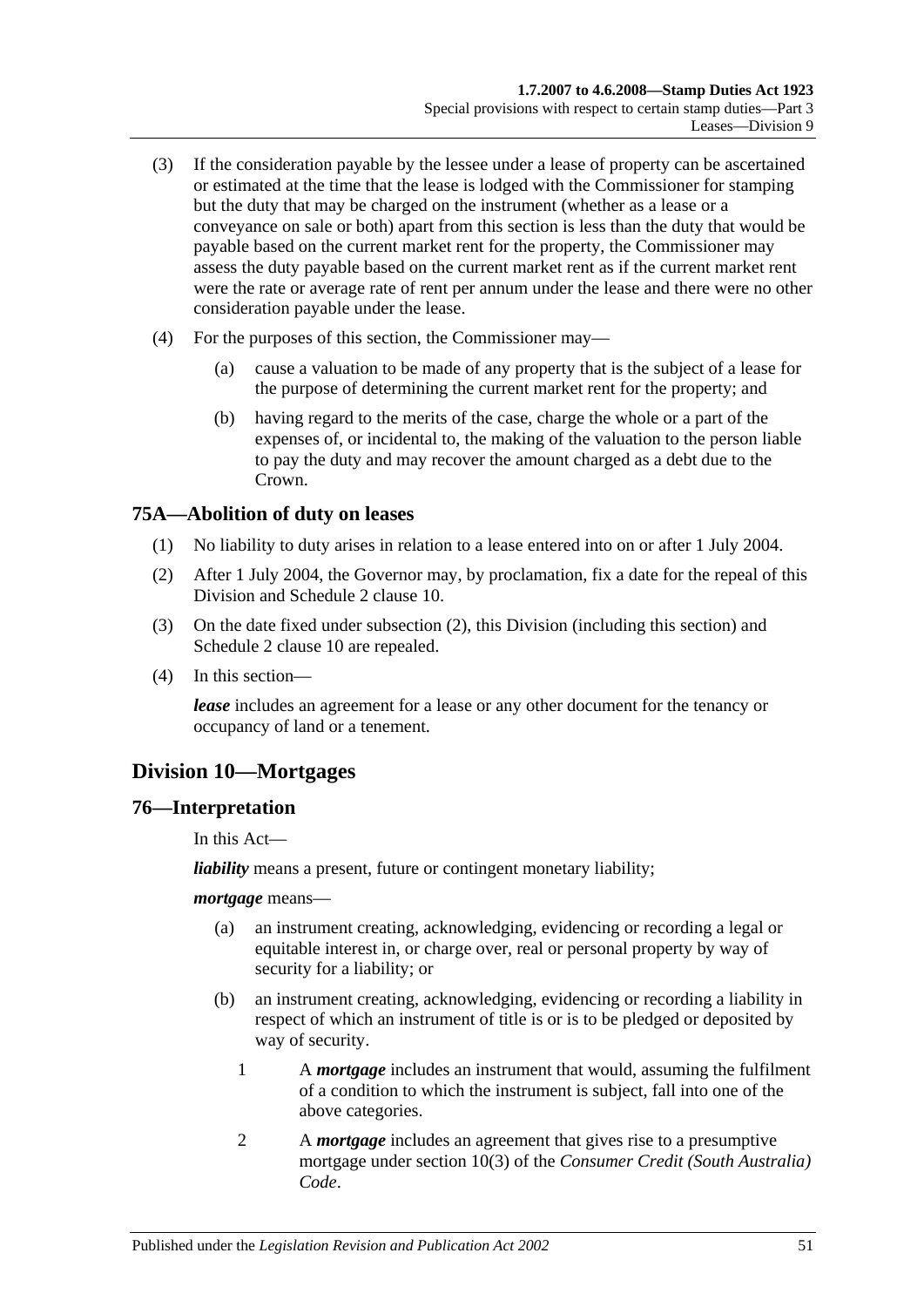(3) If the consideration payable by the lessee under a lease of property can be ascertained or estimated at the time that the lease is lodged with the Commissioner for stamping but the duty that may be charged on the instrument (whether as a lease or a conveyance on sale or both) apart from this section is less than the duty that would be payable based on the current market rent for the property, the Commissioner may assess the duty payable based on the current market rent as if the current market rent were the rate or average rate of rent per annum under the lease and there were no other consideration payable under the lease.

(4) For the purposes of this section, the Commissioner may—

(a) cause a valuation to be made of any property that is the subject of a lease for the purpose of determining the current market rent for the property; and

(b) having regard to the merits of the case, charge the whole or a part of the expenses of, or incidental to, the making of the valuation to the person liable to pay the duty and may recover the amount charged as a debt due to the Crown.

### 75A—Abolition of duty on leases

(1) No liability to duty arises in relation to a lease entered into on or after 1 July 2004.

(2) After 1 July 2004, the Governor may, by proclamation, fix a date for the repeal of this Division and Schedule 2 clause 10.

(3) On the date fixed under subsection (2), this Division (including this section) and Schedule 2 clause 10 are repealed.

(4) In this section—

***lease*** includes an agreement for a lease or any other document for the tenancy or occupancy of land or a tenement.

## Division 10—Mortgages

### 76—Interpretation

In this Act—

***liability*** means a present, future or contingent monetary liability;

***mortgage*** means—

(a) an instrument creating, acknowledging, evidencing or recording a legal or equitable interest in, or charge over, real or personal property by way of security for a liability; or

(b) an instrument creating, acknowledging, evidencing or recording a liability in respect of which an instrument of title is or is to be pledged or deposited by way of security.

1 A ***mortgage*** includes an instrument that would, assuming the fulfilment of a condition to which the instrument is subject, fall into one of the above categories.

2 A ***mortgage*** includes an agreement that gives rise to a presumptive mortgage under section 10(3) of the *Consumer Credit (South Australia) Code*.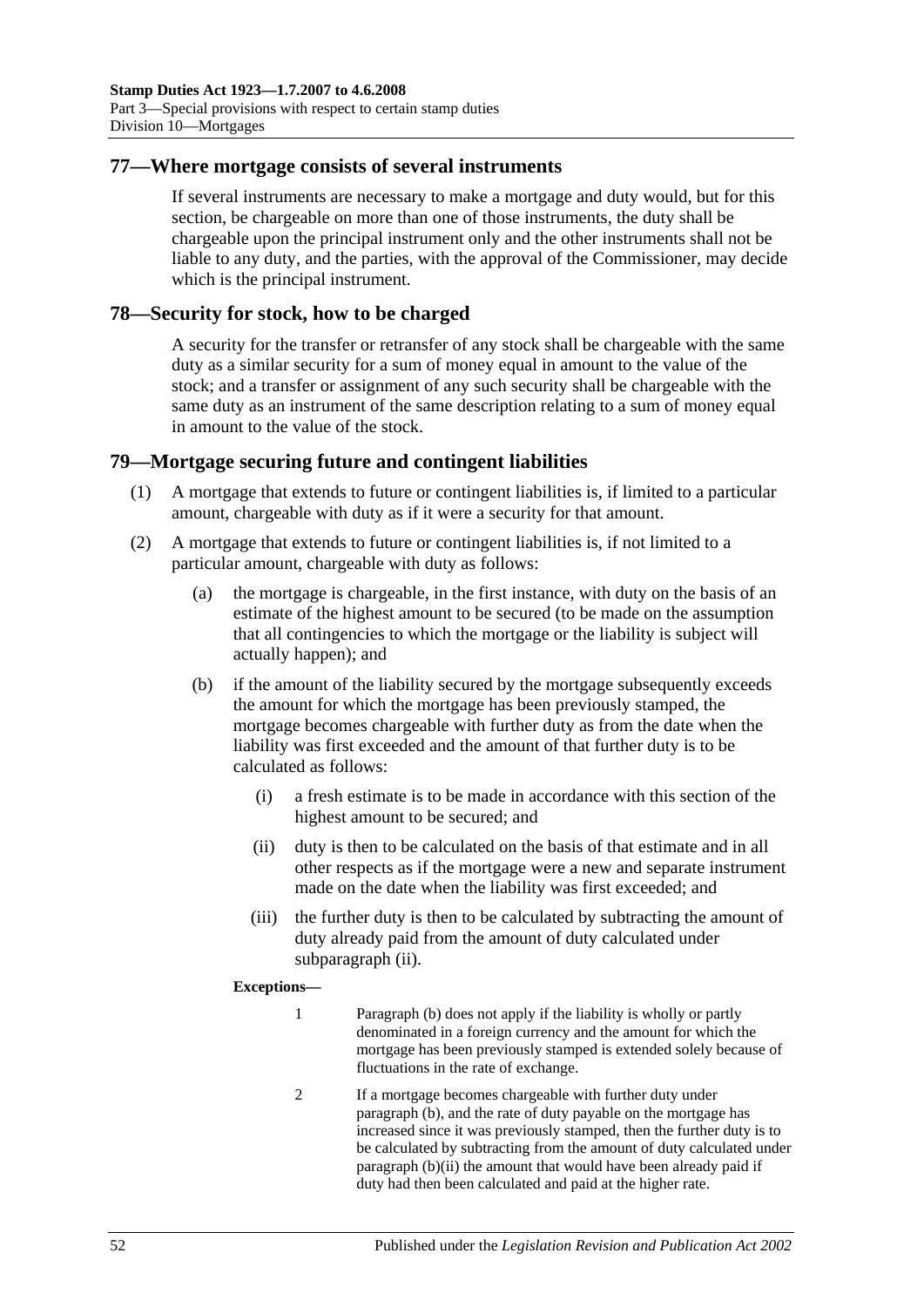## 77—Where mortgage consists of several instruments

If several instruments are necessary to make a mortgage and duty would, but for this section, be chargeable on more than one of those instruments, the duty shall be chargeable upon the principal instrument only and the other instruments shall not be liable to any duty, and the parties, with the approval of the Commissioner, may decide which is the principal instrument.

## 78—Security for stock, how to be charged

A security for the transfer or retransfer of any stock shall be chargeable with the same duty as a similar security for a sum of money equal in amount to the value of the stock; and a transfer or assignment of any such security shall be chargeable with the same duty as an instrument of the same description relating to a sum of money equal in amount to the value of the stock.

## 79—Mortgage securing future and contingent liabilities

(1) A mortgage that extends to future or contingent liabilities is, if limited to a particular amount, chargeable with duty as if it were a security for that amount.

(2) A mortgage that extends to future or contingent liabilities is, if not limited to a particular amount, chargeable with duty as follows:

(a) the mortgage is chargeable, in the first instance, with duty on the basis of an estimate of the highest amount to be secured (to be made on the assumption that all contingencies to which the mortgage or the liability is subject will actually happen); and

(b) if the amount of the liability secured by the mortgage subsequently exceeds the amount for which the mortgage has been previously stamped, the mortgage becomes chargeable with further duty as from the date when the liability was first exceeded and the amount of that further duty is to be calculated as follows:

(i) a fresh estimate is to be made in accordance with this section of the highest amount to be secured; and

(ii) duty is then to be calculated on the basis of that estimate and in all other respects as if the mortgage were a new and separate instrument made on the date when the liability was first exceeded; and

(iii) the further duty is then to be calculated by subtracting the amount of duty already paid from the amount of duty calculated under subparagraph (ii).

**Exceptions—**

1 Paragraph (b) does not apply if the liability is wholly or partly denominated in a foreign currency and the amount for which the mortgage has been previously stamped is extended solely because of fluctuations in the rate of exchange.

2 If a mortgage becomes chargeable with further duty under paragraph (b), and the rate of duty payable on the mortgage has increased since it was previously stamped, then the further duty is to be calculated by subtracting from the amount of duty calculated under paragraph (b)(ii) the amount that would have been already paid if duty had then been calculated and paid at the higher rate.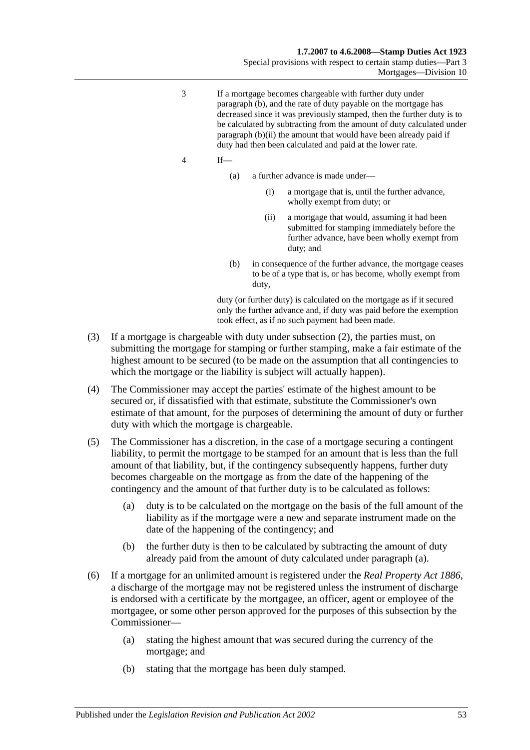3 If a mortgage becomes chargeable with further duty under paragraph (b), and the rate of duty payable on the mortgage has decreased since it was previously stamped, then the further duty is to be calculated by subtracting from the amount of duty calculated under paragraph (b)(ii) the amount that would have been already paid if duty had then been calculated and paid at the lower rate.

4 If—

(a) a further advance is made under—

(i) a mortgage that is, until the further advance, wholly exempt from duty; or

(ii) a mortgage that would, assuming it had been submitted for stamping immediately before the further advance, have been wholly exempt from duty; and

(b) in consequence of the further advance, the mortgage ceases to be of a type that is, or has become, wholly exempt from duty,

duty (or further duty) is calculated on the mortgage as if it secured only the further advance and, if duty was paid before the exemption took effect, as if no such payment had been made.

(3) If a mortgage is chargeable with duty under subsection (2), the parties must, on submitting the mortgage for stamping or further stamping, make a fair estimate of the highest amount to be secured (to be made on the assumption that all contingencies to which the mortgage or the liability is subject will actually happen).

(4) The Commissioner may accept the parties' estimate of the highest amount to be secured or, if dissatisfied with that estimate, substitute the Commissioner's own estimate of that amount, for the purposes of determining the amount of duty or further duty with which the mortgage is chargeable.

(5) The Commissioner has a discretion, in the case of a mortgage securing a contingent liability, to permit the mortgage to be stamped for an amount that is less than the full amount of that liability, but, if the contingency subsequently happens, further duty becomes chargeable on the mortgage as from the date of the happening of the contingency and the amount of that further duty is to be calculated as follows:

(a) duty is to be calculated on the mortgage on the basis of the full amount of the liability as if the mortgage were a new and separate instrument made on the date of the happening of the contingency; and

(b) the further duty is then to be calculated by subtracting the amount of duty already paid from the amount of duty calculated under paragraph (a).

(6) If a mortgage for an unlimited amount is registered under the *Real Property Act 1886*, a discharge of the mortgage may not be registered unless the instrument of discharge is endorsed with a certificate by the mortgagee, an officer, agent or employee of the mortgagee, or some other person approved for the purposes of this subsection by the Commissioner—

(a) stating the highest amount that was secured during the currency of the mortgage; and

(b) stating that the mortgage has been duly stamped.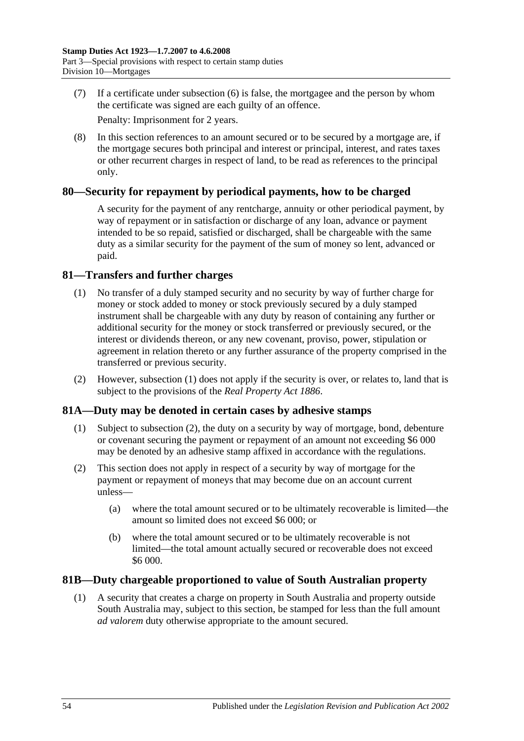(7) If a certificate under subsection (6) is false, the mortgagee and the person by whom the certificate was signed are each guilty of an offence.

Penalty: Imprisonment for 2 years.

(8) In this section references to an amount secured or to be secured by a mortgage are, if the mortgage secures both principal and interest or principal, interest, and rates taxes or other recurrent charges in respect of land, to be read as references to the principal only.

## 80—Security for repayment by periodical payments, how to be charged

A security for the payment of any rentcharge, annuity or other periodical payment, by way of repayment or in satisfaction or discharge of any loan, advance or payment intended to be so repaid, satisfied or discharged, shall be chargeable with the same duty as a similar security for the payment of the sum of money so lent, advanced or paid.

## 81—Transfers and further charges

(1) No transfer of a duly stamped security and no security by way of further charge for money or stock added to money or stock previously secured by a duly stamped instrument shall be chargeable with any duty by reason of containing any further or additional security for the money or stock transferred or previously secured, or the interest or dividends thereon, or any new covenant, proviso, power, stipulation or agreement in relation thereto or any further assurance of the property comprised in the transferred or previous security.

(2) However, subsection (1) does not apply if the security is over, or relates to, land that is subject to the provisions of the *Real Property Act 1886*.

## 81A—Duty may be denoted in certain cases by adhesive stamps

(1) Subject to subsection (2), the duty on a security by way of mortgage, bond, debenture or covenant securing the payment or repayment of an amount not exceeding $6 000 may be denoted by an adhesive stamp affixed in accordance with the regulations.

(2) This section does not apply in respect of a security by way of mortgage for the payment or repayment of moneys that may become due on an account current unless—

(a) where the total amount secured or to be ultimately recoverable is limited—the amount so limited does not exceed $6 000; or

(b) where the total amount secured or to be ultimately recoverable is not limited—the total amount actually secured or recoverable does not exceed $6 000.

## 81B—Duty chargeable proportioned to value of South Australian property

(1) A security that creates a charge on property in South Australia and property outside South Australia may, subject to this section, be stamped for less than the full amount *ad valorem* duty otherwise appropriate to the amount secured.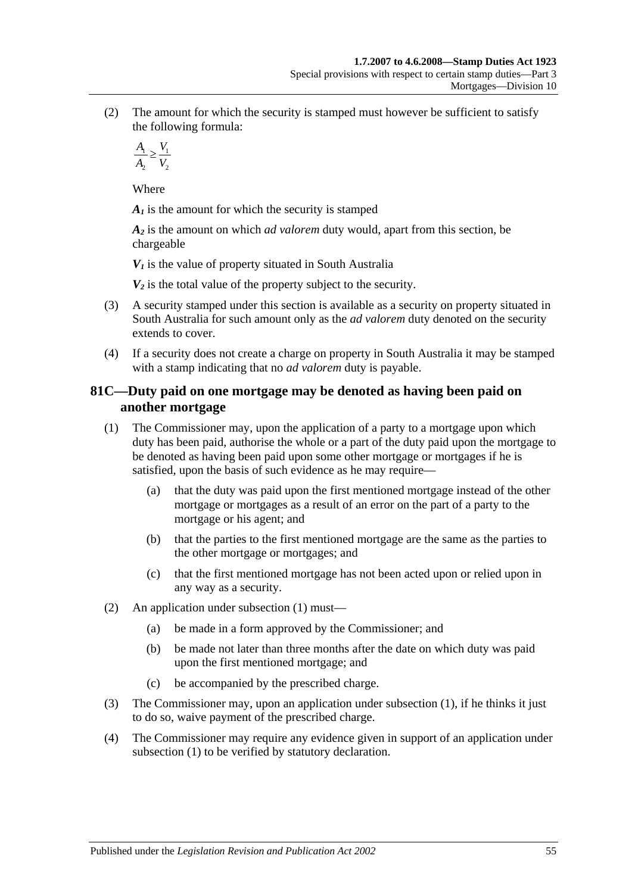(2) The amount for which the security is stamped must however be sufficient to satisfy the following formula:

$$\frac{A_1}{A_2} \geq \frac{V_1}{V_2}$$

Where

$A_1$ is the amount for which the security is stamped

$A_2$ is the amount on which *ad valorem* duty would, apart from this section, be chargeable

$V_1$ is the value of property situated in South Australia

$V_2$ is the total value of the property subject to the security.

(3) A security stamped under this section is available as a security on property situated in South Australia for such amount only as the *ad valorem* duty denoted on the security extends to cover.

(4) If a security does not create a charge on property in South Australia it may be stamped with a stamp indicating that no *ad valorem* duty is payable.

## 81C—Duty paid on one mortgage may be denoted as having been paid on another mortgage

(1) The Commissioner may, upon the application of a party to a mortgage upon which duty has been paid, authorise the whole or a part of the duty paid upon the mortgage to be denoted as having been paid upon some other mortgage or mortgages if he is satisfied, upon the basis of such evidence as he may require—

(a) that the duty was paid upon the first mentioned mortgage instead of the other mortgage or mortgages as a result of an error on the part of a party to the mortgage or his agent; and

(b) that the parties to the first mentioned mortgage are the same as the parties to the other mortgage or mortgages; and

(c) that the first mentioned mortgage has not been acted upon or relied upon in any way as a security.

(2) An application under subsection (1) must—

(a) be made in a form approved by the Commissioner; and

(b) be made not later than three months after the date on which duty was paid upon the first mentioned mortgage; and

(c) be accompanied by the prescribed charge.

(3) The Commissioner may, upon an application under subsection (1), if he thinks it just to do so, waive payment of the prescribed charge.

(4) The Commissioner may require any evidence given in support of an application under subsection (1) to be verified by statutory declaration.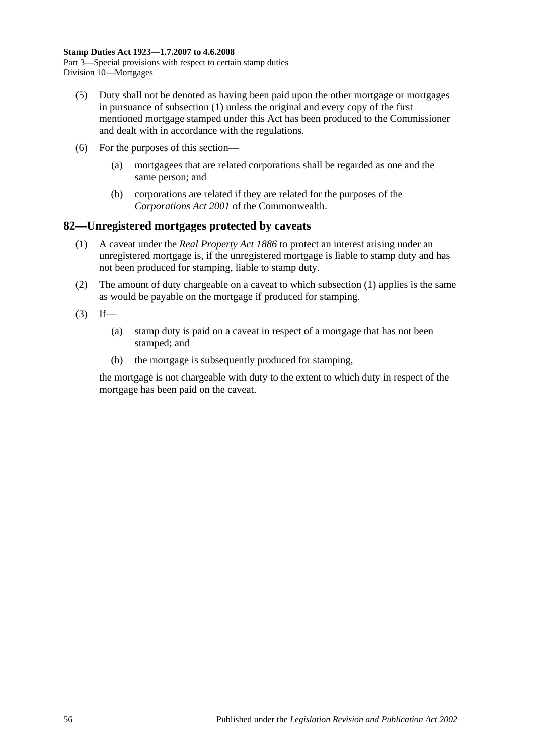(5) Duty shall not be denoted as having been paid upon the other mortgage or mortgages in pursuance of subsection (1) unless the original and every copy of the first mentioned mortgage stamped under this Act has been produced to the Commissioner and dealt with in accordance with the regulations.

(6) For the purposes of this section—

(a) mortgagees that are related corporations shall be regarded as one and the same person; and

(b) corporations are related if they are related for the purposes of the *Corporations Act 2001* of the Commonwealth.

## 82—Unregistered mortgages protected by caveats

(1) A caveat under the *Real Property Act 1886* to protect an interest arising under an unregistered mortgage is, if the unregistered mortgage is liable to stamp duty and has not been produced for stamping, liable to stamp duty.

(2) The amount of duty chargeable on a caveat to which subsection (1) applies is the same as would be payable on the mortgage if produced for stamping.

(3) If—

(a) stamp duty is paid on a caveat in respect of a mortgage that has not been stamped; and

(b) the mortgage is subsequently produced for stamping,

the mortgage is not chargeable with duty to the extent to which duty in respect of the mortgage has been paid on the caveat.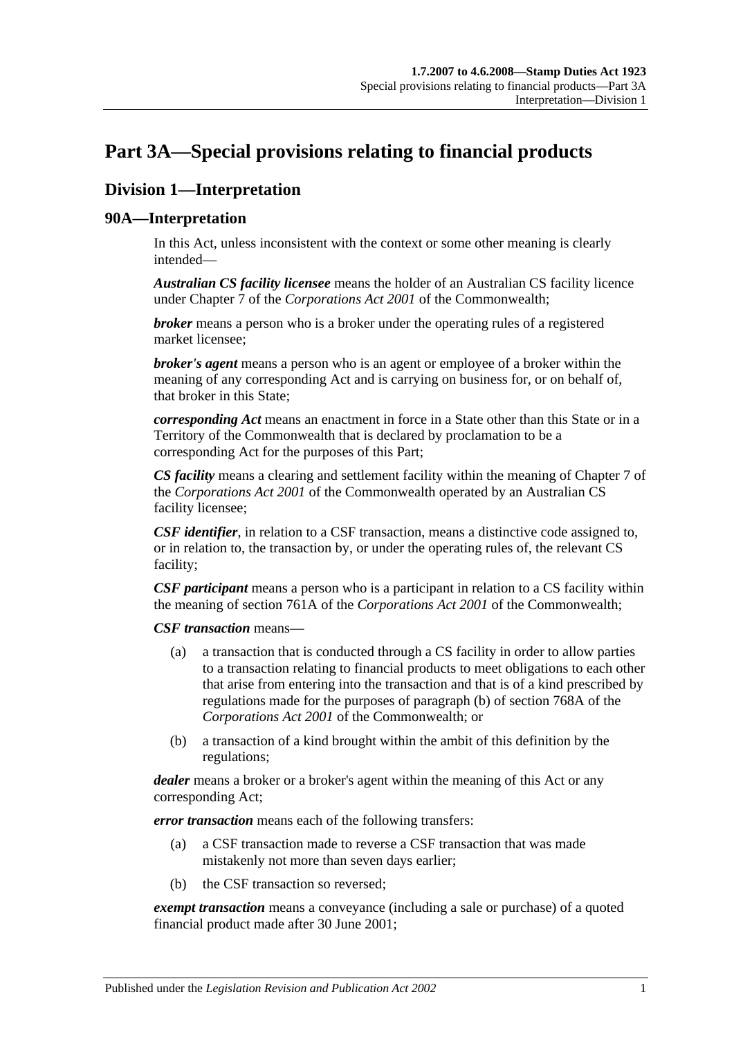# Part 3A—Special provisions relating to financial products

## Division 1—Interpretation

### 90A—Interpretation

In this Act, unless inconsistent with the context or some other meaning is clearly intended—

***Australian CS facility licensee*** means the holder of an Australian CS facility licence under Chapter 7 of the *Corporations Act 2001* of the Commonwealth;

***broker*** means a person who is a broker under the operating rules of a registered market licensee;

***broker's agent*** means a person who is an agent or employee of a broker within the meaning of any corresponding Act and is carrying on business for, or on behalf of, that broker in this State;

***corresponding Act*** means an enactment in force in a State other than this State or in a Territory of the Commonwealth that is declared by proclamation to be a corresponding Act for the purposes of this Part;

***CS facility*** means a clearing and settlement facility within the meaning of Chapter 7 of the *Corporations Act 2001* of the Commonwealth operated by an Australian CS facility licensee;

***CSF identifier***, in relation to a CSF transaction, means a distinctive code assigned to, or in relation to, the transaction by, or under the operating rules of, the relevant CS facility;

***CSF participant*** means a person who is a participant in relation to a CS facility within the meaning of section 761A of the *Corporations Act 2001* of the Commonwealth;

***CSF transaction*** means—

(a) a transaction that is conducted through a CS facility in order to allow parties to a transaction relating to financial products to meet obligations to each other that arise from entering into the transaction and that is of a kind prescribed by regulations made for the purposes of paragraph (b) of section 768A of the *Corporations Act 2001* of the Commonwealth; or

(b) a transaction of a kind brought within the ambit of this definition by the regulations;

***dealer*** means a broker or a broker's agent within the meaning of this Act or any corresponding Act;

***error transaction*** means each of the following transfers:

(a) a CSF transaction made to reverse a CSF transaction that was made mistakenly not more than seven days earlier;

(b) the CSF transaction so reversed;

***exempt transaction*** means a conveyance (including a sale or purchase) of a quoted financial product made after 30 June 2001;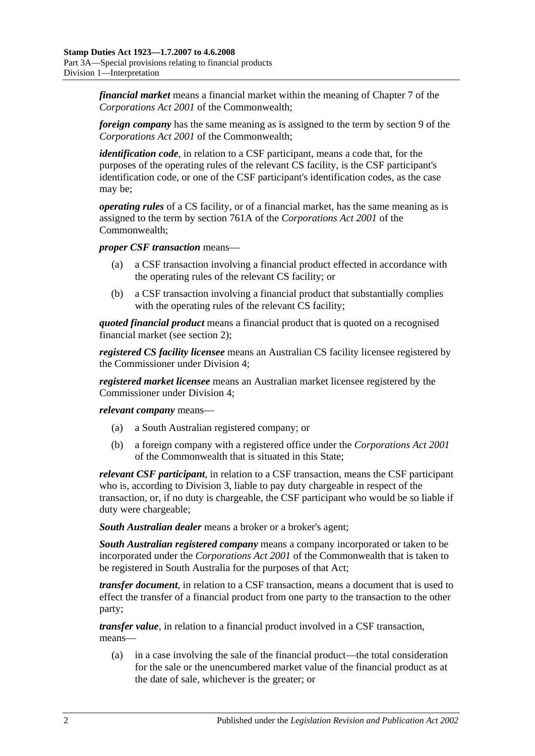***financial market*** means a financial market within the meaning of Chapter 7 of the *Corporations Act 2001* of the Commonwealth;

***foreign company*** has the same meaning as is assigned to the term by section 9 of the *Corporations Act 2001* of the Commonwealth;

***identification code***, in relation to a CSF participant, means a code that, for the purposes of the operating rules of the relevant CS facility, is the CSF participant's identification code, or one of the CSF participant's identification codes, as the case may be;

***operating rules*** of a CS facility, or of a financial market, has the same meaning as is assigned to the term by section 761A of the *Corporations Act 2001* of the Commonwealth;

***proper CSF transaction*** means—

(a) a CSF transaction involving a financial product effected in accordance with the operating rules of the relevant CS facility; or

(b) a CSF transaction involving a financial product that substantially complies with the operating rules of the relevant CS facility;

***quoted financial product*** means a financial product that is quoted on a recognised financial market (see section 2);

***registered CS facility licensee*** means an Australian CS facility licensee registered by the Commissioner under Division 4;

***registered market licensee*** means an Australian market licensee registered by the Commissioner under Division 4;

***relevant company*** means—

(a) a South Australian registered company; or

(b) a foreign company with a registered office under the *Corporations Act 2001* of the Commonwealth that is situated in this State;

***relevant CSF participant***, in relation to a CSF transaction, means the CSF participant who is, according to Division 3, liable to pay duty chargeable in respect of the transaction, or, if no duty is chargeable, the CSF participant who would be so liable if duty were chargeable;

***South Australian dealer*** means a broker or a broker's agent;

***South Australian registered company*** means a company incorporated or taken to be incorporated under the *Corporations Act 2001* of the Commonwealth that is taken to be registered in South Australia for the purposes of that Act;

***transfer document***, in relation to a CSF transaction, means a document that is used to effect the transfer of a financial product from one party to the transaction to the other party;

***transfer value***, in relation to a financial product involved in a CSF transaction, means—

(a) in a case involving the sale of the financial product—the total consideration for the sale or the unencumbered market value of the financial product as at the date of sale, whichever is the greater; or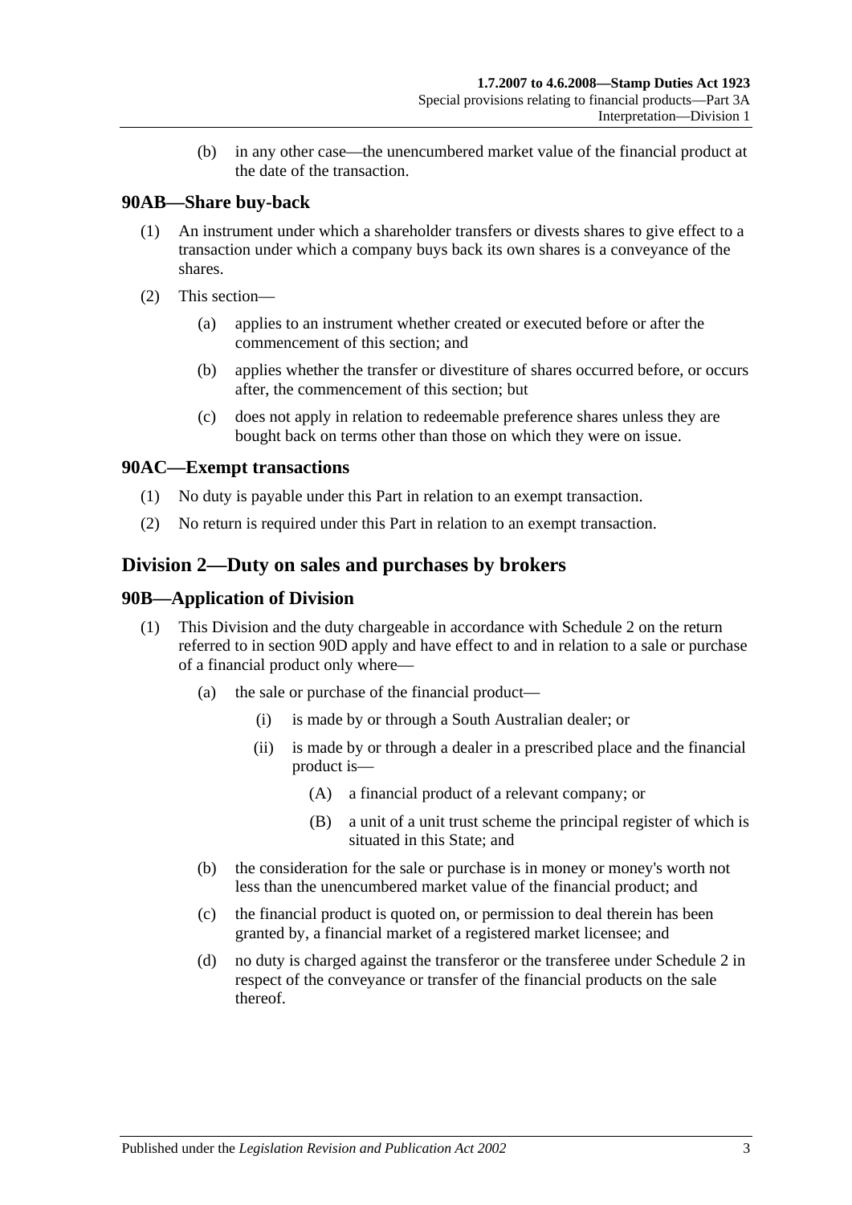(b) in any other case—the unencumbered market value of the financial product at the date of the transaction.

### 90AB—Share buy-back

(1) An instrument under which a shareholder transfers or divests shares to give effect to a transaction under which a company buys back its own shares is a conveyance of the shares.

(2) This section—

(a) applies to an instrument whether created or executed before or after the commencement of this section; and

(b) applies whether the transfer or divestiture of shares occurred before, or occurs after, the commencement of this section; but

(c) does not apply in relation to redeemable preference shares unless they are bought back on terms other than those on which they were on issue.

### 90AC—Exempt transactions

(1) No duty is payable under this Part in relation to an exempt transaction.

(2) No return is required under this Part in relation to an exempt transaction.

## Division 2—Duty on sales and purchases by brokers

### 90B—Application of Division

(1) This Division and the duty chargeable in accordance with Schedule 2 on the return referred to in section 90D apply and have effect to and in relation to a sale or purchase of a financial product only where—

(a) the sale or purchase of the financial product—

(i) is made by or through a South Australian dealer; or

(ii) is made by or through a dealer in a prescribed place and the financial product is—

(A) a financial product of a relevant company; or

(B) a unit of a unit trust scheme the principal register of which is situated in this State; and

(b) the consideration for the sale or purchase is in money or money's worth not less than the unencumbered market value of the financial product; and

(c) the financial product is quoted on, or permission to deal therein has been granted by, a financial market of a registered market licensee; and

(d) no duty is charged against the transferor or the transferee under Schedule 2 in respect of the conveyance or transfer of the financial products on the sale thereof.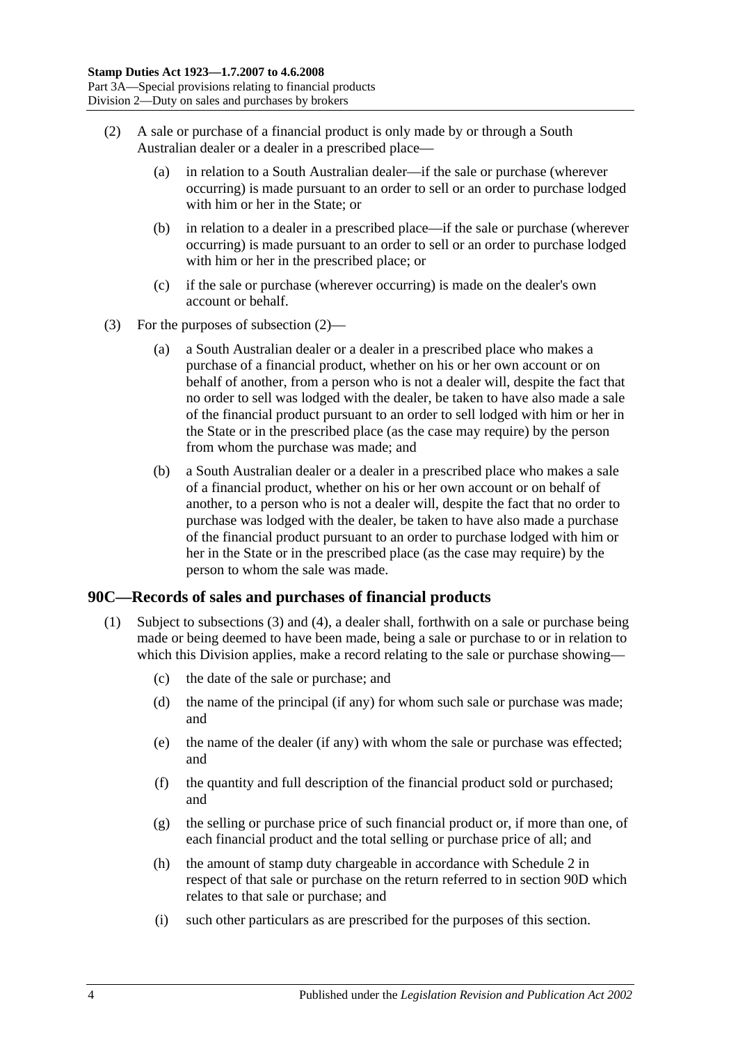(2) A sale or purchase of a financial product is only made by or through a South Australian dealer or a dealer in a prescribed place—

(a) in relation to a South Australian dealer—if the sale or purchase (wherever occurring) is made pursuant to an order to sell or an order to purchase lodged with him or her in the State; or

(b) in relation to a dealer in a prescribed place—if the sale or purchase (wherever occurring) is made pursuant to an order to sell or an order to purchase lodged with him or her in the prescribed place; or

(c) if the sale or purchase (wherever occurring) is made on the dealer's own account or behalf.

(3) For the purposes of subsection (2)—

(a) a South Australian dealer or a dealer in a prescribed place who makes a purchase of a financial product, whether on his or her own account or on behalf of another, from a person who is not a dealer will, despite the fact that no order to sell was lodged with the dealer, be taken to have also made a sale of the financial product pursuant to an order to sell lodged with him or her in the State or in the prescribed place (as the case may require) by the person from whom the purchase was made; and

(b) a South Australian dealer or a dealer in a prescribed place who makes a sale of a financial product, whether on his or her own account or on behalf of another, to a person who is not a dealer will, despite the fact that no order to purchase was lodged with the dealer, be taken to have also made a purchase of the financial product pursuant to an order to purchase lodged with him or her in the State or in the prescribed place (as the case may require) by the person to whom the sale was made.

## 90C—Records of sales and purchases of financial products

(1) Subject to subsections (3) and (4), a dealer shall, forthwith on a sale or purchase being made or being deemed to have been made, being a sale or purchase to or in relation to which this Division applies, make a record relating to the sale or purchase showing—

(c) the date of the sale or purchase; and

(d) the name of the principal (if any) for whom such sale or purchase was made; and

(e) the name of the dealer (if any) with whom the sale or purchase was effected; and

(f) the quantity and full description of the financial product sold or purchased; and

(g) the selling or purchase price of such financial product or, if more than one, of each financial product and the total selling or purchase price of all; and

(h) the amount of stamp duty chargeable in accordance with Schedule 2 in respect of that sale or purchase on the return referred to in section 90D which relates to that sale or purchase; and

(i) such other particulars as are prescribed for the purposes of this section.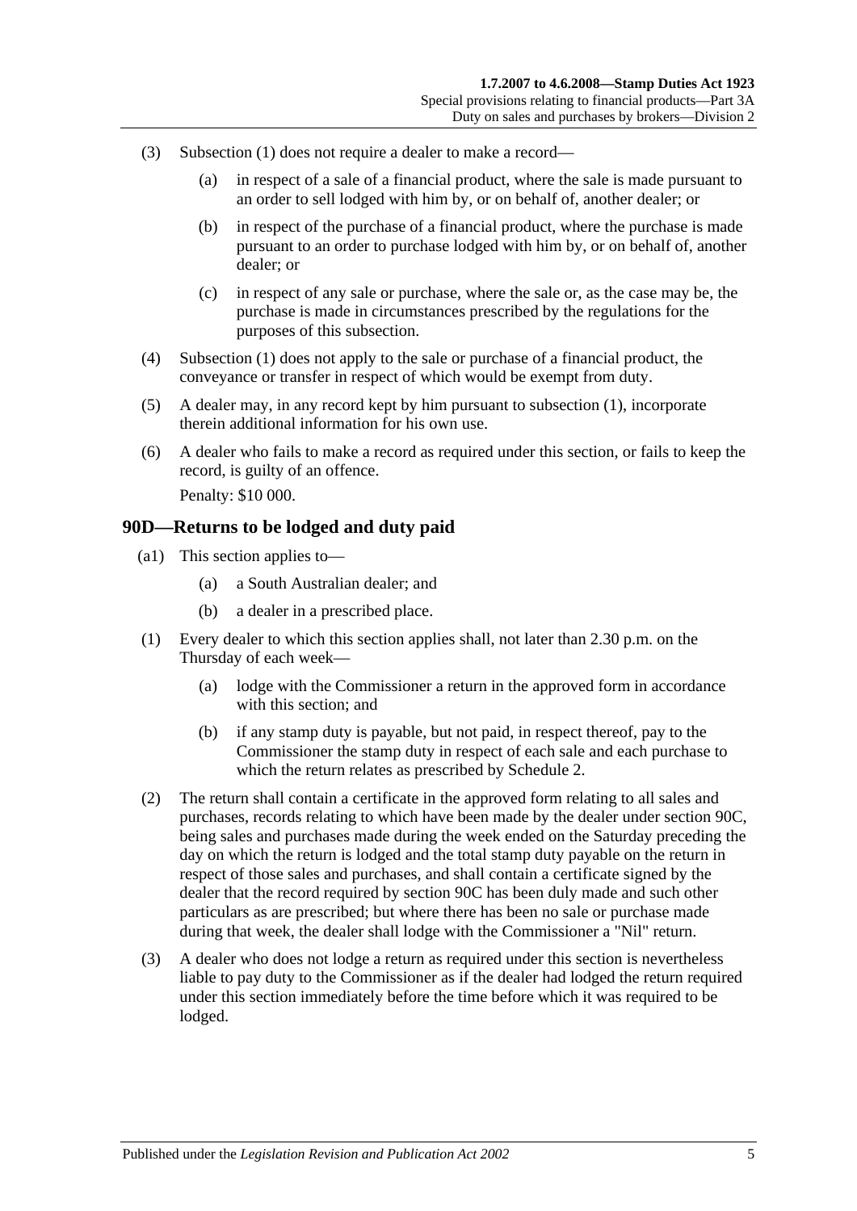(3) Subsection (1) does not require a dealer to make a record—

(a) in respect of a sale of a financial product, where the sale is made pursuant to an order to sell lodged with him by, or on behalf of, another dealer; or

(b) in respect of the purchase of a financial product, where the purchase is made pursuant to an order to purchase lodged with him by, or on behalf of, another dealer; or

(c) in respect of any sale or purchase, where the sale or, as the case may be, the purchase is made in circumstances prescribed by the regulations for the purposes of this subsection.

(4) Subsection (1) does not apply to the sale or purchase of a financial product, the conveyance or transfer in respect of which would be exempt from duty.

(5) A dealer may, in any record kept by him pursuant to subsection (1), incorporate therein additional information for his own use.

(6) A dealer who fails to make a record as required under this section, or fails to keep the record, is guilty of an offence.

Penalty: $10 000.

## 90D—Returns to be lodged and duty paid

(a1) This section applies to—

(a) a South Australian dealer; and

(b) a dealer in a prescribed place.

(1) Every dealer to which this section applies shall, not later than 2.30 p.m. on the Thursday of each week—

(a) lodge with the Commissioner a return in the approved form in accordance with this section; and

(b) if any stamp duty is payable, but not paid, in respect thereof, pay to the Commissioner the stamp duty in respect of each sale and each purchase to which the return relates as prescribed by Schedule 2.

(2) The return shall contain a certificate in the approved form relating to all sales and purchases, records relating to which have been made by the dealer under section 90C, being sales and purchases made during the week ended on the Saturday preceding the day on which the return is lodged and the total stamp duty payable on the return in respect of those sales and purchases, and shall contain a certificate signed by the dealer that the record required by section 90C has been duly made and such other particulars as are prescribed; but where there has been no sale or purchase made during that week, the dealer shall lodge with the Commissioner a "Nil" return.

(3) A dealer who does not lodge a return as required under this section is nevertheless liable to pay duty to the Commissioner as if the dealer had lodged the return required under this section immediately before the time before which it was required to be lodged.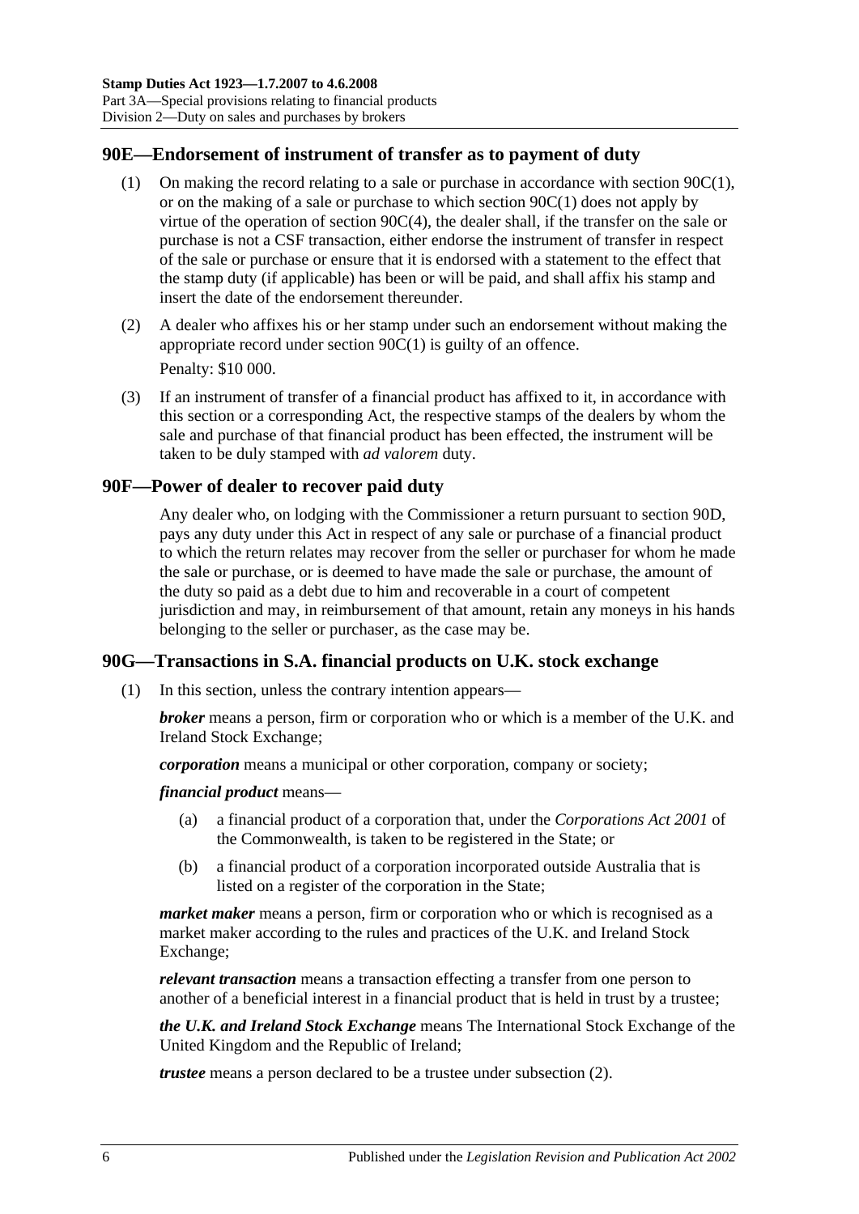## 90E—Endorsement of instrument of transfer as to payment of duty

(1) On making the record relating to a sale or purchase in accordance with section 90C(1), or on the making of a sale or purchase to which section 90C(1) does not apply by virtue of the operation of section 90C(4), the dealer shall, if the transfer on the sale or purchase is not a CSF transaction, either endorse the instrument of transfer in respect of the sale or purchase or ensure that it is endorsed with a statement to the effect that the stamp duty (if applicable) has been or will be paid, and shall affix his stamp and insert the date of the endorsement thereunder.

(2) A dealer who affixes his or her stamp under such an endorsement without making the appropriate record under section 90C(1) is guilty of an offence.

Penalty: $10 000.

(3) If an instrument of transfer of a financial product has affixed to it, in accordance with this section or a corresponding Act, the respective stamps of the dealers by whom the sale and purchase of that financial product has been effected, the instrument will be taken to be duly stamped with *ad valorem* duty.

## 90F—Power of dealer to recover paid duty

Any dealer who, on lodging with the Commissioner a return pursuant to section 90D, pays any duty under this Act in respect of any sale or purchase of a financial product to which the return relates may recover from the seller or purchaser for whom he made the sale or purchase, or is deemed to have made the sale or purchase, the amount of the duty so paid as a debt due to him and recoverable in a court of competent jurisdiction and may, in reimbursement of that amount, retain any moneys in his hands belonging to the seller or purchaser, as the case may be.

## 90G—Transactions in S.A. financial products on U.K. stock exchange

(1) In this section, unless the contrary intention appears—

***broker*** means a person, firm or corporation who or which is a member of the U.K. and Ireland Stock Exchange;

***corporation*** means a municipal or other corporation, company or society;

***financial product*** means—

(a) a financial product of a corporation that, under the *Corporations Act 2001* of the Commonwealth, is taken to be registered in the State; or

(b) a financial product of a corporation incorporated outside Australia that is listed on a register of the corporation in the State;

***market maker*** means a person, firm or corporation who or which is recognised as a market maker according to the rules and practices of the U.K. and Ireland Stock Exchange;

***relevant transaction*** means a transaction effecting a transfer from one person to another of a beneficial interest in a financial product that is held in trust by a trustee;

***the U.K. and Ireland Stock Exchange*** means The International Stock Exchange of the United Kingdom and the Republic of Ireland;

***trustee*** means a person declared to be a trustee under subsection (2).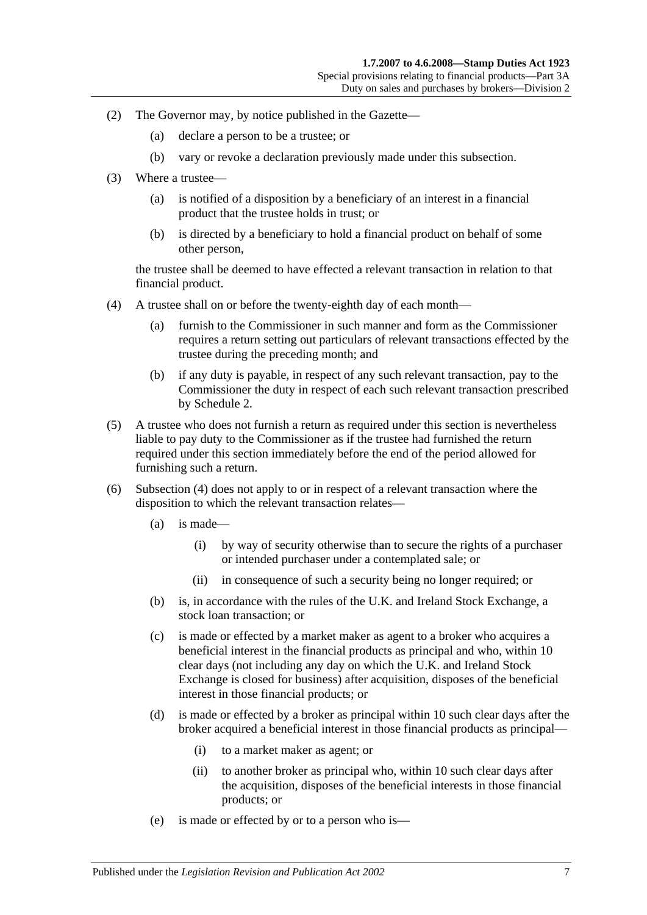(2) The Governor may, by notice published in the Gazette—

(a) declare a person to be a trustee; or

(b) vary or revoke a declaration previously made under this subsection.

(3) Where a trustee—

(a) is notified of a disposition by a beneficiary of an interest in a financial product that the trustee holds in trust; or

(b) is directed by a beneficiary to hold a financial product on behalf of some other person,

the trustee shall be deemed to have effected a relevant transaction in relation to that financial product.

(4) A trustee shall on or before the twenty-eighth day of each month—

(a) furnish to the Commissioner in such manner and form as the Commissioner requires a return setting out particulars of relevant transactions effected by the trustee during the preceding month; and

(b) if any duty is payable, in respect of any such relevant transaction, pay to the Commissioner the duty in respect of each such relevant transaction prescribed by Schedule 2.

(5) A trustee who does not furnish a return as required under this section is nevertheless liable to pay duty to the Commissioner as if the trustee had furnished the return required under this section immediately before the end of the period allowed for furnishing such a return.

(6) Subsection (4) does not apply to or in respect of a relevant transaction where the disposition to which the relevant transaction relates—

(a) is made—

(i) by way of security otherwise than to secure the rights of a purchaser or intended purchaser under a contemplated sale; or

(ii) in consequence of such a security being no longer required; or

(b) is, in accordance with the rules of the U.K. and Ireland Stock Exchange, a stock loan transaction; or

(c) is made or effected by a market maker as agent to a broker who acquires a beneficial interest in the financial products as principal and who, within 10 clear days (not including any day on which the U.K. and Ireland Stock Exchange is closed for business) after acquisition, disposes of the beneficial interest in those financial products; or

(d) is made or effected by a broker as principal within 10 such clear days after the broker acquired a beneficial interest in those financial products as principal—

(i) to a market maker as agent; or

(ii) to another broker as principal who, within 10 such clear days after the acquisition, disposes of the beneficial interests in those financial products; or

(e) is made or effected by or to a person who is—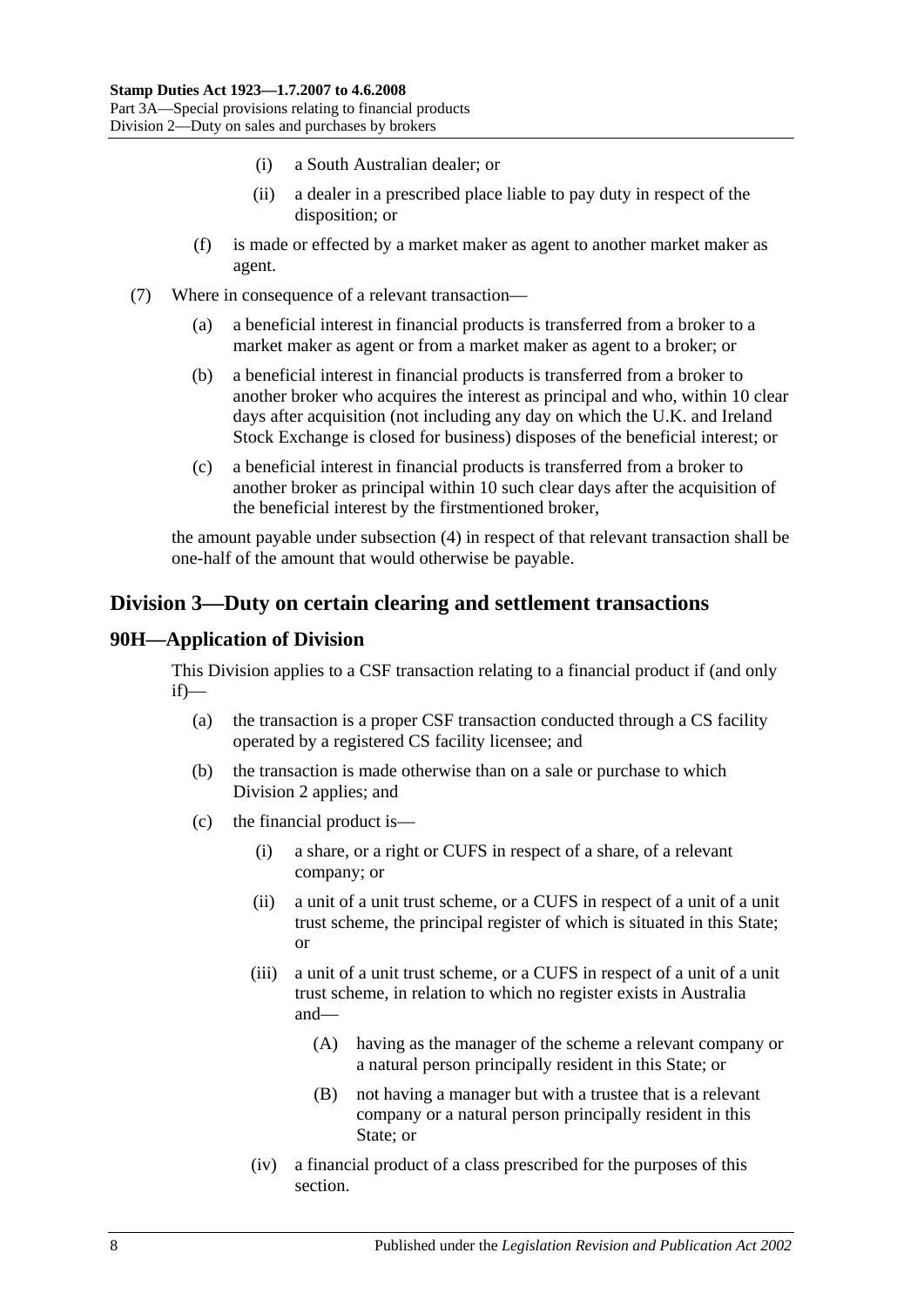(i) a South Australian dealer; or

(ii) a dealer in a prescribed place liable to pay duty in respect of the disposition; or

(f) is made or effected by a market maker as agent to another market maker as agent.

(7) Where in consequence of a relevant transaction—

(a) a beneficial interest in financial products is transferred from a broker to a market maker as agent or from a market maker as agent to a broker; or

(b) a beneficial interest in financial products is transferred from a broker to another broker who acquires the interest as principal and who, within 10 clear days after acquisition (not including any day on which the U.K. and Ireland Stock Exchange is closed for business) disposes of the beneficial interest; or

(c) a beneficial interest in financial products is transferred from a broker to another broker as principal within 10 such clear days after the acquisition of the beneficial interest by the firstmentioned broker,

the amount payable under subsection (4) in respect of that relevant transaction shall be one-half of the amount that would otherwise be payable.

## Division 3—Duty on certain clearing and settlement transactions

### 90H—Application of Division

This Division applies to a CSF transaction relating to a financial product if (and only if)—

(a) the transaction is a proper CSF transaction conducted through a CS facility operated by a registered CS facility licensee; and

(b) the transaction is made otherwise than on a sale or purchase to which Division 2 applies; and

(c) the financial product is—

(i) a share, or a right or CUFS in respect of a share, of a relevant company; or

(ii) a unit of a unit trust scheme, or a CUFS in respect of a unit of a unit trust scheme, the principal register of which is situated in this State; or

(iii) a unit of a unit trust scheme, or a CUFS in respect of a unit of a unit trust scheme, in relation to which no register exists in Australia and—

(A) having as the manager of the scheme a relevant company or a natural person principally resident in this State; or

(B) not having a manager but with a trustee that is a relevant company or a natural person principally resident in this State; or

(iv) a financial product of a class prescribed for the purposes of this section.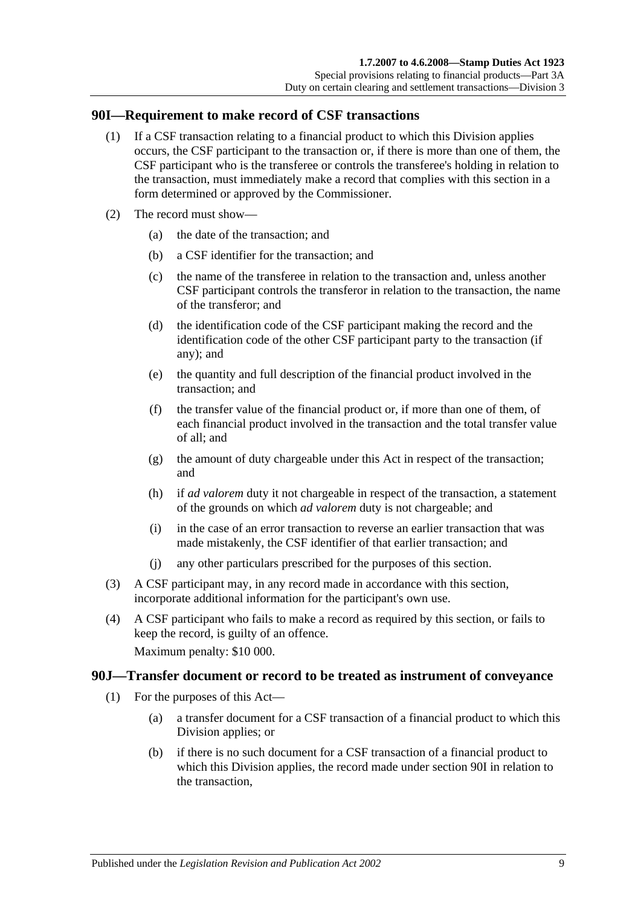## 90I—Requirement to make record of CSF transactions

(1) If a CSF transaction relating to a financial product to which this Division applies occurs, the CSF participant to the transaction or, if there is more than one of them, the CSF participant who is the transferee or controls the transferee's holding in relation to the transaction, must immediately make a record that complies with this section in a form determined or approved by the Commissioner.

(2) The record must show—

(a) the date of the transaction; and

(b) a CSF identifier for the transaction; and

(c) the name of the transferee in relation to the transaction and, unless another CSF participant controls the transferor in relation to the transaction, the name of the transferor; and

(d) the identification code of the CSF participant making the record and the identification code of the other CSF participant party to the transaction (if any); and

(e) the quantity and full description of the financial product involved in the transaction; and

(f) the transfer value of the financial product or, if more than one of them, of each financial product involved in the transaction and the total transfer value of all; and

(g) the amount of duty chargeable under this Act in respect of the transaction; and

(h) if *ad valorem* duty it not chargeable in respect of the transaction, a statement of the grounds on which *ad valorem* duty is not chargeable; and

(i) in the case of an error transaction to reverse an earlier transaction that was made mistakenly, the CSF identifier of that earlier transaction; and

(j) any other particulars prescribed for the purposes of this section.

(3) A CSF participant may, in any record made in accordance with this section, incorporate additional information for the participant's own use.

(4) A CSF participant who fails to make a record as required by this section, or fails to keep the record, is guilty of an offence.

Maximum penalty: $10 000.

## 90J—Transfer document or record to be treated as instrument of conveyance

(1) For the purposes of this Act—

(a) a transfer document for a CSF transaction of a financial product to which this Division applies; or

(b) if there is no such document for a CSF transaction of a financial product to which this Division applies, the record made under section 90I in relation to the transaction,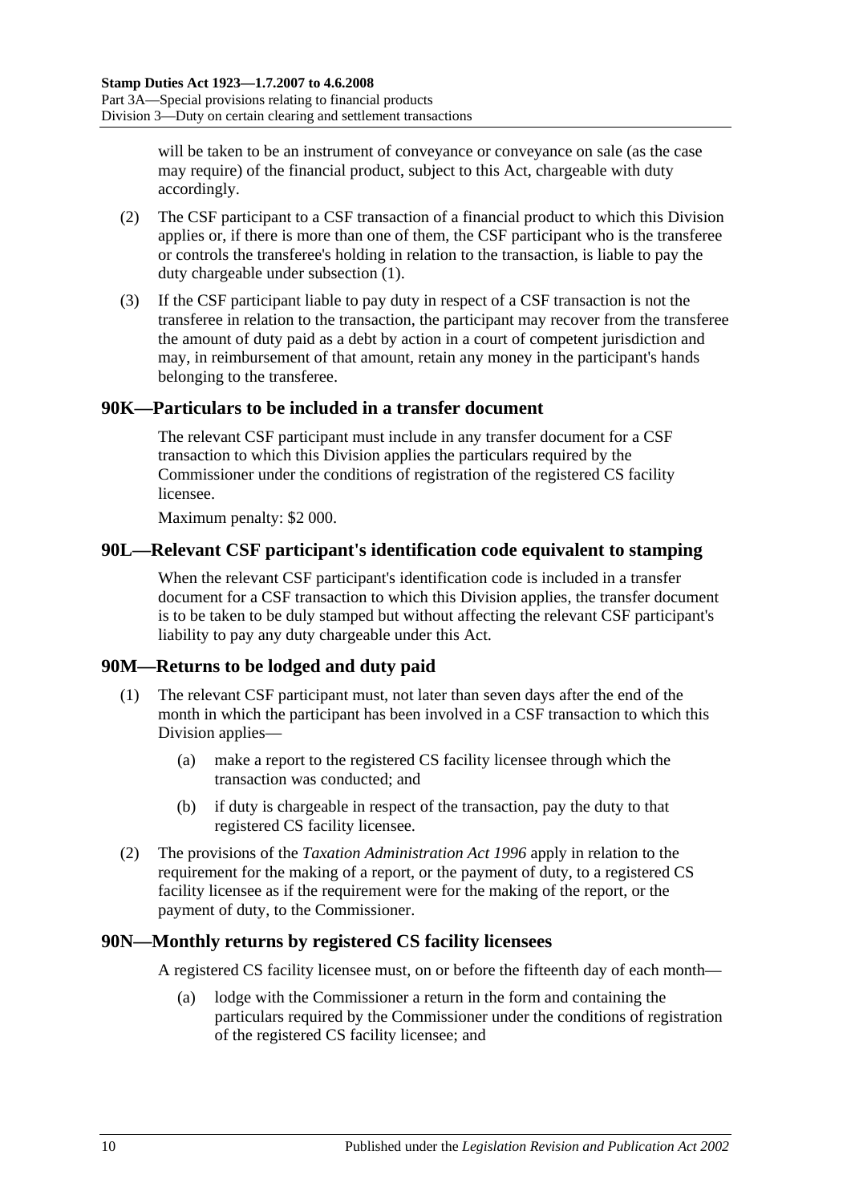will be taken to be an instrument of conveyance or conveyance on sale (as the case may require) of the financial product, subject to this Act, chargeable with duty accordingly.

(2) The CSF participant to a CSF transaction of a financial product to which this Division applies or, if there is more than one of them, the CSF participant who is the transferee or controls the transferee's holding in relation to the transaction, is liable to pay the duty chargeable under subsection (1).

(3) If the CSF participant liable to pay duty in respect of a CSF transaction is not the transferee in relation to the transaction, the participant may recover from the transferee the amount of duty paid as a debt by action in a court of competent jurisdiction and may, in reimbursement of that amount, retain any money in the participant's hands belonging to the transferee.

## 90K—Particulars to be included in a transfer document

The relevant CSF participant must include in any transfer document for a CSF transaction to which this Division applies the particulars required by the Commissioner under the conditions of registration of the registered CS facility licensee.

Maximum penalty: $2 000.

## 90L—Relevant CSF participant's identification code equivalent to stamping

When the relevant CSF participant's identification code is included in a transfer document for a CSF transaction to which this Division applies, the transfer document is to be taken to be duly stamped but without affecting the relevant CSF participant's liability to pay any duty chargeable under this Act.

## 90M—Returns to be lodged and duty paid

(1) The relevant CSF participant must, not later than seven days after the end of the month in which the participant has been involved in a CSF transaction to which this Division applies—

(a) make a report to the registered CS facility licensee through which the transaction was conducted; and

(b) if duty is chargeable in respect of the transaction, pay the duty to that registered CS facility licensee.

(2) The provisions of the *Taxation Administration Act 1996* apply in relation to the requirement for the making of a report, or the payment of duty, to a registered CS facility licensee as if the requirement were for the making of the report, or the payment of duty, to the Commissioner.

## 90N—Monthly returns by registered CS facility licensees

A registered CS facility licensee must, on or before the fifteenth day of each month—

(a) lodge with the Commissioner a return in the form and containing the particulars required by the Commissioner under the conditions of registration of the registered CS facility licensee; and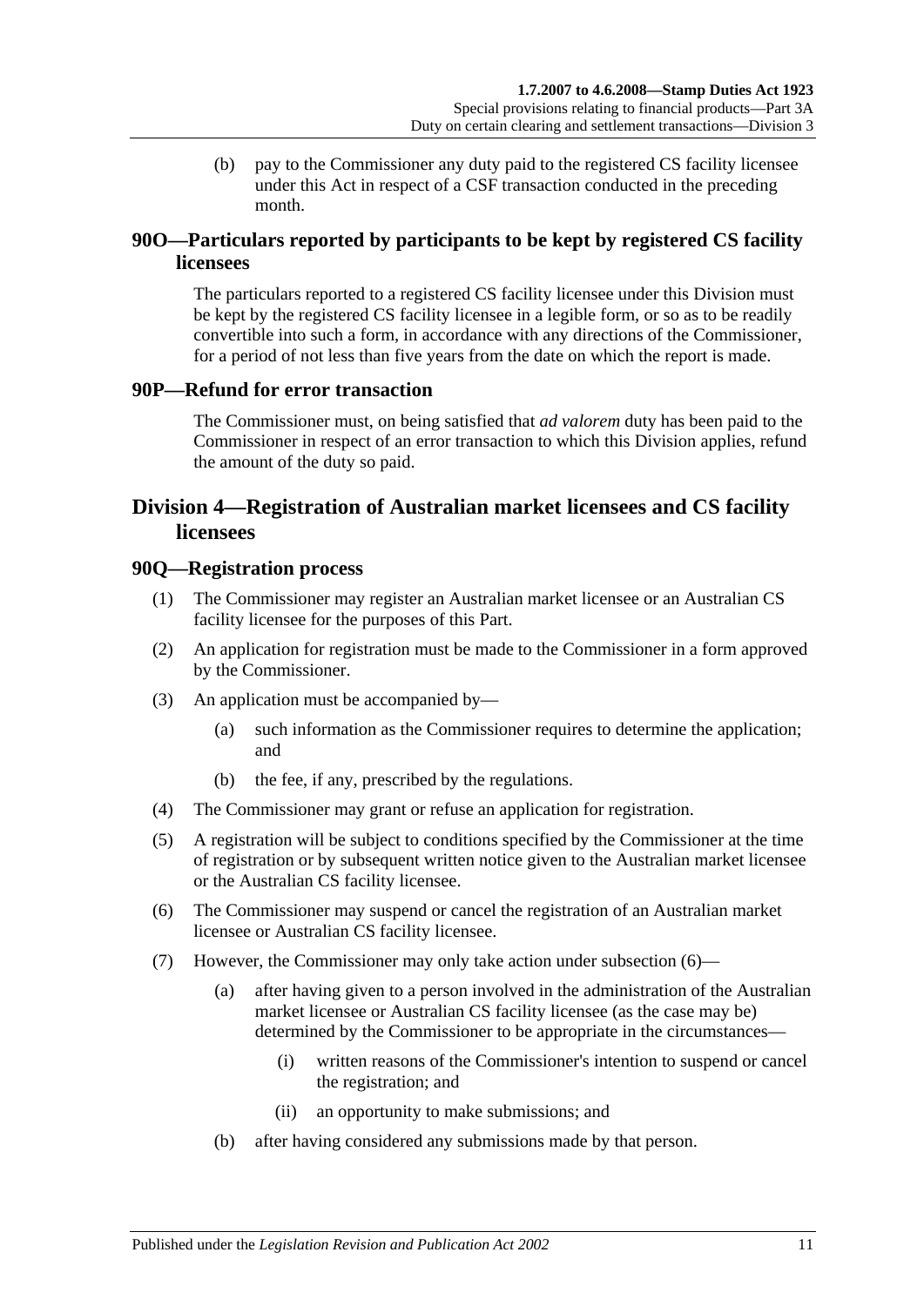(b) pay to the Commissioner any duty paid to the registered CS facility licensee under this Act in respect of a CSF transaction conducted in the preceding month.

### 90O—Particulars reported by participants to be kept by registered CS facility licensees

The particulars reported to a registered CS facility licensee under this Division must be kept by the registered CS facility licensee in a legible form, or so as to be readily convertible into such a form, in accordance with any directions of the Commissioner, for a period of not less than five years from the date on which the report is made.

### 90P—Refund for error transaction

The Commissioner must, on being satisfied that *ad valorem* duty has been paid to the Commissioner in respect of an error transaction to which this Division applies, refund the amount of the duty so paid.

## Division 4—Registration of Australian market licensees and CS facility licensees

### 90Q—Registration process

(1) The Commissioner may register an Australian market licensee or an Australian CS facility licensee for the purposes of this Part.

(2) An application for registration must be made to the Commissioner in a form approved by the Commissioner.

(3) An application must be accompanied by—

(a) such information as the Commissioner requires to determine the application; and

(b) the fee, if any, prescribed by the regulations.

(4) The Commissioner may grant or refuse an application for registration.

(5) A registration will be subject to conditions specified by the Commissioner at the time of registration or by subsequent written notice given to the Australian market licensee or the Australian CS facility licensee.

(6) The Commissioner may suspend or cancel the registration of an Australian market licensee or Australian CS facility licensee.

(7) However, the Commissioner may only take action under subsection (6)—

(a) after having given to a person involved in the administration of the Australian market licensee or Australian CS facility licensee (as the case may be) determined by the Commissioner to be appropriate in the circumstances—

(i) written reasons of the Commissioner's intention to suspend or cancel the registration; and

(ii) an opportunity to make submissions; and

(b) after having considered any submissions made by that person.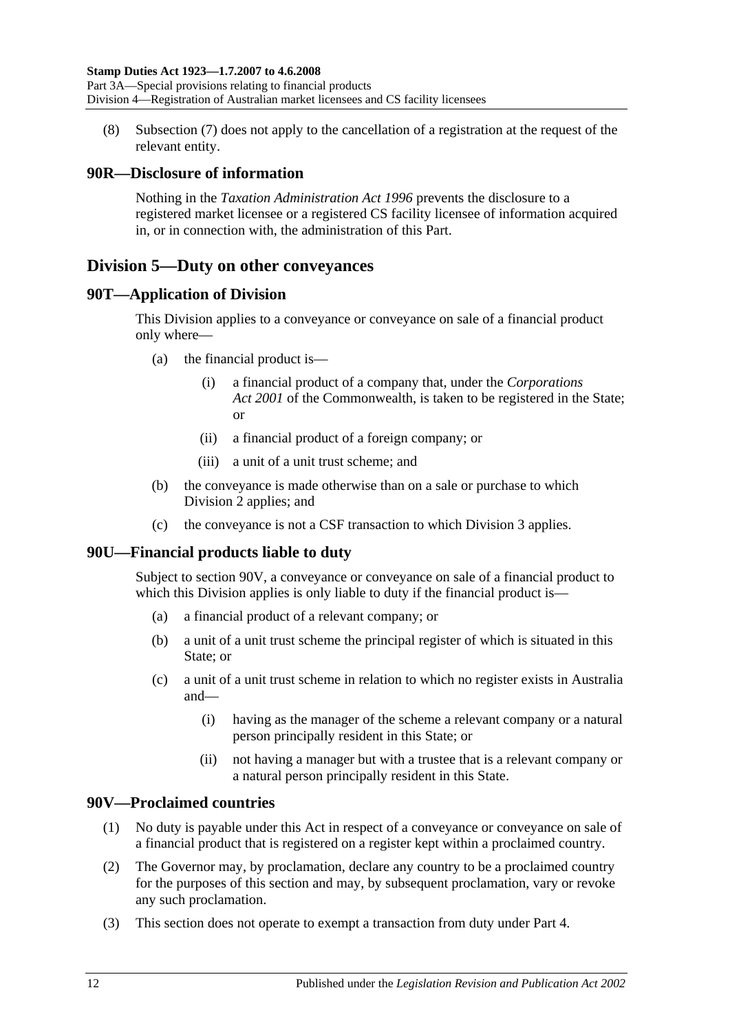(8) Subsection (7) does not apply to the cancellation of a registration at the request of the relevant entity.

### 90R—Disclosure of information

Nothing in the *Taxation Administration Act 1996* prevents the disclosure to a registered market licensee or a registered CS facility licensee of information acquired in, or in connection with, the administration of this Part.

## Division 5—Duty on other conveyances

### 90T—Application of Division

This Division applies to a conveyance or conveyance on sale of a financial product only where—

- (a) the financial product is—
  - (i) a financial product of a company that, under the *Corporations Act 2001* of the Commonwealth, is taken to be registered in the State; or
  - (ii) a financial product of a foreign company; or
  - (iii) a unit of a unit trust scheme; and
- (b) the conveyance is made otherwise than on a sale or purchase to which Division 2 applies; and
- (c) the conveyance is not a CSF transaction to which Division 3 applies.

### 90U—Financial products liable to duty

Subject to section 90V, a conveyance or conveyance on sale of a financial product to which this Division applies is only liable to duty if the financial product is—

- (a) a financial product of a relevant company; or
- (b) a unit of a unit trust scheme the principal register of which is situated in this State; or
- (c) a unit of a unit trust scheme in relation to which no register exists in Australia and—
  - (i) having as the manager of the scheme a relevant company or a natural person principally resident in this State; or
  - (ii) not having a manager but with a trustee that is a relevant company or a natural person principally resident in this State.

### 90V—Proclaimed countries

(1) No duty is payable under this Act in respect of a conveyance or conveyance on sale of a financial product that is registered on a register kept within a proclaimed country.

(2) The Governor may, by proclamation, declare any country to be a proclaimed country for the purposes of this section and may, by subsequent proclamation, vary or revoke any such proclamation.

(3) This section does not operate to exempt a transaction from duty under Part 4.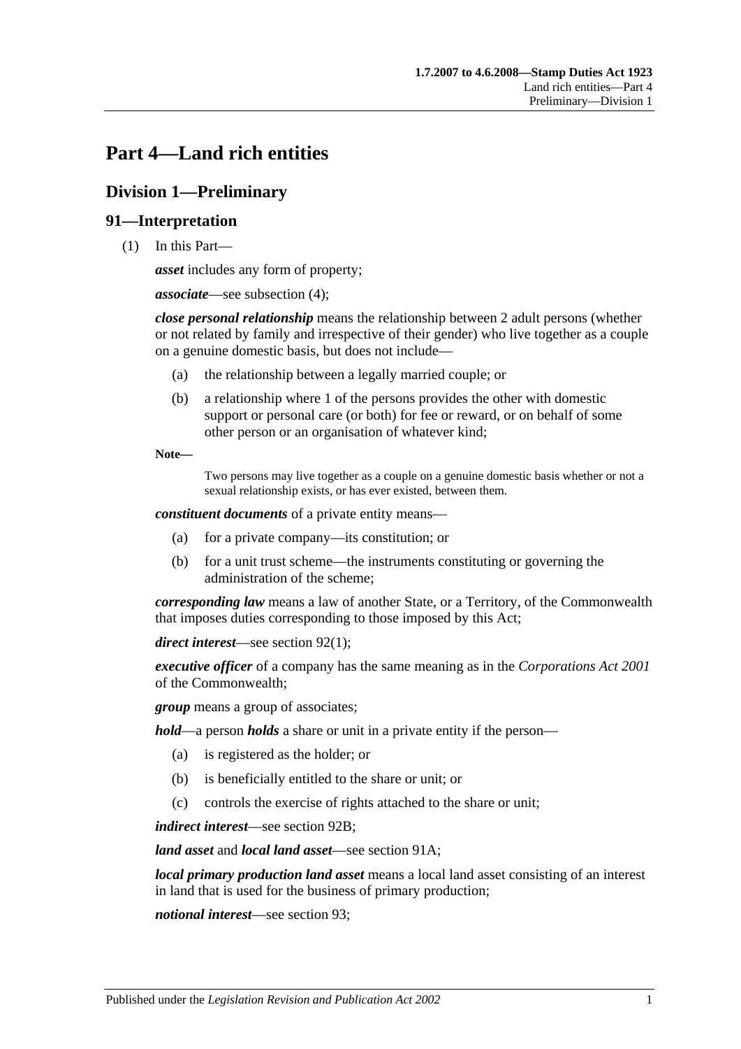# Part 4—Land rich entities

## Division 1—Preliminary

### 91—Interpretation

(1) In this Part—

***asset*** includes any form of property;

***associate***—see subsection (4);

***close personal relationship*** means the relationship between 2 adult persons (whether or not related by family and irrespective of their gender) who live together as a couple on a genuine domestic basis, but does not include—

- (a) the relationship between a legally married couple; or
- (b) a relationship where 1 of the persons provides the other with domestic support or personal care (or both) for fee or reward, or on behalf of some other person or an organisation of whatever kind;

**Note—**

Two persons may live together as a couple on a genuine domestic basis whether or not a sexual relationship exists, or has ever existed, between them.

***constituent documents*** of a private entity means—

- (a) for a private company—its constitution; or
- (b) for a unit trust scheme—the instruments constituting or governing the administration of the scheme;

***corresponding law*** means a law of another State, or a Territory, of the Commonwealth that imposes duties corresponding to those imposed by this Act;

***direct interest***—see section 92(1);

***executive officer*** of a company has the same meaning as in the *Corporations Act 2001* of the Commonwealth;

***group*** means a group of associates;

***hold***—a person ***holds*** a share or unit in a private entity if the person—

- (a) is registered as the holder; or
- (b) is beneficially entitled to the share or unit; or
- (c) controls the exercise of rights attached to the share or unit;

***indirect interest***—see section 92B;

***land asset*** and ***local land asset***—see section 91A;

***local primary production land asset*** means a local land asset consisting of an interest in land that is used for the business of primary production;

***notional interest***—see section 93;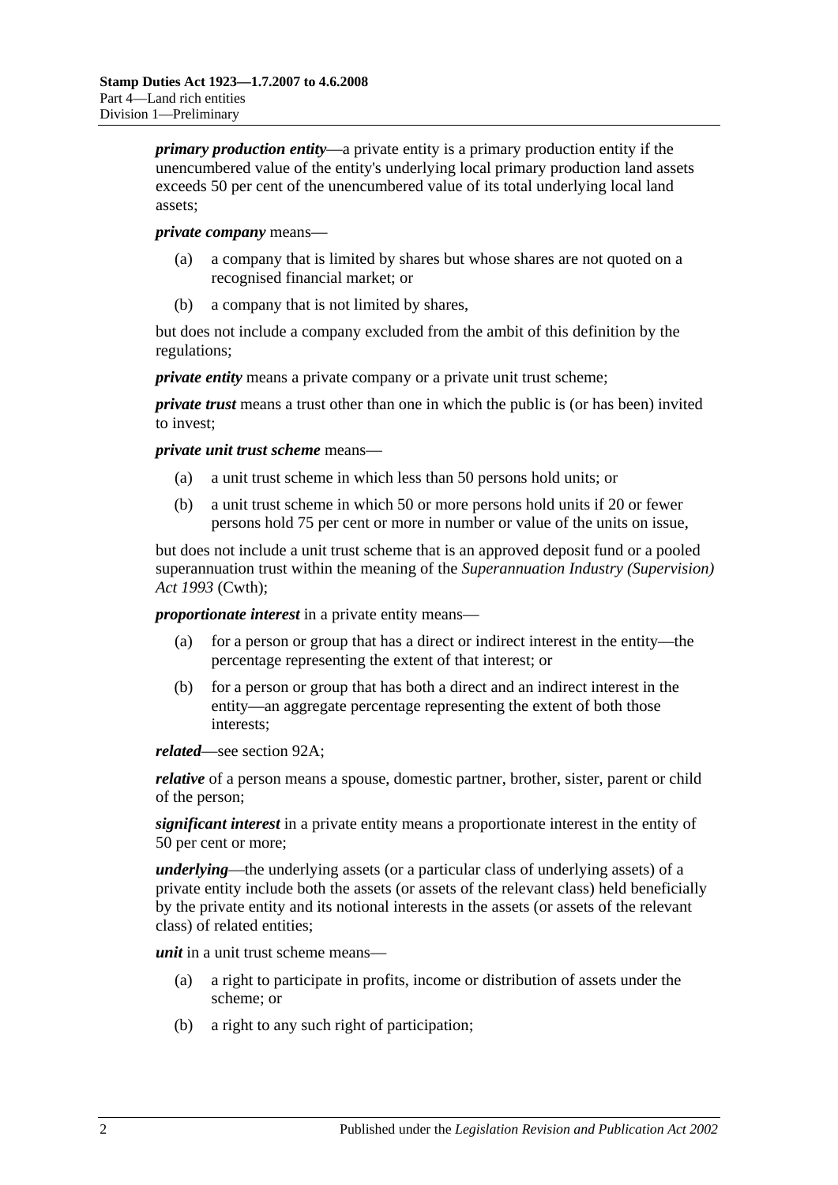***primary production entity***—a private entity is a primary production entity if the unencumbered value of the entity's underlying local primary production land assets exceeds 50 per cent of the unencumbered value of its total underlying local land assets;

***private company*** means—

- (a) a company that is limited by shares but whose shares are not quoted on a recognised financial market; or
- (b) a company that is not limited by shares,

but does not include a company excluded from the ambit of this definition by the regulations;

***private entity*** means a private company or a private unit trust scheme;

***private trust*** means a trust other than one in which the public is (or has been) invited to invest;

***private unit trust scheme*** means—

- (a) a unit trust scheme in which less than 50 persons hold units; or
- (b) a unit trust scheme in which 50 or more persons hold units if 20 or fewer persons hold 75 per cent or more in number or value of the units on issue,

but does not include a unit trust scheme that is an approved deposit fund or a pooled superannuation trust within the meaning of the *Superannuation Industry (Supervision) Act 1993* (Cwth);

***proportionate interest*** in a private entity means—

- (a) for a person or group that has a direct or indirect interest in the entity—the percentage representing the extent of that interest; or
- (b) for a person or group that has both a direct and an indirect interest in the entity—an aggregate percentage representing the extent of both those interests;

***related***—see section 92A;

***relative*** of a person means a spouse, domestic partner, brother, sister, parent or child of the person;

***significant interest*** in a private entity means a proportionate interest in the entity of 50 per cent or more;

***underlying***—the underlying assets (or a particular class of underlying assets) of a private entity include both the assets (or assets of the relevant class) held beneficially by the private entity and its notional interests in the assets (or assets of the relevant class) of related entities;

***unit*** in a unit trust scheme means—

- (a) a right to participate in profits, income or distribution of assets under the scheme; or
- (b) a right to any such right of participation;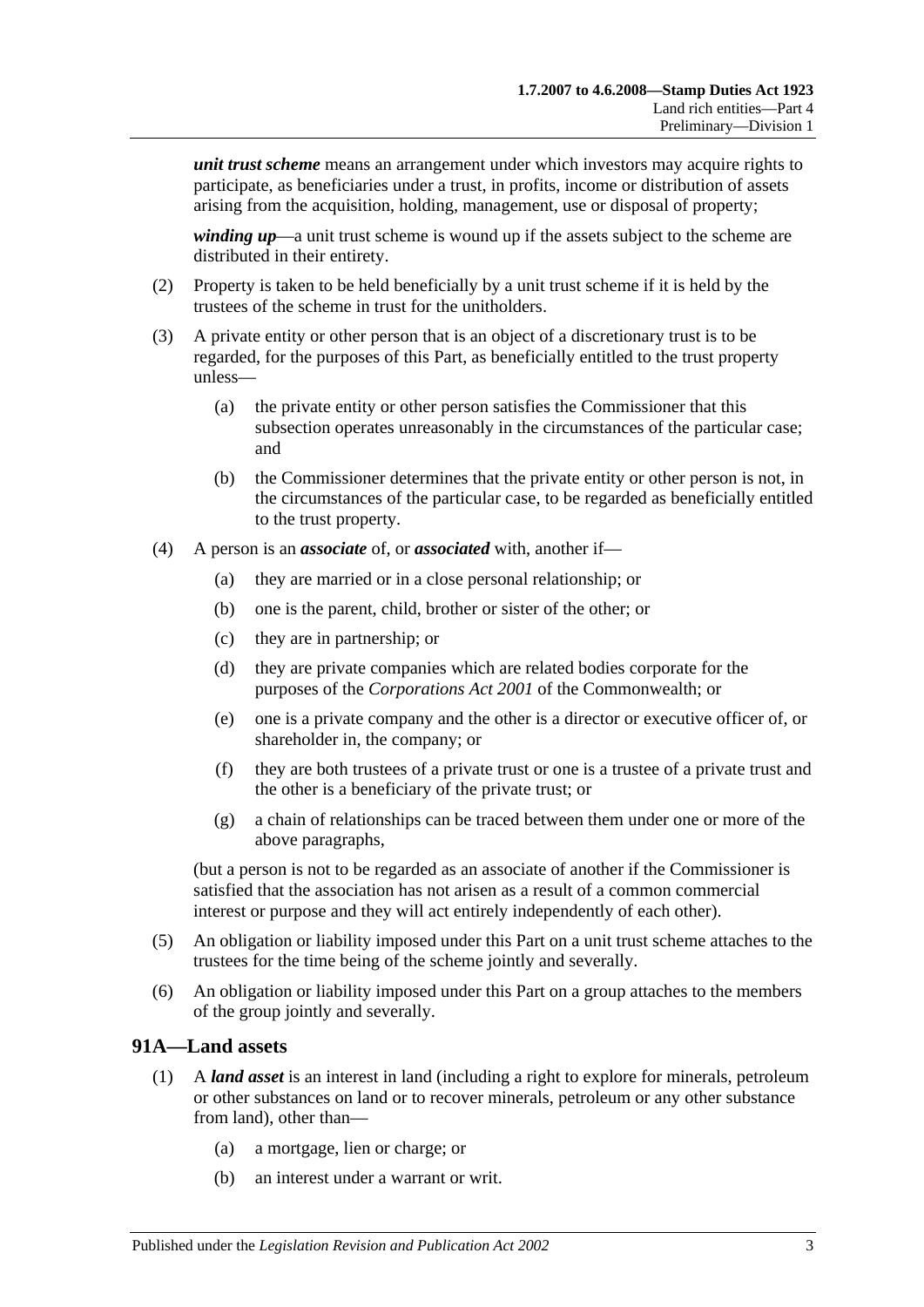***unit trust scheme*** means an arrangement under which investors may acquire rights to participate, as beneficiaries under a trust, in profits, income or distribution of assets arising from the acquisition, holding, management, use or disposal of property;

***winding up***—a unit trust scheme is wound up if the assets subject to the scheme are distributed in their entirety.

(2) Property is taken to be held beneficially by a unit trust scheme if it is held by the trustees of the scheme in trust for the unitholders.

(3) A private entity or other person that is an object of a discretionary trust is to be regarded, for the purposes of this Part, as beneficially entitled to the trust property unless—

 (a) the private entity or other person satisfies the Commissioner that this subsection operates unreasonably in the circumstances of the particular case; and

 (b) the Commissioner determines that the private entity or other person is not, in the circumstances of the particular case, to be regarded as beneficially entitled to the trust property.

(4) A person is an ***associate*** of, or ***associated*** with, another if—

 (a) they are married or in a close personal relationship; or

 (b) one is the parent, child, brother or sister of the other; or

 (c) they are in partnership; or

 (d) they are private companies which are related bodies corporate for the purposes of the *Corporations Act 2001* of the Commonwealth; or

 (e) one is a private company and the other is a director or executive officer of, or shareholder in, the company; or

 (f) they are both trustees of a private trust or one is a trustee of a private trust and the other is a beneficiary of the private trust; or

 (g) a chain of relationships can be traced between them under one or more of the above paragraphs,

(but a person is not to be regarded as an associate of another if the Commissioner is satisfied that the association has not arisen as a result of a common commercial interest or purpose and they will act entirely independently of each other).

(5) An obligation or liability imposed under this Part on a unit trust scheme attaches to the trustees for the time being of the scheme jointly and severally.

(6) An obligation or liability imposed under this Part on a group attaches to the members of the group jointly and severally.

## 91A—Land assets

(1) A ***land asset*** is an interest in land (including a right to explore for minerals, petroleum or other substances on land or to recover minerals, petroleum or any other substance from land), other than—

 (a) a mortgage, lien or charge; or

 (b) an interest under a warrant or writ.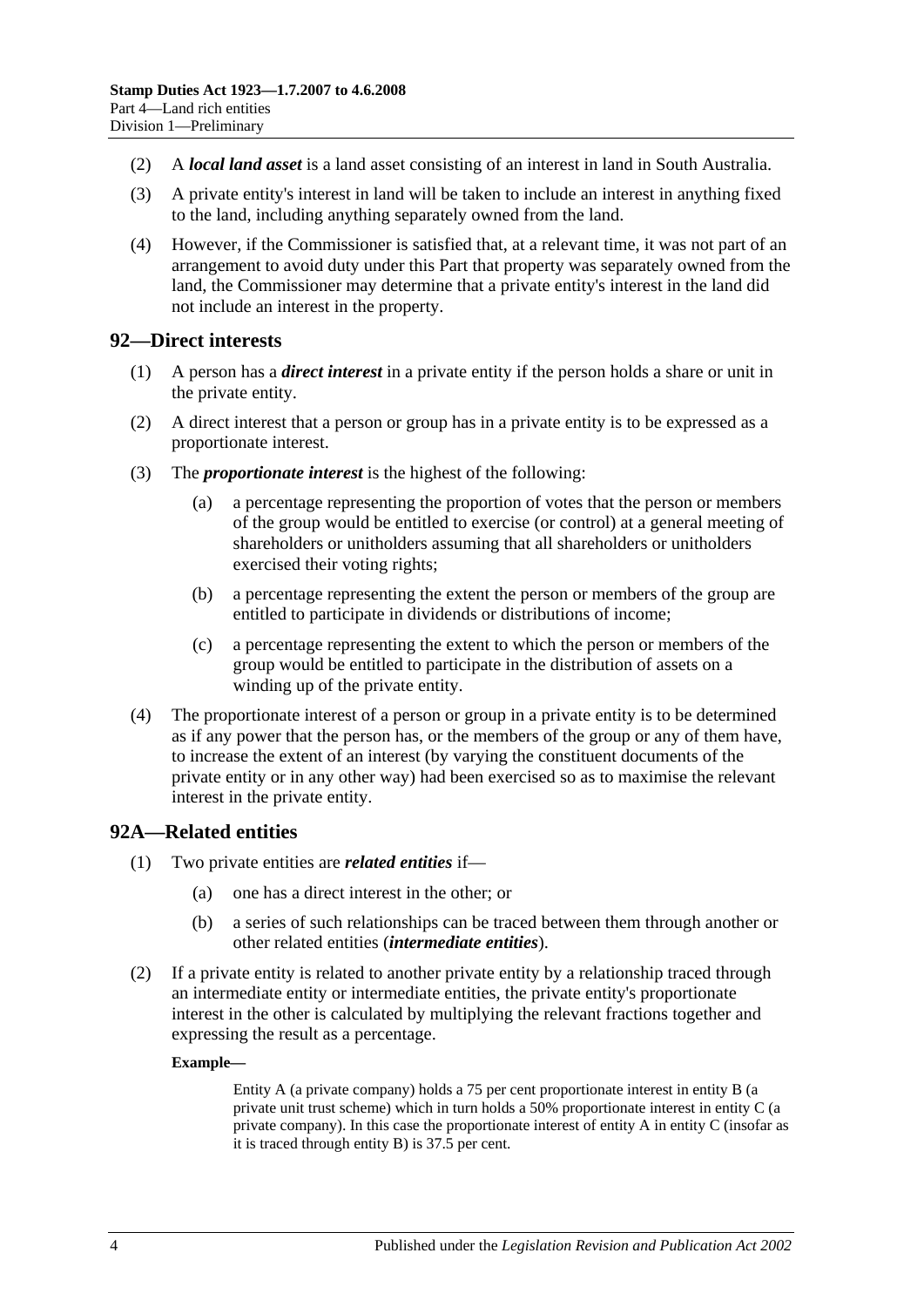(2) A ***local land asset*** is a land asset consisting of an interest in land in South Australia.

(3) A private entity's interest in land will be taken to include an interest in anything fixed to the land, including anything separately owned from the land.

(4) However, if the Commissioner is satisfied that, at a relevant time, it was not part of an arrangement to avoid duty under this Part that property was separately owned from the land, the Commissioner may determine that a private entity's interest in the land did not include an interest in the property.

## 92—Direct interests

(1) A person has a ***direct interest*** in a private entity if the person holds a share or unit in the private entity.

(2) A direct interest that a person or group has in a private entity is to be expressed as a proportionate interest.

(3) The ***proportionate interest*** is the highest of the following:

(a) a percentage representing the proportion of votes that the person or members of the group would be entitled to exercise (or control) at a general meeting of shareholders or unitholders assuming that all shareholders or unitholders exercised their voting rights;

(b) a percentage representing the extent the person or members of the group are entitled to participate in dividends or distributions of income;

(c) a percentage representing the extent to which the person or members of the group would be entitled to participate in the distribution of assets on a winding up of the private entity.

(4) The proportionate interest of a person or group in a private entity is to be determined as if any power that the person has, or the members of the group or any of them have, to increase the extent of an interest (by varying the constituent documents of the private entity or in any other way) had been exercised so as to maximise the relevant interest in the private entity.

## 92A—Related entities

(1) Two private entities are ***related entities*** if—

(a) one has a direct interest in the other; or

(b) a series of such relationships can be traced between them through another or other related entities (***intermediate entities***).

(2) If a private entity is related to another private entity by a relationship traced through an intermediate entity or intermediate entities, the private entity's proportionate interest in the other is calculated by multiplying the relevant fractions together and expressing the result as a percentage.

**Example—**

Entity A (a private company) holds a 75 per cent proportionate interest in entity B (a private unit trust scheme) which in turn holds a 50% proportionate interest in entity C (a private company). In this case the proportionate interest of entity A in entity C (insofar as it is traced through entity B) is 37.5 per cent.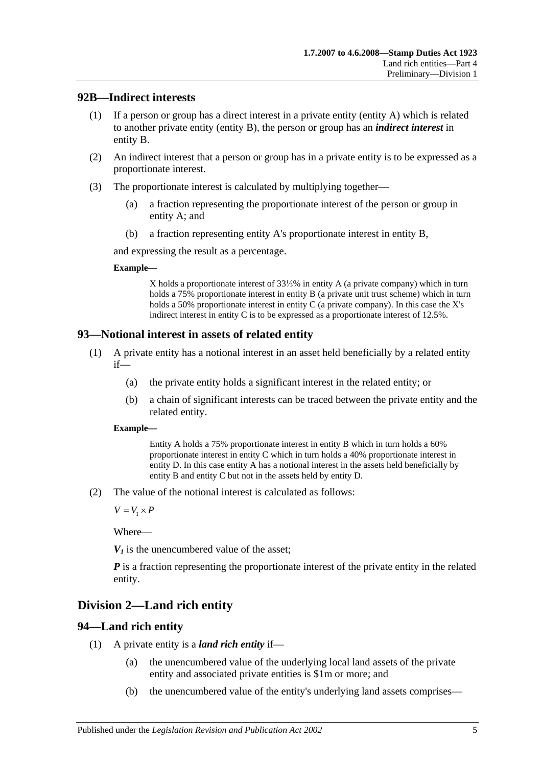## 92B—Indirect interests

(1) If a person or group has a direct interest in a private entity (entity A) which is related to another private entity (entity B), the person or group has an ***indirect interest*** in entity B.

(2) An indirect interest that a person or group has in a private entity is to be expressed as a proportionate interest.

(3) The proportionate interest is calculated by multiplying together—

(a) a fraction representing the proportionate interest of the person or group in entity A; and

(b) a fraction representing entity A's proportionate interest in entity B,

and expressing the result as a percentage.

**Example—**

> X holds a proportionate interest of 33⅓% in entity A (a private company) which in turn holds a 75% proportionate interest in entity B (a private unit trust scheme) which in turn holds a 50% proportionate interest in entity C (a private company). In this case the X's indirect interest in entity C is to be expressed as a proportionate interest of 12.5%.

## 93—Notional interest in assets of related entity

(1) A private entity has a notional interest in an asset held beneficially by a related entity if—

(a) the private entity holds a significant interest in the related entity; or

(b) a chain of significant interests can be traced between the private entity and the related entity.

**Example—**

> Entity A holds a 75% proportionate interest in entity B which in turn holds a 60% proportionate interest in entity C which in turn holds a 40% proportionate interest in entity D. In this case entity A has a notional interest in the assets held beneficially by entity B and entity C but not in the assets held by entity D.

(2) The value of the notional interest is calculated as follows:

$$V = V_1 \times P$$

Where—

$V_1$ is the unencumbered value of the asset;

$P$ is a fraction representing the proportionate interest of the private entity in the related entity.

# Division 2—Land rich entity

## 94—Land rich entity

(1) A private entity is a ***land rich entity*** if—

(a) the unencumbered value of the underlying local land assets of the private entity and associated private entities is $1m or more; and

(b) the unencumbered value of the entity's underlying land assets comprises—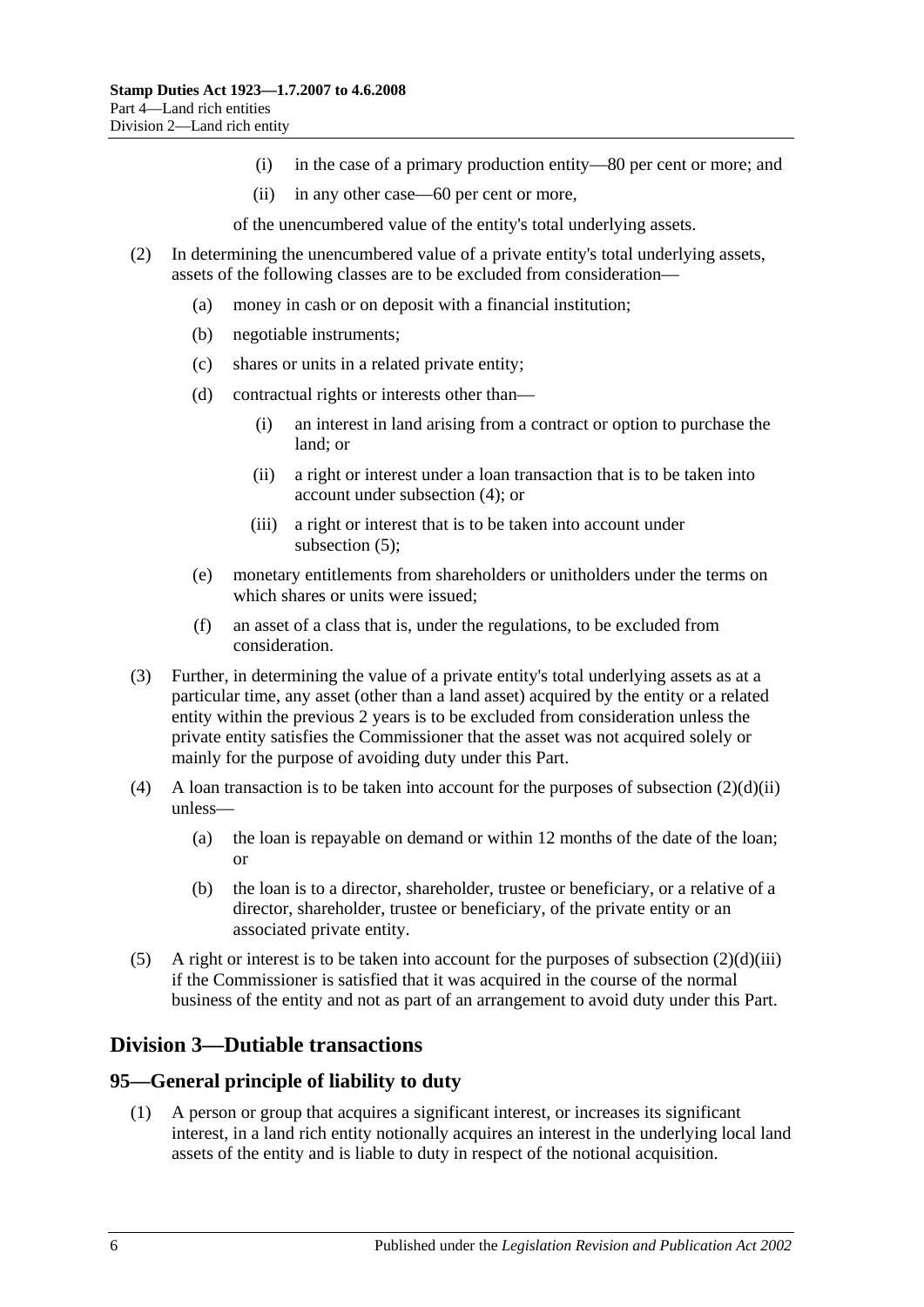(i) in the case of a primary production entity—80 per cent or more; and

(ii) in any other case—60 per cent or more,

of the unencumbered value of the entity's total underlying assets.

(2) In determining the unencumbered value of a private entity's total underlying assets, assets of the following classes are to be excluded from consideration—

(a) money in cash or on deposit with a financial institution;

(b) negotiable instruments;

(c) shares or units in a related private entity;

(d) contractual rights or interests other than—

(i) an interest in land arising from a contract or option to purchase the land; or

(ii) a right or interest under a loan transaction that is to be taken into account under subsection (4); or

(iii) a right or interest that is to be taken into account under subsection (5);

(e) monetary entitlements from shareholders or unitholders under the terms on which shares or units were issued;

(f) an asset of a class that is, under the regulations, to be excluded from consideration.

(3) Further, in determining the value of a private entity's total underlying assets as at a particular time, any asset (other than a land asset) acquired by the entity or a related entity within the previous 2 years is to be excluded from consideration unless the private entity satisfies the Commissioner that the asset was not acquired solely or mainly for the purpose of avoiding duty under this Part.

(4) A loan transaction is to be taken into account for the purposes of subsection (2)(d)(ii) unless—

(a) the loan is repayable on demand or within 12 months of the date of the loan; or

(b) the loan is to a director, shareholder, trustee or beneficiary, or a relative of a director, shareholder, trustee or beneficiary, of the private entity or an associated private entity.

(5) A right or interest is to be taken into account for the purposes of subsection (2)(d)(iii) if the Commissioner is satisfied that it was acquired in the course of the normal business of the entity and not as part of an arrangement to avoid duty under this Part.

## Division 3—Dutiable transactions

### 95—General principle of liability to duty

(1) A person or group that acquires a significant interest, or increases its significant interest, in a land rich entity notionally acquires an interest in the underlying local land assets of the entity and is liable to duty in respect of the notional acquisition.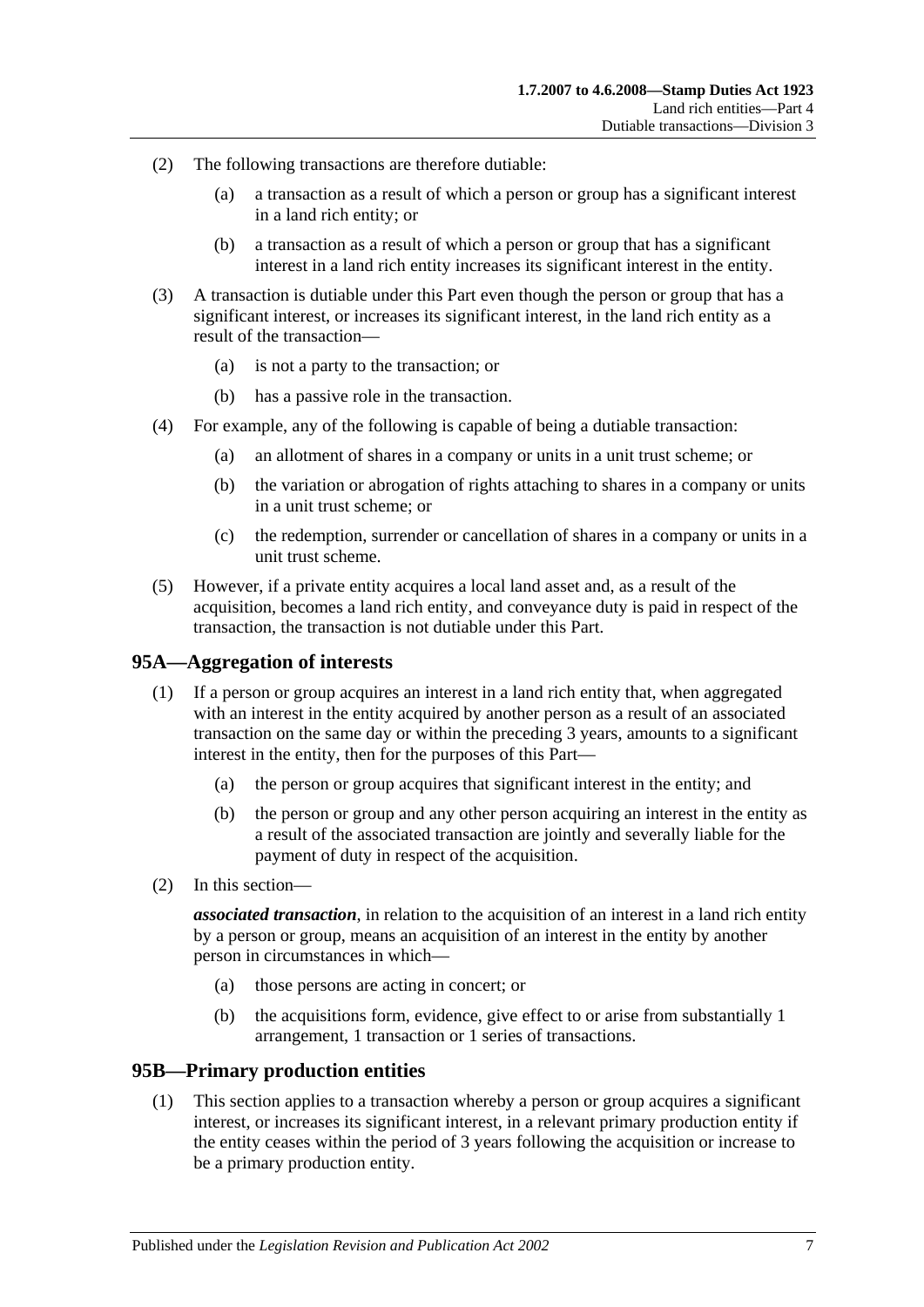(2) The following transactions are therefore dutiable:

(a) a transaction as a result of which a person or group has a significant interest in a land rich entity; or

(b) a transaction as a result of which a person or group that has a significant interest in a land rich entity increases its significant interest in the entity.

(3) A transaction is dutiable under this Part even though the person or group that has a significant interest, or increases its significant interest, in the land rich entity as a result of the transaction—

(a) is not a party to the transaction; or

(b) has a passive role in the transaction.

(4) For example, any of the following is capable of being a dutiable transaction:

(a) an allotment of shares in a company or units in a unit trust scheme; or

(b) the variation or abrogation of rights attaching to shares in a company or units in a unit trust scheme; or

(c) the redemption, surrender or cancellation of shares in a company or units in a unit trust scheme.

(5) However, if a private entity acquires a local land asset and, as a result of the acquisition, becomes a land rich entity, and conveyance duty is paid in respect of the transaction, the transaction is not dutiable under this Part.

## 95A—Aggregation of interests

(1) If a person or group acquires an interest in a land rich entity that, when aggregated with an interest in the entity acquired by another person as a result of an associated transaction on the same day or within the preceding 3 years, amounts to a significant interest in the entity, then for the purposes of this Part—

(a) the person or group acquires that significant interest in the entity; and

(b) the person or group and any other person acquiring an interest in the entity as a result of the associated transaction are jointly and severally liable for the payment of duty in respect of the acquisition.

(2) In this section—

***associated transaction***, in relation to the acquisition of an interest in a land rich entity by a person or group, means an acquisition of an interest in the entity by another person in circumstances in which—

(a) those persons are acting in concert; or

(b) the acquisitions form, evidence, give effect to or arise from substantially 1 arrangement, 1 transaction or 1 series of transactions.

## 95B—Primary production entities

(1) This section applies to a transaction whereby a person or group acquires a significant interest, or increases its significant interest, in a relevant primary production entity if the entity ceases within the period of 3 years following the acquisition or increase to be a primary production entity.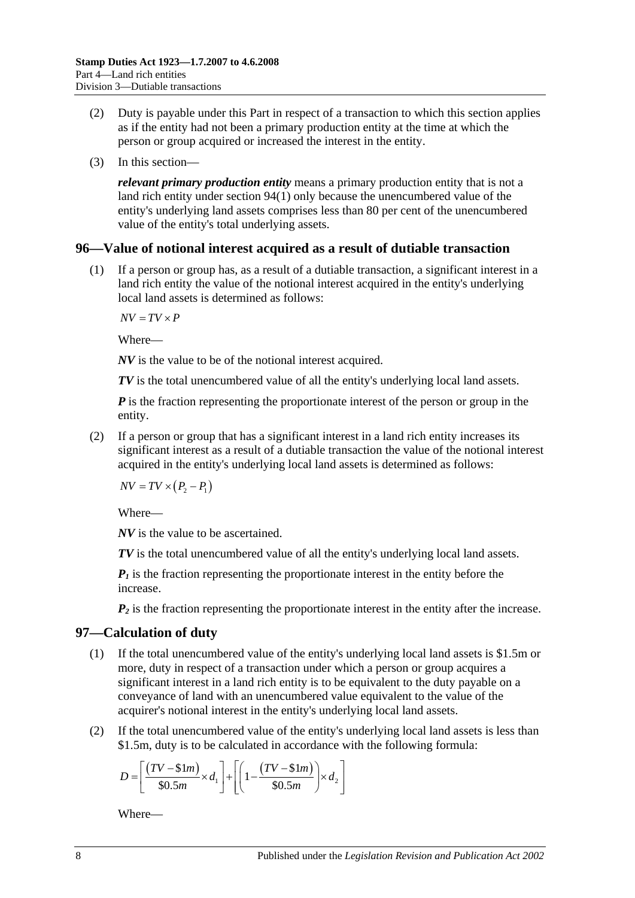(2) Duty is payable under this Part in respect of a transaction to which this section applies as if the entity had not been a primary production entity at the time at which the person or group acquired or increased the interest in the entity.

(3) In this section—

***relevant primary production entity*** means a primary production entity that is not a land rich entity under section 94(1) only because the unencumbered value of the entity's underlying land assets comprises less than 80 per cent of the unencumbered value of the entity's total underlying assets.

## 96—Value of notional interest acquired as a result of dutiable transaction

(1) If a person or group has, as a result of a dutiable transaction, a significant interest in a land rich entity the value of the notional interest acquired in the entity's underlying local land assets is determined as follows:

$$NV = TV \times P$$

Where—

***NV*** is the value to be of the notional interest acquired.

***TV*** is the total unencumbered value of all the entity's underlying local land assets.

***P*** is the fraction representing the proportionate interest of the person or group in the entity.

(2) If a person or group that has a significant interest in a land rich entity increases its significant interest as a result of a dutiable transaction the value of the notional interest acquired in the entity's underlying local land assets is determined as follows:

$$NV = TV \times (P_2 - P_1)$$

Where—

***NV*** is the value to be ascertained.

***TV*** is the total unencumbered value of all the entity's underlying local land assets.

$P_1$ is the fraction representing the proportionate interest in the entity before the increase.

$P_2$ is the fraction representing the proportionate interest in the entity after the increase.

## 97—Calculation of duty

(1) If the total unencumbered value of the entity's underlying local land assets is \$1.5m or more, duty in respect of a transaction under which a person or group acquires a significant interest in a land rich entity is to be equivalent to the duty payable on a conveyance of land with an unencumbered value equivalent to the value of the acquirer's notional interest in the entity's underlying local land assets.

(2) If the total unencumbered value of the entity's underlying local land assets is less than \$1.5m, duty is to be calculated in accordance with the following formula:

$$D = \left[\frac{(TV - \$1m)}{\$0.5m} \times d_1\right] + \left[\left(1 - \frac{(TV - \$1m)}{\$0.5m}\right) \times d_2\right]$$

Where—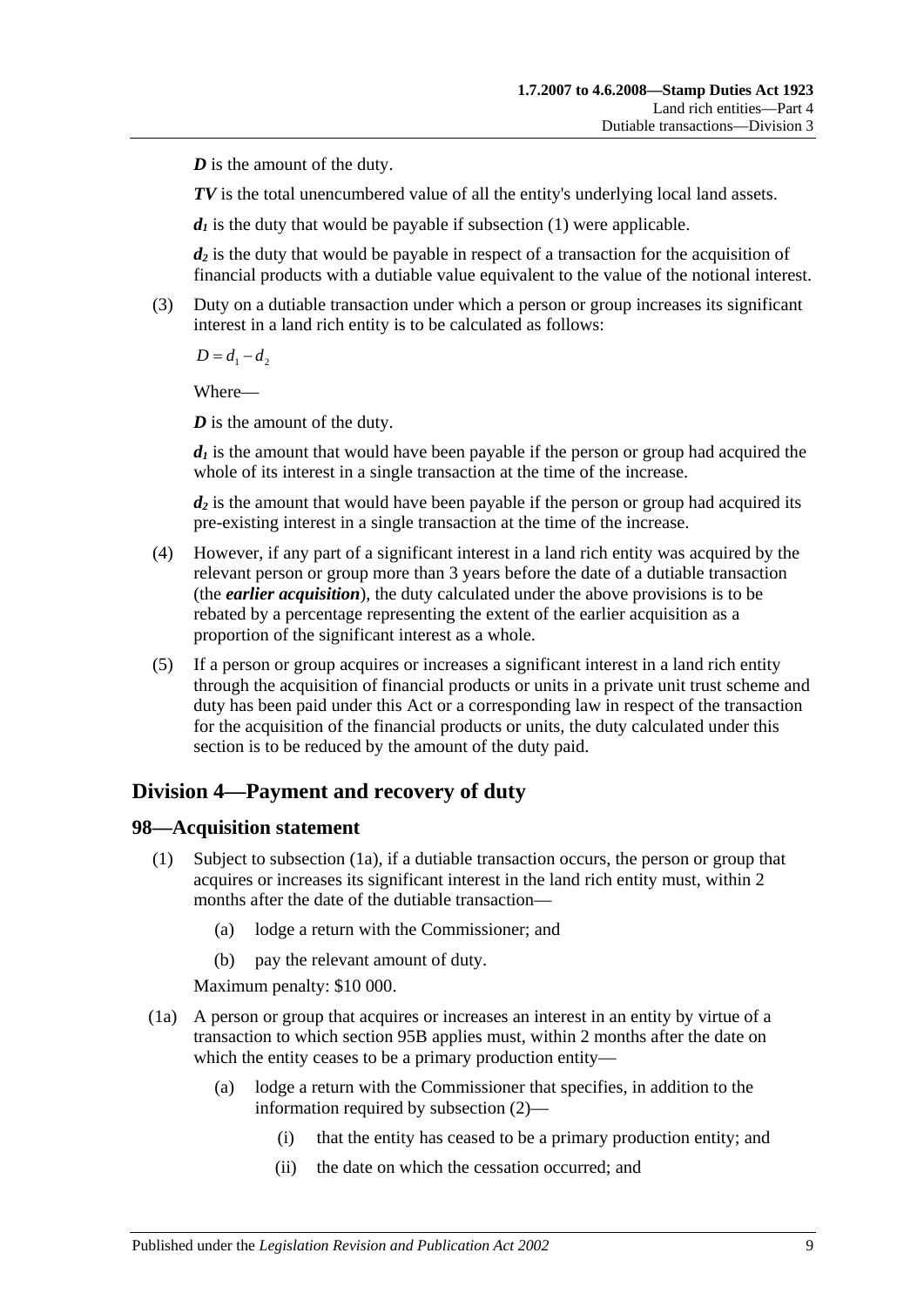***D*** is the amount of the duty.

***TV*** is the total unencumbered value of all the entity's underlying local land assets.

$d_1$ is the duty that would be payable if subsection (1) were applicable.

$d_2$ is the duty that would be payable in respect of a transaction for the acquisition of financial products with a dutiable value equivalent to the value of the notional interest.

(3) Duty on a dutiable transaction under which a person or group increases its significant interest in a land rich entity is to be calculated as follows:

$$D = d_1 - d_2$$

Where—

***D*** is the amount of the duty.

$d_1$ is the amount that would have been payable if the person or group had acquired the whole of its interest in a single transaction at the time of the increase.

$d_2$ is the amount that would have been payable if the person or group had acquired its pre-existing interest in a single transaction at the time of the increase.

(4) However, if any part of a significant interest in a land rich entity was acquired by the relevant person or group more than 3 years before the date of a dutiable transaction (the ***earlier acquisition***), the duty calculated under the above provisions is to be rebated by a percentage representing the extent of the earlier acquisition as a proportion of the significant interest as a whole.

(5) If a person or group acquires or increases a significant interest in a land rich entity through the acquisition of financial products or units in a private unit trust scheme and duty has been paid under this Act or a corresponding law in respect of the transaction for the acquisition of the financial products or units, the duty calculated under this section is to be reduced by the amount of the duty paid.

## Division 4—Payment and recovery of duty

### 98—Acquisition statement

(1) Subject to subsection (1a), if a dutiable transaction occurs, the person or group that acquires or increases its significant interest in the land rich entity must, within 2 months after the date of the dutiable transaction—

- (a) lodge a return with the Commissioner; and
- (b) pay the relevant amount of duty.

Maximum penalty: $10 000.

(1a) A person or group that acquires or increases an interest in an entity by virtue of a transaction to which section 95B applies must, within 2 months after the date on which the entity ceases to be a primary production entity—

- (a) lodge a return with the Commissioner that specifies, in addition to the information required by subsection (2)—
  - (i) that the entity has ceased to be a primary production entity; and
  - (ii) the date on which the cessation occurred; and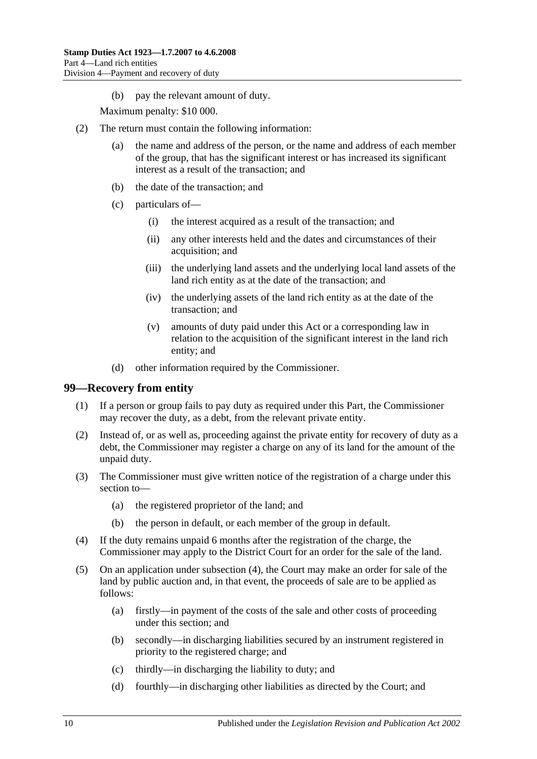(b) pay the relevant amount of duty.

Maximum penalty: $10 000.

(2) The return must contain the following information:

(a) the name and address of the person, or the name and address of each member of the group, that has the significant interest or has increased its significant interest as a result of the transaction; and

(b) the date of the transaction; and

(c) particulars of—

(i) the interest acquired as a result of the transaction; and

(ii) any other interests held and the dates and circumstances of their acquisition; and

(iii) the underlying land assets and the underlying local land assets of the land rich entity as at the date of the transaction; and

(iv) the underlying assets of the land rich entity as at the date of the transaction; and

(v) amounts of duty paid under this Act or a corresponding law in relation to the acquisition of the significant interest in the land rich entity; and

(d) other information required by the Commissioner.

## 99—Recovery from entity

(1) If a person or group fails to pay duty as required under this Part, the Commissioner may recover the duty, as a debt, from the relevant private entity.

(2) Instead of, or as well as, proceeding against the private entity for recovery of duty as a debt, the Commissioner may register a charge on any of its land for the amount of the unpaid duty.

(3) The Commissioner must give written notice of the registration of a charge under this section to—

(a) the registered proprietor of the land; and

(b) the person in default, or each member of the group in default.

(4) If the duty remains unpaid 6 months after the registration of the charge, the Commissioner may apply to the District Court for an order for the sale of the land.

(5) On an application under subsection (4), the Court may make an order for sale of the land by public auction and, in that event, the proceeds of sale are to be applied as follows:

(a) firstly—in payment of the costs of the sale and other costs of proceeding under this section; and

(b) secondly—in discharging liabilities secured by an instrument registered in priority to the registered charge; and

(c) thirdly—in discharging the liability to duty; and

(d) fourthly—in discharging other liabilities as directed by the Court; and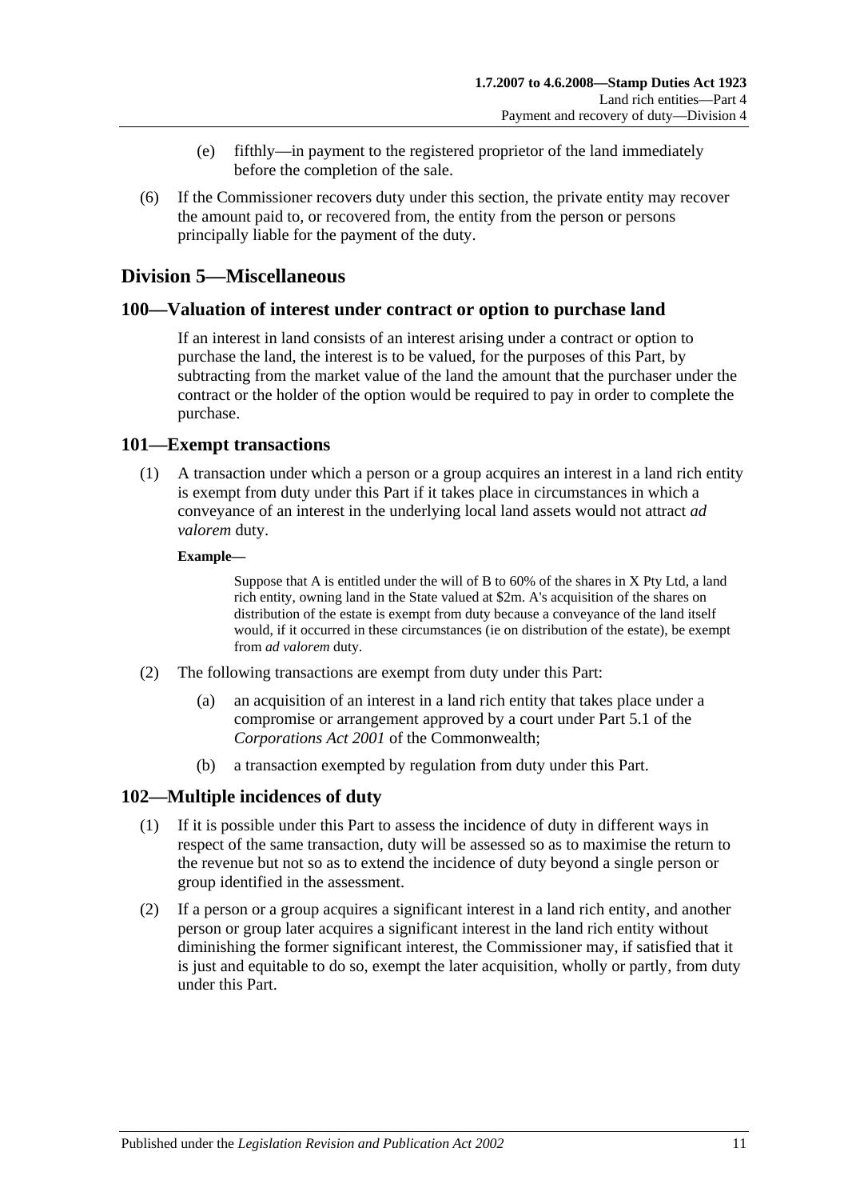(e) fifthly—in payment to the registered proprietor of the land immediately before the completion of the sale.

(6) If the Commissioner recovers duty under this section, the private entity may recover the amount paid to, or recovered from, the entity from the person or persons principally liable for the payment of the duty.

## Division 5—Miscellaneous

### 100—Valuation of interest under contract or option to purchase land

If an interest in land consists of an interest arising under a contract or option to purchase the land, the interest is to be valued, for the purposes of this Part, by subtracting from the market value of the land the amount that the purchaser under the contract or the holder of the option would be required to pay in order to complete the purchase.

### 101—Exempt transactions

(1) A transaction under which a person or a group acquires an interest in a land rich entity is exempt from duty under this Part if it takes place in circumstances in which a conveyance of an interest in the underlying local land assets would not attract *ad valorem* duty.

**Example—**

Suppose that A is entitled under the will of B to 60% of the shares in X Pty Ltd, a land rich entity, owning land in the State valued at $2m. A's acquisition of the shares on distribution of the estate is exempt from duty because a conveyance of the land itself would, if it occurred in these circumstances (ie on distribution of the estate), be exempt from *ad valorem* duty.

(2) The following transactions are exempt from duty under this Part:

(a) an acquisition of an interest in a land rich entity that takes place under a compromise or arrangement approved by a court under Part 5.1 of the *Corporations Act 2001* of the Commonwealth;

(b) a transaction exempted by regulation from duty under this Part.

### 102—Multiple incidences of duty

(1) If it is possible under this Part to assess the incidence of duty in different ways in respect of the same transaction, duty will be assessed so as to maximise the return to the revenue but not so as to extend the incidence of duty beyond a single person or group identified in the assessment.

(2) If a person or a group acquires a significant interest in a land rich entity, and another person or group later acquires a significant interest in the land rich entity without diminishing the former significant interest, the Commissioner may, if satisfied that it is just and equitable to do so, exempt the later acquisition, wholly or partly, from duty under this Part.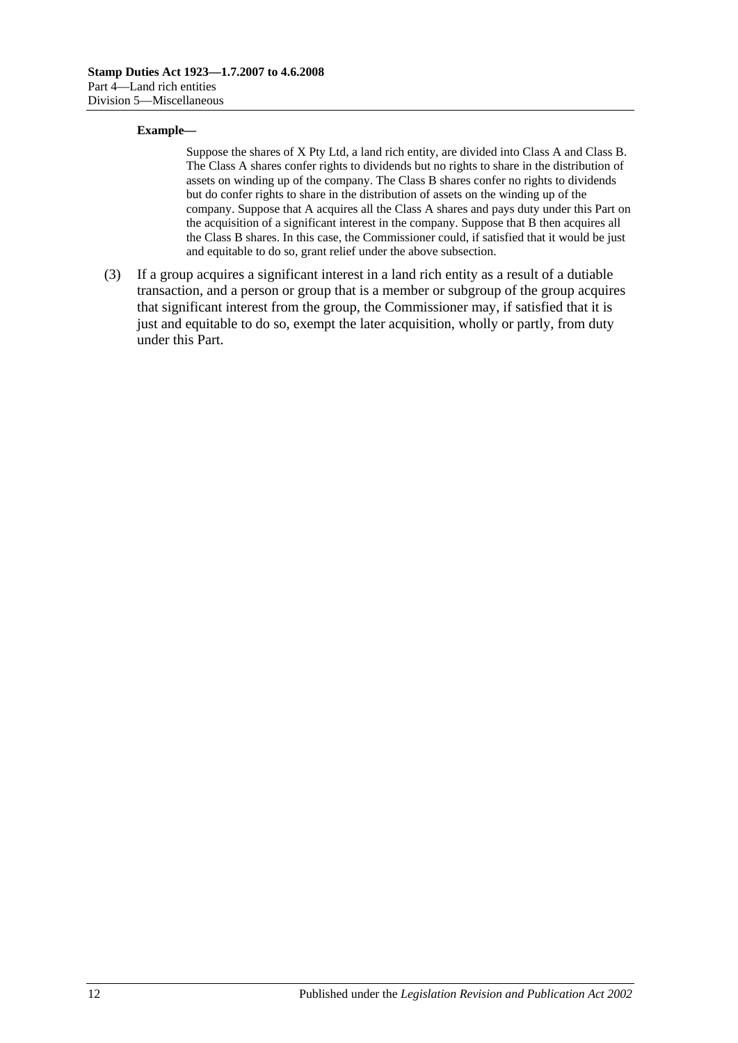**Example—**

Suppose the shares of X Pty Ltd, a land rich entity, are divided into Class A and Class B. The Class A shares confer rights to dividends but no rights to share in the distribution of assets on winding up of the company. The Class B shares confer no rights to dividends but do confer rights to share in the distribution of assets on the winding up of the company. Suppose that A acquires all the Class A shares and pays duty under this Part on the acquisition of a significant interest in the company. Suppose that B then acquires all the Class B shares. In this case, the Commissioner could, if satisfied that it would be just and equitable to do so, grant relief under the above subsection.

(3) If a group acquires a significant interest in a land rich entity as a result of a dutiable transaction, and a person or group that is a member or subgroup of the group acquires that significant interest from the group, the Commissioner may, if satisfied that it is just and equitable to do so, exempt the later acquisition, wholly or partly, from duty under this Part.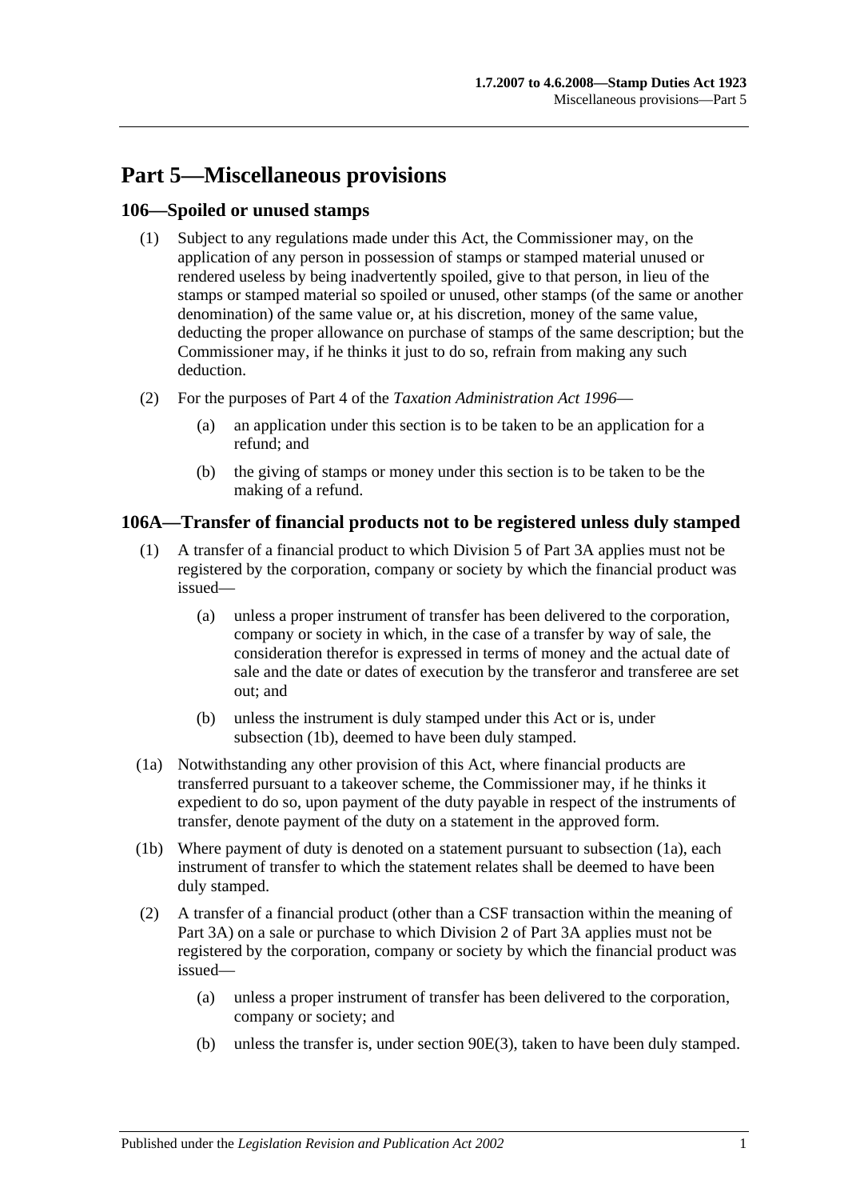# Part 5—Miscellaneous provisions

## 106—Spoiled or unused stamps

(1) Subject to any regulations made under this Act, the Commissioner may, on the application of any person in possession of stamps or stamped material unused or rendered useless by being inadvertently spoiled, give to that person, in lieu of the stamps or stamped material so spoiled or unused, other stamps (of the same or another denomination) of the same value or, at his discretion, money of the same value, deducting the proper allowance on purchase of stamps of the same description; but the Commissioner may, if he thinks it just to do so, refrain from making any such deduction.

(2) For the purposes of Part 4 of the *Taxation Administration Act 1996*—

(a) an application under this section is to be taken to be an application for a refund; and

(b) the giving of stamps or money under this section is to be taken to be the making of a refund.

## 106A—Transfer of financial products not to be registered unless duly stamped

(1) A transfer of a financial product to which Division 5 of Part 3A applies must not be registered by the corporation, company or society by which the financial product was issued—

(a) unless a proper instrument of transfer has been delivered to the corporation, company or society in which, in the case of a transfer by way of sale, the consideration therefor is expressed in terms of money and the actual date of sale and the date or dates of execution by the transferor and transferee are set out; and

(b) unless the instrument is duly stamped under this Act or is, under subsection (1b), deemed to have been duly stamped.

(1a) Notwithstanding any other provision of this Act, where financial products are transferred pursuant to a takeover scheme, the Commissioner may, if he thinks it expedient to do so, upon payment of the duty payable in respect of the instruments of transfer, denote payment of the duty on a statement in the approved form.

(1b) Where payment of duty is denoted on a statement pursuant to subsection (1a), each instrument of transfer to which the statement relates shall be deemed to have been duly stamped.

(2) A transfer of a financial product (other than a CSF transaction within the meaning of Part 3A) on a sale or purchase to which Division 2 of Part 3A applies must not be registered by the corporation, company or society by which the financial product was issued—

(a) unless a proper instrument of transfer has been delivered to the corporation, company or society; and

(b) unless the transfer is, under section 90E(3), taken to have been duly stamped.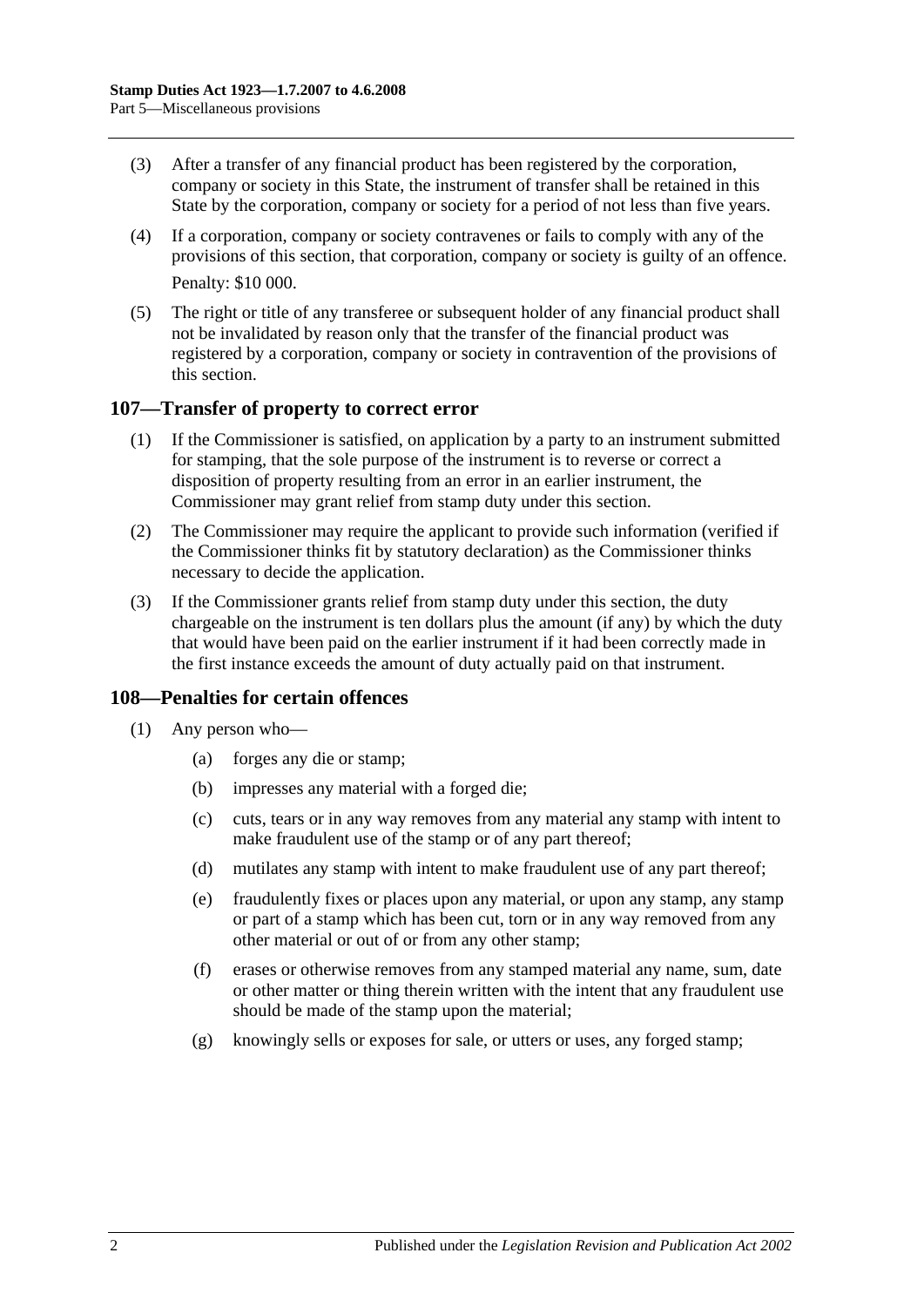(3) After a transfer of any financial product has been registered by the corporation, company or society in this State, the instrument of transfer shall be retained in this State by the corporation, company or society for a period of not less than five years.

(4) If a corporation, company or society contravenes or fails to comply with any of the provisions of this section, that corporation, company or society is guilty of an offence.

Penalty: $10 000.

(5) The right or title of any transferee or subsequent holder of any financial product shall not be invalidated by reason only that the transfer of the financial product was registered by a corporation, company or society in contravention of the provisions of this section.

## 107—Transfer of property to correct error

(1) If the Commissioner is satisfied, on application by a party to an instrument submitted for stamping, that the sole purpose of the instrument is to reverse or correct a disposition of property resulting from an error in an earlier instrument, the Commissioner may grant relief from stamp duty under this section.

(2) The Commissioner may require the applicant to provide such information (verified if the Commissioner thinks fit by statutory declaration) as the Commissioner thinks necessary to decide the application.

(3) If the Commissioner grants relief from stamp duty under this section, the duty chargeable on the instrument is ten dollars plus the amount (if any) by which the duty that would have been paid on the earlier instrument if it had been correctly made in the first instance exceeds the amount of duty actually paid on that instrument.

## 108—Penalties for certain offences

(1) Any person who—

(a) forges any die or stamp;

(b) impresses any material with a forged die;

(c) cuts, tears or in any way removes from any material any stamp with intent to make fraudulent use of the stamp or of any part thereof;

(d) mutilates any stamp with intent to make fraudulent use of any part thereof;

(e) fraudulently fixes or places upon any material, or upon any stamp, any stamp or part of a stamp which has been cut, torn or in any way removed from any other material or out of or from any other stamp;

(f) erases or otherwise removes from any stamped material any name, sum, date or other matter or thing therein written with the intent that any fraudulent use should be made of the stamp upon the material;

(g) knowingly sells or exposes for sale, or utters or uses, any forged stamp;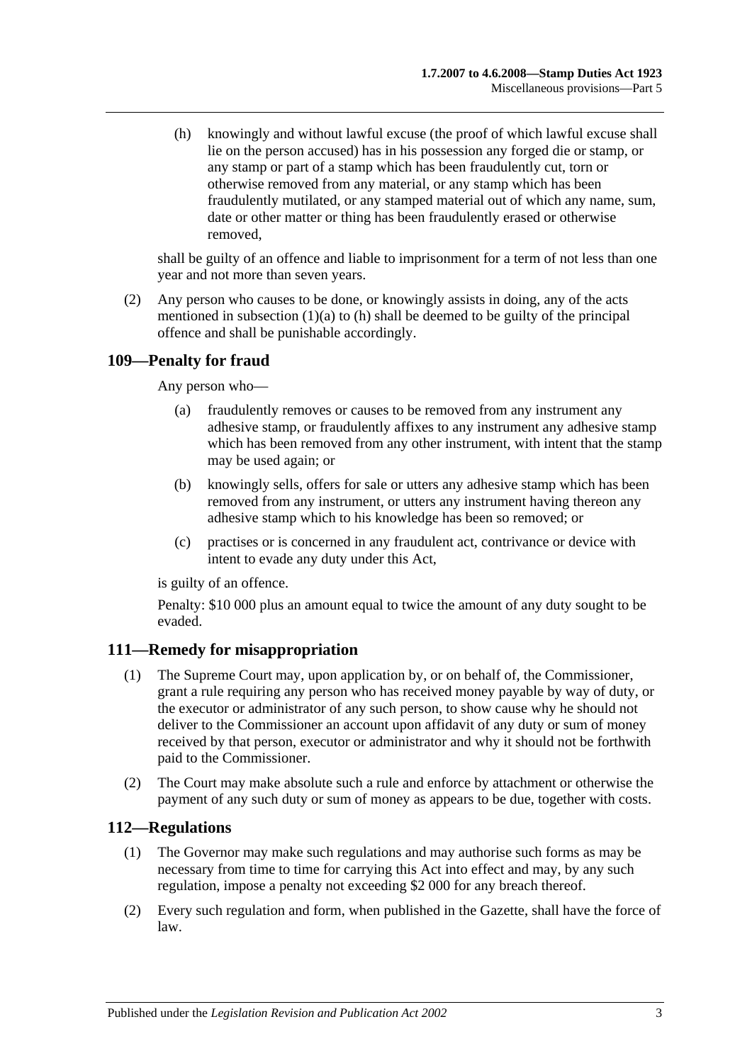(h) knowingly and without lawful excuse (the proof of which lawful excuse shall lie on the person accused) has in his possession any forged die or stamp, or any stamp or part of a stamp which has been fraudulently cut, torn or otherwise removed from any material, or any stamp which has been fraudulently mutilated, or any stamped material out of which any name, sum, date or other matter or thing has been fraudulently erased or otherwise removed,

shall be guilty of an offence and liable to imprisonment for a term of not less than one year and not more than seven years.

(2) Any person who causes to be done, or knowingly assists in doing, any of the acts mentioned in subsection (1)(a) to (h) shall be deemed to be guilty of the principal offence and shall be punishable accordingly.

## 109—Penalty for fraud

Any person who—

(a) fraudulently removes or causes to be removed from any instrument any adhesive stamp, or fraudulently affixes to any instrument any adhesive stamp which has been removed from any other instrument, with intent that the stamp may be used again; or

(b) knowingly sells, offers for sale or utters any adhesive stamp which has been removed from any instrument, or utters any instrument having thereon any adhesive stamp which to his knowledge has been so removed; or

(c) practises or is concerned in any fraudulent act, contrivance or device with intent to evade any duty under this Act,

is guilty of an offence.

Penalty: $10 000 plus an amount equal to twice the amount of any duty sought to be evaded.

## 111—Remedy for misappropriation

(1) The Supreme Court may, upon application by, or on behalf of, the Commissioner, grant a rule requiring any person who has received money payable by way of duty, or the executor or administrator of any such person, to show cause why he should not deliver to the Commissioner an account upon affidavit of any duty or sum of money received by that person, executor or administrator and why it should not be forthwith paid to the Commissioner.

(2) The Court may make absolute such a rule and enforce by attachment or otherwise the payment of any such duty or sum of money as appears to be due, together with costs.

## 112—Regulations

(1) The Governor may make such regulations and may authorise such forms as may be necessary from time to time for carrying this Act into effect and may, by any such regulation, impose a penalty not exceeding $2 000 for any breach thereof.

(2) Every such regulation and form, when published in the Gazette, shall have the force of law.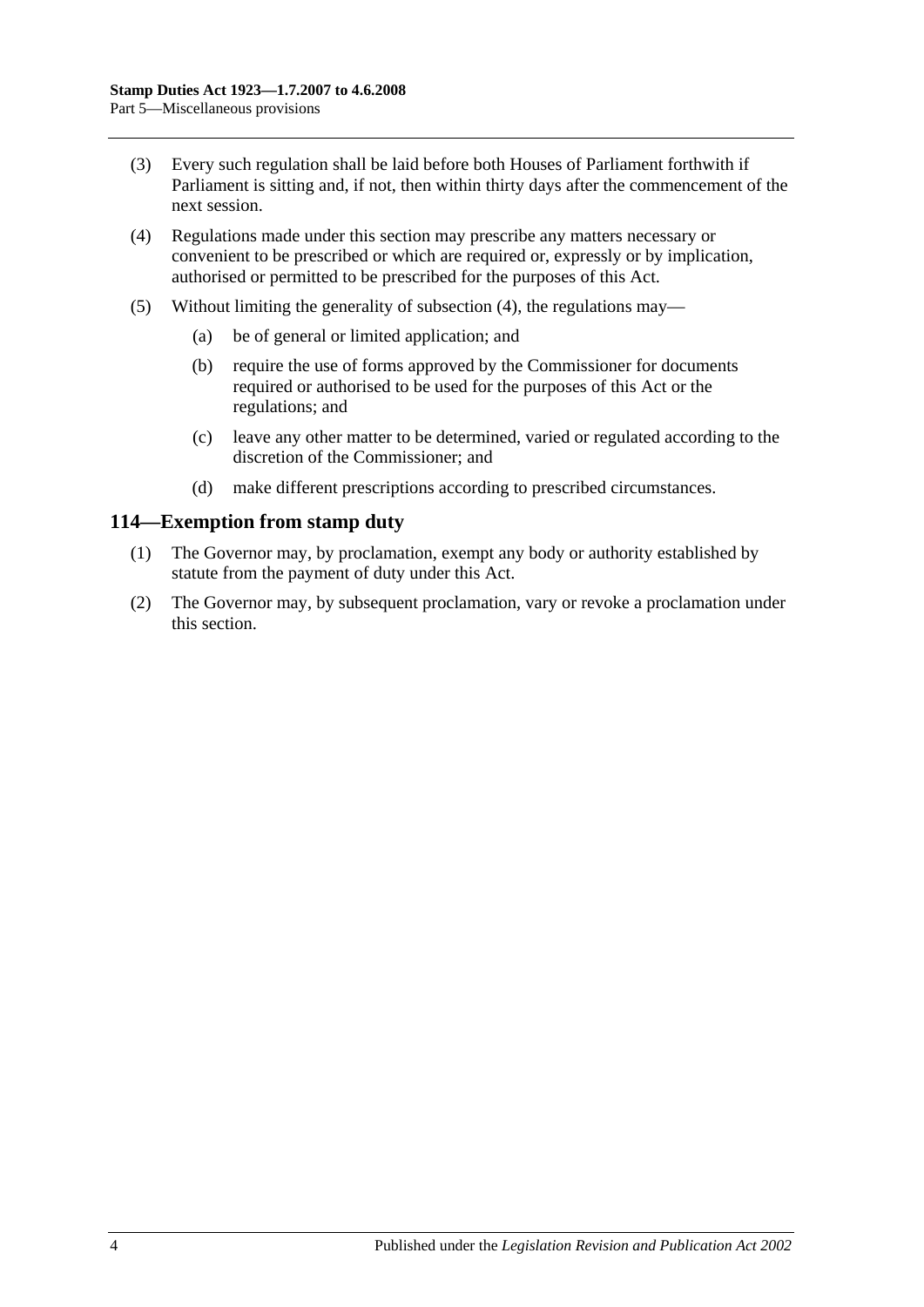(3) Every such regulation shall be laid before both Houses of Parliament forthwith if Parliament is sitting and, if not, then within thirty days after the commencement of the next session.

(4) Regulations made under this section may prescribe any matters necessary or convenient to be prescribed or which are required or, expressly or by implication, authorised or permitted to be prescribed for the purposes of this Act.

(5) Without limiting the generality of subsection (4), the regulations may—

(a) be of general or limited application; and

(b) require the use of forms approved by the Commissioner for documents required or authorised to be used for the purposes of this Act or the regulations; and

(c) leave any other matter to be determined, varied or regulated according to the discretion of the Commissioner; and

(d) make different prescriptions according to prescribed circumstances.

## 114—Exemption from stamp duty

(1) The Governor may, by proclamation, exempt any body or authority established by statute from the payment of duty under this Act.

(2) The Governor may, by subsequent proclamation, vary or revoke a proclamation under this section.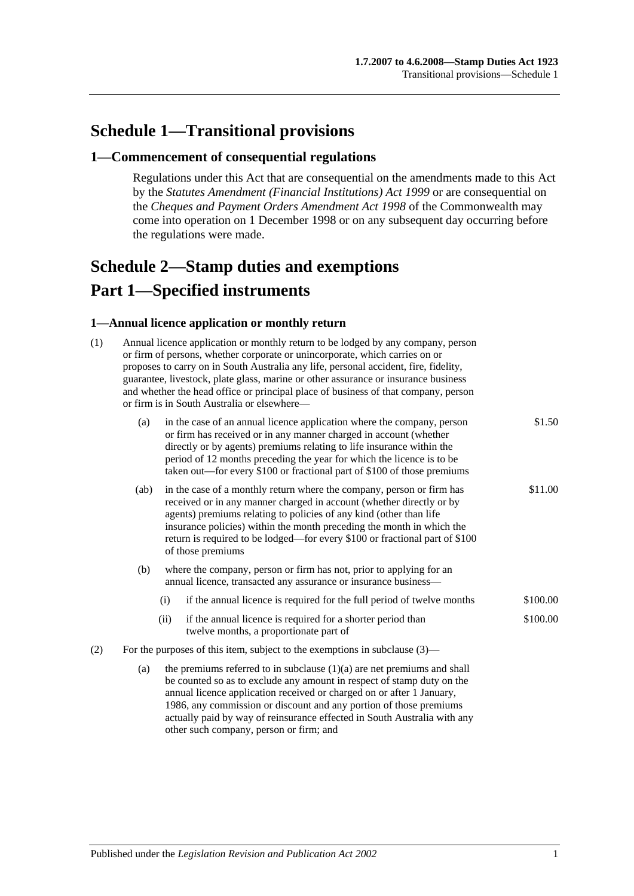# Schedule 1—Transitional provisions

## 1—Commencement of consequential regulations

Regulations under this Act that are consequential on the amendments made to this Act by the *Statutes Amendment (Financial Institutions) Act 1999* or are consequential on the *Cheques and Payment Orders Amendment Act 1998* of the Commonwealth may come into operation on 1 December 1998 or on any subsequent day occurring before the regulations were made.

# Schedule 2—Stamp duties and exemptions

# Part 1—Specified instruments

### 1—Annual licence application or monthly return

(1) Annual licence application or monthly return to be lodged by any company, person or firm of persons, whether corporate or unincorporate, which carries on or proposes to carry on in South Australia any life, personal accident, fire, fidelity, guarantee, livestock, plate glass, marine or other assurance or insurance business and whether the head office or principal place of business of that company, person or firm is in South Australia or elsewhere—

| | |
|---|---|
| (a) in the case of an annual licence application where the company, person or firm has received or in any manner charged in account (whether directly or by agents) premiums relating to life insurance within the period of 12 months preceding the year for which the licence is to be taken out—for every \$100 or fractional part of \$100 of those premiums | \$1.50 |
| (ab) in the case of a monthly return where the company, person or firm has received or in any manner charged in account (whether directly or by agents) premiums relating to policies of any kind (other than life insurance policies) within the month preceding the month in which the return is required to be lodged—for every \$100 or fractional part of \$100 of those premiums | \$11.00 |
| (b) where the company, person or firm has not, prior to applying for an annual licence, transacted any assurance or insurance business— | |
| (i) if the annual licence is required for the full period of twelve months | \$100.00 |
| (ii) if the annual licence is required for a shorter period than twelve months, a proportionate part of | \$100.00 |

(2) For the purposes of this item, subject to the exemptions in subclause (3)—

(a) the premiums referred to in subclause (1)(a) are net premiums and shall be counted so as to exclude any amount in respect of stamp duty on the annual licence application received or charged on or after 1 January, 1986, any commission or discount and any portion of those premiums actually paid by way of reinsurance effected in South Australia with any other such company, person or firm; and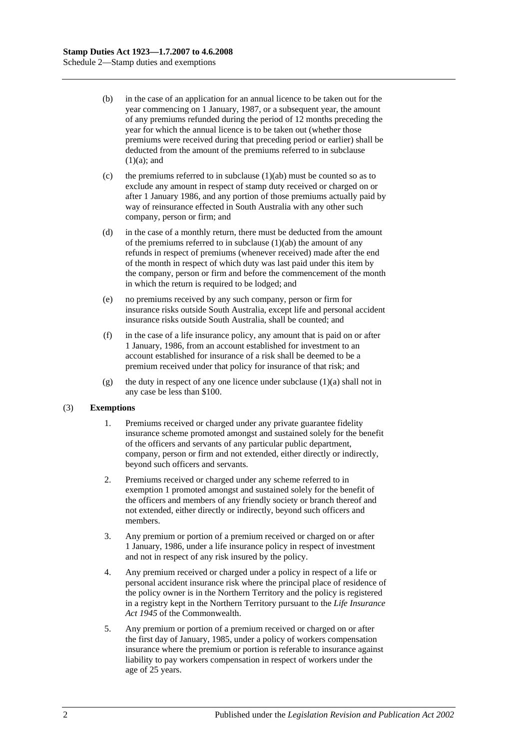(b) in the case of an application for an annual licence to be taken out for the year commencing on 1 January, 1987, or a subsequent year, the amount of any premiums refunded during the period of 12 months preceding the year for which the annual licence is to be taken out (whether those premiums were received during that preceding period or earlier) shall be deducted from the amount of the premiums referred to in subclause (1)(a); and

(c) the premiums referred to in subclause (1)(ab) must be counted so as to exclude any amount in respect of stamp duty received or charged on or after 1 January 1986, and any portion of those premiums actually paid by way of reinsurance effected in South Australia with any other such company, person or firm; and

(d) in the case of a monthly return, there must be deducted from the amount of the premiums referred to in subclause (1)(ab) the amount of any refunds in respect of premiums (whenever received) made after the end of the month in respect of which duty was last paid under this item by the company, person or firm and before the commencement of the month in which the return is required to be lodged; and

(e) no premiums received by any such company, person or firm for insurance risks outside South Australia, except life and personal accident insurance risks outside South Australia, shall be counted; and

(f) in the case of a life insurance policy, any amount that is paid on or after 1 January, 1986, from an account established for investment to an account established for insurance of a risk shall be deemed to be a premium received under that policy for insurance of that risk; and

(g) the duty in respect of any one licence under subclause (1)(a) shall not in any case be less than $100.

(3) **Exemptions**

1. Premiums received or charged under any private guarantee fidelity insurance scheme promoted amongst and sustained solely for the benefit of the officers and servants of any particular public department, company, person or firm and not extended, either directly or indirectly, beyond such officers and servants.

2. Premiums received or charged under any scheme referred to in exemption 1 promoted amongst and sustained solely for the benefit of the officers and members of any friendly society or branch thereof and not extended, either directly or indirectly, beyond such officers and members.

3. Any premium or portion of a premium received or charged on or after 1 January, 1986, under a life insurance policy in respect of investment and not in respect of any risk insured by the policy.

4. Any premium received or charged under a policy in respect of a life or personal accident insurance risk where the principal place of residence of the policy owner is in the Northern Territory and the policy is registered in a registry kept in the Northern Territory pursuant to the *Life Insurance Act 1945* of the Commonwealth.

5. Any premium or portion of a premium received or charged on or after the first day of January, 1985, under a policy of workers compensation insurance where the premium or portion is referable to insurance against liability to pay workers compensation in respect of workers under the age of 25 years.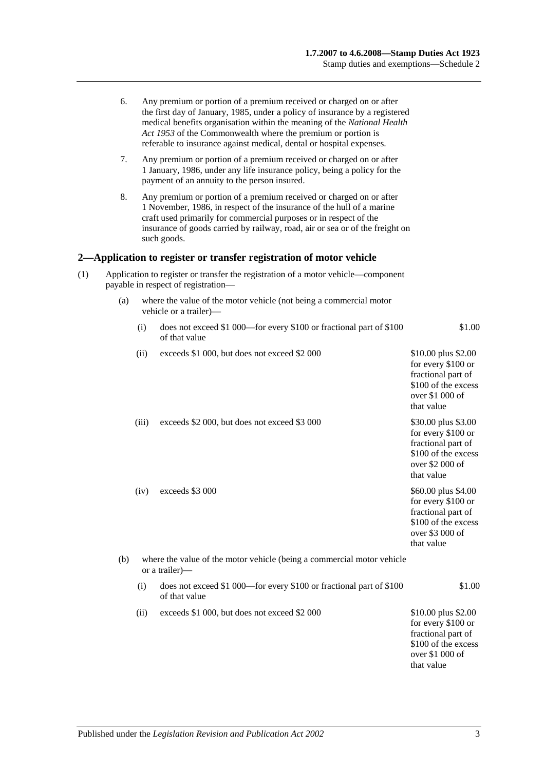6. Any premium or portion of a premium received or charged on or after the first day of January, 1985, under a policy of insurance by a registered medical benefits organisation within the meaning of the *National Health Act 1953* of the Commonwealth where the premium or portion is referable to insurance against medical, dental or hospital expenses.

7. Any premium or portion of a premium received or charged on or after 1 January, 1986, under any life insurance policy, being a policy for the payment of an annuity to the person insured.

8. Any premium or portion of a premium received or charged on or after 1 November, 1986, in respect of the insurance of the hull of a marine craft used primarily for commercial purposes or in respect of the insurance of goods carried by railway, road, air or sea or of the freight on such goods.

## 2—Application to register or transfer registration of motor vehicle

(1) Application to register or transfer the registration of a motor vehicle—component payable in respect of registration—

(a) where the value of the motor vehicle (not being a commercial motor vehicle or a trailer)—

| | | |
|---|---|---|
| (i) | does not exceed \$1 000—for every \$100 or fractional part of \$100 of that value | \$1.00 |
| (ii) | exceeds \$1 000, but does not exceed \$2 000 | \$10.00 plus \$2.00 for every \$100 or fractional part of \$100 of the excess over \$1 000 of that value |
| (iii) | exceeds \$2 000, but does not exceed \$3 000 | \$30.00 plus \$3.00 for every \$100 or fractional part of \$100 of the excess over \$2 000 of that value |
| (iv) | exceeds \$3 000 | \$60.00 plus \$4.00 for every \$100 or fractional part of \$100 of the excess over \$3 000 of that value |

(b) where the value of the motor vehicle (being a commercial motor vehicle or a trailer)—

| | | |
|---|---|---|
| (i) | does not exceed \$1 000—for every \$100 or fractional part of \$100 of that value | \$1.00 |
| (ii) | exceeds \$1 000, but does not exceed \$2 000 | \$10.00 plus \$2.00 for every \$100 or fractional part of \$100 of the excess over \$1 000 of that value |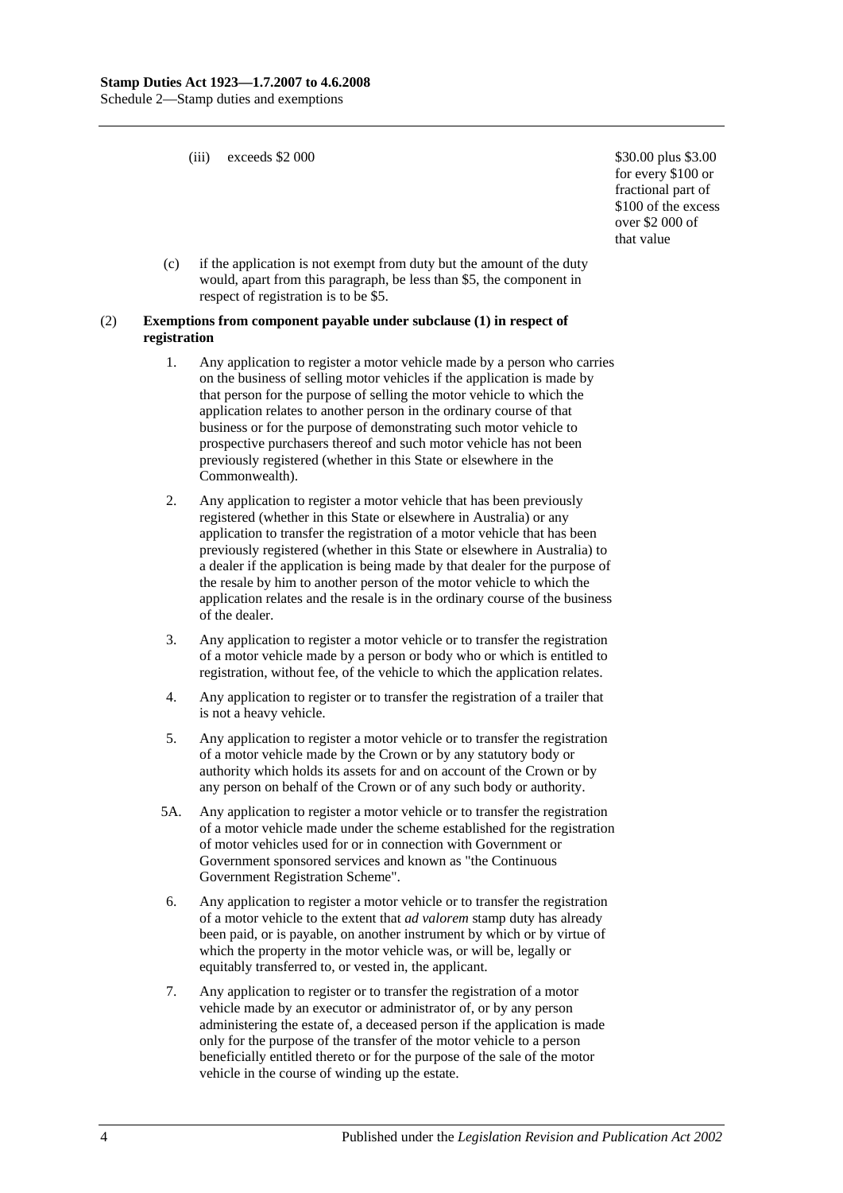(iii) exceeds \$2 000 — \$30.00 plus \$3.00 for every \$100 or fractional part of \$100 of the excess over \$2 000 of that value

(c) if the application is not exempt from duty but the amount of the duty would, apart from this paragraph, be less than \$5, the component in respect of registration is to be \$5.

(2) **Exemptions from component payable under subclause (1) in respect of registration**

1. Any application to register a motor vehicle made by a person who carries on the business of selling motor vehicles if the application is made by that person for the purpose of selling the motor vehicle to which the application relates to another person in the ordinary course of that business or for the purpose of demonstrating such motor vehicle to prospective purchasers thereof and such motor vehicle has not been previously registered (whether in this State or elsewhere in the Commonwealth).

2. Any application to register a motor vehicle that has been previously registered (whether in this State or elsewhere in Australia) or any application to transfer the registration of a motor vehicle that has been previously registered (whether in this State or elsewhere in Australia) to a dealer if the application is being made by that dealer for the purpose of the resale by him to another person of the motor vehicle to which the application relates and the resale is in the ordinary course of the business of the dealer.

3. Any application to register a motor vehicle or to transfer the registration of a motor vehicle made by a person or body who or which is entitled to registration, without fee, of the vehicle to which the application relates.

4. Any application to register or to transfer the registration of a trailer that is not a heavy vehicle.

5. Any application to register a motor vehicle or to transfer the registration of a motor vehicle made by the Crown or by any statutory body or authority which holds its assets for and on account of the Crown or by any person on behalf of the Crown or of any such body or authority.

5A. Any application to register a motor vehicle or to transfer the registration of a motor vehicle made under the scheme established for the registration of motor vehicles used for or in connection with Government or Government sponsored services and known as "the Continuous Government Registration Scheme".

6. Any application to register a motor vehicle or to transfer the registration of a motor vehicle to the extent that *ad valorem* stamp duty has already been paid, or is payable, on another instrument by which or by virtue of which the property in the motor vehicle was, or will be, legally or equitably transferred to, or vested in, the applicant.

7. Any application to register or to transfer the registration of a motor vehicle made by an executor or administrator of, or by any person administering the estate of, a deceased person if the application is made only for the purpose of the transfer of the motor vehicle to a person beneficially entitled thereto or for the purpose of the sale of the motor vehicle in the course of winding up the estate.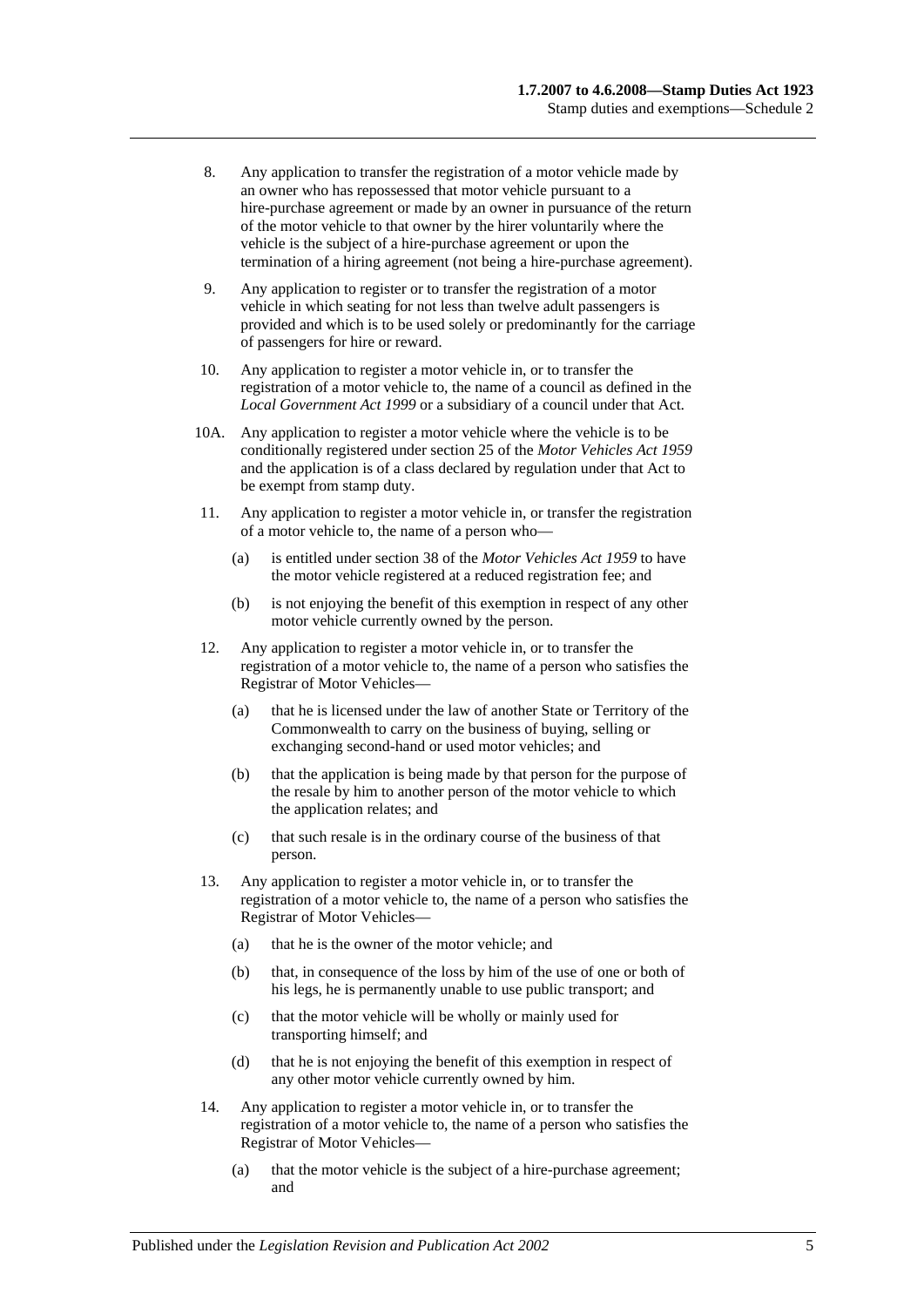8. Any application to transfer the registration of a motor vehicle made by an owner who has repossessed that motor vehicle pursuant to a hire-purchase agreement or made by an owner in pursuance of the return of the motor vehicle to that owner by the hirer voluntarily where the vehicle is the subject of a hire-purchase agreement or upon the termination of a hiring agreement (not being a hire-purchase agreement).

9. Any application to register or to transfer the registration of a motor vehicle in which seating for not less than twelve adult passengers is provided and which is to be used solely or predominantly for the carriage of passengers for hire or reward.

10. Any application to register a motor vehicle in, or to transfer the registration of a motor vehicle to, the name of a council as defined in the *Local Government Act 1999* or a subsidiary of a council under that Act.

10A. Any application to register a motor vehicle where the vehicle is to be conditionally registered under section 25 of the *Motor Vehicles Act 1959* and the application is of a class declared by regulation under that Act to be exempt from stamp duty.

11. Any application to register a motor vehicle in, or transfer the registration of a motor vehicle to, the name of a person who—

    (a) is entitled under section 38 of the *Motor Vehicles Act 1959* to have the motor vehicle registered at a reduced registration fee; and

    (b) is not enjoying the benefit of this exemption in respect of any other motor vehicle currently owned by the person.

12. Any application to register a motor vehicle in, or to transfer the registration of a motor vehicle to, the name of a person who satisfies the Registrar of Motor Vehicles—

    (a) that he is licensed under the law of another State or Territory of the Commonwealth to carry on the business of buying, selling or exchanging second-hand or used motor vehicles; and

    (b) that the application is being made by that person for the purpose of the resale by him to another person of the motor vehicle to which the application relates; and

    (c) that such resale is in the ordinary course of the business of that person.

13. Any application to register a motor vehicle in, or to transfer the registration of a motor vehicle to, the name of a person who satisfies the Registrar of Motor Vehicles—

    (a) that he is the owner of the motor vehicle; and

    (b) that, in consequence of the loss by him of the use of one or both of his legs, he is permanently unable to use public transport; and

    (c) that the motor vehicle will be wholly or mainly used for transporting himself; and

    (d) that he is not enjoying the benefit of this exemption in respect of any other motor vehicle currently owned by him.

14. Any application to register a motor vehicle in, or to transfer the registration of a motor vehicle to, the name of a person who satisfies the Registrar of Motor Vehicles—

    (a) that the motor vehicle is the subject of a hire-purchase agreement; and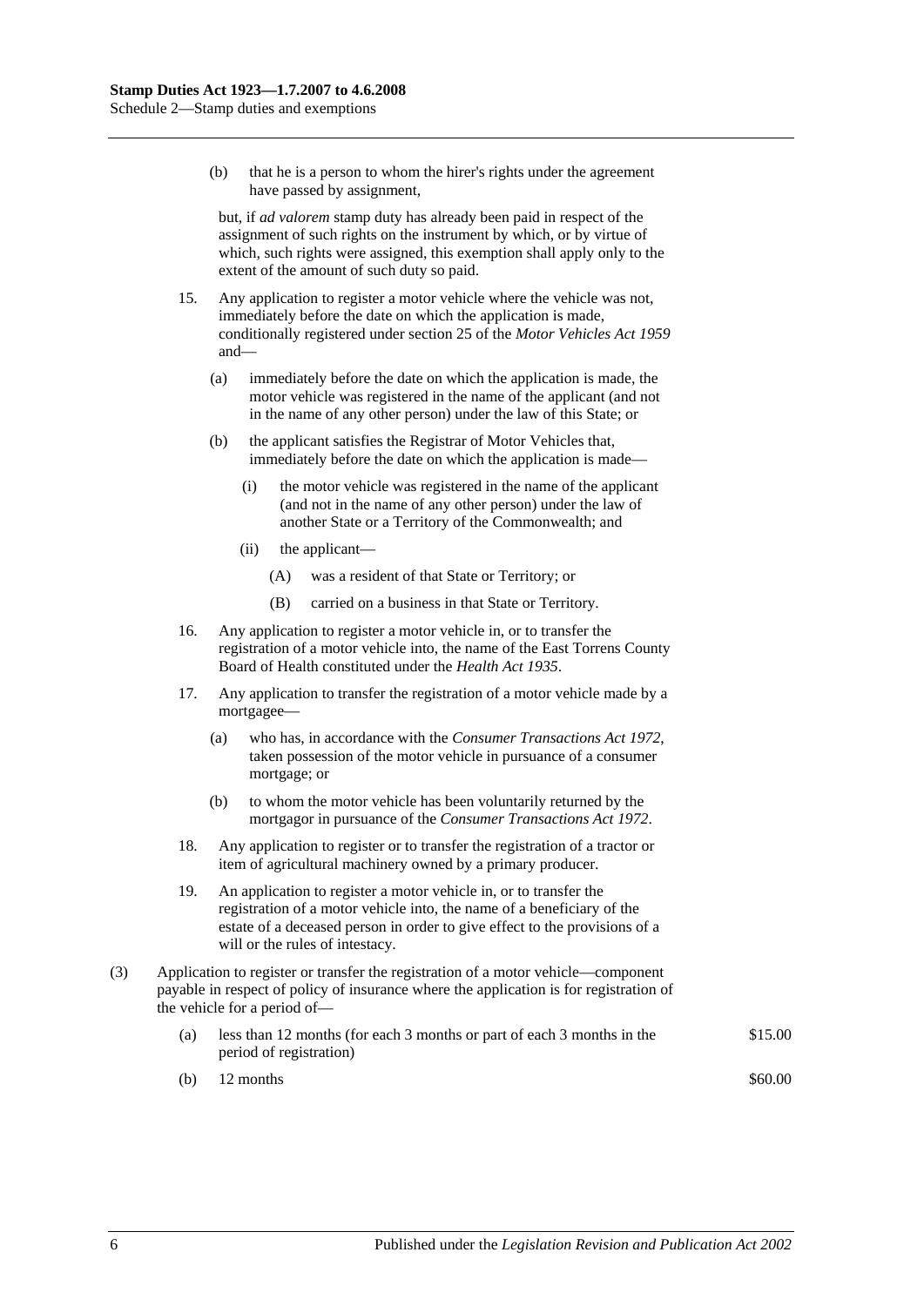(b) that he is a person to whom the hirer's rights under the agreement have passed by assignment,

but, if *ad valorem* stamp duty has already been paid in respect of the assignment of such rights on the instrument by which, or by virtue of which, such rights were assigned, this exemption shall apply only to the extent of the amount of such duty so paid.

15. Any application to register a motor vehicle where the vehicle was not, immediately before the date on which the application is made, conditionally registered under section 25 of the *Motor Vehicles Act 1959* and—

    (a) immediately before the date on which the application is made, the motor vehicle was registered in the name of the applicant (and not in the name of any other person) under the law of this State; or

    (b) the applicant satisfies the Registrar of Motor Vehicles that, immediately before the date on which the application is made—

        (i) the motor vehicle was registered in the name of the applicant (and not in the name of any other person) under the law of another State or a Territory of the Commonwealth; and

        (ii) the applicant—

            (A) was a resident of that State or Territory; or

            (B) carried on a business in that State or Territory.

16. Any application to register a motor vehicle in, or to transfer the registration of a motor vehicle into, the name of the East Torrens County Board of Health constituted under the *Health Act 1935*.

17. Any application to transfer the registration of a motor vehicle made by a mortgagee—

    (a) who has, in accordance with the *Consumer Transactions Act 1972*, taken possession of the motor vehicle in pursuance of a consumer mortgage; or

    (b) to whom the motor vehicle has been voluntarily returned by the mortgagor in pursuance of the *Consumer Transactions Act 1972*.

18. Any application to register or to transfer the registration of a tractor or item of agricultural machinery owned by a primary producer.

19. An application to register a motor vehicle in, or to transfer the registration of a motor vehicle into, the name of a beneficiary of the estate of a deceased person in order to give effect to the provisions of a will or the rules of intestacy.

(3) Application to register or transfer the registration of a motor vehicle—component payable in respect of policy of insurance where the application is for registration of the vehicle for a period of—

| | | |
|---|---|---|
| (a) | less than 12 months (for each 3 months or part of each 3 months in the period of registration) | $15.00 |
| (b) | 12 months | $60.00 |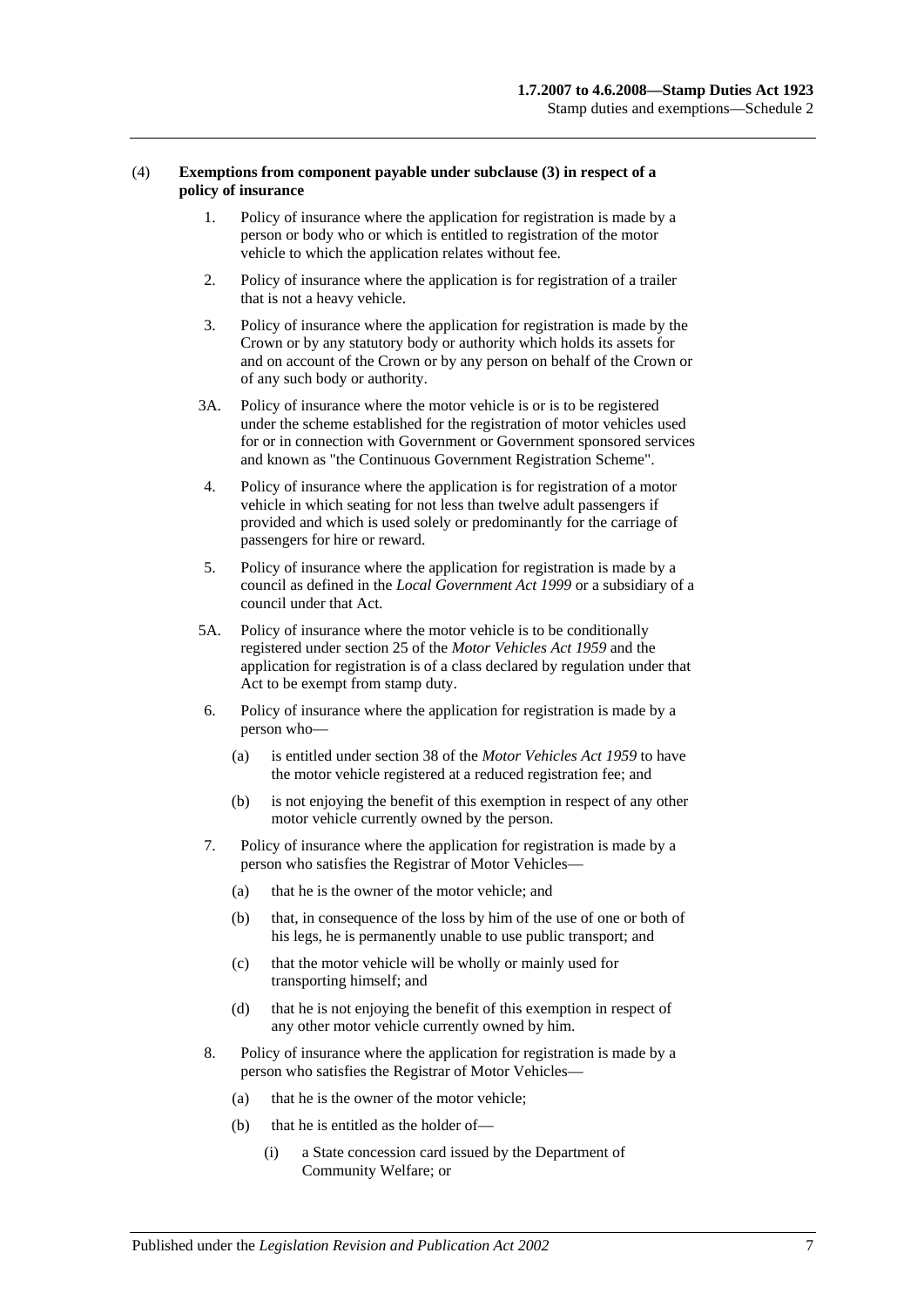**(4) Exemptions from component payable under subclause (3) in respect of a policy of insurance**

1. Policy of insurance where the application for registration is made by a person or body who or which is entitled to registration of the motor vehicle to which the application relates without fee.

2. Policy of insurance where the application is for registration of a trailer that is not a heavy vehicle.

3. Policy of insurance where the application for registration is made by the Crown or by any statutory body or authority which holds its assets for and on account of the Crown or by any person on behalf of the Crown or of any such body or authority.

3A. Policy of insurance where the motor vehicle is or is to be registered under the scheme established for the registration of motor vehicles used for or in connection with Government or Government sponsored services and known as "the Continuous Government Registration Scheme".

4. Policy of insurance where the application is for registration of a motor vehicle in which seating for not less than twelve adult passengers if provided and which is used solely or predominantly for the carriage of passengers for hire or reward.

5. Policy of insurance where the application for registration is made by a council as defined in the *Local Government Act 1999* or a subsidiary of a council under that Act.

5A. Policy of insurance where the motor vehicle is to be conditionally registered under section 25 of the *Motor Vehicles Act 1959* and the application for registration is of a class declared by regulation under that Act to be exempt from stamp duty.

6. Policy of insurance where the application for registration is made by a person who—
   - (a) is entitled under section 38 of the *Motor Vehicles Act 1959* to have the motor vehicle registered at a reduced registration fee; and
   - (b) is not enjoying the benefit of this exemption in respect of any other motor vehicle currently owned by the person.

7. Policy of insurance where the application for registration is made by a person who satisfies the Registrar of Motor Vehicles—
   - (a) that he is the owner of the motor vehicle; and
   - (b) that, in consequence of the loss by him of the use of one or both of his legs, he is permanently unable to use public transport; and
   - (c) that the motor vehicle will be wholly or mainly used for transporting himself; and
   - (d) that he is not enjoying the benefit of this exemption in respect of any other motor vehicle currently owned by him.

8. Policy of insurance where the application for registration is made by a person who satisfies the Registrar of Motor Vehicles—
   - (a) that he is the owner of the motor vehicle;
   - (b) that he is entitled as the holder of—
     - (i) a State concession card issued by the Department of Community Welfare; or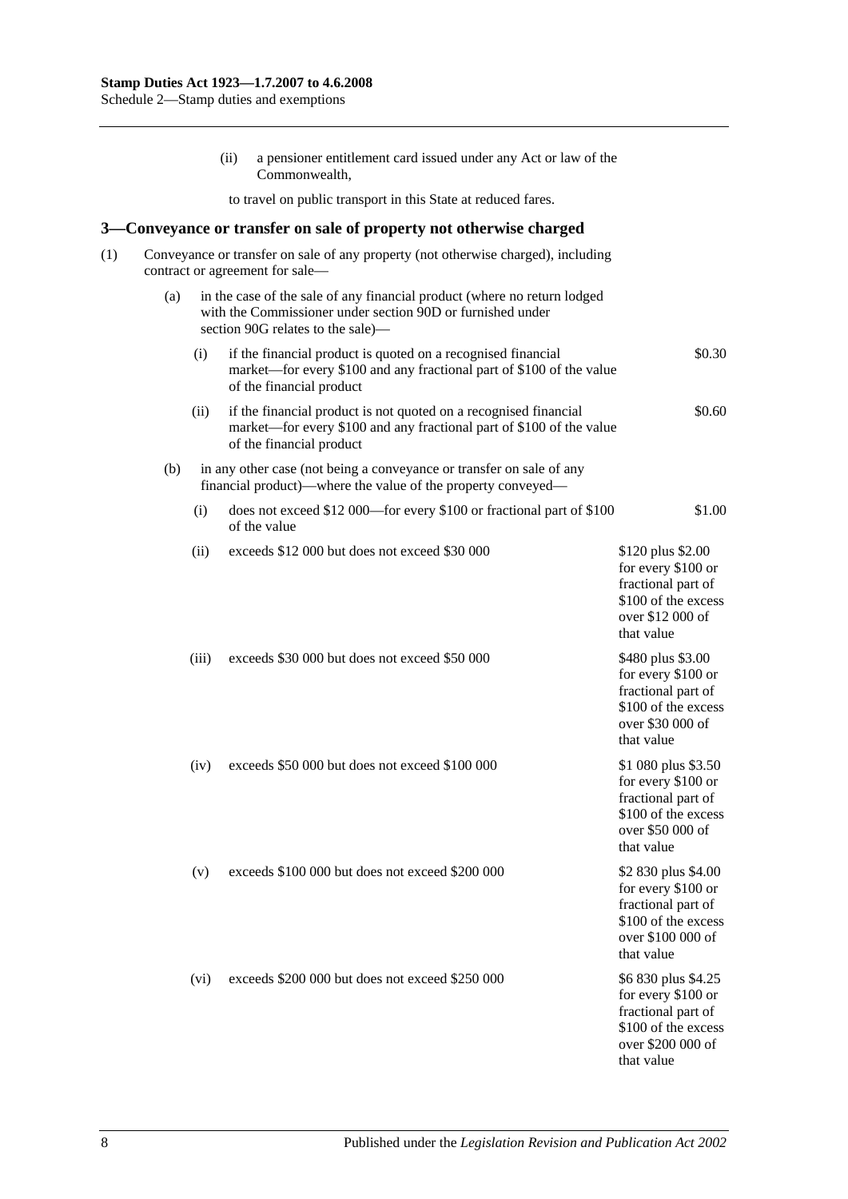(ii) a pensioner entitlement card issued under any Act or law of the Commonwealth,

to travel on public transport in this State at reduced fares.

## 3—Conveyance or transfer on sale of property not otherwise charged

(1) Conveyance or transfer on sale of any property (not otherwise charged), including contract or agreement for sale—

(a) in the case of the sale of any financial product (where no return lodged with the Commissioner under section 90D or furnished under section 90G relates to the sale)—

| | | |
|---|---|---|
| (i) | if the financial product is quoted on a recognised financial market—for every $100 and any fractional part of $100 of the value of the financial product | $0.30 |
| (ii) | if the financial product is not quoted on a recognised financial market—for every $100 and any fractional part of $100 of the value of the financial product | $0.60 |

(b) in any other case (not being a conveyance or transfer on sale of any financial product)—where the value of the property conveyed—

| | | |
|---|---|---|
| (i) | does not exceed $12 000—for every $100 or fractional part of $100 of the value | $1.00 |
| (ii) | exceeds $12 000 but does not exceed $30 000 | $120 plus $2.00 for every $100 or fractional part of $100 of the excess over $12 000 of that value |
| (iii) | exceeds $30 000 but does not exceed $50 000 | $480 plus $3.00 for every $100 or fractional part of $100 of the excess over $30 000 of that value |
| (iv) | exceeds $50 000 but does not exceed $100 000 | $1 080 plus $3.50 for every $100 or fractional part of $100 of the excess over $50 000 of that value |
| (v) | exceeds $100 000 but does not exceed $200 000 | $2 830 plus $4.00 for every $100 or fractional part of $100 of the excess over $100 000 of that value |
| (vi) | exceeds $200 000 but does not exceed $250 000 | $6 830 plus $4.25 for every $100 or fractional part of $100 of the excess over $200 000 of that value |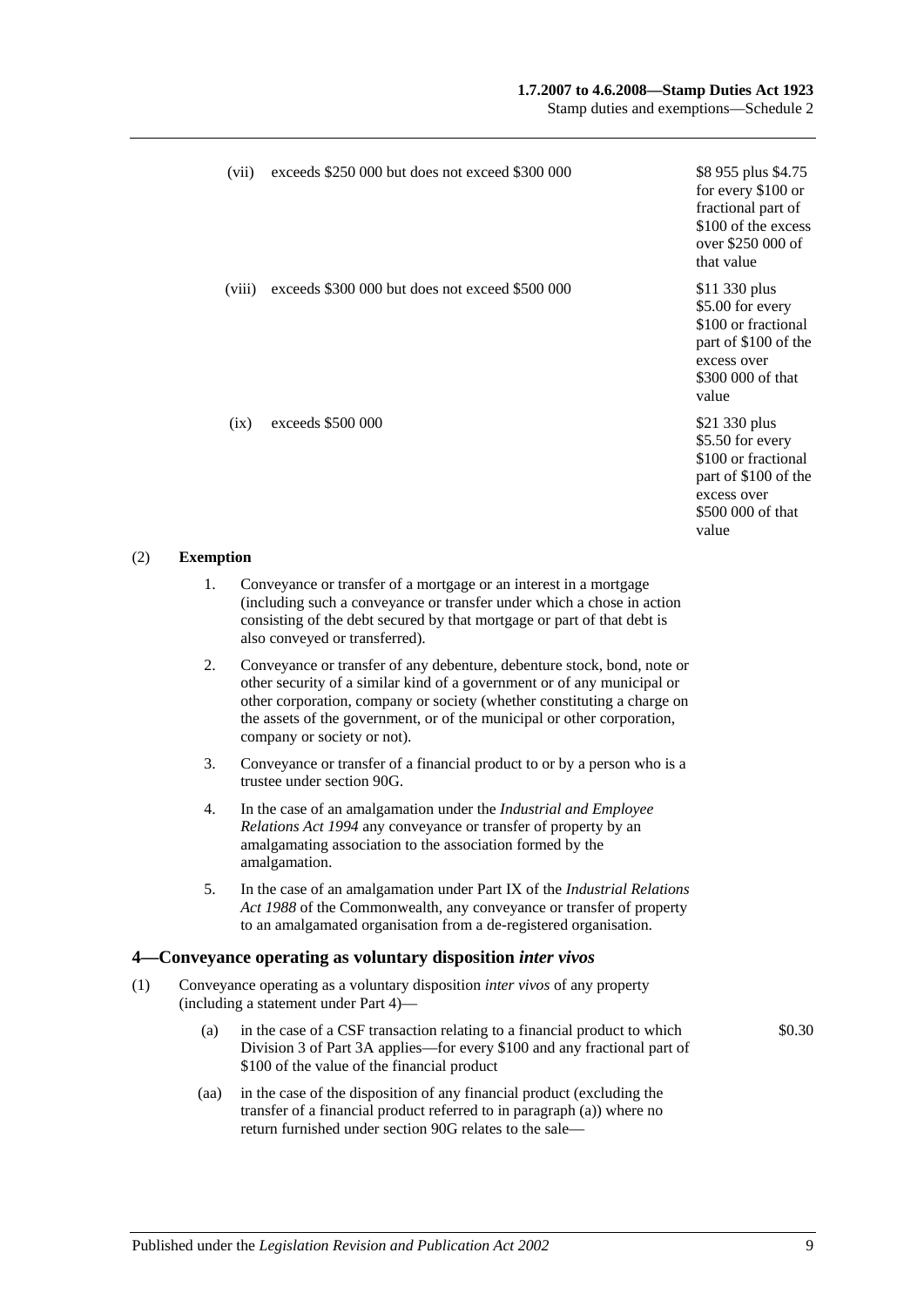| | | |
|---|---|---|
| (vii) | exceeds \$250 000 but does not exceed \$300 000 | \$8 955 plus \$4.75 for every \$100 or fractional part of \$100 of the excess over \$250 000 of that value |
| (viii) | exceeds \$300 000 but does not exceed \$500 000 | \$11 330 plus \$5.00 for every \$100 or fractional part of \$100 of the excess over \$300 000 of that value |
| (ix) | exceeds \$500 000 | \$21 330 plus \$5.50 for every \$100 or fractional part of \$100 of the excess over \$500 000 of that value |

(2) **Exemption**

1. Conveyance or transfer of a mortgage or an interest in a mortgage (including such a conveyance or transfer under which a chose in action consisting of the debt secured by that mortgage or part of that debt is also conveyed or transferred).

2. Conveyance or transfer of any debenture, debenture stock, bond, note or other security of a similar kind of a government or of any municipal or other corporation, company or society (whether constituting a charge on the assets of the government, or of the municipal or other corporation, company or society or not).

3. Conveyance or transfer of a financial product to or by a person who is a trustee under section 90G.

4. In the case of an amalgamation under the *Industrial and Employee Relations Act 1994* any conveyance or transfer of property by an amalgamating association to the association formed by the amalgamation.

5. In the case of an amalgamation under Part IX of the *Industrial Relations Act 1988* of the Commonwealth, any conveyance or transfer of property to an amalgamated organisation from a de-registered organisation.

## 4—Conveyance operating as voluntary disposition *inter vivos*

(1) Conveyance operating as a voluntary disposition *inter vivos* of any property (including a statement under Part 4)—

(a) in the case of a CSF transaction relating to a financial product to which Division 3 of Part 3A applies—for every \$100 and any fractional part of \$100 of the value of the financial product — \$0.30

(aa) in the case of the disposition of any financial product (excluding the transfer of a financial product referred to in paragraph (a)) where no return furnished under section 90G relates to the sale—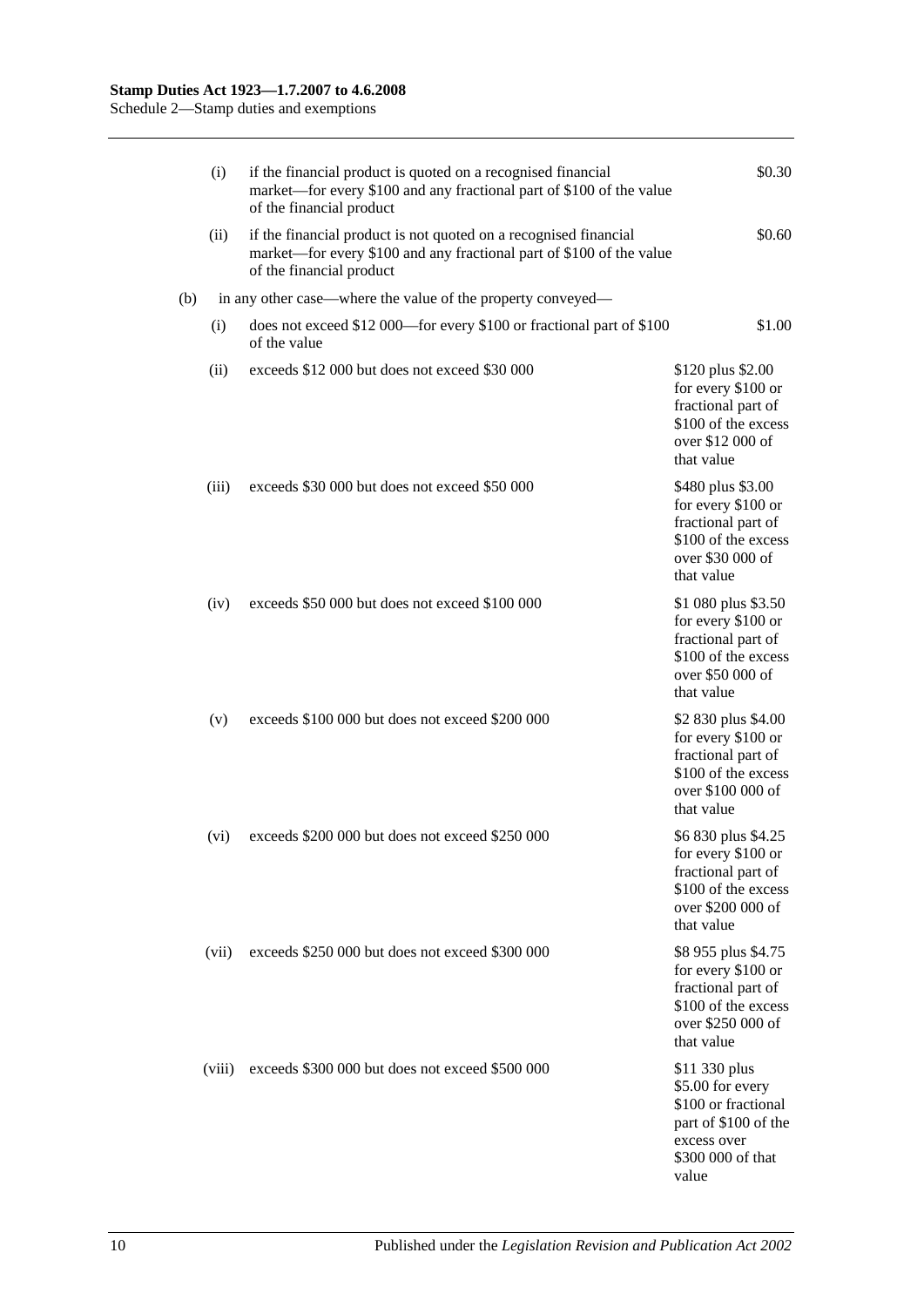| | | | |
|---|---|---|---|
| | (i) | if the financial product is quoted on a recognised financial market—for every $100 and any fractional part of $100 of the value of the financial product | $0.30 |
| | (ii) | if the financial product is not quoted on a recognised financial market—for every $100 and any fractional part of $100 of the value of the financial product | $0.60 |
| (b) | | in any other case—where the value of the property conveyed— | |
| | (i) | does not exceed $12 000—for every $100 or fractional part of $100 of the value | $1.00 |
| | (ii) | exceeds $12 000 but does not exceed $30 000 | $120 plus $2.00 for every $100 or fractional part of $100 of the excess over $12 000 of that value |
| | (iii) | exceeds $30 000 but does not exceed $50 000 | $480 plus $3.00 for every $100 or fractional part of $100 of the excess over $30 000 of that value |
| | (iv) | exceeds $50 000 but does not exceed $100 000 | $1 080 plus $3.50 for every $100 or fractional part of $100 of the excess over $50 000 of that value |
| | (v) | exceeds $100 000 but does not exceed $200 000 | $2 830 plus $4.00 for every $100 or fractional part of $100 of the excess over $100 000 of that value |
| | (vi) | exceeds $200 000 but does not exceed $250 000 | $6 830 plus $4.25 for every $100 or fractional part of $100 of the excess over $200 000 of that value |
| | (vii) | exceeds $250 000 but does not exceed $300 000 | $8 955 plus $4.75 for every $100 or fractional part of $100 of the excess over $250 000 of that value |
| | (viii) | exceeds $300 000 but does not exceed $500 000 | $11 330 plus $5.00 for every $100 or fractional part of $100 of the excess over $300 000 of that value |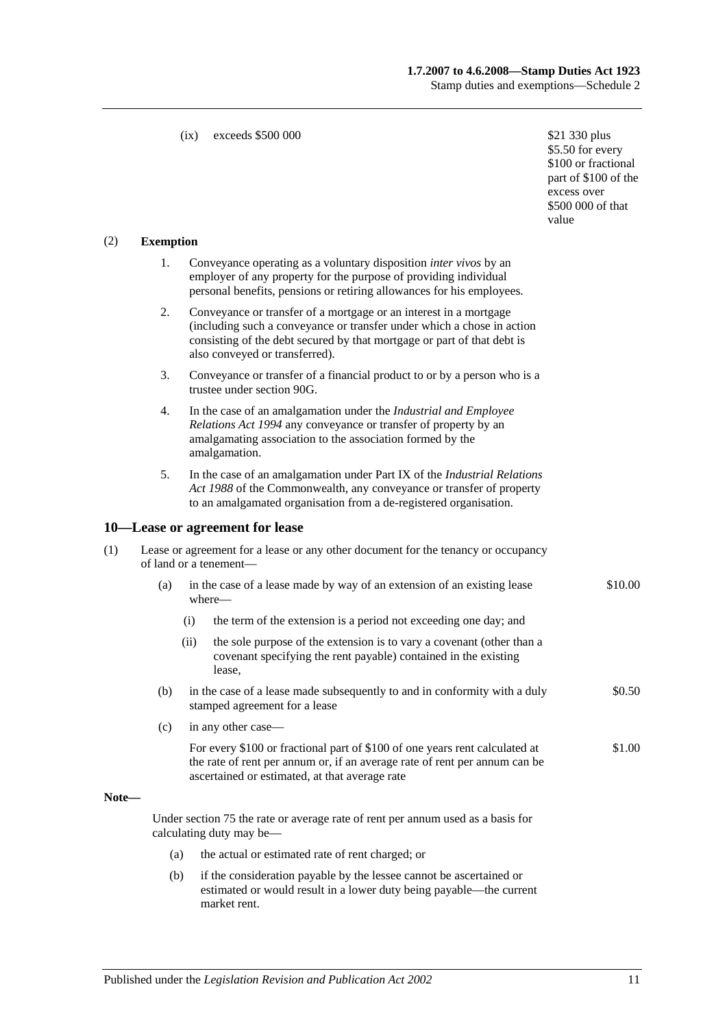(ix) exceeds $500 000 — $21 330 plus $5.50 for every $100 or fractional part of $100 of the excess over $500 000 of that value

(2) **Exemption**

1. Conveyance operating as a voluntary disposition *inter vivos* by an employer of any property for the purpose of providing individual personal benefits, pensions or retiring allowances for his employees.

2. Conveyance or transfer of a mortgage or an interest in a mortgage (including such a conveyance or transfer under which a chose in action consisting of the debt secured by that mortgage or part of that debt is also conveyed or transferred).

3. Conveyance or transfer of a financial product to or by a person who is a trustee under section 90G.

4. In the case of an amalgamation under the *Industrial and Employee Relations Act 1994* any conveyance or transfer of property by an amalgamating association to the association formed by the amalgamation.

5. In the case of an amalgamation under Part IX of the *Industrial Relations Act 1988* of the Commonwealth, any conveyance or transfer of property to an amalgamated organisation from a de-registered organisation.

## 10—Lease or agreement for lease

(1) Lease or agreement for a lease or any other document for the tenancy or occupancy of land or a tenement—

(a) in the case of a lease made by way of an extension of an existing lease where— — $10.00

(i) the term of the extension is a period not exceeding one day; and

(ii) the sole purpose of the extension is to vary a covenant (other than a covenant specifying the rent payable) contained in the existing lease,

(b) in the case of a lease made subsequently to and in conformity with a duly stamped agreement for a lease — $0.50

(c) in any other case—

For every $100 or fractional part of $100 of one years rent calculated at the rate of rent per annum or, if an average rate of rent per annum can be ascertained or estimated, at that average rate — $1.00

**Note—**

Under section 75 the rate or average rate of rent per annum used as a basis for calculating duty may be—

(a) the actual or estimated rate of rent charged; or

(b) if the consideration payable by the lessee cannot be ascertained or estimated or would result in a lower duty being payable—the current market rent.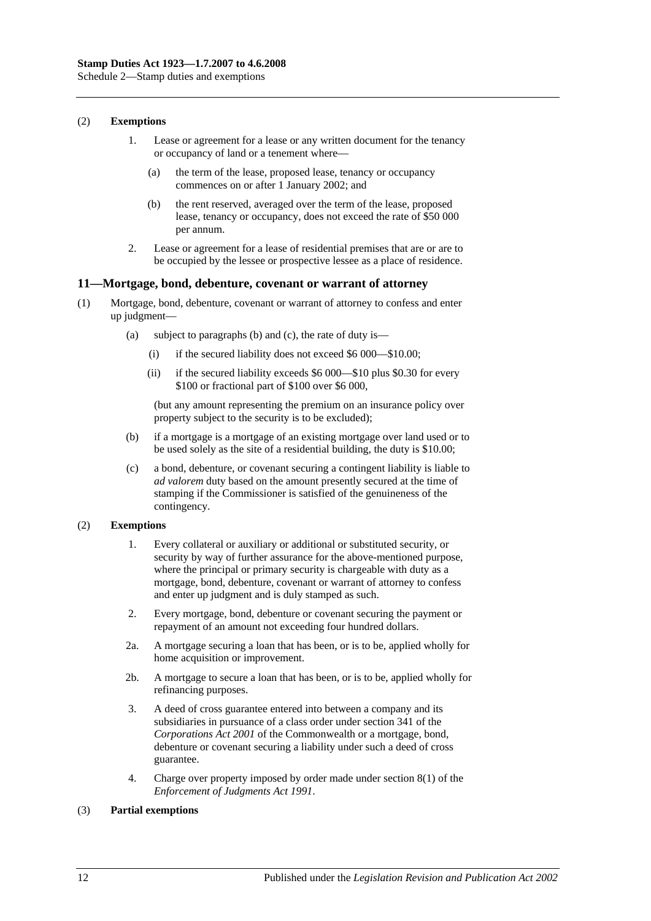(2) **Exemptions**

1. Lease or agreement for a lease or any written document for the tenancy or occupancy of land or a tenement where—

   (a) the term of the lease, proposed lease, tenancy or occupancy commences on or after 1 January 2002; and

   (b) the rent reserved, averaged over the term of the lease, proposed lease, tenancy or occupancy, does not exceed the rate of $50 000 per annum.

2. Lease or agreement for a lease of residential premises that are or are to be occupied by the lessee or prospective lessee as a place of residence.

## 11—Mortgage, bond, debenture, covenant or warrant of attorney

(1) Mortgage, bond, debenture, covenant or warrant of attorney to confess and enter up judgment—

   (a) subject to paragraphs (b) and (c), the rate of duty is—

      (i) if the secured liability does not exceed $6 000—$10.00;

      (ii) if the secured liability exceeds $6 000—$10 plus $0.30 for every $100 or fractional part of $100 over $6 000,

   (but any amount representing the premium on an insurance policy over property subject to the security is to be excluded);

   (b) if a mortgage is a mortgage of an existing mortgage over land used or to be used solely as the site of a residential building, the duty is $10.00;

   (c) a bond, debenture, or covenant securing a contingent liability is liable to *ad valorem* duty based on the amount presently secured at the time of stamping if the Commissioner is satisfied of the genuineness of the contingency.

(2) **Exemptions**

1. Every collateral or auxiliary or additional or substituted security, or security by way of further assurance for the above-mentioned purpose, where the principal or primary security is chargeable with duty as a mortgage, bond, debenture, covenant or warrant of attorney to confess and enter up judgment and is duly stamped as such.

2. Every mortgage, bond, debenture or covenant securing the payment or repayment of an amount not exceeding four hundred dollars.

2a. A mortgage securing a loan that has been, or is to be, applied wholly for home acquisition or improvement.

2b. A mortgage to secure a loan that has been, or is to be, applied wholly for refinancing purposes.

3. A deed of cross guarantee entered into between a company and its subsidiaries in pursuance of a class order under section 341 of the *Corporations Act 2001* of the Commonwealth or a mortgage, bond, debenture or covenant securing a liability under such a deed of cross guarantee.

4. Charge over property imposed by order made under section 8(1) of the *Enforcement of Judgments Act 1991*.

(3) **Partial exemptions**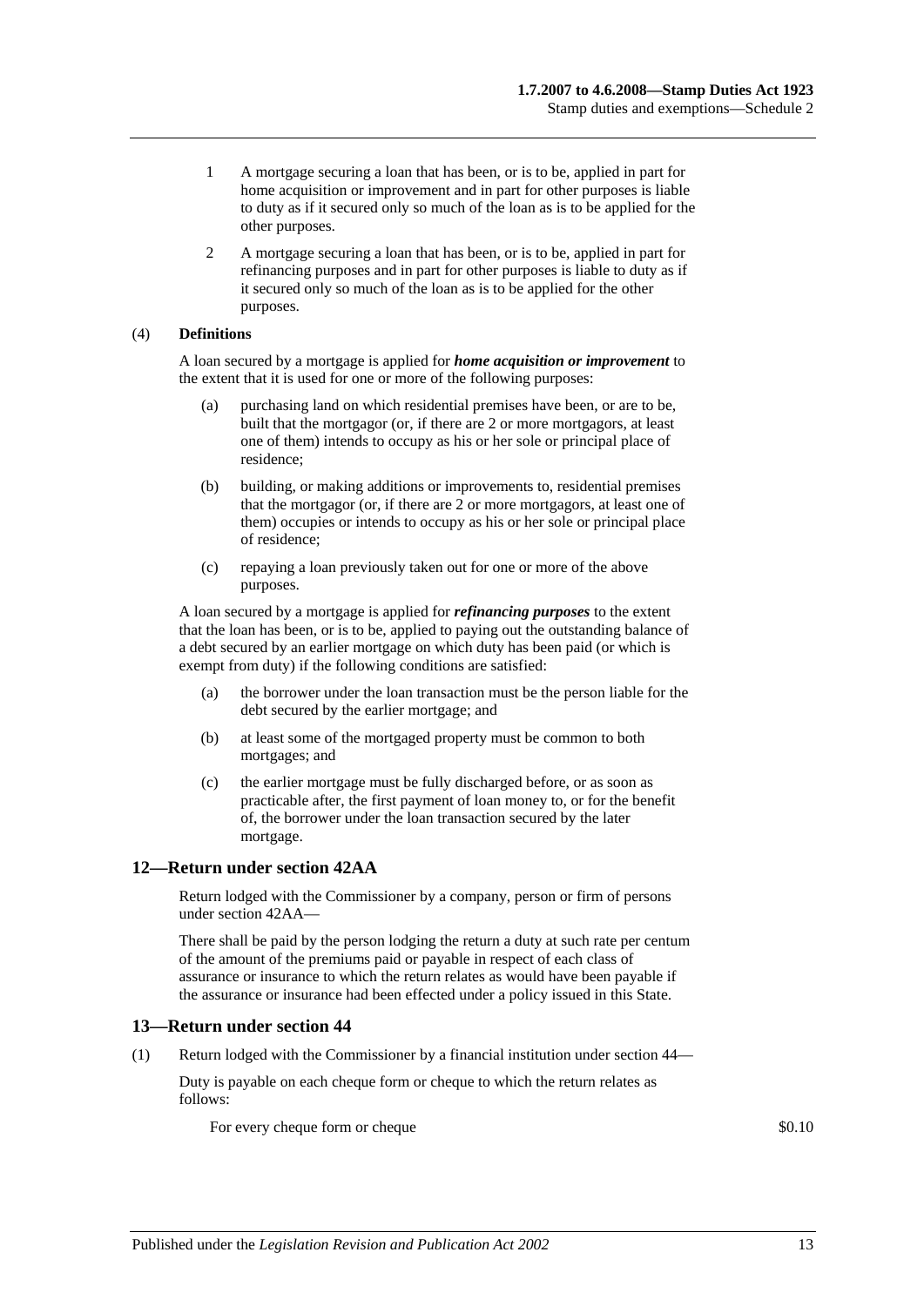1 A mortgage securing a loan that has been, or is to be, applied in part for home acquisition or improvement and in part for other purposes is liable to duty as if it secured only so much of the loan as is to be applied for the other purposes.

2 A mortgage securing a loan that has been, or is to be, applied in part for refinancing purposes and in part for other purposes is liable to duty as if it secured only so much of the loan as is to be applied for the other purposes.

(4) **Definitions**

A loan secured by a mortgage is applied for ***home acquisition or improvement*** to the extent that it is used for one or more of the following purposes:

(a) purchasing land on which residential premises have been, or are to be, built that the mortgagor (or, if there are 2 or more mortgagors, at least one of them) intends to occupy as his or her sole or principal place of residence;

(b) building, or making additions or improvements to, residential premises that the mortgagor (or, if there are 2 or more mortgagors, at least one of them) occupies or intends to occupy as his or her sole or principal place of residence;

(c) repaying a loan previously taken out for one or more of the above purposes.

A loan secured by a mortgage is applied for ***refinancing purposes*** to the extent that the loan has been, or is to be, applied to paying out the outstanding balance of a debt secured by an earlier mortgage on which duty has been paid (or which is exempt from duty) if the following conditions are satisfied:

(a) the borrower under the loan transaction must be the person liable for the debt secured by the earlier mortgage; and

(b) at least some of the mortgaged property must be common to both mortgages; and

(c) the earlier mortgage must be fully discharged before, or as soon as practicable after, the first payment of loan money to, or for the benefit of, the borrower under the loan transaction secured by the later mortgage.

## 12—Return under section 42AA

Return lodged with the Commissioner by a company, person or firm of persons under section 42AA—

There shall be paid by the person lodging the return a duty at such rate per centum of the amount of the premiums paid or payable in respect of each class of assurance or insurance to which the return relates as would have been payable if the assurance or insurance had been effected under a policy issued in this State.

## 13—Return under section 44

(1) Return lodged with the Commissioner by a financial institution under section 44—

Duty is payable on each cheque form or cheque to which the return relates as follows:

For every cheque form or cheque $0.10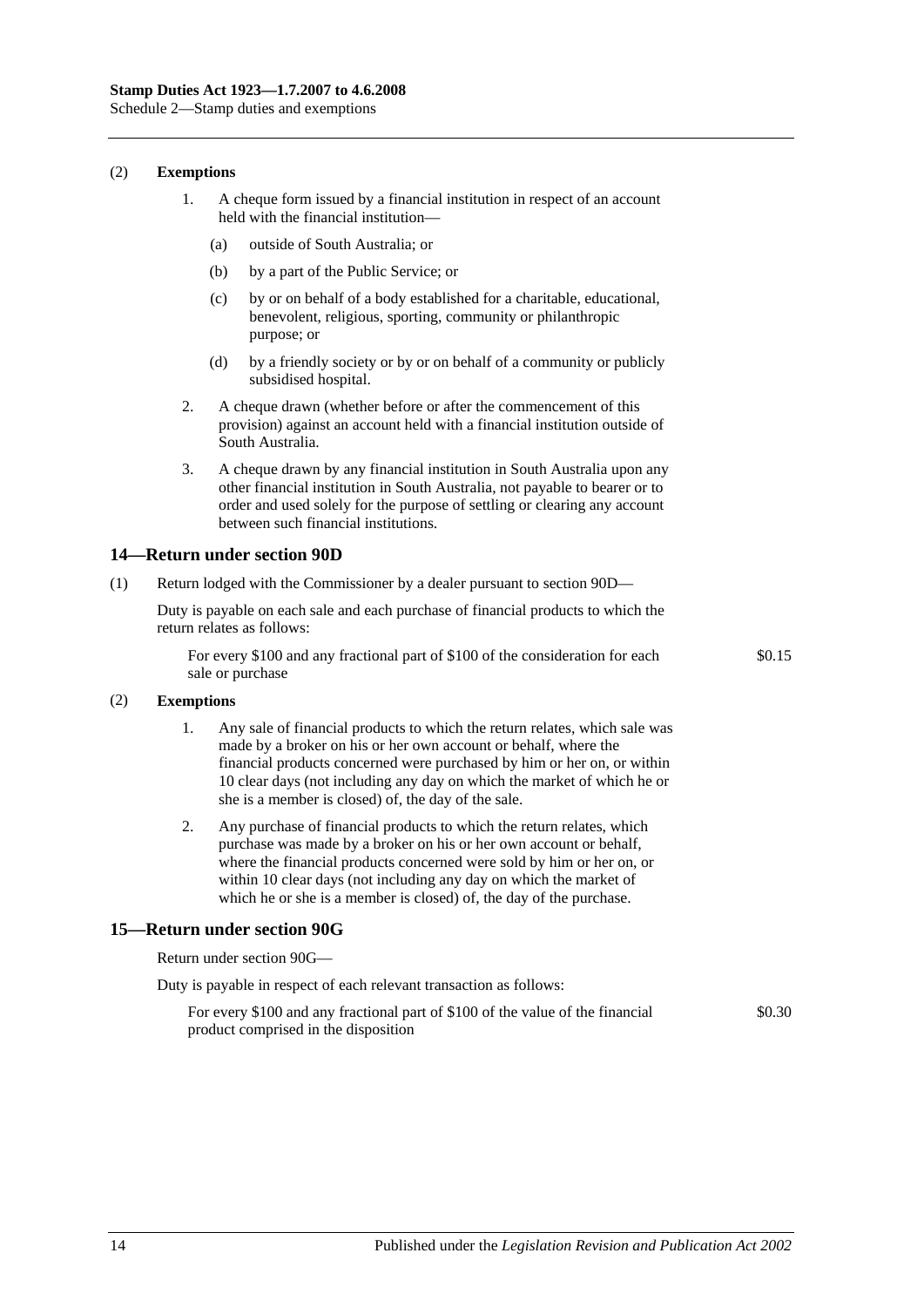(2) **Exemptions**

1. A cheque form issued by a financial institution in respect of an account held with the financial institution—

   (a) outside of South Australia; or

   (b) by a part of the Public Service; or

   (c) by or on behalf of a body established for a charitable, educational, benevolent, religious, sporting, community or philanthropic purpose; or

   (d) by a friendly society or by or on behalf of a community or publicly subsidised hospital.

2. A cheque drawn (whether before or after the commencement of this provision) against an account held with a financial institution outside of South Australia.

3. A cheque drawn by any financial institution in South Australia upon any other financial institution in South Australia, not payable to bearer or to order and used solely for the purpose of settling or clearing any account between such financial institutions.

## 14—Return under section 90D

(1) Return lodged with the Commissioner by a dealer pursuant to section 90D—

Duty is payable on each sale and each purchase of financial products to which the return relates as follows:

For every $100 and any fractional part of $100 of the consideration for each sale or purchase — $0.15

(2) **Exemptions**

1. Any sale of financial products to which the return relates, which sale was made by a broker on his or her own account or behalf, where the financial products concerned were purchased by him or her on, or within 10 clear days (not including any day on which the market of which he or she is a member is closed) of, the day of the sale.

2. Any purchase of financial products to which the return relates, which purchase was made by a broker on his or her own account or behalf, where the financial products concerned were sold by him or her on, or within 10 clear days (not including any day on which the market of which he or she is a member is closed) of, the day of the purchase.

## 15—Return under section 90G

Return under section 90G—

Duty is payable in respect of each relevant transaction as follows:

For every $100 and any fractional part of $100 of the value of the financial product comprised in the disposition — $0.30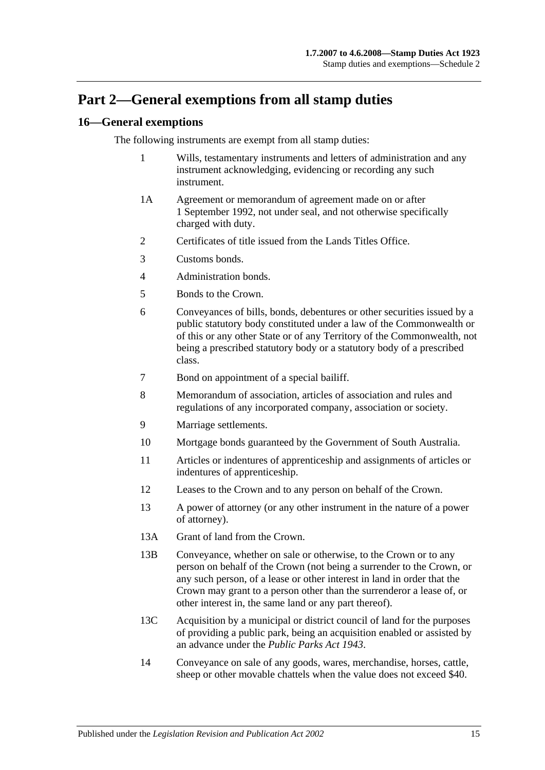# Part 2—General exemptions from all stamp duties

## 16—General exemptions

The following instruments are exempt from all stamp duties:

1 Wills, testamentary instruments and letters of administration and any instrument acknowledging, evidencing or recording any such instrument.

1A Agreement or memorandum of agreement made on or after 1 September 1992, not under seal, and not otherwise specifically charged with duty.

2 Certificates of title issued from the Lands Titles Office.

3 Customs bonds.

4 Administration bonds.

5 Bonds to the Crown.

6 Conveyances of bills, bonds, debentures or other securities issued by a public statutory body constituted under a law of the Commonwealth or of this or any other State or of any Territory of the Commonwealth, not being a prescribed statutory body or a statutory body of a prescribed class.

7 Bond on appointment of a special bailiff.

8 Memorandum of association, articles of association and rules and regulations of any incorporated company, association or society.

9 Marriage settlements.

10 Mortgage bonds guaranteed by the Government of South Australia.

11 Articles or indentures of apprenticeship and assignments of articles or indentures of apprenticeship.

12 Leases to the Crown and to any person on behalf of the Crown.

13 A power of attorney (or any other instrument in the nature of a power of attorney).

13A Grant of land from the Crown.

13B Conveyance, whether on sale or otherwise, to the Crown or to any person on behalf of the Crown (not being a surrender to the Crown, or any such person, of a lease or other interest in land in order that the Crown may grant to a person other than the surrenderor a lease of, or other interest in, the same land or any part thereof).

13C Acquisition by a municipal or district council of land for the purposes of providing a public park, being an acquisition enabled or assisted by an advance under the *Public Parks Act 1943*.

14 Conveyance on sale of any goods, wares, merchandise, horses, cattle, sheep or other movable chattels when the value does not exceed $40.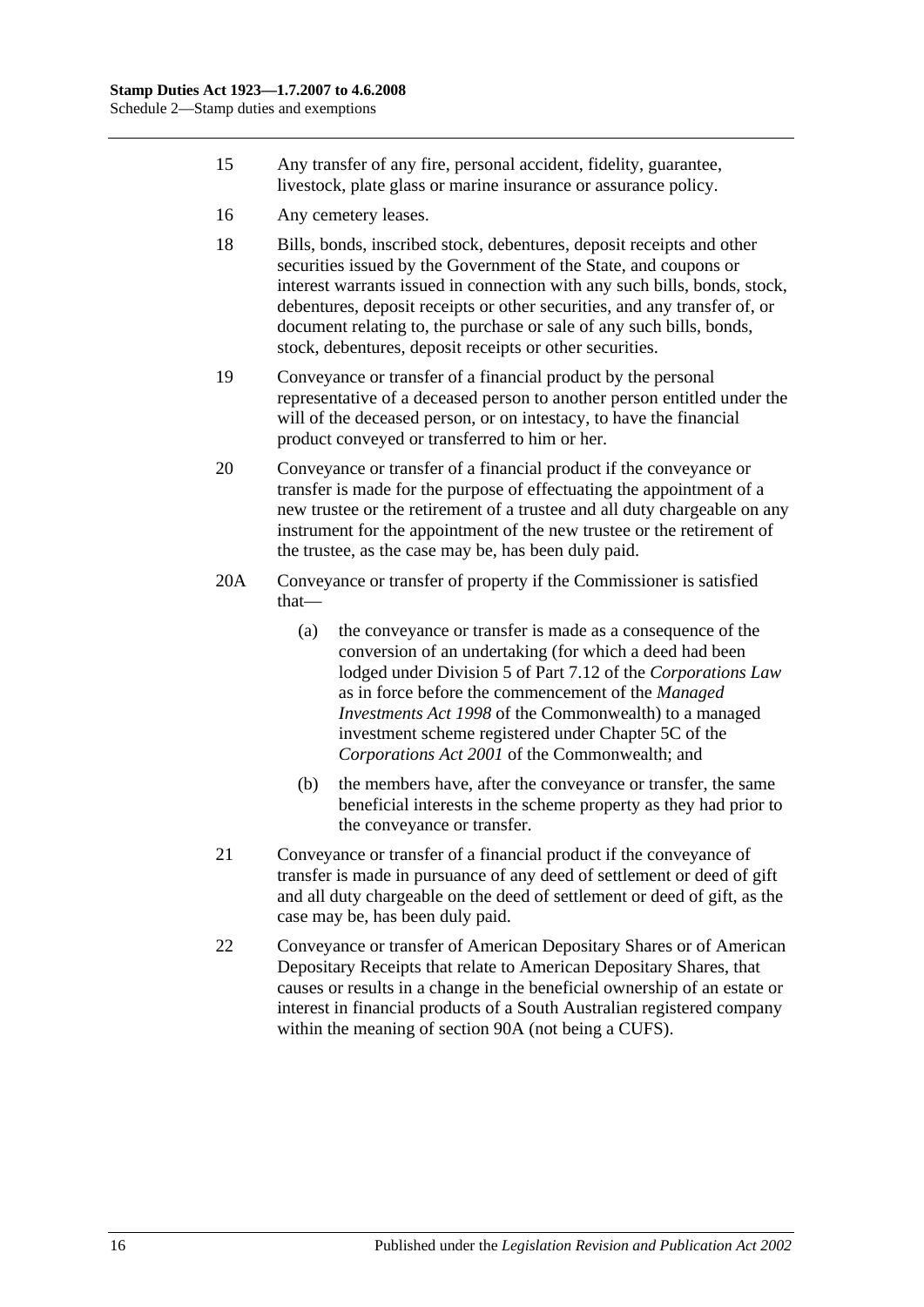15 Any transfer of any fire, personal accident, fidelity, guarantee, livestock, plate glass or marine insurance or assurance policy.

16 Any cemetery leases.

18 Bills, bonds, inscribed stock, debentures, deposit receipts and other securities issued by the Government of the State, and coupons or interest warrants issued in connection with any such bills, bonds, stock, debentures, deposit receipts or other securities, and any transfer of, or document relating to, the purchase or sale of any such bills, bonds, stock, debentures, deposit receipts or other securities.

19 Conveyance or transfer of a financial product by the personal representative of a deceased person to another person entitled under the will of the deceased person, or on intestacy, to have the financial product conveyed or transferred to him or her.

20 Conveyance or transfer of a financial product if the conveyance or transfer is made for the purpose of effectuating the appointment of a new trustee or the retirement of a trustee and all duty chargeable on any instrument for the appointment of the new trustee or the retirement of the trustee, as the case may be, has been duly paid.

20A Conveyance or transfer of property if the Commissioner is satisfied that—

(a) the conveyance or transfer is made as a consequence of the conversion of an undertaking (for which a deed had been lodged under Division 5 of Part 7.12 of the *Corporations Law* as in force before the commencement of the *Managed Investments Act 1998* of the Commonwealth) to a managed investment scheme registered under Chapter 5C of the *Corporations Act 2001* of the Commonwealth; and

(b) the members have, after the conveyance or transfer, the same beneficial interests in the scheme property as they had prior to the conveyance or transfer.

21 Conveyance or transfer of a financial product if the conveyance of transfer is made in pursuance of any deed of settlement or deed of gift and all duty chargeable on the deed of settlement or deed of gift, as the case may be, has been duly paid.

22 Conveyance or transfer of American Depositary Shares or of American Depositary Receipts that relate to American Depositary Shares, that causes or results in a change in the beneficial ownership of an estate or interest in financial products of a South Australian registered company within the meaning of section 90A (not being a CUFS).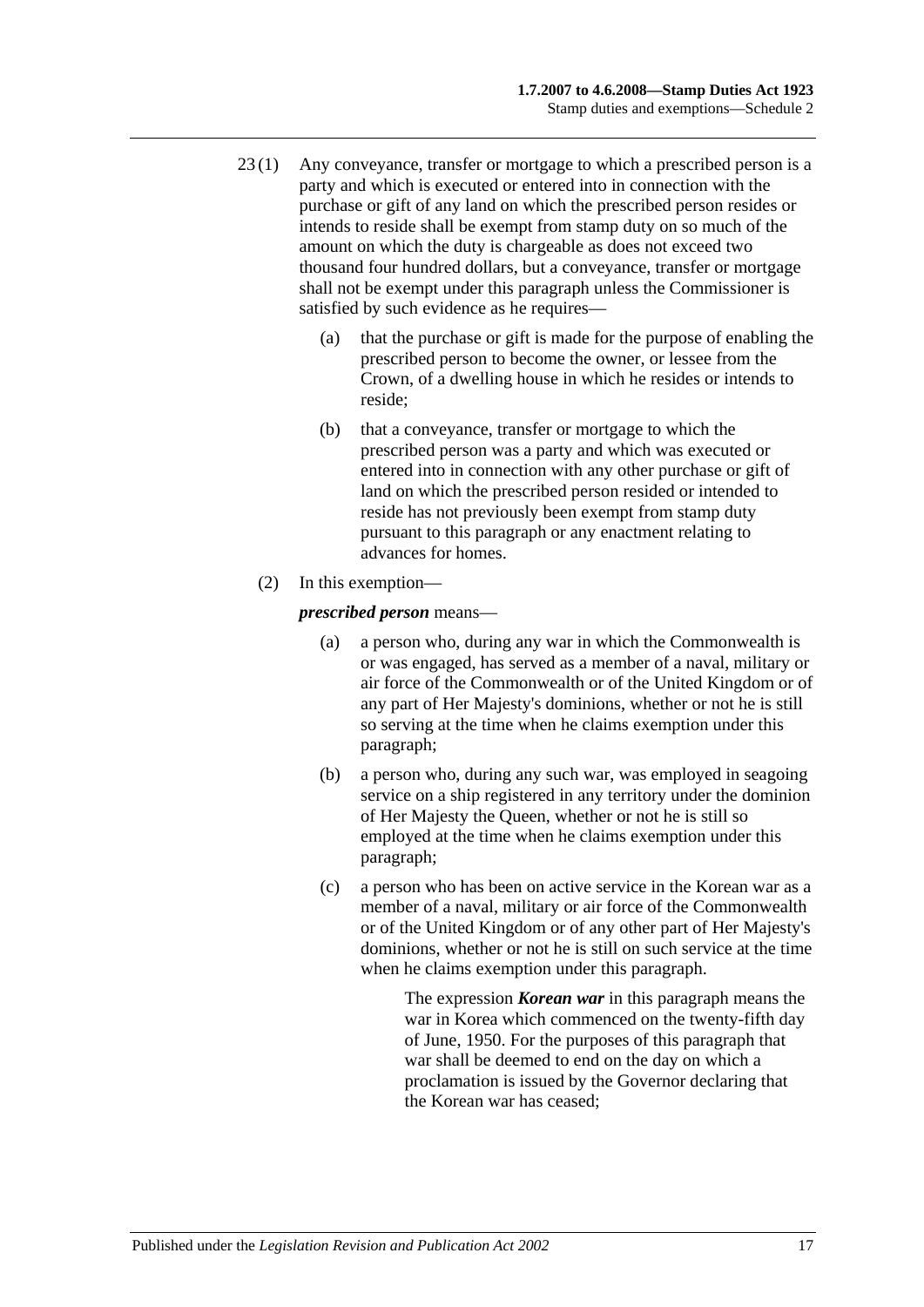23 (1) Any conveyance, transfer or mortgage to which a prescribed person is a party and which is executed or entered into in connection with the purchase or gift of any land on which the prescribed person resides or intends to reside shall be exempt from stamp duty on so much of the amount on which the duty is chargeable as does not exceed two thousand four hundred dollars, but a conveyance, transfer or mortgage shall not be exempt under this paragraph unless the Commissioner is satisfied by such evidence as he requires—

(a) that the purchase or gift is made for the purpose of enabling the prescribed person to become the owner, or lessee from the Crown, of a dwelling house in which he resides or intends to reside;

(b) that a conveyance, transfer or mortgage to which the prescribed person was a party and which was executed or entered into in connection with any other purchase or gift of land on which the prescribed person resided or intended to reside has not previously been exempt from stamp duty pursuant to this paragraph or any enactment relating to advances for homes.

(2) In this exemption—

***prescribed person*** means—

(a) a person who, during any war in which the Commonwealth is or was engaged, has served as a member of a naval, military or air force of the Commonwealth or of the United Kingdom or of any part of Her Majesty's dominions, whether or not he is still so serving at the time when he claims exemption under this paragraph;

(b) a person who, during any such war, was employed in seagoing service on a ship registered in any territory under the dominion of Her Majesty the Queen, whether or not he is still so employed at the time when he claims exemption under this paragraph;

(c) a person who has been on active service in the Korean war as a member of a naval, military or air force of the Commonwealth or of the United Kingdom or of any other part of Her Majesty's dominions, whether or not he is still on such service at the time when he claims exemption under this paragraph.

The expression ***Korean war*** in this paragraph means the war in Korea which commenced on the twenty-fifth day of June, 1950. For the purposes of this paragraph that war shall be deemed to end on the day on which a proclamation is issued by the Governor declaring that the Korean war has ceased;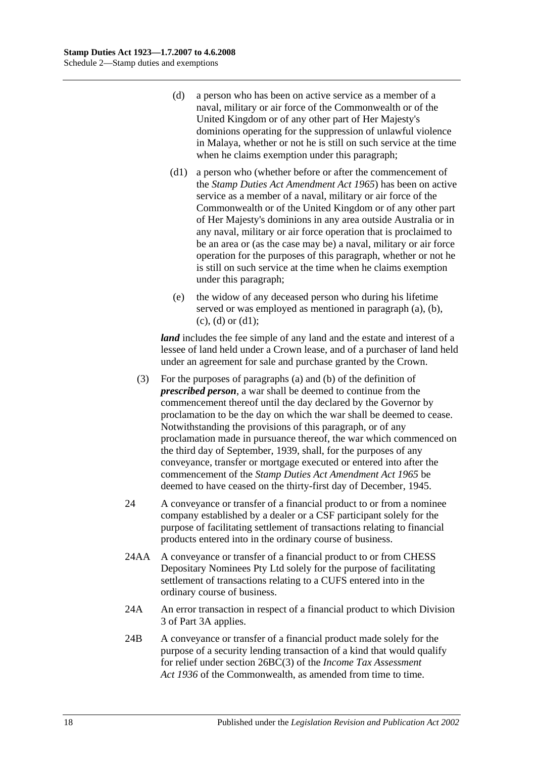(d) a person who has been on active service as a member of a naval, military or air force of the Commonwealth or of the United Kingdom or of any other part of Her Majesty's dominions operating for the suppression of unlawful violence in Malaya, whether or not he is still on such service at the time when he claims exemption under this paragraph;

(d1) a person who (whether before or after the commencement of the *Stamp Duties Act Amendment Act 1965*) has been on active service as a member of a naval, military or air force of the Commonwealth or of the United Kingdom or of any other part of Her Majesty's dominions in any area outside Australia or in any naval, military or air force operation that is proclaimed to be an area or (as the case may be) a naval, military or air force operation for the purposes of this paragraph, whether or not he is still on such service at the time when he claims exemption under this paragraph;

(e) the widow of any deceased person who during his lifetime served or was employed as mentioned in paragraph (a), (b), (c), (d) or (d1);

***land*** includes the fee simple of any land and the estate and interest of a lessee of land held under a Crown lease, and of a purchaser of land held under an agreement for sale and purchase granted by the Crown.

(3) For the purposes of paragraphs (a) and (b) of the definition of ***prescribed person***, a war shall be deemed to continue from the commencement thereof until the day declared by the Governor by proclamation to be the day on which the war shall be deemed to cease. Notwithstanding the provisions of this paragraph, or of any proclamation made in pursuance thereof, the war which commenced on the third day of September, 1939, shall, for the purposes of any conveyance, transfer or mortgage executed or entered into after the commencement of the *Stamp Duties Act Amendment Act 1965* be deemed to have ceased on the thirty-first day of December, 1945.

24 A conveyance or transfer of a financial product to or from a nominee company established by a dealer or a CSF participant solely for the purpose of facilitating settlement of transactions relating to financial products entered into in the ordinary course of business.

24AA A conveyance or transfer of a financial product to or from CHESS Depositary Nominees Pty Ltd solely for the purpose of facilitating settlement of transactions relating to a CUFS entered into in the ordinary course of business.

24A An error transaction in respect of a financial product to which Division 3 of Part 3A applies.

24B A conveyance or transfer of a financial product made solely for the purpose of a security lending transaction of a kind that would qualify for relief under section 26BC(3) of the *Income Tax Assessment Act 1936* of the Commonwealth, as amended from time to time.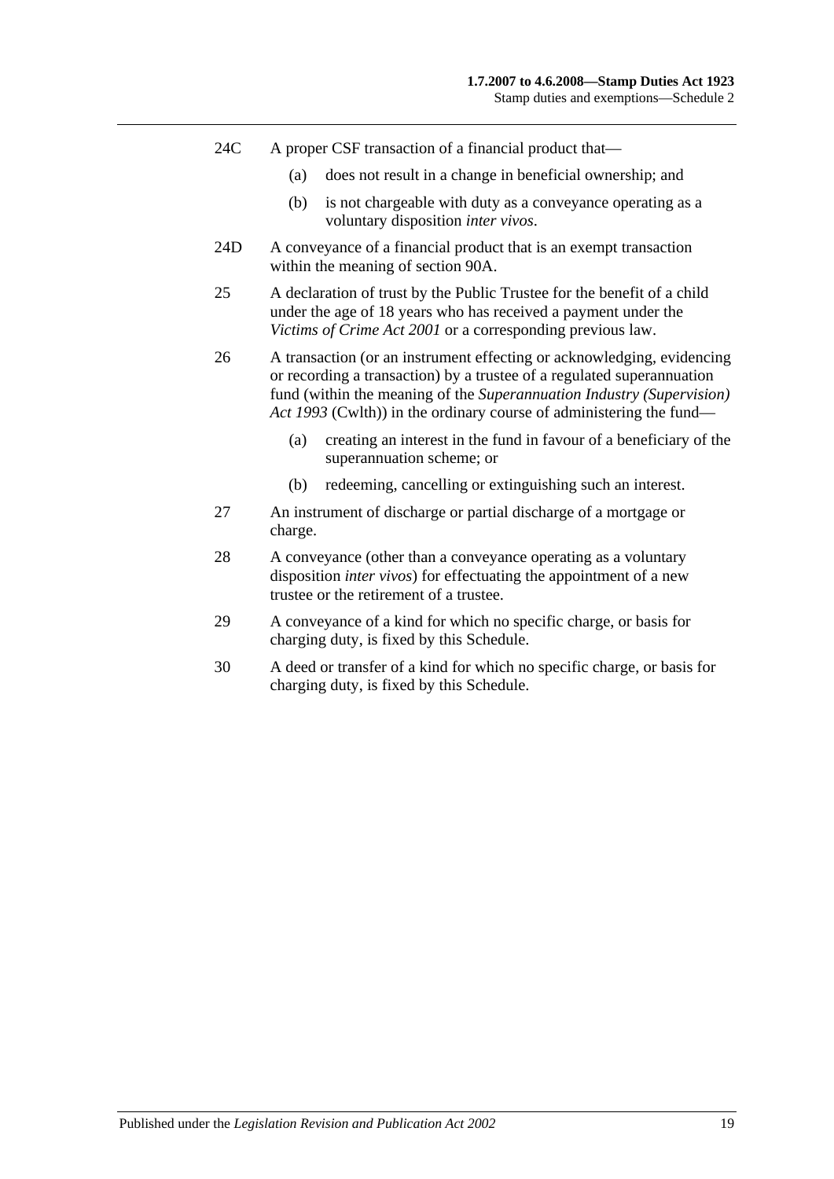24C A proper CSF transaction of a financial product that—

(a) does not result in a change in beneficial ownership; and

(b) is not chargeable with duty as a conveyance operating as a voluntary disposition *inter vivos*.

24D A conveyance of a financial product that is an exempt transaction within the meaning of section 90A.

25 A declaration of trust by the Public Trustee for the benefit of a child under the age of 18 years who has received a payment under the *Victims of Crime Act 2001* or a corresponding previous law.

26 A transaction (or an instrument effecting or acknowledging, evidencing or recording a transaction) by a trustee of a regulated superannuation fund (within the meaning of the *Superannuation Industry (Supervision) Act 1993* (Cwlth)) in the ordinary course of administering the fund—

(a) creating an interest in the fund in favour of a beneficiary of the superannuation scheme; or

(b) redeeming, cancelling or extinguishing such an interest.

27 An instrument of discharge or partial discharge of a mortgage or charge.

28 A conveyance (other than a conveyance operating as a voluntary disposition *inter vivos*) for effectuating the appointment of a new trustee or the retirement of a trustee.

29 A conveyance of a kind for which no specific charge, or basis for charging duty, is fixed by this Schedule.

30 A deed or transfer of a kind for which no specific charge, or basis for charging duty, is fixed by this Schedule.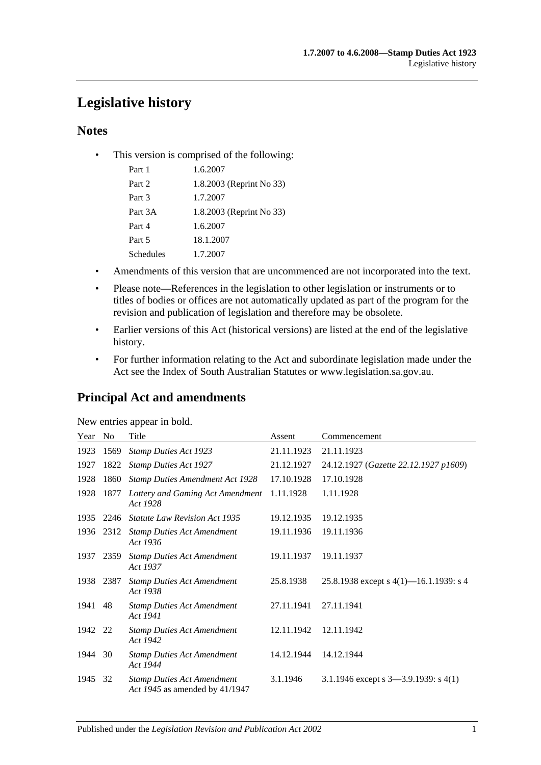# Legislative history

## Notes

- This version is comprised of the following:

| | |
|---|---|
| Part 1 | 1.6.2007 |
| Part 2 | 1.8.2003 (Reprint No 33) |
| Part 3 | 1.7.2007 |
| Part 3A | 1.8.2003 (Reprint No 33) |
| Part 4 | 1.6.2007 |
| Part 5 | 18.1.2007 |
| Schedules | 1.7.2007 |

- Amendments of this version that are uncommenced are not incorporated into the text.
- Please note—References in the legislation to other legislation or instruments or to titles of bodies or offices are not automatically updated as part of the program for the revision and publication of legislation and therefore may be obsolete.
- Earlier versions of this Act (historical versions) are listed at the end of the legislative history.
- For further information relating to the Act and subordinate legislation made under the Act see the Index of South Australian Statutes or www.legislation.sa.gov.au.

## Principal Act and amendments

New entries appear in bold.

| Year | No | Title | Assent | Commencement |
|---|---|---|---|---|
| 1923 | 1569 | *Stamp Duties Act 1923* | 21.11.1923 | 21.11.1923 |
| 1927 | 1822 | *Stamp Duties Act 1927* | 21.12.1927 | 24.12.1927 (*Gazette 22.12.1927 p1609*) |
| 1928 | 1860 | *Stamp Duties Amendment Act 1928* | 17.10.1928 | 17.10.1928 |
| 1928 | 1877 | *Lottery and Gaming Act Amendment Act 1928* | 1.11.1928 | 1.11.1928 |
| 1935 | 2246 | *Statute Law Revision Act 1935* | 19.12.1935 | 19.12.1935 |
| 1936 | 2312 | *Stamp Duties Act Amendment Act 1936* | 19.11.1936 | 19.11.1936 |
| 1937 | 2359 | *Stamp Duties Act Amendment Act 1937* | 19.11.1937 | 19.11.1937 |
| 1938 | 2387 | *Stamp Duties Act Amendment Act 1938* | 25.8.1938 | 25.8.1938 except s 4(1)—16.1.1939: s 4 |
| 1941 | 48 | *Stamp Duties Act Amendment Act 1941* | 27.11.1941 | 27.11.1941 |
| 1942 | 22 | *Stamp Duties Act Amendment Act 1942* | 12.11.1942 | 12.11.1942 |
| 1944 | 30 | *Stamp Duties Act Amendment Act 1944* | 14.12.1944 | 14.12.1944 |
| 1945 | 32 | *Stamp Duties Act Amendment Act 1945* as amended by 41/1947 | 3.1.1946 | 3.1.1946 except s 3—3.9.1939: s 4(1) |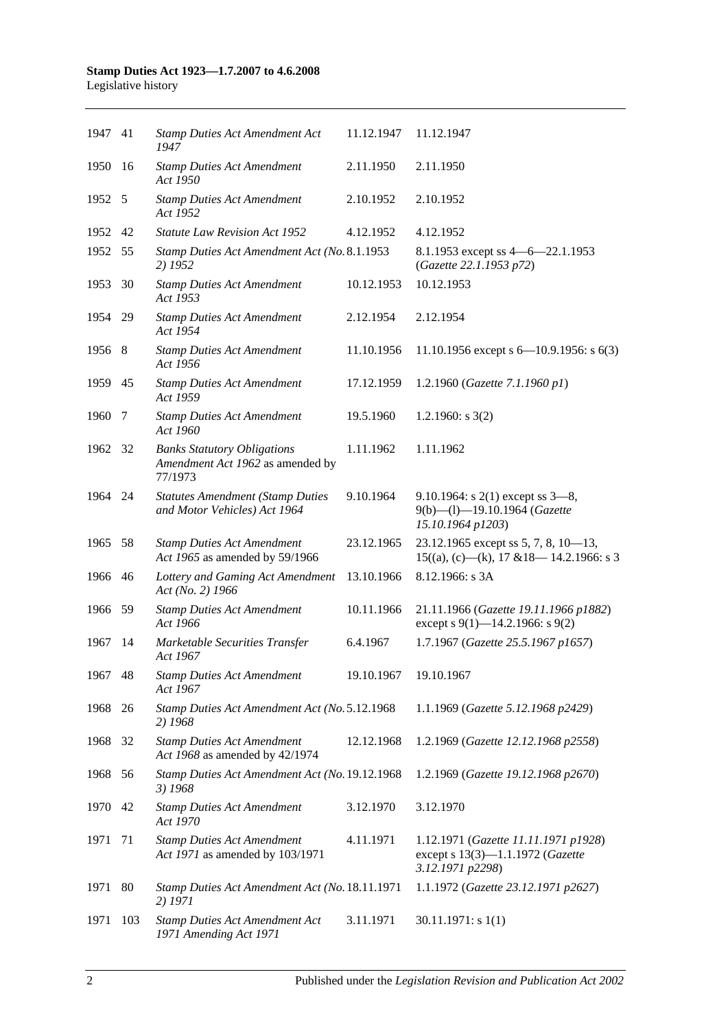| | | | | |
|---|---|---|---|---|
| 1947 | 41 | *Stamp Duties Act Amendment Act 1947* | 11.12.1947 | 11.12.1947 |
| 1950 | 16 | *Stamp Duties Act Amendment Act 1950* | 2.11.1950 | 2.11.1950 |
| 1952 | 5 | *Stamp Duties Act Amendment Act 1952* | 2.10.1952 | 2.10.1952 |
| 1952 | 42 | *Statute Law Revision Act 1952* | 4.12.1952 | 4.12.1952 |
| 1952 | 55 | *Stamp Duties Act Amendment Act (No. 2) 1952* | 8.1.1953 | 8.1.1953 except ss 4—6—22.1.1953 (*Gazette 22.1.1953 p72*) |
| 1953 | 30 | *Stamp Duties Act Amendment Act 1953* | 10.12.1953 | 10.12.1953 |
| 1954 | 29 | *Stamp Duties Act Amendment Act 1954* | 2.12.1954 | 2.12.1954 |
| 1956 | 8 | *Stamp Duties Act Amendment Act 1956* | 11.10.1956 | 11.10.1956 except s 6—10.9.1956: s 6(3) |
| 1959 | 45 | *Stamp Duties Act Amendment Act 1959* | 17.12.1959 | 1.2.1960 (*Gazette 7.1.1960 p1*) |
| 1960 | 7 | *Stamp Duties Act Amendment Act 1960* | 19.5.1960 | 1.2.1960: s 3(2) |
| 1962 | 32 | *Banks Statutory Obligations Amendment Act 1962* as amended by 77/1973 | 1.11.1962 | 1.11.1962 |
| 1964 | 24 | *Statutes Amendment (Stamp Duties and Motor Vehicles) Act 1964* | 9.10.1964 | 9.10.1964: s 2(1) except ss 3—8, 9(b)—(l)—19.10.1964 (*Gazette 15.10.1964 p1203*) |
| 1965 | 58 | *Stamp Duties Act Amendment Act 1965* as amended by 59/1966 | 23.12.1965 | 23.12.1965 except ss 5, 7, 8, 10—13, 15((a), (c)—(k), 17 &18— 14.2.1966: s 3 |
| 1966 | 46 | *Lottery and Gaming Act Amendment Act (No. 2) 1966* | 13.10.1966 | 8.12.1966: s 3A |
| 1966 | 59 | *Stamp Duties Act Amendment Act 1966* | 10.11.1966 | 21.11.1966 (*Gazette 19.11.1966 p1882*) except s 9(1)—14.2.1966: s 9(2) |
| 1967 | 14 | *Marketable Securities Transfer Act 1967* | 6.4.1967 | 1.7.1967 (*Gazette 25.5.1967 p1657*) |
| 1967 | 48 | *Stamp Duties Act Amendment Act 1967* | 19.10.1967 | 19.10.1967 |
| 1968 | 26 | *Stamp Duties Act Amendment Act (No. 2) 1968* | 5.12.1968 | 1.1.1969 (*Gazette 5.12.1968 p2429*) |
| 1968 | 32 | *Stamp Duties Act Amendment Act 1968* as amended by 42/1974 | 12.12.1968 | 1.2.1969 (*Gazette 12.12.1968 p2558*) |
| 1968 | 56 | *Stamp Duties Act Amendment Act (No. 3) 1968* | 19.12.1968 | 1.2.1969 (*Gazette 19.12.1968 p2670*) |
| 1970 | 42 | *Stamp Duties Act Amendment Act 1970* | 3.12.1970 | 3.12.1970 |
| 1971 | 71 | *Stamp Duties Act Amendment Act 1971* as amended by 103/1971 | 4.11.1971 | 1.12.1971 (*Gazette 11.11.1971 p1928*) except s 13(3)—1.1.1972 (*Gazette 3.12.1971 p2298*) |
| 1971 | 80 | *Stamp Duties Act Amendment Act (No. 2) 1971* | 18.11.1971 | 1.1.1972 (*Gazette 23.12.1971 p2627*) |
| 1971 | 103 | *Stamp Duties Act Amendment Act 1971 Amending Act 1971* | 3.11.1971 | 30.11.1971: s 1(1) |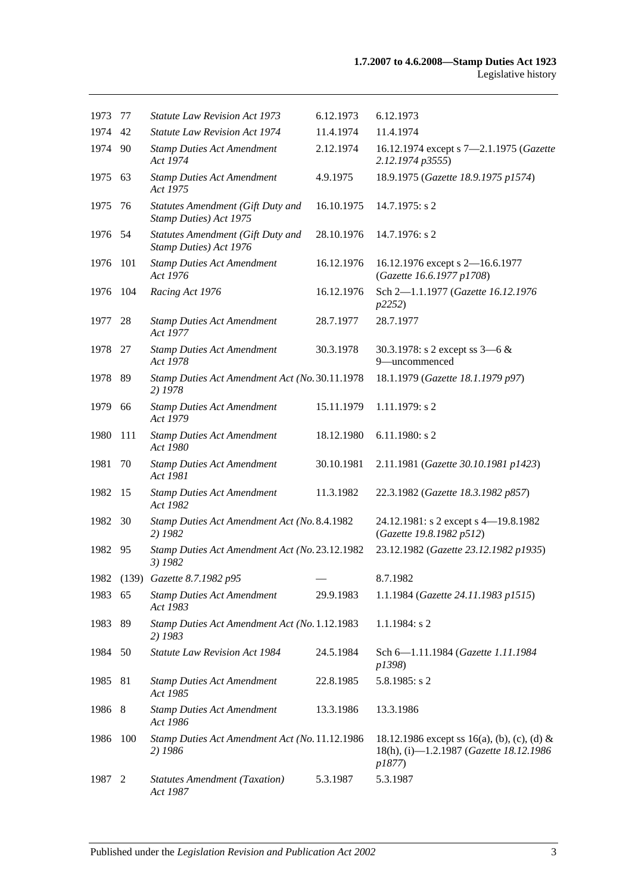| | | | | |
|---|---|---|---|---|
| 1973 | 77 | *Statute Law Revision Act 1973* | 6.12.1973 | 6.12.1973 |
| 1974 | 42 | *Statute Law Revision Act 1974* | 11.4.1974 | 11.4.1974 |
| 1974 | 90 | *Stamp Duties Act Amendment Act 1974* | 2.12.1974 | 16.12.1974 except s 7—2.1.1975 (*Gazette 2.12.1974 p3555*) |
| 1975 | 63 | *Stamp Duties Act Amendment Act 1975* | 4.9.1975 | 18.9.1975 (*Gazette 18.9.1975 p1574*) |
| 1975 | 76 | *Statutes Amendment (Gift Duty and Stamp Duties) Act 1975* | 16.10.1975 | 14.7.1975: s 2 |
| 1976 | 54 | *Statutes Amendment (Gift Duty and Stamp Duties) Act 1976* | 28.10.1976 | 14.7.1976: s 2 |
| 1976 | 101 | *Stamp Duties Act Amendment Act 1976* | 16.12.1976 | 16.12.1976 except s 2—16.6.1977 (*Gazette 16.6.1977 p1708*) |
| 1976 | 104 | *Racing Act 1976* | 16.12.1976 | Sch 2—1.1.1977 (*Gazette 16.12.1976 p2252*) |
| 1977 | 28 | *Stamp Duties Act Amendment Act 1977* | 28.7.1977 | 28.7.1977 |
| 1978 | 27 | *Stamp Duties Act Amendment Act 1978* | 30.3.1978 | 30.3.1978: s 2 except ss 3—6 & 9—uncommenced |
| 1978 | 89 | *Stamp Duties Act Amendment Act (No. 2) 1978* | 30.11.1978 | 18.1.1979 (*Gazette 18.1.1979 p97*) |
| 1979 | 66 | *Stamp Duties Act Amendment Act 1979* | 15.11.1979 | 1.11.1979: s 2 |
| 1980 | 111 | *Stamp Duties Act Amendment Act 1980* | 18.12.1980 | 6.11.1980: s 2 |
| 1981 | 70 | *Stamp Duties Act Amendment Act 1981* | 30.10.1981 | 2.11.1981 (*Gazette 30.10.1981 p1423*) |
| 1982 | 15 | *Stamp Duties Act Amendment Act 1982* | 11.3.1982 | 22.3.1982 (*Gazette 18.3.1982 p857*) |
| 1982 | 30 | *Stamp Duties Act Amendment Act (No. 2) 1982* | 8.4.1982 | 24.12.1981: s 2 except s 4—19.8.1982 (*Gazette 19.8.1982 p512*) |
| 1982 | 95 | *Stamp Duties Act Amendment Act (No. 3) 1982* | 23.12.1982 | 23.12.1982 (*Gazette 23.12.1982 p1935*) |
| 1982 | (139) | *Gazette 8.7.1982 p95* | — | 8.7.1982 |
| 1983 | 65 | *Stamp Duties Act Amendment Act 1983* | 29.9.1983 | 1.1.1984 (*Gazette 24.11.1983 p1515*) |
| 1983 | 89 | *Stamp Duties Act Amendment Act (No. 2) 1983* | 1.12.1983 | 1.1.1984: s 2 |
| 1984 | 50 | *Statute Law Revision Act 1984* | 24.5.1984 | Sch 6—1.11.1984 (*Gazette 1.11.1984 p1398*) |
| 1985 | 81 | *Stamp Duties Act Amendment Act 1985* | 22.8.1985 | 5.8.1985: s 2 |
| 1986 | 8 | *Stamp Duties Act Amendment Act 1986* | 13.3.1986 | 13.3.1986 |
| 1986 | 100 | *Stamp Duties Act Amendment Act (No. 2) 1986* | 11.12.1986 | 18.12.1986 except ss 16(a), (b), (c), (d) & 18(h), (i)—1.2.1987 (*Gazette 18.12.1986 p1877*) |
| 1987 | 2 | *Statutes Amendment (Taxation) Act 1987* | 5.3.1987 | 5.3.1987 |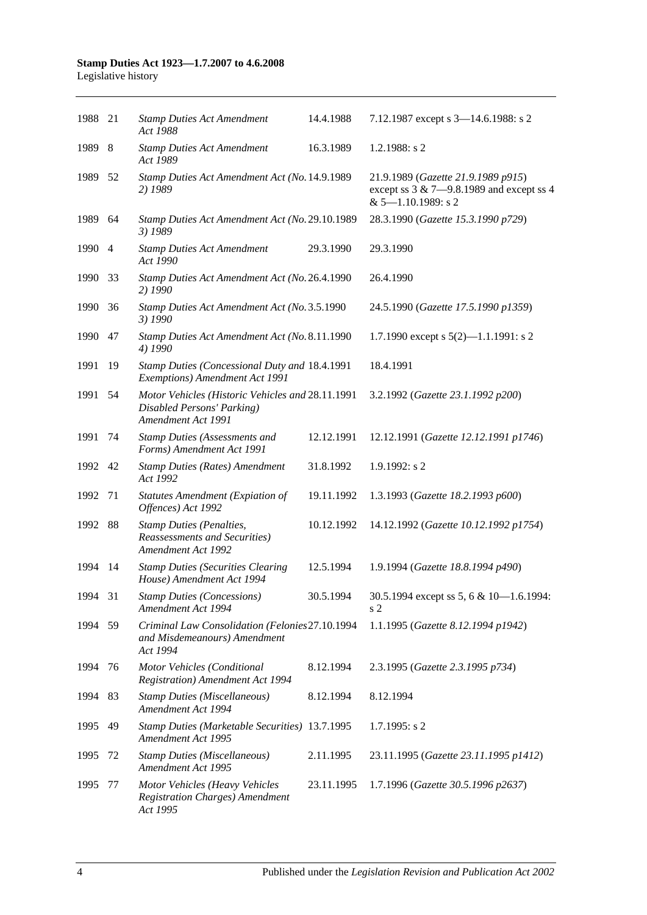| 1988 | 21 | *Stamp Duties Act Amendment Act 1988* | 14.4.1988 | 7.12.1987 except s 3—14.6.1988: s 2 |
|---|---|---|---|---|
| 1989 | 8 | *Stamp Duties Act Amendment Act 1989* | 16.3.1989 | 1.2.1988: s 2 |
| 1989 | 52 | *Stamp Duties Act Amendment Act (No. 2) 1989* | 14.9.1989 | 21.9.1989 (*Gazette 21.9.1989 p915*) except ss 3 & 7—9.8.1989 and except ss 4 & 5—1.10.1989: s 2 |
| 1989 | 64 | *Stamp Duties Act Amendment Act (No. 3) 1989* | 29.10.1989 | 28.3.1990 (*Gazette 15.3.1990 p729*) |
| 1990 | 4 | *Stamp Duties Act Amendment Act 1990* | 29.3.1990 | 29.3.1990 |
| 1990 | 33 | *Stamp Duties Act Amendment Act (No. 2) 1990* | 26.4.1990 | 26.4.1990 |
| 1990 | 36 | *Stamp Duties Act Amendment Act (No. 3) 1990* | 3.5.1990 | 24.5.1990 (*Gazette 17.5.1990 p1359*) |
| 1990 | 47 | *Stamp Duties Act Amendment Act (No. 4) 1990* | 8.11.1990 | 1.7.1990 except s 5(2)—1.1.1991: s 2 |
| 1991 | 19 | *Stamp Duties (Concessional Duty and Exemptions) Amendment Act 1991* | 18.4.1991 | 18.4.1991 |
| 1991 | 54 | *Motor Vehicles (Historic Vehicles and Disabled Persons' Parking) Amendment Act 1991* | 28.11.1991 | 3.2.1992 (*Gazette 23.1.1992 p200*) |
| 1991 | 74 | *Stamp Duties (Assessments and Forms) Amendment Act 1991* | 12.12.1991 | 12.12.1991 (*Gazette 12.12.1991 p1746*) |
| 1992 | 42 | *Stamp Duties (Rates) Amendment Act 1992* | 31.8.1992 | 1.9.1992: s 2 |
| 1992 | 71 | *Statutes Amendment (Expiation of Offences) Act 1992* | 19.11.1992 | 1.3.1993 (*Gazette 18.2.1993 p600*) |
| 1992 | 88 | *Stamp Duties (Penalties, Reassessments and Securities) Amendment Act 1992* | 10.12.1992 | 14.12.1992 (*Gazette 10.12.1992 p1754*) |
| 1994 | 14 | *Stamp Duties (Securities Clearing House) Amendment Act 1994* | 12.5.1994 | 1.9.1994 (*Gazette 18.8.1994 p490*) |
| 1994 | 31 | *Stamp Duties (Concessions) Amendment Act 1994* | 30.5.1994 | 30.5.1994 except ss 5, 6 & 10—1.6.1994: s 2 |
| 1994 | 59 | *Criminal Law Consolidation (Felonies and Misdemeanours) Amendment Act 1994* | 27.10.1994 | 1.1.1995 (*Gazette 8.12.1994 p1942*) |
| 1994 | 76 | *Motor Vehicles (Conditional Registration) Amendment Act 1994* | 8.12.1994 | 2.3.1995 (*Gazette 2.3.1995 p734*) |
| 1994 | 83 | *Stamp Duties (Miscellaneous) Amendment Act 1994* | 8.12.1994 | 8.12.1994 |
| 1995 | 49 | *Stamp Duties (Marketable Securities) Amendment Act 1995* | 13.7.1995 | 1.7.1995: s 2 |
| 1995 | 72 | *Stamp Duties (Miscellaneous) Amendment Act 1995* | 2.11.1995 | 23.11.1995 (*Gazette 23.11.1995 p1412*) |
| 1995 | 77 | *Motor Vehicles (Heavy Vehicles Registration Charges) Amendment Act 1995* | 23.11.1995 | 1.7.1996 (*Gazette 30.5.1996 p2637*) |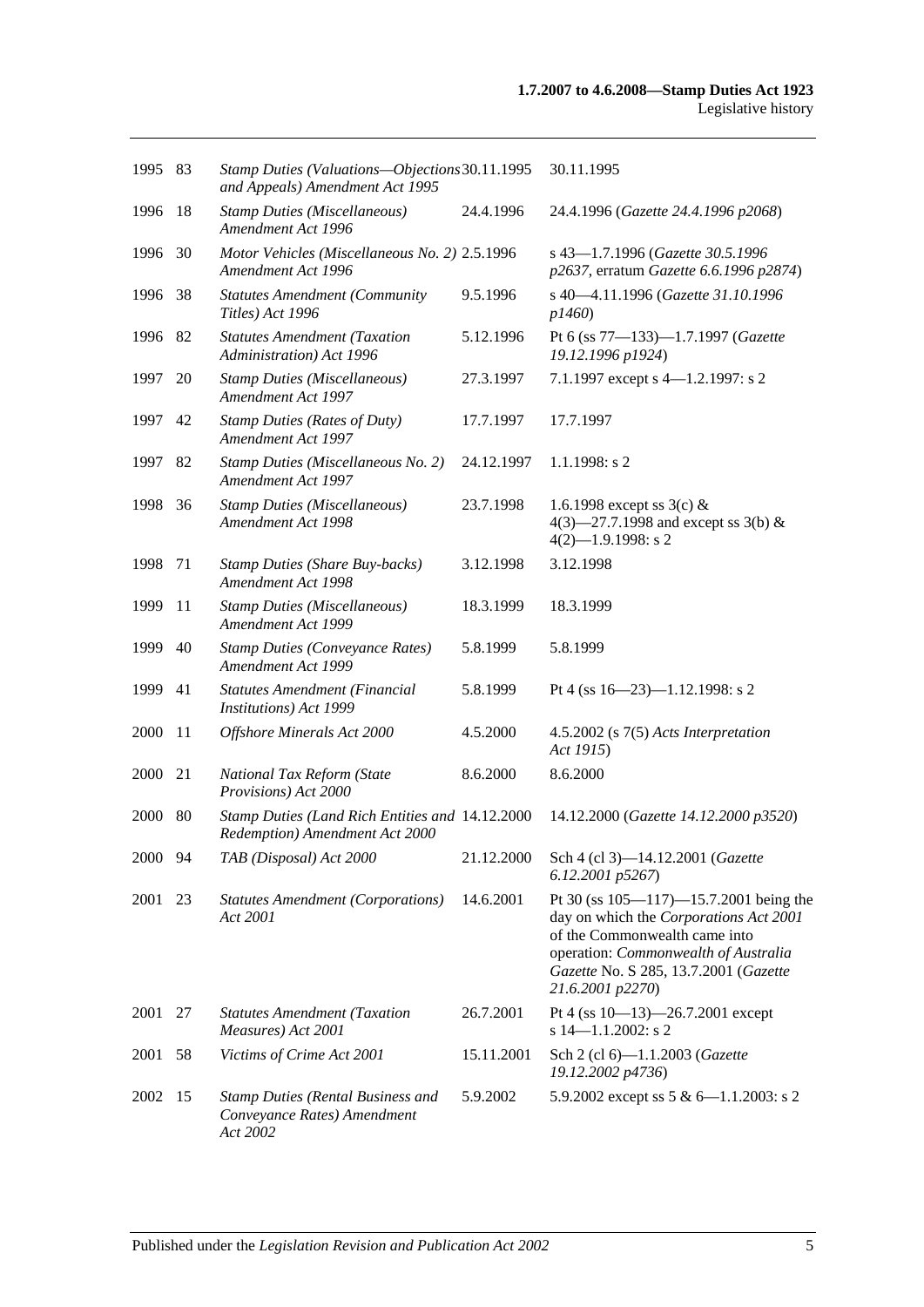| | | | | |
|---|---|---|---|---|
| 1995 | 83 | *Stamp Duties (Valuations—Objections and Appeals) Amendment Act 1995* | 30.11.1995 | 30.11.1995 |
| 1996 | 18 | *Stamp Duties (Miscellaneous) Amendment Act 1996* | 24.4.1996 | 24.4.1996 (*Gazette 24.4.1996 p2068*) |
| 1996 | 30 | *Motor Vehicles (Miscellaneous No. 2) Amendment Act 1996* | 2.5.1996 | s 43—1.7.1996 (*Gazette 30.5.1996 p2637*, erratum *Gazette 6.6.1996 p2874*) |
| 1996 | 38 | *Statutes Amendment (Community Titles) Act 1996* | 9.5.1996 | s 40—4.11.1996 (*Gazette 31.10.1996 p1460*) |
| 1996 | 82 | *Statutes Amendment (Taxation Administration) Act 1996* | 5.12.1996 | Pt 6 (ss 77—133)—1.7.1997 (*Gazette 19.12.1996 p1924*) |
| 1997 | 20 | *Stamp Duties (Miscellaneous) Amendment Act 1997* | 27.3.1997 | 7.1.1997 except s 4—1.2.1997: s 2 |
| 1997 | 42 | *Stamp Duties (Rates of Duty) Amendment Act 1997* | 17.7.1997 | 17.7.1997 |
| 1997 | 82 | *Stamp Duties (Miscellaneous No. 2) Amendment Act 1997* | 24.12.1997 | 1.1.1998: s 2 |
| 1998 | 36 | *Stamp Duties (Miscellaneous) Amendment Act 1998* | 23.7.1998 | 1.6.1998 except ss 3(c) & 4(3)—27.7.1998 and except ss 3(b) & 4(2)—1.9.1998: s 2 |
| 1998 | 71 | *Stamp Duties (Share Buy-backs) Amendment Act 1998* | 3.12.1998 | 3.12.1998 |
| 1999 | 11 | *Stamp Duties (Miscellaneous) Amendment Act 1999* | 18.3.1999 | 18.3.1999 |
| 1999 | 40 | *Stamp Duties (Conveyance Rates) Amendment Act 1999* | 5.8.1999 | 5.8.1999 |
| 1999 | 41 | *Statutes Amendment (Financial Institutions) Act 1999* | 5.8.1999 | Pt 4 (ss 16—23)—1.12.1998: s 2 |
| 2000 | 11 | *Offshore Minerals Act 2000* | 4.5.2000 | 4.5.2002 (s 7(5) *Acts Interpretation Act 1915*) |
| 2000 | 21 | *National Tax Reform (State Provisions) Act 2000* | 8.6.2000 | 8.6.2000 |
| 2000 | 80 | *Stamp Duties (Land Rich Entities and Redemption) Amendment Act 2000* | 14.12.2000 | 14.12.2000 (*Gazette 14.12.2000 p3520*) |
| 2000 | 94 | *TAB (Disposal) Act 2000* | 21.12.2000 | Sch 4 (cl 3)—14.12.2001 (*Gazette 6.12.2001 p5267*) |
| 2001 | 23 | *Statutes Amendment (Corporations) Act 2001* | 14.6.2001 | Pt 30 (ss 105—117)—15.7.2001 being the day on which the *Corporations Act 2001* of the Commonwealth came into operation: *Commonwealth of Australia Gazette* No. S 285, 13.7.2001 (*Gazette 21.6.2001 p2270*) |
| 2001 | 27 | *Statutes Amendment (Taxation Measures) Act 2001* | 26.7.2001 | Pt 4 (ss 10—13)—26.7.2001 except s 14—1.1.2002: s 2 |
| 2001 | 58 | *Victims of Crime Act 2001* | 15.11.2001 | Sch 2 (cl 6)—1.1.2003 (*Gazette 19.12.2002 p4736*) |
| 2002 | 15 | *Stamp Duties (Rental Business and Conveyance Rates) Amendment Act 2002* | 5.9.2002 | 5.9.2002 except ss 5 & 6—1.1.2003: s 2 |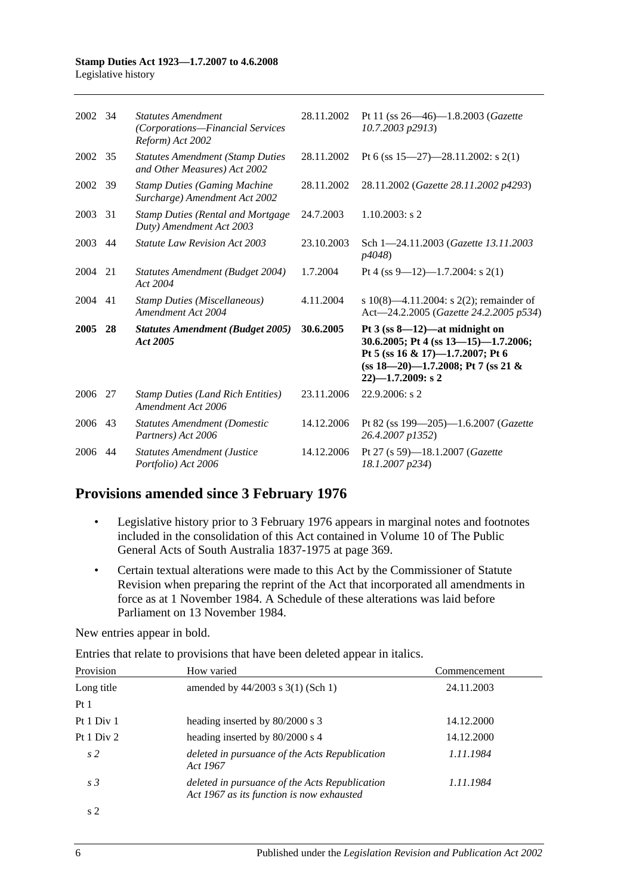| | | | | |
|---|---|---|---|---|
| 2002 | 34 | *Statutes Amendment (Corporations—Financial Services Reform) Act 2002* | 28.11.2002 | Pt 11 (ss 26—46)—1.8.2003 (*Gazette 10.7.2003 p2913*) |
| 2002 | 35 | *Statutes Amendment (Stamp Duties and Other Measures) Act 2002* | 28.11.2002 | Pt 6 (ss 15—27)—28.11.2002: s 2(1) |
| 2002 | 39 | *Stamp Duties (Gaming Machine Surcharge) Amendment Act 2002* | 28.11.2002 | 28.11.2002 (*Gazette 28.11.2002 p4293*) |
| 2003 | 31 | *Stamp Duties (Rental and Mortgage Duty) Amendment Act 2003* | 24.7.2003 | 1.10.2003: s 2 |
| 2003 | 44 | *Statute Law Revision Act 2003* | 23.10.2003 | Sch 1—24.11.2003 (*Gazette 13.11.2003 p4048*) |
| 2004 | 21 | *Statutes Amendment (Budget 2004) Act 2004* | 1.7.2004 | Pt 4 (ss 9—12)—1.7.2004: s 2(1) |
| 2004 | 41 | *Stamp Duties (Miscellaneous) Amendment Act 2004* | 4.11.2004 | s 10(8)—4.11.2004: s 2(2); remainder of Act—24.2.2005 (*Gazette 24.2.2005 p534*) |
| **2005** | **28** | ***Statutes Amendment (Budget 2005) Act 2005*** | **30.6.2005** | **Pt 3 (ss 8—12)—at midnight on 30.6.2005; Pt 4 (ss 13—15)—1.7.2006; Pt 5 (ss 16 & 17)—1.7.2007; Pt 6 (ss 18—20)—1.7.2008; Pt 7 (ss 21 & 22)—1.7.2009: s 2** |
| 2006 | 27 | *Stamp Duties (Land Rich Entities) Amendment Act 2006* | 23.11.2006 | 22.9.2006: s 2 |
| 2006 | 43 | *Statutes Amendment (Domestic Partners) Act 2006* | 14.12.2006 | Pt 82 (ss 199—205)—1.6.2007 (*Gazette 26.4.2007 p1352*) |
| 2006 | 44 | *Statutes Amendment (Justice Portfolio) Act 2006* | 14.12.2006 | Pt 27 (s 59)—18.1.2007 (*Gazette 18.1.2007 p234*) |

## Provisions amended since 3 February 1976

- Legislative history prior to 3 February 1976 appears in marginal notes and footnotes included in the consolidation of this Act contained in Volume 10 of The Public General Acts of South Australia 1837-1975 at page 369.
- Certain textual alterations were made to this Act by the Commissioner of Statute Revision when preparing the reprint of the Act that incorporated all amendments in force as at 1 November 1984. A Schedule of these alterations was laid before Parliament on 13 November 1984.

New entries appear in bold.

Entries that relate to provisions that have been deleted appear in italics.

| Provision | How varied | Commencement |
|---|---|---|
| Long title | amended by 44/2003 s 3(1) (Sch 1) | 24.11.2003 |
| Pt 1 | | |
| Pt 1 Div 1 | heading inserted by 80/2000 s 3 | 14.12.2000 |
| Pt 1 Div 2 | heading inserted by 80/2000 s 4 | 14.12.2000 |
| *s 2* | *deleted in pursuance of the Acts Republication Act 1967* | *1.11.1984* |
| *s 3* | *deleted in pursuance of the Acts Republication Act 1967 as its function is now exhausted* | *1.11.1984* |
| s 2 | | |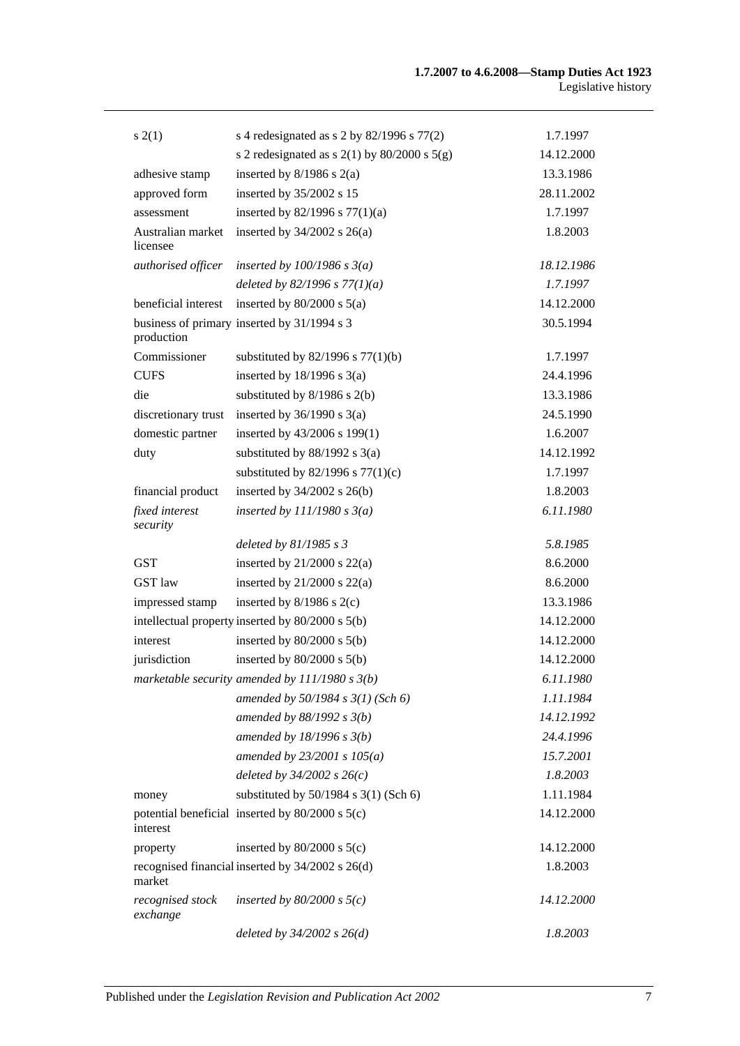| | | |
|---|---|---|
| s 2(1) | s 4 redesignated as s 2 by 82/1996 s 77(2) | 1.7.1997 |
| | s 2 redesignated as s 2(1) by 80/2000 s 5(g) | 14.12.2000 |
| adhesive stamp | inserted by 8/1986 s 2(a) | 13.3.1986 |
| approved form | inserted by 35/2002 s 15 | 28.11.2002 |
| assessment | inserted by 82/1996 s 77(1)(a) | 1.7.1997 |
| Australian market licensee | inserted by 34/2002 s 26(a) | 1.8.2003 |
| *authorised officer* | *inserted by 100/1986 s 3(a)* | *18.12.1986* |
| | *deleted by 82/1996 s 77(1)(a)* | *1.7.1997* |
| beneficial interest | inserted by 80/2000 s 5(a) | 14.12.2000 |
| business of primary production | inserted by 31/1994 s 3 | 30.5.1994 |
| Commissioner | substituted by 82/1996 s 77(1)(b) | 1.7.1997 |
| CUFS | inserted by 18/1996 s 3(a) | 24.4.1996 |
| die | substituted by 8/1986 s 2(b) | 13.3.1986 |
| discretionary trust | inserted by 36/1990 s 3(a) | 24.5.1990 |
| domestic partner | inserted by 43/2006 s 199(1) | 1.6.2007 |
| duty | substituted by 88/1992 s 3(a) | 14.12.1992 |
| | substituted by 82/1996 s 77(1)(c) | 1.7.1997 |
| financial product | inserted by 34/2002 s 26(b) | 1.8.2003 |
| *fixed interest security* | *inserted by 111/1980 s 3(a)* | *6.11.1980* |
| | *deleted by 81/1985 s 3* | *5.8.1985* |
| GST | inserted by 21/2000 s 22(a) | 8.6.2000 |
| GST law | inserted by 21/2000 s 22(a) | 8.6.2000 |
| impressed stamp | inserted by 8/1986 s 2(c) | 13.3.1986 |
| intellectual property | inserted by 80/2000 s 5(b) | 14.12.2000 |
| interest | inserted by 80/2000 s 5(b) | 14.12.2000 |
| jurisdiction | inserted by 80/2000 s 5(b) | 14.12.2000 |
| *marketable security* | *amended by 111/1980 s 3(b)* | *6.11.1980* |
| | *amended by 50/1984 s 3(1) (Sch 6)* | *1.11.1984* |
| | *amended by 88/1992 s 3(b)* | *14.12.1992* |
| | *amended by 18/1996 s 3(b)* | *24.4.1996* |
| | *amended by 23/2001 s 105(a)* | *15.7.2001* |
| | *deleted by 34/2002 s 26(c)* | *1.8.2003* |
| money | substituted by 50/1984 s 3(1) (Sch 6) | 1.11.1984 |
| potential beneficial interest | inserted by 80/2000 s 5(c) | 14.12.2000 |
| property | inserted by 80/2000 s 5(c) | 14.12.2000 |
| recognised financial market | inserted by 34/2002 s 26(d) | 1.8.2003 |
| *recognised stock exchange* | *inserted by 80/2000 s 5(c)* | *14.12.2000* |
| | *deleted by 34/2002 s 26(d)* | *1.8.2003* |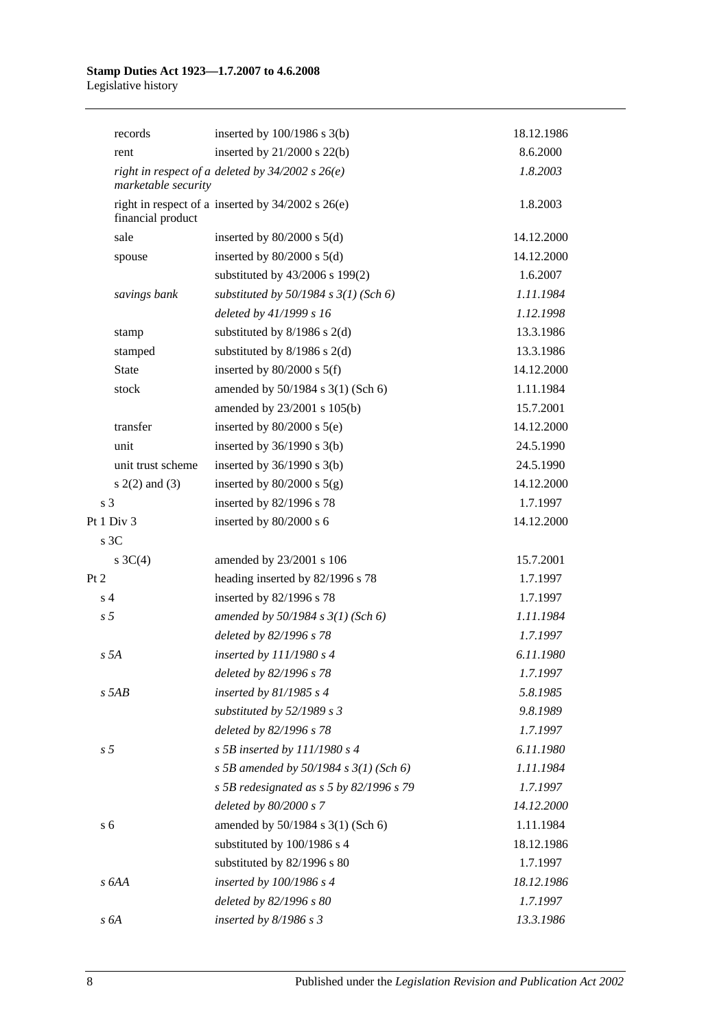| | | |
|---|---|---|
| records | inserted by 100/1986 s 3(b) | 18.12.1986 |
| rent | inserted by 21/2000 s 22(b) | 8.6.2000 |
| *right in respect of a marketable security* | *deleted by 34/2002 s 26(e)* | *1.8.2003* |
| right in respect of a financial product | inserted by 34/2002 s 26(e) | 1.8.2003 |
| sale | inserted by 80/2000 s 5(d) | 14.12.2000 |
| spouse | inserted by 80/2000 s 5(d) | 14.12.2000 |
| | substituted by 43/2006 s 199(2) | 1.6.2007 |
| *savings bank* | *substituted by 50/1984 s 3(1) (Sch 6)* | *1.11.1984* |
| | *deleted by 41/1999 s 16* | *1.12.1998* |
| stamp | substituted by 8/1986 s 2(d) | 13.3.1986 |
| stamped | substituted by 8/1986 s 2(d) | 13.3.1986 |
| State | inserted by 80/2000 s 5(f) | 14.12.2000 |
| stock | amended by 50/1984 s 3(1) (Sch 6) | 1.11.1984 |
| | amended by 23/2001 s 105(b) | 15.7.2001 |
| transfer | inserted by 80/2000 s 5(e) | 14.12.2000 |
| unit | inserted by 36/1990 s 3(b) | 24.5.1990 |
| unit trust scheme | inserted by 36/1990 s 3(b) | 24.5.1990 |
| s 2(2) and (3) | inserted by 80/2000 s 5(g) | 14.12.2000 |
| s 3 | inserted by 82/1996 s 78 | 1.7.1997 |
| Pt 1 Div 3 | inserted by 80/2000 s 6 | 14.12.2000 |
| s 3C | | |
| s 3C(4) | amended by 23/2001 s 106 | 15.7.2001 |
| Pt 2 | heading inserted by 82/1996 s 78 | 1.7.1997 |
| s 4 | inserted by 82/1996 s 78 | 1.7.1997 |
| *s 5* | *amended by 50/1984 s 3(1) (Sch 6)* | *1.11.1984* |
| | *deleted by 82/1996 s 78* | *1.7.1997* |
| *s 5A* | *inserted by 111/1980 s 4* | *6.11.1980* |
| | *deleted by 82/1996 s 78* | *1.7.1997* |
| *s 5AB* | *inserted by 81/1985 s 4* | *5.8.1985* |
| | *substituted by 52/1989 s 3* | *9.8.1989* |
| | *deleted by 82/1996 s 78* | *1.7.1997* |
| *s 5* | *s 5B inserted by 111/1980 s 4* | *6.11.1980* |
| | *s 5B amended by 50/1984 s 3(1) (Sch 6)* | *1.11.1984* |
| | *s 5B redesignated as s 5 by 82/1996 s 79* | *1.7.1997* |
| | *deleted by 80/2000 s 7* | *14.12.2000* |
| s 6 | amended by 50/1984 s 3(1) (Sch 6) | 1.11.1984 |
| | substituted by 100/1986 s 4 | 18.12.1986 |
| | substituted by 82/1996 s 80 | 1.7.1997 |
| *s 6AA* | *inserted by 100/1986 s 4* | *18.12.1986* |
| | *deleted by 82/1996 s 80* | *1.7.1997* |
| *s 6A* | *inserted by 8/1986 s 3* | *13.3.1986* |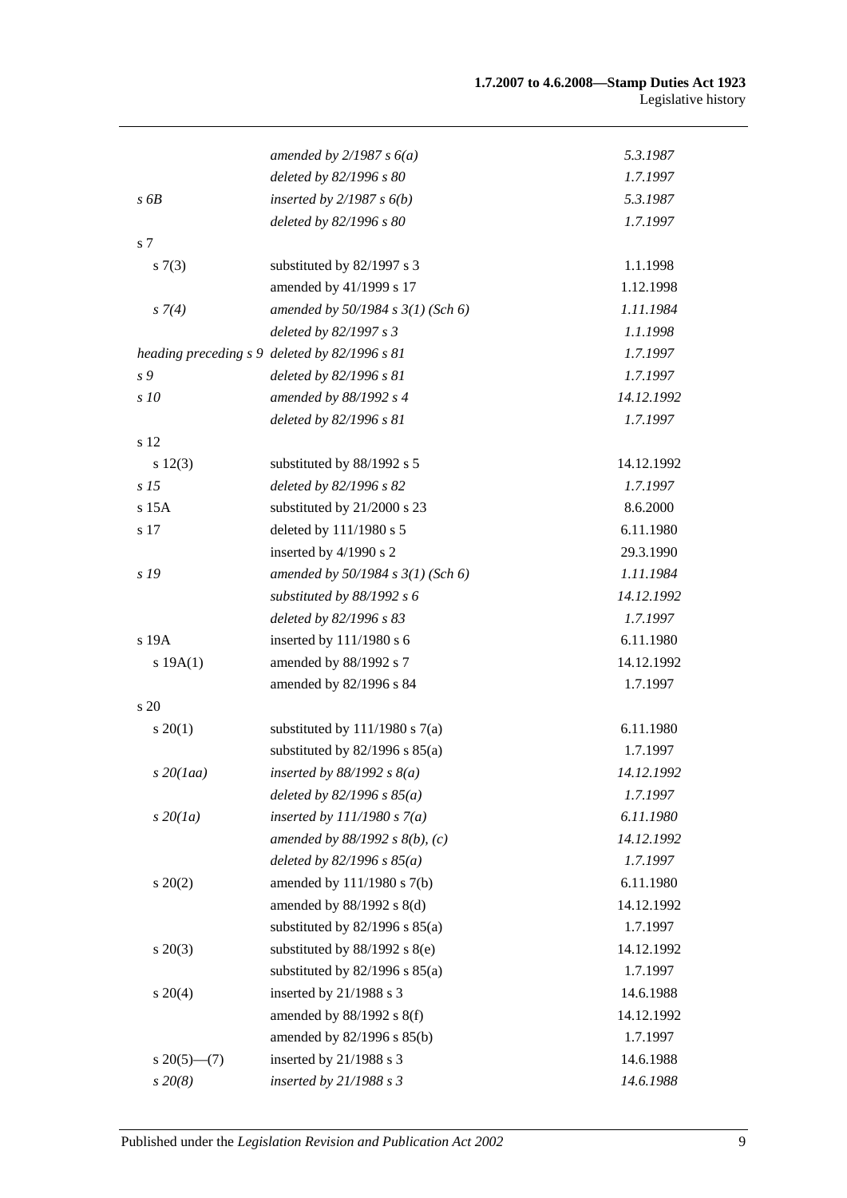| | | |
|---|---|---|
| | *amended by 2/1987 s 6(a)* | *5.3.1987* |
| | *deleted by 82/1996 s 80* | *1.7.1997* |
| *s 6B* | *inserted by 2/1987 s 6(b)* | *5.3.1987* |
| | *deleted by 82/1996 s 80* | *1.7.1997* |
| s 7 | | |
| s 7(3) | substituted by 82/1997 s 3 | 1.1.1998 |
| | amended by 41/1999 s 17 | 1.12.1998 |
| *s 7(4)* | *amended by 50/1984 s 3(1) (Sch 6)* | *1.11.1984* |
| | *deleted by 82/1997 s 3* | *1.1.1998* |
| *heading preceding s 9* | *deleted by 82/1996 s 81* | *1.7.1997* |
| *s 9* | *deleted by 82/1996 s 81* | *1.7.1997* |
| *s 10* | *amended by 88/1992 s 4* | *14.12.1992* |
| | *deleted by 82/1996 s 81* | *1.7.1997* |
| s 12 | | |
| s 12(3) | substituted by 88/1992 s 5 | 14.12.1992 |
| *s 15* | *deleted by 82/1996 s 82* | *1.7.1997* |
| s 15A | substituted by 21/2000 s 23 | 8.6.2000 |
| s 17 | deleted by 111/1980 s 5 | 6.11.1980 |
| | inserted by 4/1990 s 2 | 29.3.1990 |
| *s 19* | *amended by 50/1984 s 3(1) (Sch 6)* | *1.11.1984* |
| | *substituted by 88/1992 s 6* | *14.12.1992* |
| | *deleted by 82/1996 s 83* | *1.7.1997* |
| s 19A | inserted by 111/1980 s 6 | 6.11.1980 |
| s 19A(1) | amended by 88/1992 s 7 | 14.12.1992 |
| | amended by 82/1996 s 84 | 1.7.1997 |
| s 20 | | |
| s 20(1) | substituted by 111/1980 s 7(a) | 6.11.1980 |
| | substituted by 82/1996 s 85(a) | 1.7.1997 |
| *s 20(1aa)* | *inserted by 88/1992 s 8(a)* | *14.12.1992* |
| | *deleted by 82/1996 s 85(a)* | *1.7.1997* |
| *s 20(1a)* | *inserted by 111/1980 s 7(a)* | *6.11.1980* |
| | *amended by 88/1992 s 8(b), (c)* | *14.12.1992* |
| | *deleted by 82/1996 s 85(a)* | *1.7.1997* |
| s 20(2) | amended by 111/1980 s 7(b) | 6.11.1980 |
| | amended by 88/1992 s 8(d) | 14.12.1992 |
| | substituted by 82/1996 s 85(a) | 1.7.1997 |
| s 20(3) | substituted by 88/1992 s 8(e) | 14.12.1992 |
| | substituted by 82/1996 s 85(a) | 1.7.1997 |
| s 20(4) | inserted by 21/1988 s 3 | 14.6.1988 |
| | amended by 88/1992 s 8(f) | 14.12.1992 |
| | amended by 82/1996 s 85(b) | 1.7.1997 |
| s 20(5)—(7) | inserted by 21/1988 s 3 | 14.6.1988 |
| *s 20(8)* | *inserted by 21/1988 s 3* | *14.6.1988* |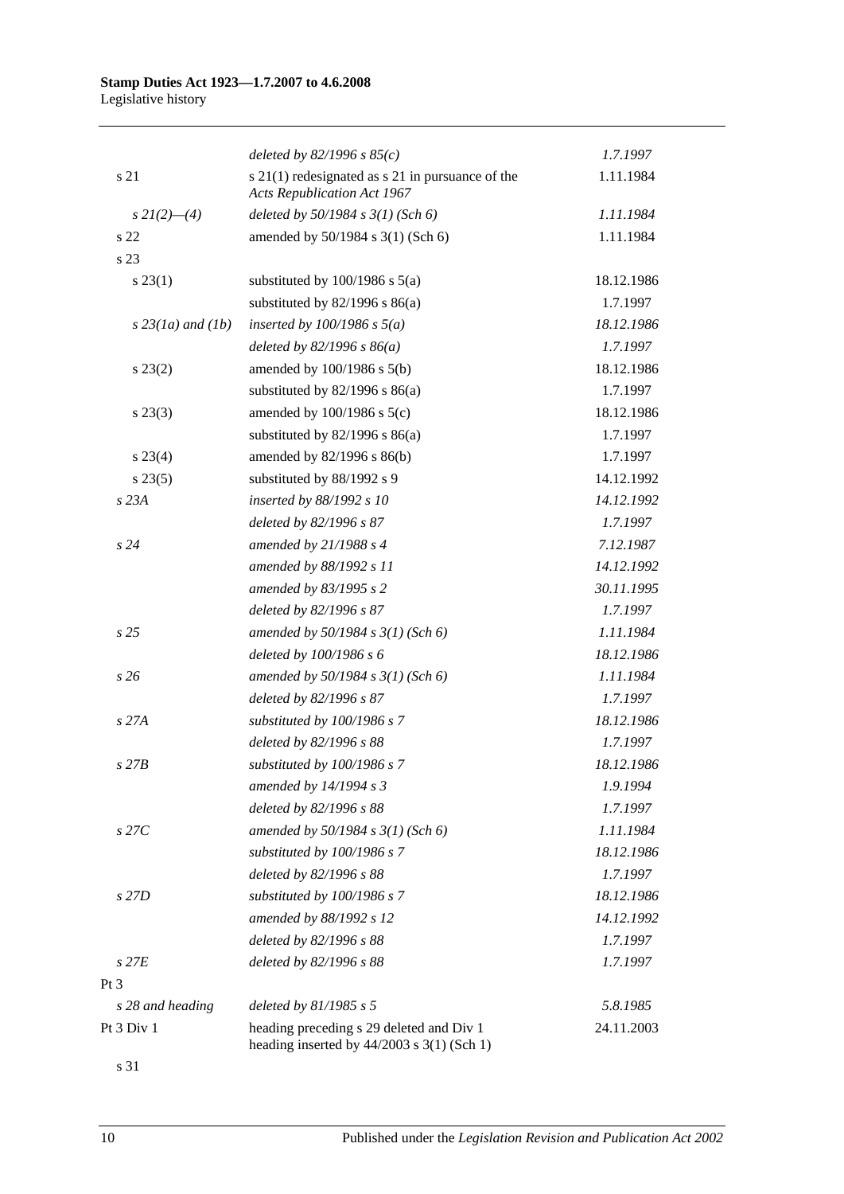| | | |
|---|---|---|
| | *deleted by 82/1996 s 85(c)* | *1.7.1997* |
| s 21 | s 21(1) redesignated as s 21 in pursuance of the *Acts Republication Act 1967* | 1.11.1984 |
| *s 21(2)—(4)* | *deleted by 50/1984 s 3(1) (Sch 6)* | *1.11.1984* |
| s 22 | amended by 50/1984 s 3(1) (Sch 6) | 1.11.1984 |
| s 23 | | |
| s 23(1) | substituted by 100/1986 s 5(a) | 18.12.1986 |
| | substituted by 82/1996 s 86(a) | 1.7.1997 |
| *s 23(1a) and (1b)* | *inserted by 100/1986 s 5(a)* | *18.12.1986* |
| | *deleted by 82/1996 s 86(a)* | *1.7.1997* |
| s 23(2) | amended by 100/1986 s 5(b) | 18.12.1986 |
| | substituted by 82/1996 s 86(a) | 1.7.1997 |
| s 23(3) | amended by 100/1986 s 5(c) | 18.12.1986 |
| | substituted by 82/1996 s 86(a) | 1.7.1997 |
| s 23(4) | amended by 82/1996 s 86(b) | 1.7.1997 |
| s 23(5) | substituted by 88/1992 s 9 | 14.12.1992 |
| *s 23A* | *inserted by 88/1992 s 10* | *14.12.1992* |
| | *deleted by 82/1996 s 87* | *1.7.1997* |
| *s 24* | *amended by 21/1988 s 4* | *7.12.1987* |
| | *amended by 88/1992 s 11* | *14.12.1992* |
| | *amended by 83/1995 s 2* | *30.11.1995* |
| | *deleted by 82/1996 s 87* | *1.7.1997* |
| *s 25* | *amended by 50/1984 s 3(1) (Sch 6)* | *1.11.1984* |
| | *deleted by 100/1986 s 6* | *18.12.1986* |
| *s 26* | *amended by 50/1984 s 3(1) (Sch 6)* | *1.11.1984* |
| | *deleted by 82/1996 s 87* | *1.7.1997* |
| *s 27A* | *substituted by 100/1986 s 7* | *18.12.1986* |
| | *deleted by 82/1996 s 88* | *1.7.1997* |
| *s 27B* | *substituted by 100/1986 s 7* | *18.12.1986* |
| | *amended by 14/1994 s 3* | *1.9.1994* |
| | *deleted by 82/1996 s 88* | *1.7.1997* |
| *s 27C* | *amended by 50/1984 s 3(1) (Sch 6)* | *1.11.1984* |
| | *substituted by 100/1986 s 7* | *18.12.1986* |
| | *deleted by 82/1996 s 88* | *1.7.1997* |
| *s 27D* | *substituted by 100/1986 s 7* | *18.12.1986* |
| | *amended by 88/1992 s 12* | *14.12.1992* |
| | *deleted by 82/1996 s 88* | *1.7.1997* |
| *s 27E* | *deleted by 82/1996 s 88* | *1.7.1997* |
| Pt 3 | | |
| *s 28 and heading* | *deleted by 81/1985 s 5* | *5.8.1985* |
| Pt 3 Div 1 | heading preceding s 29 deleted and Div 1 heading inserted by 44/2003 s 3(1) (Sch 1) | 24.11.2003 |
| s 31 | | |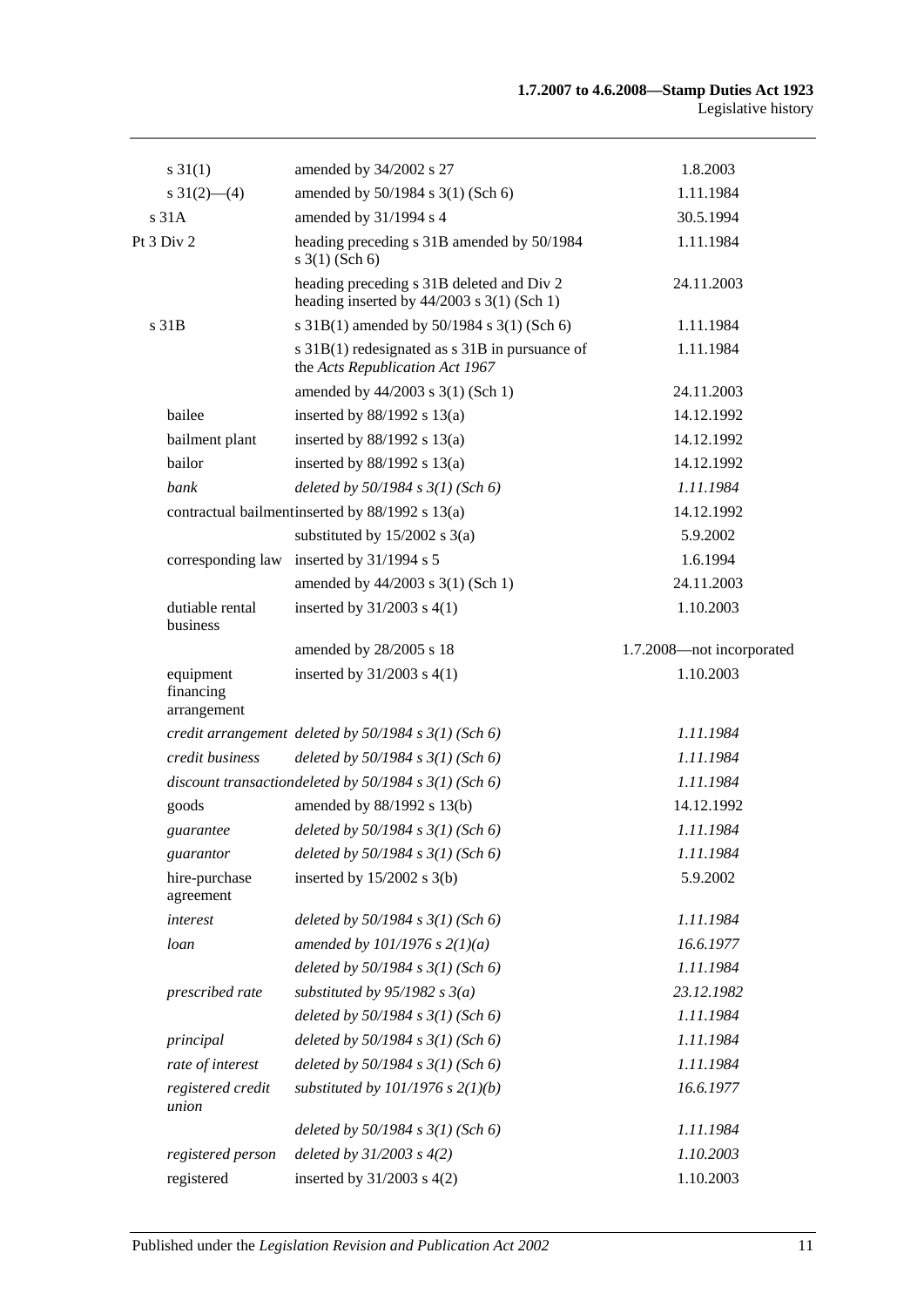| | | |
|---|---|---|
| s 31(1) | amended by 34/2002 s 27 | 1.8.2003 |
| s 31(2)—(4) | amended by 50/1984 s 3(1) (Sch 6) | 1.11.1984 |
| s 31A | amended by 31/1994 s 4 | 30.5.1994 |
| Pt 3 Div 2 | heading preceding s 31B amended by 50/1984 s 3(1) (Sch 6) | 1.11.1984 |
| | heading preceding s 31B deleted and Div 2 heading inserted by 44/2003 s 3(1) (Sch 1) | 24.11.2003 |
| s 31B | s 31B(1) amended by 50/1984 s 3(1) (Sch 6) | 1.11.1984 |
| | s 31B(1) redesignated as s 31B in pursuance of the *Acts Republication Act 1967* | 1.11.1984 |
| | amended by 44/2003 s 3(1) (Sch 1) | 24.11.2003 |
| bailee | inserted by 88/1992 s 13(a) | 14.12.1992 |
| bailment plant | inserted by 88/1992 s 13(a) | 14.12.1992 |
| bailor | inserted by 88/1992 s 13(a) | 14.12.1992 |
| *bank* | *deleted by 50/1984 s 3(1) (Sch 6)* | *1.11.1984* |
| contractual bailment | inserted by 88/1992 s 13(a) | 14.12.1992 |
| | substituted by 15/2002 s 3(a) | 5.9.2002 |
| corresponding law | inserted by 31/1994 s 5 | 1.6.1994 |
| | amended by 44/2003 s 3(1) (Sch 1) | 24.11.2003 |
| dutiable rental business | inserted by 31/2003 s 4(1) | 1.10.2003 |
| | amended by 28/2005 s 18 | 1.7.2008—not incorporated |
| equipment financing arrangement | inserted by 31/2003 s 4(1) | 1.10.2003 |
| *credit arrangement* | *deleted by 50/1984 s 3(1) (Sch 6)* | *1.11.1984* |
| *credit business* | *deleted by 50/1984 s 3(1) (Sch 6)* | *1.11.1984* |
| *discount transaction* | *deleted by 50/1984 s 3(1) (Sch 6)* | *1.11.1984* |
| goods | amended by 88/1992 s 13(b) | 14.12.1992 |
| *guarantee* | *deleted by 50/1984 s 3(1) (Sch 6)* | *1.11.1984* |
| *guarantor* | *deleted by 50/1984 s 3(1) (Sch 6)* | *1.11.1984* |
| hire-purchase agreement | inserted by 15/2002 s 3(b) | 5.9.2002 |
| *interest* | *deleted by 50/1984 s 3(1) (Sch 6)* | *1.11.1984* |
| *loan* | *amended by 101/1976 s 2(1)(a)* | *16.6.1977* |
| | *deleted by 50/1984 s 3(1) (Sch 6)* | *1.11.1984* |
| *prescribed rate* | *substituted by 95/1982 s 3(a)* | *23.12.1982* |
| | *deleted by 50/1984 s 3(1) (Sch 6)* | *1.11.1984* |
| *principal* | *deleted by 50/1984 s 3(1) (Sch 6)* | *1.11.1984* |
| *rate of interest* | *deleted by 50/1984 s 3(1) (Sch 6)* | *1.11.1984* |
| *registered credit union* | *substituted by 101/1976 s 2(1)(b)* | *16.6.1977* |
| | *deleted by 50/1984 s 3(1) (Sch 6)* | *1.11.1984* |
| *registered person* | *deleted by 31/2003 s 4(2)* | *1.10.2003* |
| registered | inserted by 31/2003 s 4(2) | 1.10.2003 |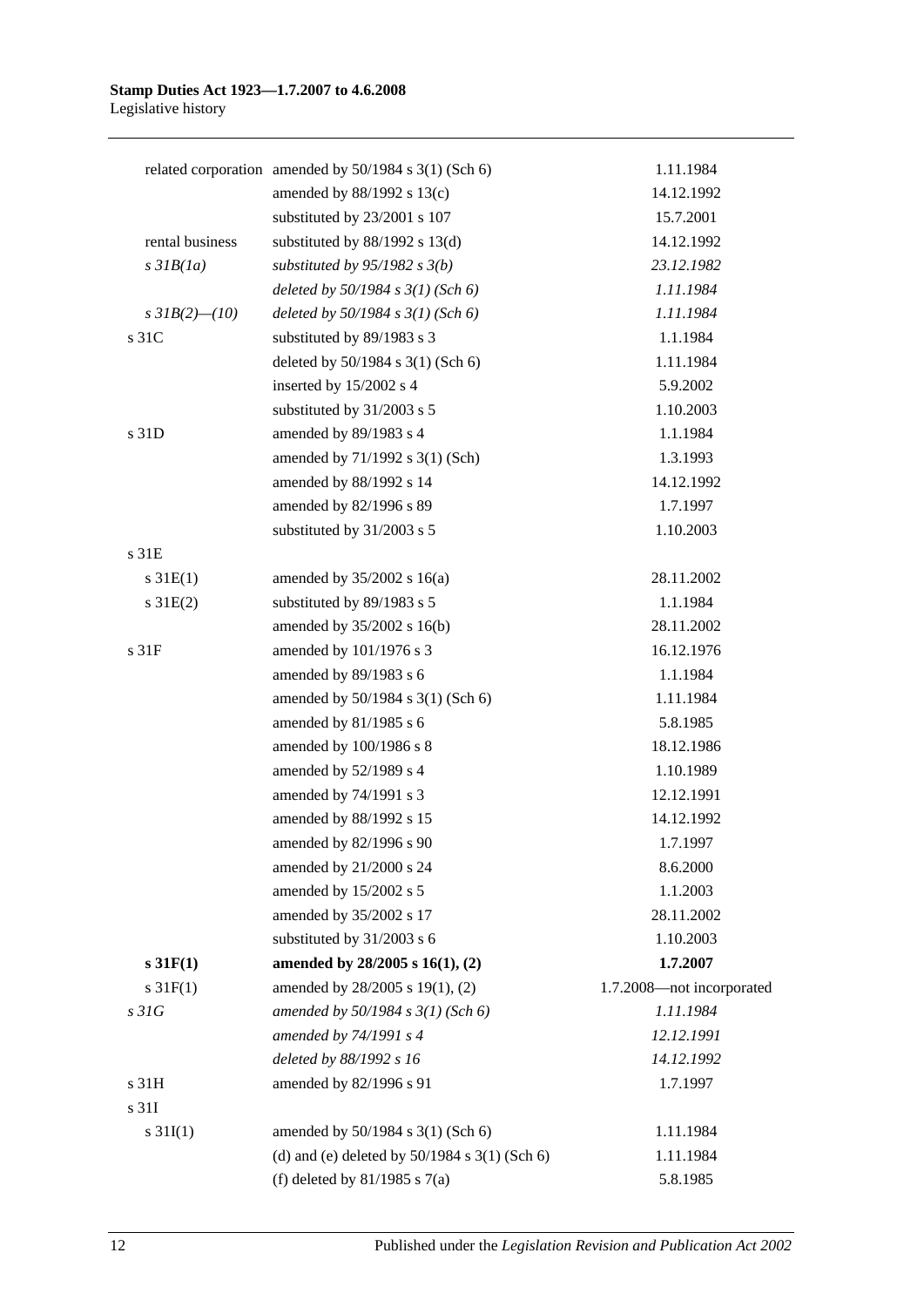| | | |
|---|---|---|
| related corporation | amended by 50/1984 s 3(1) (Sch 6) | 1.11.1984 |
| | amended by 88/1992 s 13(c) | 14.12.1992 |
| | substituted by 23/2001 s 107 | 15.7.2001 |
| rental business | substituted by 88/1992 s 13(d) | 14.12.1992 |
| *s 31B(1a)* | *substituted by 95/1982 s 3(b)* | *23.12.1982* |
| | *deleted by 50/1984 s 3(1) (Sch 6)* | *1.11.1984* |
| *s 31B(2)—(10)* | *deleted by 50/1984 s 3(1) (Sch 6)* | *1.11.1984* |
| s 31C | substituted by 89/1983 s 3 | 1.1.1984 |
| | deleted by 50/1984 s 3(1) (Sch 6) | 1.11.1984 |
| | inserted by 15/2002 s 4 | 5.9.2002 |
| | substituted by 31/2003 s 5 | 1.10.2003 |
| s 31D | amended by 89/1983 s 4 | 1.1.1984 |
| | amended by 71/1992 s 3(1) (Sch) | 1.3.1993 |
| | amended by 88/1992 s 14 | 14.12.1992 |
| | amended by 82/1996 s 89 | 1.7.1997 |
| | substituted by 31/2003 s 5 | 1.10.2003 |
| s 31E | | |
| s 31E(1) | amended by 35/2002 s 16(a) | 28.11.2002 |
| s 31E(2) | substituted by 89/1983 s 5 | 1.1.1984 |
| | amended by 35/2002 s 16(b) | 28.11.2002 |
| s 31F | amended by 101/1976 s 3 | 16.12.1976 |
| | amended by 89/1983 s 6 | 1.1.1984 |
| | amended by 50/1984 s 3(1) (Sch 6) | 1.11.1984 |
| | amended by 81/1985 s 6 | 5.8.1985 |
| | amended by 100/1986 s 8 | 18.12.1986 |
| | amended by 52/1989 s 4 | 1.10.1989 |
| | amended by 74/1991 s 3 | 12.12.1991 |
| | amended by 88/1992 s 15 | 14.12.1992 |
| | amended by 82/1996 s 90 | 1.7.1997 |
| | amended by 21/2000 s 24 | 8.6.2000 |
| | amended by 15/2002 s 5 | 1.1.2003 |
| | amended by 35/2002 s 17 | 28.11.2002 |
| | substituted by 31/2003 s 6 | 1.10.2003 |
| **s 31F(1)** | **amended by 28/2005 s 16(1), (2)** | **1.7.2007** |
| s 31F(1) | amended by 28/2005 s 19(1), (2) | 1.7.2008—not incorporated |
| *s 31G* | *amended by 50/1984 s 3(1) (Sch 6)* | *1.11.1984* |
| | *amended by 74/1991 s 4* | *12.12.1991* |
| | *deleted by 88/1992 s 16* | *14.12.1992* |
| s 31H | amended by 82/1996 s 91 | 1.7.1997 |
| s 31I | | |
| s 31I(1) | amended by 50/1984 s 3(1) (Sch 6) | 1.11.1984 |
| | (d) and (e) deleted by 50/1984 s 3(1) (Sch 6) | 1.11.1984 |
| | (f) deleted by 81/1985 s 7(a) | 5.8.1985 |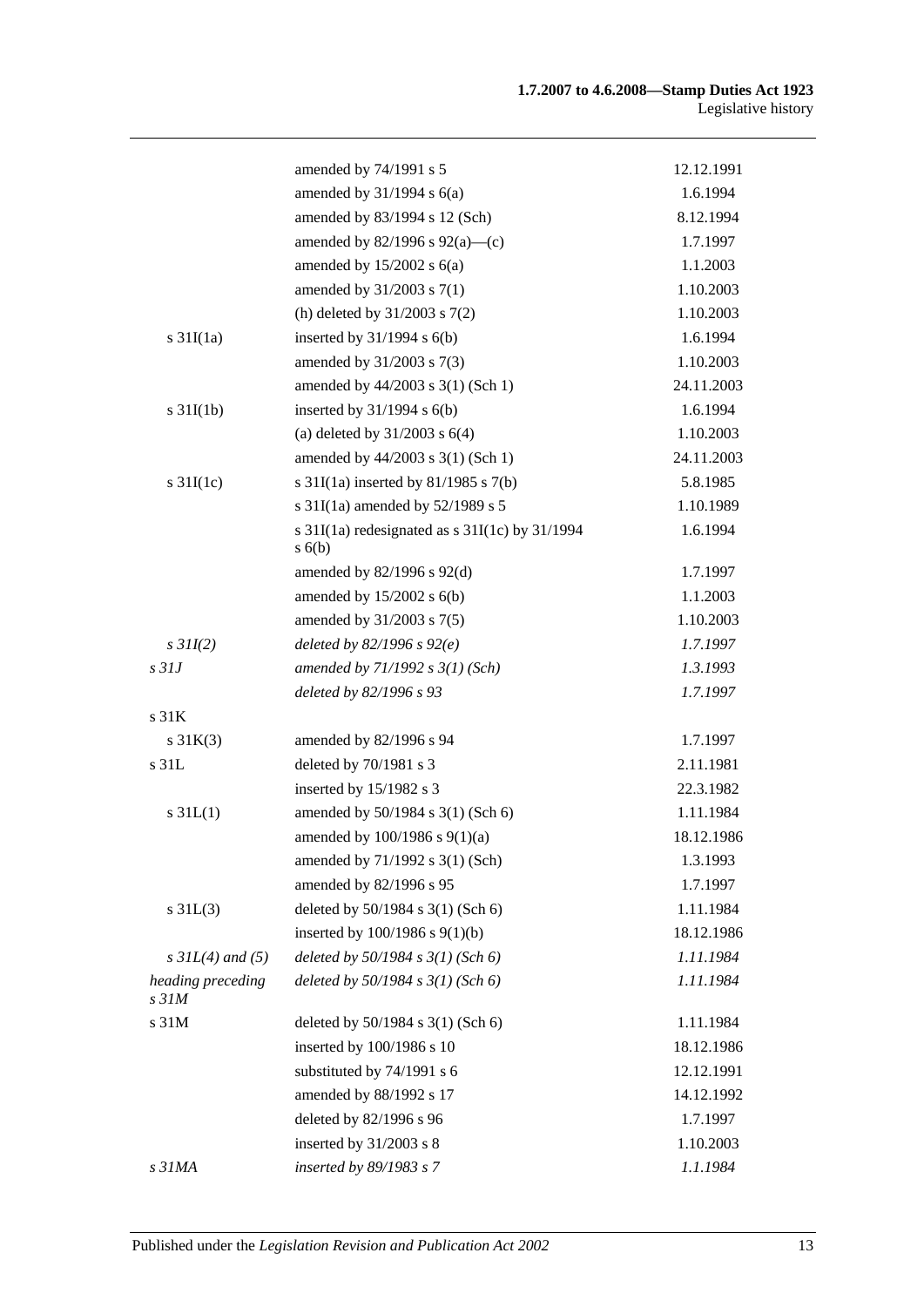| | | |
|---|---|---|
| | amended by 74/1991 s 5 | 12.12.1991 |
| | amended by 31/1994 s 6(a) | 1.6.1994 |
| | amended by 83/1994 s 12 (Sch) | 8.12.1994 |
| | amended by 82/1996 s 92(a)—(c) | 1.7.1997 |
| | amended by 15/2002 s 6(a) | 1.1.2003 |
| | amended by 31/2003 s 7(1) | 1.10.2003 |
| | (h) deleted by 31/2003 s 7(2) | 1.10.2003 |
| s 31I(1a) | inserted by 31/1994 s 6(b) | 1.6.1994 |
| | amended by 31/2003 s 7(3) | 1.10.2003 |
| | amended by 44/2003 s 3(1) (Sch 1) | 24.11.2003 |
| s 31I(1b) | inserted by 31/1994 s 6(b) | 1.6.1994 |
| | (a) deleted by 31/2003 s 6(4) | 1.10.2003 |
| | amended by 44/2003 s 3(1) (Sch 1) | 24.11.2003 |
| s 31I(1c) | s 31I(1a) inserted by 81/1985 s 7(b) | 5.8.1985 |
| | s 31I(1a) amended by 52/1989 s 5 | 1.10.1989 |
| | s 31I(1a) redesignated as s 31I(1c) by 31/1994 s 6(b) | 1.6.1994 |
| | amended by 82/1996 s 92(d) | 1.7.1997 |
| | amended by 15/2002 s 6(b) | 1.1.2003 |
| | amended by 31/2003 s 7(5) | 1.10.2003 |
| *s 31I(2)* | *deleted by 82/1996 s 92(e)* | *1.7.1997* |
| *s 31J* | *amended by 71/1992 s 3(1) (Sch)* | *1.3.1993* |
| | *deleted by 82/1996 s 93* | *1.7.1997* |
| s 31K | | |
| s 31K(3) | amended by 82/1996 s 94 | 1.7.1997 |
| s 31L | deleted by 70/1981 s 3 | 2.11.1981 |
| | inserted by 15/1982 s 3 | 22.3.1982 |
| s 31L(1) | amended by 50/1984 s 3(1) (Sch 6) | 1.11.1984 |
| | amended by 100/1986 s 9(1)(a) | 18.12.1986 |
| | amended by 71/1992 s 3(1) (Sch) | 1.3.1993 |
| | amended by 82/1996 s 95 | 1.7.1997 |
| s 31L(3) | deleted by 50/1984 s 3(1) (Sch 6) | 1.11.1984 |
| | inserted by 100/1986 s 9(1)(b) | 18.12.1986 |
| *s 31L(4) and (5)* | *deleted by 50/1984 s 3(1) (Sch 6)* | *1.11.1984* |
| *heading preceding s 31M* | *deleted by 50/1984 s 3(1) (Sch 6)* | *1.11.1984* |
| s 31M | deleted by 50/1984 s 3(1) (Sch 6) | 1.11.1984 |
| | inserted by 100/1986 s 10 | 18.12.1986 |
| | substituted by 74/1991 s 6 | 12.12.1991 |
| | amended by 88/1992 s 17 | 14.12.1992 |
| | deleted by 82/1996 s 96 | 1.7.1997 |
| | inserted by 31/2003 s 8 | 1.10.2003 |
| *s 31MA* | *inserted by 89/1983 s 7* | *1.1.1984* |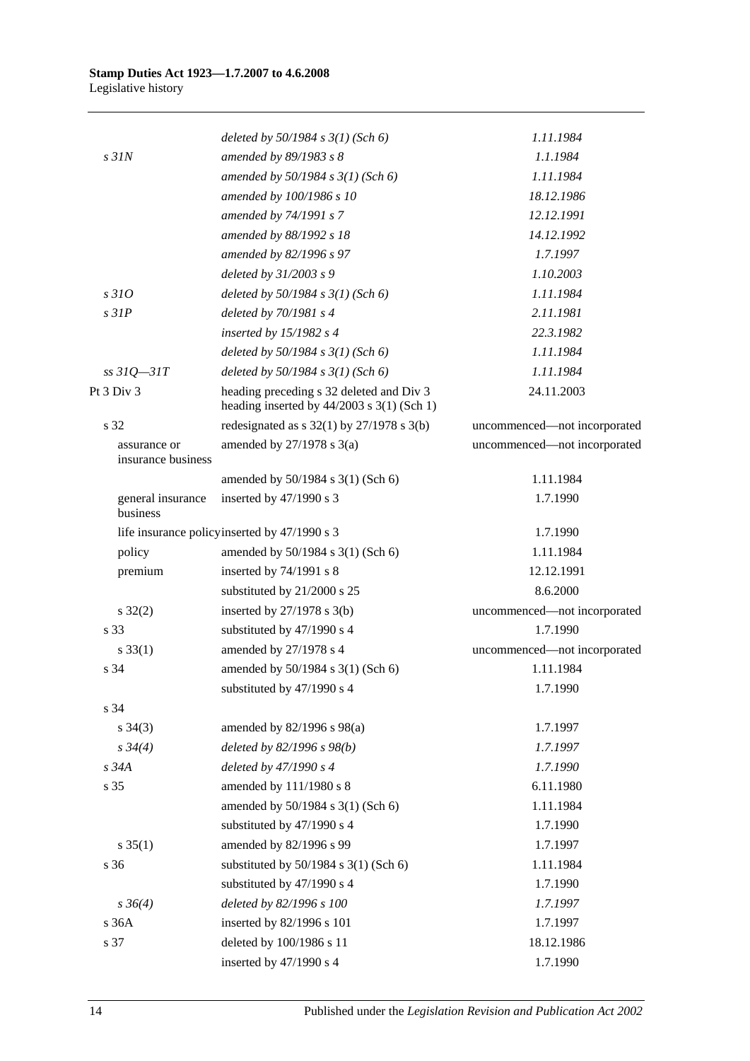| | | |
|---|---|---|
| | *deleted by 50/1984 s 3(1) (Sch 6)* | *1.11.1984* |
| *s 31N* | *amended by 89/1983 s 8* | *1.1.1984* |
| | *amended by 50/1984 s 3(1) (Sch 6)* | *1.11.1984* |
| | *amended by 100/1986 s 10* | *18.12.1986* |
| | *amended by 74/1991 s 7* | *12.12.1991* |
| | *amended by 88/1992 s 18* | *14.12.1992* |
| | *amended by 82/1996 s 97* | *1.7.1997* |
| | *deleted by 31/2003 s 9* | *1.10.2003* |
| *s 31O* | *deleted by 50/1984 s 3(1) (Sch 6)* | *1.11.1984* |
| *s 31P* | *deleted by 70/1981 s 4* | *2.11.1981* |
| | *inserted by 15/1982 s 4* | *22.3.1982* |
| | *deleted by 50/1984 s 3(1) (Sch 6)* | *1.11.1984* |
| *ss 31Q—31T* | *deleted by 50/1984 s 3(1) (Sch 6)* | *1.11.1984* |
| Pt 3 Div 3 | heading preceding s 32 deleted and Div 3 heading inserted by 44/2003 s 3(1) (Sch 1) | 24.11.2003 |
| s 32 | redesignated as s 32(1) by 27/1978 s 3(b) | uncommenced—not incorporated |
| assurance or insurance business | amended by 27/1978 s 3(a) | uncommenced—not incorporated |
| | amended by 50/1984 s 3(1) (Sch 6) | 1.11.1984 |
| general insurance business | inserted by 47/1990 s 3 | 1.7.1990 |
| life insurance policy | inserted by 47/1990 s 3 | 1.7.1990 |
| policy | amended by 50/1984 s 3(1) (Sch 6) | 1.11.1984 |
| premium | inserted by 74/1991 s 8 | 12.12.1991 |
| | substituted by 21/2000 s 25 | 8.6.2000 |
| s 32(2) | inserted by 27/1978 s 3(b) | uncommenced—not incorporated |
| s 33 | substituted by 47/1990 s 4 | 1.7.1990 |
| s 33(1) | amended by 27/1978 s 4 | uncommenced—not incorporated |
| s 34 | amended by 50/1984 s 3(1) (Sch 6) | 1.11.1984 |
| | substituted by 47/1990 s 4 | 1.7.1990 |
| s 34 | | |
| s 34(3) | amended by 82/1996 s 98(a) | 1.7.1997 |
| *s 34(4)* | *deleted by 82/1996 s 98(b)* | *1.7.1997* |
| *s 34A* | *deleted by 47/1990 s 4* | *1.7.1990* |
| s 35 | amended by 111/1980 s 8 | 6.11.1980 |
| | amended by 50/1984 s 3(1) (Sch 6) | 1.11.1984 |
| | substituted by 47/1990 s 4 | 1.7.1990 |
| s 35(1) | amended by 82/1996 s 99 | 1.7.1997 |
| s 36 | substituted by 50/1984 s 3(1) (Sch 6) | 1.11.1984 |
| | substituted by 47/1990 s 4 | 1.7.1990 |
| *s 36(4)* | *deleted by 82/1996 s 100* | *1.7.1997* |
| s 36A | inserted by 82/1996 s 101 | 1.7.1997 |
| s 37 | deleted by 100/1986 s 11 | 18.12.1986 |
| | inserted by 47/1990 s 4 | 1.7.1990 |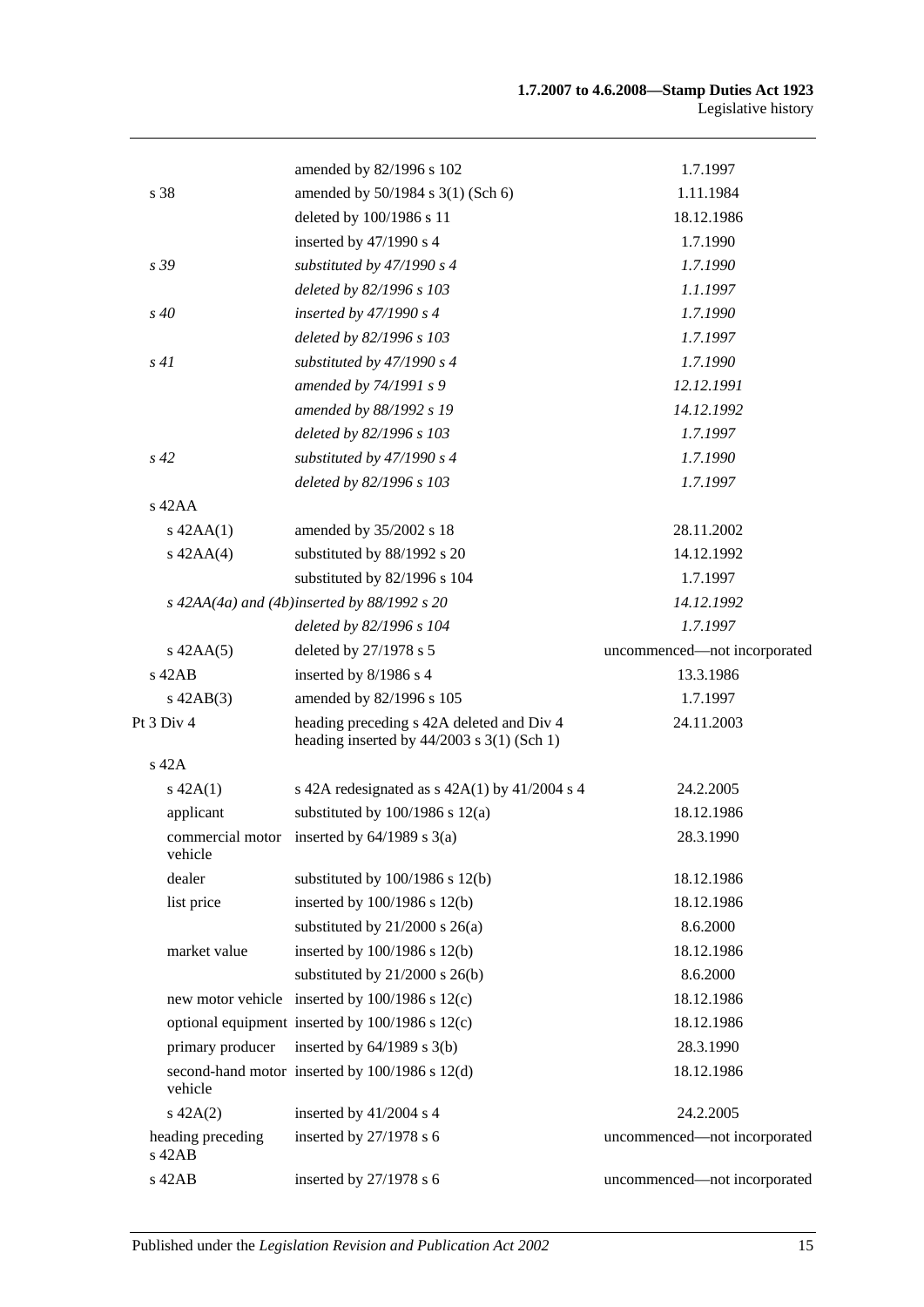| | | |
|---|---|---|
| | amended by 82/1996 s 102 | 1.7.1997 |
| s 38 | amended by 50/1984 s 3(1) (Sch 6) | 1.11.1984 |
| | deleted by 100/1986 s 11 | 18.12.1986 |
| | inserted by 47/1990 s 4 | 1.7.1990 |
| *s 39* | *substituted by 47/1990 s 4* | *1.7.1990* |
| | *deleted by 82/1996 s 103* | *1.1.1997* |
| *s 40* | *inserted by 47/1990 s 4* | *1.7.1990* |
| | *deleted by 82/1996 s 103* | *1.7.1997* |
| *s 41* | *substituted by 47/1990 s 4* | *1.7.1990* |
| | *amended by 74/1991 s 9* | *12.12.1991* |
| | *amended by 88/1992 s 19* | *14.12.1992* |
| | *deleted by 82/1996 s 103* | *1.7.1997* |
| *s 42* | *substituted by 47/1990 s 4* | *1.7.1990* |
| | *deleted by 82/1996 s 103* | *1.7.1997* |
| s 42AA | | |
| s 42AA(1) | amended by 35/2002 s 18 | 28.11.2002 |
| s 42AA(4) | substituted by 88/1992 s 20 | 14.12.1992 |
| | substituted by 82/1996 s 104 | 1.7.1997 |
| *s 42AA(4a) and (4b)* | *inserted by 88/1992 s 20* | *14.12.1992* |
| | *deleted by 82/1996 s 104* | *1.7.1997* |
| s 42AA(5) | deleted by 27/1978 s 5 | uncommenced—not incorporated |
| s 42AB | inserted by 8/1986 s 4 | 13.3.1986 |
| s 42AB(3) | amended by 82/1996 s 105 | 1.7.1997 |
| Pt 3 Div 4 | heading preceding s 42A deleted and Div 4 heading inserted by 44/2003 s 3(1) (Sch 1) | 24.11.2003 |
| s 42A | | |
| s 42A(1) | s 42A redesignated as s 42A(1) by 41/2004 s 4 | 24.2.2005 |
| applicant | substituted by 100/1986 s 12(a) | 18.12.1986 |
| commercial motor vehicle | inserted by 64/1989 s 3(a) | 28.3.1990 |
| dealer | substituted by 100/1986 s 12(b) | 18.12.1986 |
| list price | inserted by 100/1986 s 12(b) | 18.12.1986 |
| | substituted by 21/2000 s 26(a) | 8.6.2000 |
| market value | inserted by 100/1986 s 12(b) | 18.12.1986 |
| | substituted by 21/2000 s 26(b) | 8.6.2000 |
| new motor vehicle | inserted by 100/1986 s 12(c) | 18.12.1986 |
| optional equipment | inserted by 100/1986 s 12(c) | 18.12.1986 |
| primary producer | inserted by 64/1989 s 3(b) | 28.3.1990 |
| second-hand motor vehicle | inserted by 100/1986 s 12(d) | 18.12.1986 |
| s 42A(2) | inserted by 41/2004 s 4 | 24.2.2005 |
| heading preceding s 42AB | inserted by 27/1978 s 6 | uncommenced—not incorporated |
| s 42AB | inserted by 27/1978 s 6 | uncommenced—not incorporated |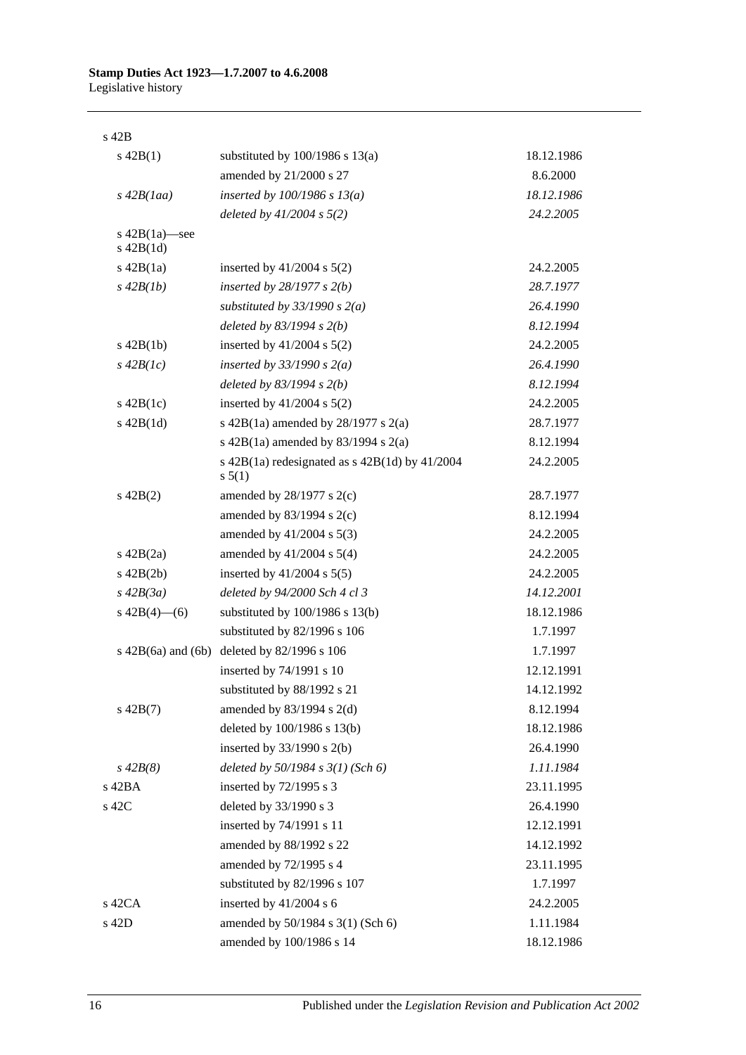| | | |
|---|---|---|
| s 42B | | |
| s 42B(1) | substituted by 100/1986 s 13(a) | 18.12.1986 |
| | amended by 21/2000 s 27 | 8.6.2000 |
| *s 42B(1aa)* | *inserted by 100/1986 s 13(a)* | *18.12.1986* |
| | *deleted by 41/2004 s 5(2)* | *24.2.2005* |
| s 42B(1a)—see s 42B(1d) | | |
| s 42B(1a) | inserted by 41/2004 s 5(2) | 24.2.2005 |
| *s 42B(1b)* | *inserted by 28/1977 s 2(b)* | *28.7.1977* |
| | *substituted by 33/1990 s 2(a)* | *26.4.1990* |
| | *deleted by 83/1994 s 2(b)* | *8.12.1994* |
| s 42B(1b) | inserted by 41/2004 s 5(2) | 24.2.2005 |
| *s 42B(1c)* | *inserted by 33/1990 s 2(a)* | *26.4.1990* |
| | *deleted by 83/1994 s 2(b)* | *8.12.1994* |
| s 42B(1c) | inserted by 41/2004 s 5(2) | 24.2.2005 |
| s 42B(1d) | s 42B(1a) amended by 28/1977 s 2(a) | 28.7.1977 |
| | s 42B(1a) amended by 83/1994 s 2(a) | 8.12.1994 |
| | s 42B(1a) redesignated as s 42B(1d) by 41/2004 s 5(1) | 24.2.2005 |
| s 42B(2) | amended by 28/1977 s 2(c) | 28.7.1977 |
| | amended by 83/1994 s 2(c) | 8.12.1994 |
| | amended by 41/2004 s 5(3) | 24.2.2005 |
| s 42B(2a) | amended by 41/2004 s 5(4) | 24.2.2005 |
| s 42B(2b) | inserted by 41/2004 s 5(5) | 24.2.2005 |
| *s 42B(3a)* | *deleted by 94/2000 Sch 4 cl 3* | *14.12.2001* |
| s 42B(4)—(6) | substituted by 100/1986 s 13(b) | 18.12.1986 |
| | substituted by 82/1996 s 106 | 1.7.1997 |
| s 42B(6a) and (6b) | deleted by 82/1996 s 106 | 1.7.1997 |
| | inserted by 74/1991 s 10 | 12.12.1991 |
| | substituted by 88/1992 s 21 | 14.12.1992 |
| s 42B(7) | amended by 83/1994 s 2(d) | 8.12.1994 |
| | deleted by 100/1986 s 13(b) | 18.12.1986 |
| | inserted by 33/1990 s 2(b) | 26.4.1990 |
| *s 42B(8)* | *deleted by 50/1984 s 3(1) (Sch 6)* | *1.11.1984* |
| s 42BA | inserted by 72/1995 s 3 | 23.11.1995 |
| s 42C | deleted by 33/1990 s 3 | 26.4.1990 |
| | inserted by 74/1991 s 11 | 12.12.1991 |
| | amended by 88/1992 s 22 | 14.12.1992 |
| | amended by 72/1995 s 4 | 23.11.1995 |
| | substituted by 82/1996 s 107 | 1.7.1997 |
| s 42CA | inserted by 41/2004 s 6 | 24.2.2005 |
| s 42D | amended by 50/1984 s 3(1) (Sch 6) | 1.11.1984 |
| | amended by 100/1986 s 14 | 18.12.1986 |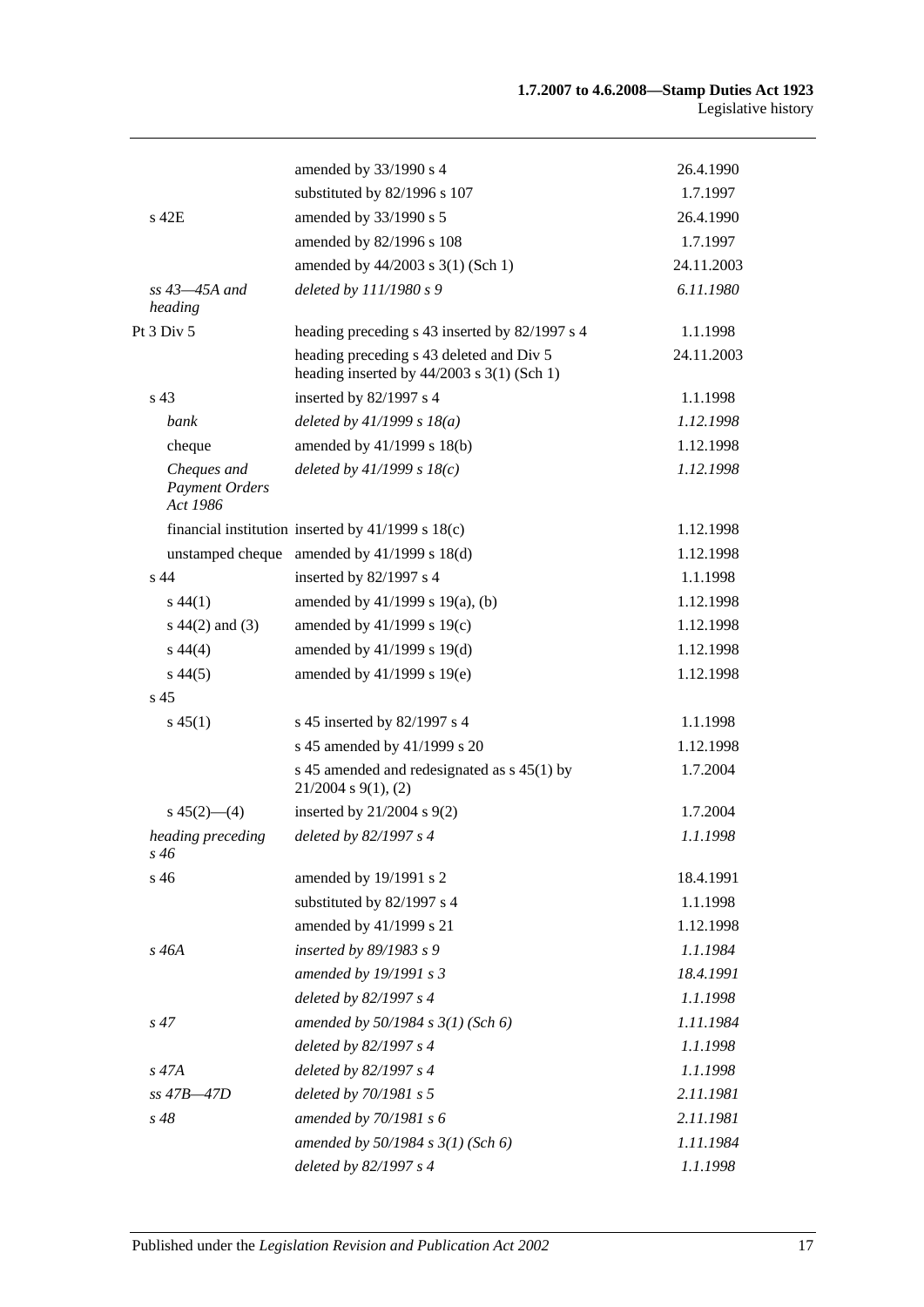| | | |
|---|---|---|
| | amended by 33/1990 s 4 | 26.4.1990 |
| | substituted by 82/1996 s 107 | 1.7.1997 |
| s 42E | amended by 33/1990 s 5 | 26.4.1990 |
| | amended by 82/1996 s 108 | 1.7.1997 |
| | amended by 44/2003 s 3(1) (Sch 1) | 24.11.2003 |
| *ss 43—45A and heading* | *deleted by 111/1980 s 9* | *6.11.1980* |
| Pt 3 Div 5 | heading preceding s 43 inserted by 82/1997 s 4 | 1.1.1998 |
| | heading preceding s 43 deleted and Div 5 heading inserted by 44/2003 s 3(1) (Sch 1) | 24.11.2003 |
| s 43 | inserted by 82/1997 s 4 | 1.1.1998 |
| *bank* | *deleted by 41/1999 s 18(a)* | *1.12.1998* |
| cheque | amended by 41/1999 s 18(b) | 1.12.1998 |
| *Cheques and Payment Orders Act 1986* | *deleted by 41/1999 s 18(c)* | *1.12.1998* |
| financial institution | inserted by 41/1999 s 18(c) | 1.12.1998 |
| unstamped cheque | amended by 41/1999 s 18(d) | 1.12.1998 |
| s 44 | inserted by 82/1997 s 4 | 1.1.1998 |
| s 44(1) | amended by 41/1999 s 19(a), (b) | 1.12.1998 |
| s 44(2) and (3) | amended by 41/1999 s 19(c) | 1.12.1998 |
| s 44(4) | amended by 41/1999 s 19(d) | 1.12.1998 |
| s 44(5) | amended by 41/1999 s 19(e) | 1.12.1998 |
| s 45 | | |
| s 45(1) | s 45 inserted by 82/1997 s 4 | 1.1.1998 |
| | s 45 amended by 41/1999 s 20 | 1.12.1998 |
| | s 45 amended and redesignated as s 45(1) by 21/2004 s 9(1), (2) | 1.7.2004 |
| s 45(2)—(4) | inserted by 21/2004 s 9(2) | 1.7.2004 |
| *heading preceding s 46* | *deleted by 82/1997 s 4* | *1.1.1998* |
| s 46 | amended by 19/1991 s 2 | 18.4.1991 |
| | substituted by 82/1997 s 4 | 1.1.1998 |
| | amended by 41/1999 s 21 | 1.12.1998 |
| *s 46A* | *inserted by 89/1983 s 9* | *1.1.1984* |
| | *amended by 19/1991 s 3* | *18.4.1991* |
| | *deleted by 82/1997 s 4* | *1.1.1998* |
| *s 47* | *amended by 50/1984 s 3(1) (Sch 6)* | *1.11.1984* |
| | *deleted by 82/1997 s 4* | *1.1.1998* |
| *s 47A* | *deleted by 82/1997 s 4* | *1.1.1998* |
| *ss 47B—47D* | *deleted by 70/1981 s 5* | *2.11.1981* |
| *s 48* | *amended by 70/1981 s 6* | *2.11.1981* |
| | *amended by 50/1984 s 3(1) (Sch 6)* | *1.11.1984* |
| | *deleted by 82/1997 s 4* | *1.1.1998* |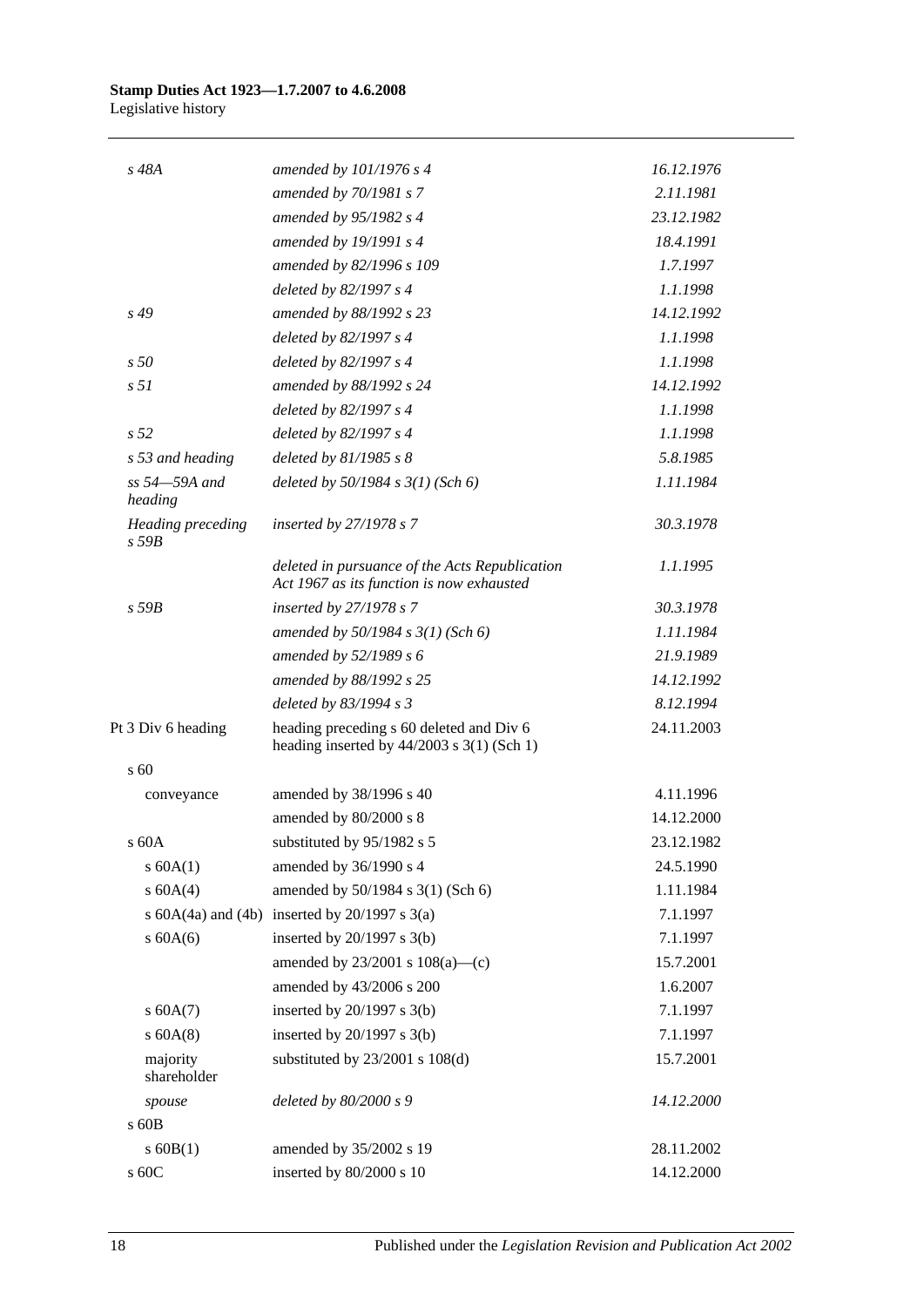| | | |
|---|---|---|
| *s 48A* | *amended by 101/1976 s 4* | *16.12.1976* |
| | *amended by 70/1981 s 7* | *2.11.1981* |
| | *amended by 95/1982 s 4* | *23.12.1982* |
| | *amended by 19/1991 s 4* | *18.4.1991* |
| | *amended by 82/1996 s 109* | *1.7.1997* |
| | *deleted by 82/1997 s 4* | *1.1.1998* |
| *s 49* | *amended by 88/1992 s 23* | *14.12.1992* |
| | *deleted by 82/1997 s 4* | *1.1.1998* |
| *s 50* | *deleted by 82/1997 s 4* | *1.1.1998* |
| *s 51* | *amended by 88/1992 s 24* | *14.12.1992* |
| | *deleted by 82/1997 s 4* | *1.1.1998* |
| *s 52* | *deleted by 82/1997 s 4* | *1.1.1998* |
| *s 53 and heading* | *deleted by 81/1985 s 8* | *5.8.1985* |
| *ss 54—59A and heading* | *deleted by 50/1984 s 3(1) (Sch 6)* | *1.11.1984* |
| *Heading preceding s 59B* | *inserted by 27/1978 s 7* | *30.3.1978* |
| | *deleted in pursuance of the Acts Republication Act 1967 as its function is now exhausted* | *1.1.1995* |
| *s 59B* | *inserted by 27/1978 s 7* | *30.3.1978* |
| | *amended by 50/1984 s 3(1) (Sch 6)* | *1.11.1984* |
| | *amended by 52/1989 s 6* | *21.9.1989* |
| | *amended by 88/1992 s 25* | *14.12.1992* |
| | *deleted by 83/1994 s 3* | *8.12.1994* |
| Pt 3 Div 6 heading | heading preceding s 60 deleted and Div 6 heading inserted by 44/2003 s 3(1) (Sch 1) | 24.11.2003 |
| s 60 | | |
| conveyance | amended by 38/1996 s 40 | 4.11.1996 |
| | amended by 80/2000 s 8 | 14.12.2000 |
| s 60A | substituted by 95/1982 s 5 | 23.12.1982 |
| s 60A(1) | amended by 36/1990 s 4 | 24.5.1990 |
| s 60A(4) | amended by 50/1984 s 3(1) (Sch 6) | 1.11.1984 |
| s 60A(4a) and (4b) | inserted by 20/1997 s 3(a) | 7.1.1997 |
| s 60A(6) | inserted by 20/1997 s 3(b) | 7.1.1997 |
| | amended by 23/2001 s 108(a)—(c) | 15.7.2001 |
| | amended by 43/2006 s 200 | 1.6.2007 |
| s 60A(7) | inserted by 20/1997 s 3(b) | 7.1.1997 |
| s 60A(8) | inserted by 20/1997 s 3(b) | 7.1.1997 |
| majority shareholder | substituted by 23/2001 s 108(d) | 15.7.2001 |
| *spouse* | *deleted by 80/2000 s 9* | *14.12.2000* |
| s 60B | | |
| s 60B(1) | amended by 35/2002 s 19 | 28.11.2002 |
| s 60C | inserted by 80/2000 s 10 | 14.12.2000 |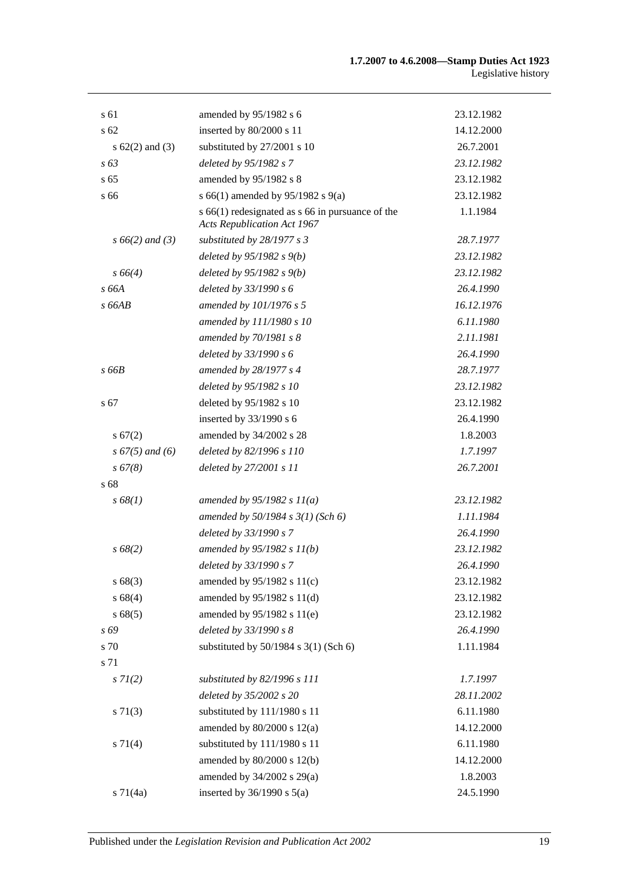| | | |
|---|---|---|
| s 61 | amended by 95/1982 s 6 | 23.12.1982 |
| s 62 | inserted by 80/2000 s 11 | 14.12.2000 |
| s 62(2) and (3) | substituted by 27/2001 s 10 | 26.7.2001 |
| *s 63* | *deleted by 95/1982 s 7* | *23.12.1982* |
| s 65 | amended by 95/1982 s 8 | 23.12.1982 |
| s 66 | s 66(1) amended by 95/1982 s 9(a) | 23.12.1982 |
| | s 66(1) redesignated as s 66 in pursuance of the *Acts Republication Act 1967* | 1.1.1984 |
| *s 66(2) and (3)* | *substituted by 28/1977 s 3* | *28.7.1977* |
| | *deleted by 95/1982 s 9(b)* | *23.12.1982* |
| *s 66(4)* | *deleted by 95/1982 s 9(b)* | *23.12.1982* |
| *s 66A* | *deleted by 33/1990 s 6* | *26.4.1990* |
| *s 66AB* | *amended by 101/1976 s 5* | *16.12.1976* |
| | *amended by 111/1980 s 10* | *6.11.1980* |
| | *amended by 70/1981 s 8* | *2.11.1981* |
| | *deleted by 33/1990 s 6* | *26.4.1990* |
| *s 66B* | *amended by 28/1977 s 4* | *28.7.1977* |
| | *deleted by 95/1982 s 10* | *23.12.1982* |
| s 67 | deleted by 95/1982 s 10 | 23.12.1982 |
| | inserted by 33/1990 s 6 | 26.4.1990 |
| s 67(2) | amended by 34/2002 s 28 | 1.8.2003 |
| *s 67(5) and (6)* | *deleted by 82/1996 s 110* | *1.7.1997* |
| *s 67(8)* | *deleted by 27/2001 s 11* | *26.7.2001* |
| s 68 | | |
| *s 68(1)* | *amended by 95/1982 s 11(a)* | *23.12.1982* |
| | *amended by 50/1984 s 3(1) (Sch 6)* | *1.11.1984* |
| | *deleted by 33/1990 s 7* | *26.4.1990* |
| *s 68(2)* | *amended by 95/1982 s 11(b)* | *23.12.1982* |
| | *deleted by 33/1990 s 7* | *26.4.1990* |
| s 68(3) | amended by 95/1982 s 11(c) | 23.12.1982 |
| s 68(4) | amended by 95/1982 s 11(d) | 23.12.1982 |
| s 68(5) | amended by 95/1982 s 11(e) | 23.12.1982 |
| *s 69* | *deleted by 33/1990 s 8* | *26.4.1990* |
| s 70 | substituted by 50/1984 s 3(1) (Sch 6) | 1.11.1984 |
| s 71 | | |
| *s 71(2)* | *substituted by 82/1996 s 111* | *1.7.1997* |
| | *deleted by 35/2002 s 20* | *28.11.2002* |
| s 71(3) | substituted by 111/1980 s 11 | 6.11.1980 |
| | amended by 80/2000 s 12(a) | 14.12.2000 |
| s 71(4) | substituted by 111/1980 s 11 | 6.11.1980 |
| | amended by 80/2000 s 12(b) | 14.12.2000 |
| | amended by 34/2002 s 29(a) | 1.8.2003 |
| s 71(4a) | inserted by 36/1990 s 5(a) | 24.5.1990 |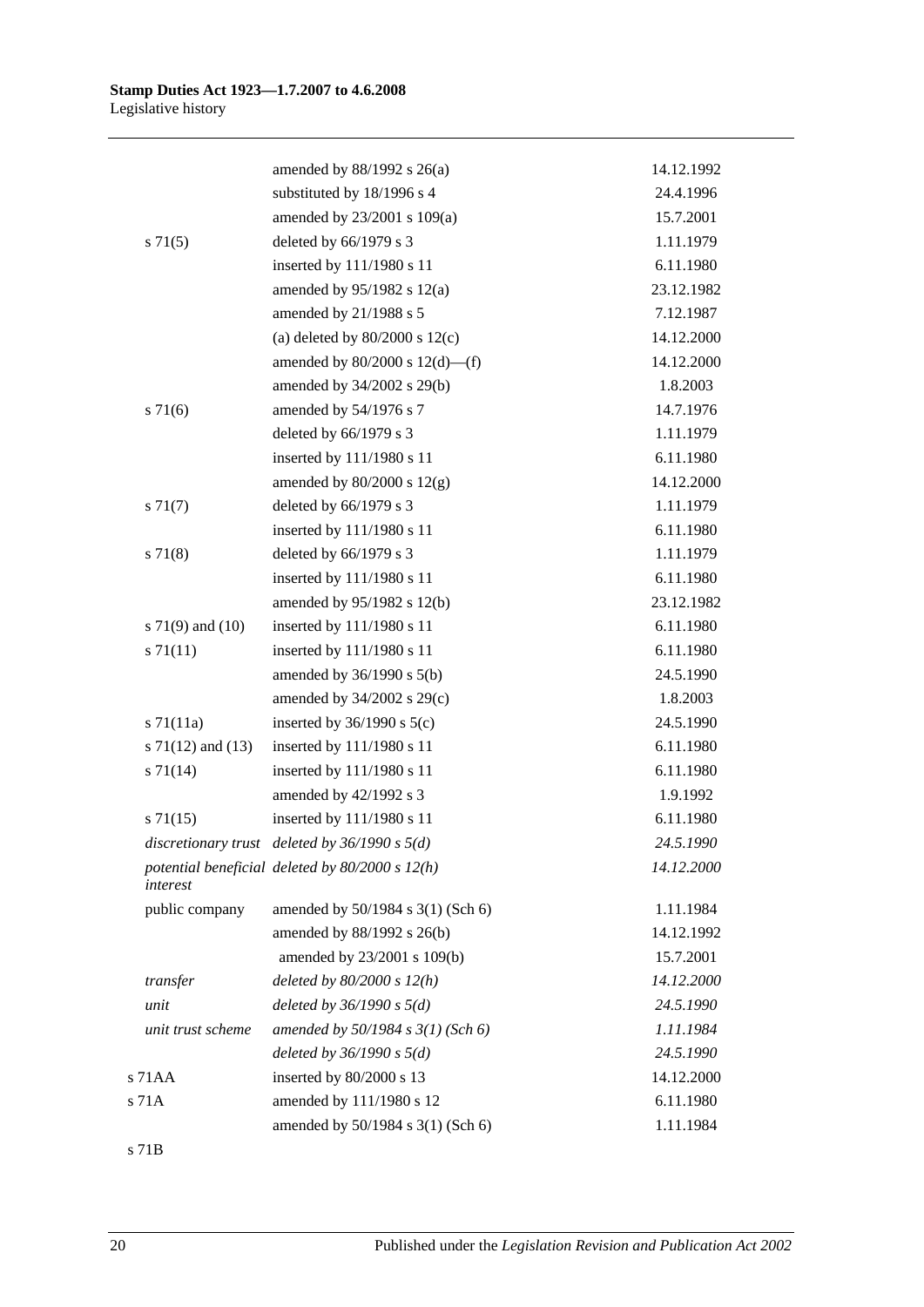| | | |
|---|---|---|
| | amended by 88/1992 s 26(a) | 14.12.1992 |
| | substituted by 18/1996 s 4 | 24.4.1996 |
| | amended by 23/2001 s 109(a) | 15.7.2001 |
| s 71(5) | deleted by 66/1979 s 3 | 1.11.1979 |
| | inserted by 111/1980 s 11 | 6.11.1980 |
| | amended by 95/1982 s 12(a) | 23.12.1982 |
| | amended by 21/1988 s 5 | 7.12.1987 |
| | (a) deleted by 80/2000 s 12(c) | 14.12.2000 |
| | amended by 80/2000 s 12(d)—(f) | 14.12.2000 |
| | amended by 34/2002 s 29(b) | 1.8.2003 |
| s 71(6) | amended by 54/1976 s 7 | 14.7.1976 |
| | deleted by 66/1979 s 3 | 1.11.1979 |
| | inserted by 111/1980 s 11 | 6.11.1980 |
| | amended by 80/2000 s 12(g) | 14.12.2000 |
| s 71(7) | deleted by 66/1979 s 3 | 1.11.1979 |
| | inserted by 111/1980 s 11 | 6.11.1980 |
| s 71(8) | deleted by 66/1979 s 3 | 1.11.1979 |
| | inserted by 111/1980 s 11 | 6.11.1980 |
| | amended by 95/1982 s 12(b) | 23.12.1982 |
| s 71(9) and (10) | inserted by 111/1980 s 11 | 6.11.1980 |
| s 71(11) | inserted by 111/1980 s 11 | 6.11.1980 |
| | amended by 36/1990 s 5(b) | 24.5.1990 |
| | amended by 34/2002 s 29(c) | 1.8.2003 |
| s 71(11a) | inserted by 36/1990 s 5(c) | 24.5.1990 |
| s 71(12) and (13) | inserted by 111/1980 s 11 | 6.11.1980 |
| s 71(14) | inserted by 111/1980 s 11 | 6.11.1980 |
| | amended by 42/1992 s 3 | 1.9.1992 |
| s 71(15) | inserted by 111/1980 s 11 | 6.11.1980 |
| *discretionary trust* | *deleted by 36/1990 s 5(d)* | *24.5.1990* |
| *potential beneficial interest* | *deleted by 80/2000 s 12(h)* | *14.12.2000* |
| public company | amended by 50/1984 s 3(1) (Sch 6) | 1.11.1984 |
| | amended by 88/1992 s 26(b) | 14.12.1992 |
| | amended by 23/2001 s 109(b) | 15.7.2001 |
| *transfer* | *deleted by 80/2000 s 12(h)* | *14.12.2000* |
| *unit* | *deleted by 36/1990 s 5(d)* | *24.5.1990* |
| *unit trust scheme* | *amended by 50/1984 s 3(1) (Sch 6)* | *1.11.1984* |
| | *deleted by 36/1990 s 5(d)* | *24.5.1990* |
| s 71AA | inserted by 80/2000 s 13 | 14.12.2000 |
| s 71A | amended by 111/1980 s 12 | 6.11.1980 |
| | amended by 50/1984 s 3(1) (Sch 6) | 1.11.1984 |
| s 71B | | |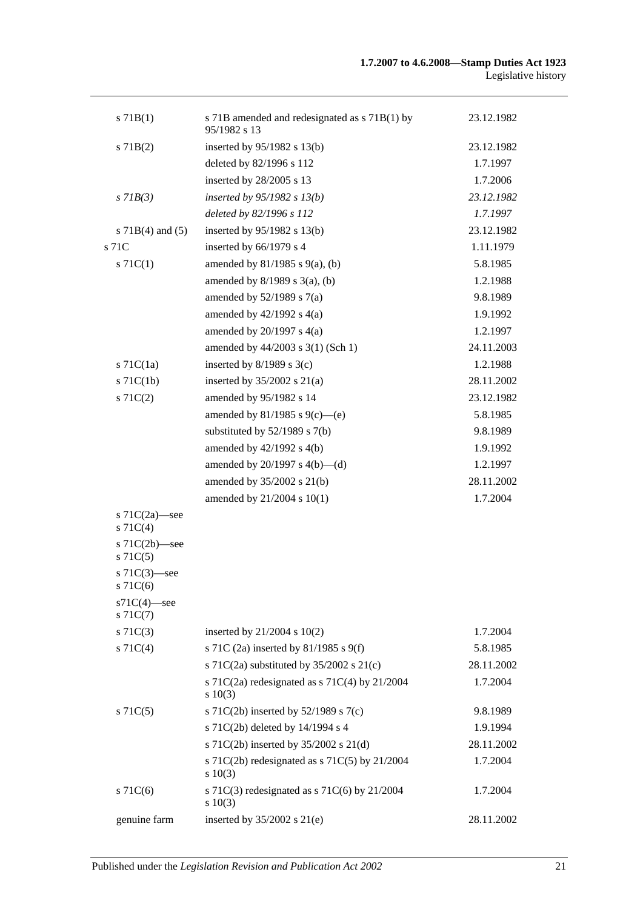| | | |
|---|---|---|
| s 71B(1) | s 71B amended and redesignated as s 71B(1) by 95/1982 s 13 | 23.12.1982 |
| s 71B(2) | inserted by 95/1982 s 13(b) | 23.12.1982 |
| | deleted by 82/1996 s 112 | 1.7.1997 |
| | inserted by 28/2005 s 13 | 1.7.2006 |
| *s 71B(3)* | *inserted by 95/1982 s 13(b)* | *23.12.1982* |
| | *deleted by 82/1996 s 112* | *1.7.1997* |
| s 71B(4) and (5) | inserted by 95/1982 s 13(b) | 23.12.1982 |
| s 71C | inserted by 66/1979 s 4 | 1.11.1979 |
| s 71C(1) | amended by 81/1985 s 9(a), (b) | 5.8.1985 |
| | amended by 8/1989 s 3(a), (b) | 1.2.1988 |
| | amended by 52/1989 s 7(a) | 9.8.1989 |
| | amended by 42/1992 s 4(a) | 1.9.1992 |
| | amended by 20/1997 s 4(a) | 1.2.1997 |
| | amended by 44/2003 s 3(1) (Sch 1) | 24.11.2003 |
| s 71C(1a) | inserted by 8/1989 s 3(c) | 1.2.1988 |
| s 71C(1b) | inserted by 35/2002 s 21(a) | 28.11.2002 |
| s 71C(2) | amended by 95/1982 s 14 | 23.12.1982 |
| | amended by 81/1985 s 9(c)—(e) | 5.8.1985 |
| | substituted by 52/1989 s 7(b) | 9.8.1989 |
| | amended by 42/1992 s 4(b) | 1.9.1992 |
| | amended by 20/1997 s 4(b)—(d) | 1.2.1997 |
| | amended by 35/2002 s 21(b) | 28.11.2002 |
| | amended by 21/2004 s 10(1) | 1.7.2004 |
| s 71C(2a)—see s 71C(4) | | |
| s 71C(2b)—see s 71C(5) | | |
| s 71C(3)—see s 71C(6) | | |
| s71C(4)—see s 71C(7) | | |
| s 71C(3) | inserted by 21/2004 s 10(2) | 1.7.2004 |
| s 71C(4) | s 71C (2a) inserted by 81/1985 s 9(f) | 5.8.1985 |
| | s 71C(2a) substituted by 35/2002 s 21(c) | 28.11.2002 |
| | s 71C(2a) redesignated as s 71C(4) by 21/2004 s 10(3) | 1.7.2004 |
| s 71C(5) | s 71C(2b) inserted by 52/1989 s 7(c) | 9.8.1989 |
| | s 71C(2b) deleted by 14/1994 s 4 | 1.9.1994 |
| | s 71C(2b) inserted by 35/2002 s 21(d) | 28.11.2002 |
| | s 71C(2b) redesignated as s 71C(5) by 21/2004 s 10(3) | 1.7.2004 |
| s 71C(6) | s 71C(3) redesignated as s 71C(6) by 21/2004 s 10(3) | 1.7.2004 |
| genuine farm | inserted by 35/2002 s 21(e) | 28.11.2002 |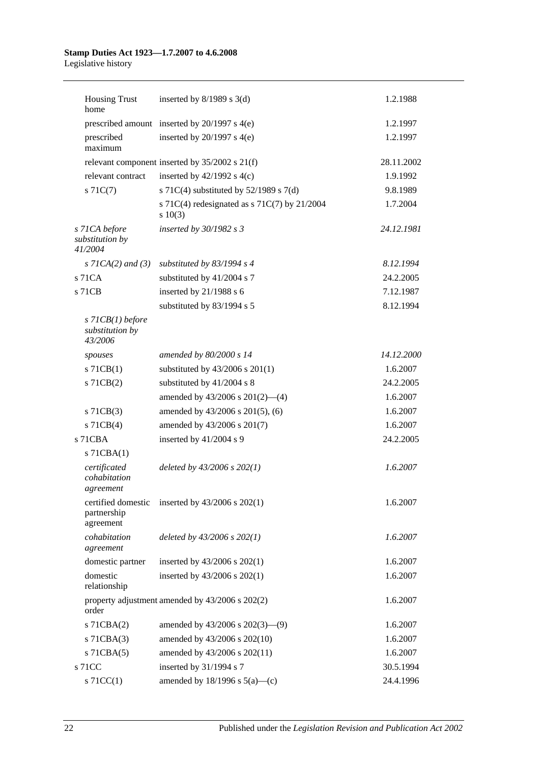| | | |
|---|---|---|
| Housing Trust home | inserted by 8/1989 s 3(d) | 1.2.1988 |
| prescribed amount | inserted by 20/1997 s 4(e) | 1.2.1997 |
| prescribed maximum | inserted by 20/1997 s 4(e) | 1.2.1997 |
| relevant component | inserted by 35/2002 s 21(f) | 28.11.2002 |
| relevant contract | inserted by 42/1992 s 4(c) | 1.9.1992 |
| s 71C(7) | s 71C(4) substituted by 52/1989 s 7(d) | 9.8.1989 |
| | s 71C(4) redesignated as s 71C(7) by 21/2004 s 10(3) | 1.7.2004 |
| *s 71CA before substitution by 41/2004* | *inserted by 30/1982 s 3* | *24.12.1981* |
| *s 71CA(2) and (3)* | *substituted by 83/1994 s 4* | *8.12.1994* |
| s 71CA | substituted by 41/2004 s 7 | 24.2.2005 |
| s 71CB | inserted by 21/1988 s 6 | 7.12.1987 |
| | substituted by 83/1994 s 5 | 8.12.1994 |
| *s 71CB(1) before substitution by 43/2006* | | |
| *spouses* | *amended by 80/2000 s 14* | *14.12.2000* |
| s 71CB(1) | substituted by 43/2006 s 201(1) | 1.6.2007 |
| s 71CB(2) | substituted by 41/2004 s 8 | 24.2.2005 |
| | amended by 43/2006 s 201(2)—(4) | 1.6.2007 |
| s 71CB(3) | amended by 43/2006 s 201(5), (6) | 1.6.2007 |
| s 71CB(4) | amended by 43/2006 s 201(7) | 1.6.2007 |
| s 71CBA | inserted by 41/2004 s 9 | 24.2.2005 |
| s 71CBA(1) | | |
| *certificated cohabitation agreement* | *deleted by 43/2006 s 202(1)* | *1.6.2007* |
| certified domestic partnership agreement | inserted by 43/2006 s 202(1) | 1.6.2007 |
| *cohabitation agreement* | *deleted by 43/2006 s 202(1)* | *1.6.2007* |
| domestic partner | inserted by 43/2006 s 202(1) | 1.6.2007 |
| domestic relationship | inserted by 43/2006 s 202(1) | 1.6.2007 |
| property adjustment order | amended by 43/2006 s 202(2) | 1.6.2007 |
| s 71CBA(2) | amended by 43/2006 s 202(3)—(9) | 1.6.2007 |
| s 71CBA(3) | amended by 43/2006 s 202(10) | 1.6.2007 |
| s 71CBA(5) | amended by 43/2006 s 202(11) | 1.6.2007 |
| s 71CC | inserted by 31/1994 s 7 | 30.5.1994 |
| s 71CC(1) | amended by 18/1996 s 5(a)—(c) | 24.4.1996 |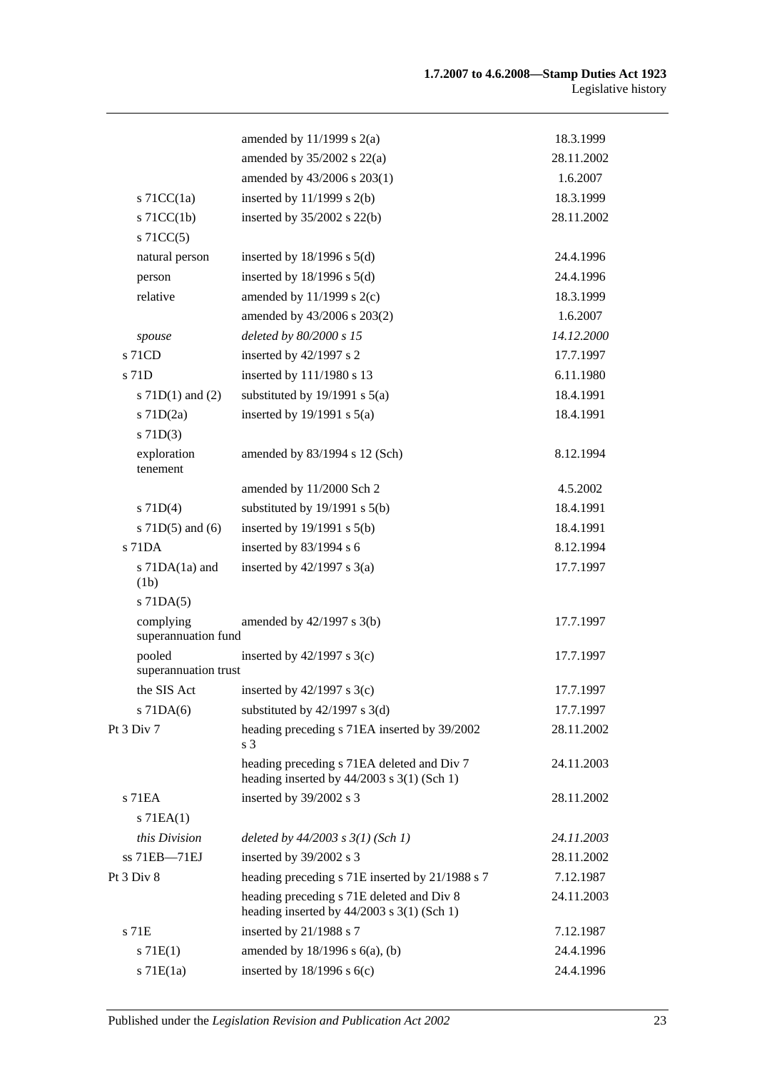| | | |
|---|---|---|
| | amended by 11/1999 s 2(a) | 18.3.1999 |
| | amended by 35/2002 s 22(a) | 28.11.2002 |
| | amended by 43/2006 s 203(1) | 1.6.2007 |
| s 71CC(1a) | inserted by 11/1999 s 2(b) | 18.3.1999 |
| s 71CC(1b) | inserted by 35/2002 s 22(b) | 28.11.2002 |
| s 71CC(5) | | |
| natural person | inserted by 18/1996 s 5(d) | 24.4.1996 |
| person | inserted by 18/1996 s 5(d) | 24.4.1996 |
| relative | amended by 11/1999 s 2(c) | 18.3.1999 |
| | amended by 43/2006 s 203(2) | 1.6.2007 |
| *spouse* | *deleted by 80/2000 s 15* | *14.12.2000* |
| s 71CD | inserted by 42/1997 s 2 | 17.7.1997 |
| s 71D | inserted by 111/1980 s 13 | 6.11.1980 |
| s 71D(1) and (2) | substituted by 19/1991 s 5(a) | 18.4.1991 |
| s 71D(2a) | inserted by 19/1991 s 5(a) | 18.4.1991 |
| s 71D(3) | | |
| exploration tenement | amended by 83/1994 s 12 (Sch) | 8.12.1994 |
| | amended by 11/2000 Sch 2 | 4.5.2002 |
| s 71D(4) | substituted by 19/1991 s 5(b) | 18.4.1991 |
| s 71D(5) and (6) | inserted by 19/1991 s 5(b) | 18.4.1991 |
| s 71DA | inserted by 83/1994 s 6 | 8.12.1994 |
| s 71DA(1a) and (1b) | inserted by 42/1997 s 3(a) | 17.7.1997 |
| s 71DA(5) | | |
| complying superannuation fund | amended by 42/1997 s 3(b) | 17.7.1997 |
| pooled superannuation trust | inserted by 42/1997 s 3(c) | 17.7.1997 |
| the SIS Act | inserted by 42/1997 s 3(c) | 17.7.1997 |
| s 71DA(6) | substituted by 42/1997 s 3(d) | 17.7.1997 |
| Pt 3 Div 7 | heading preceding s 71EA inserted by 39/2002 s 3 | 28.11.2002 |
| | heading preceding s 71EA deleted and Div 7 heading inserted by 44/2003 s 3(1) (Sch 1) | 24.11.2003 |
| s 71EA | inserted by 39/2002 s 3 | 28.11.2002 |
| s 71EA(1) | | |
| *this Division* | *deleted by 44/2003 s 3(1) (Sch 1)* | *24.11.2003* |
| ss 71EB—71EJ | inserted by 39/2002 s 3 | 28.11.2002 |
| Pt 3 Div 8 | heading preceding s 71E inserted by 21/1988 s 7 | 7.12.1987 |
| | heading preceding s 71E deleted and Div 8 heading inserted by 44/2003 s 3(1) (Sch 1) | 24.11.2003 |
| s 71E | inserted by 21/1988 s 7 | 7.12.1987 |
| s 71E(1) | amended by 18/1996 s 6(a), (b) | 24.4.1996 |
| s 71E(1a) | inserted by 18/1996 s 6(c) | 24.4.1996 |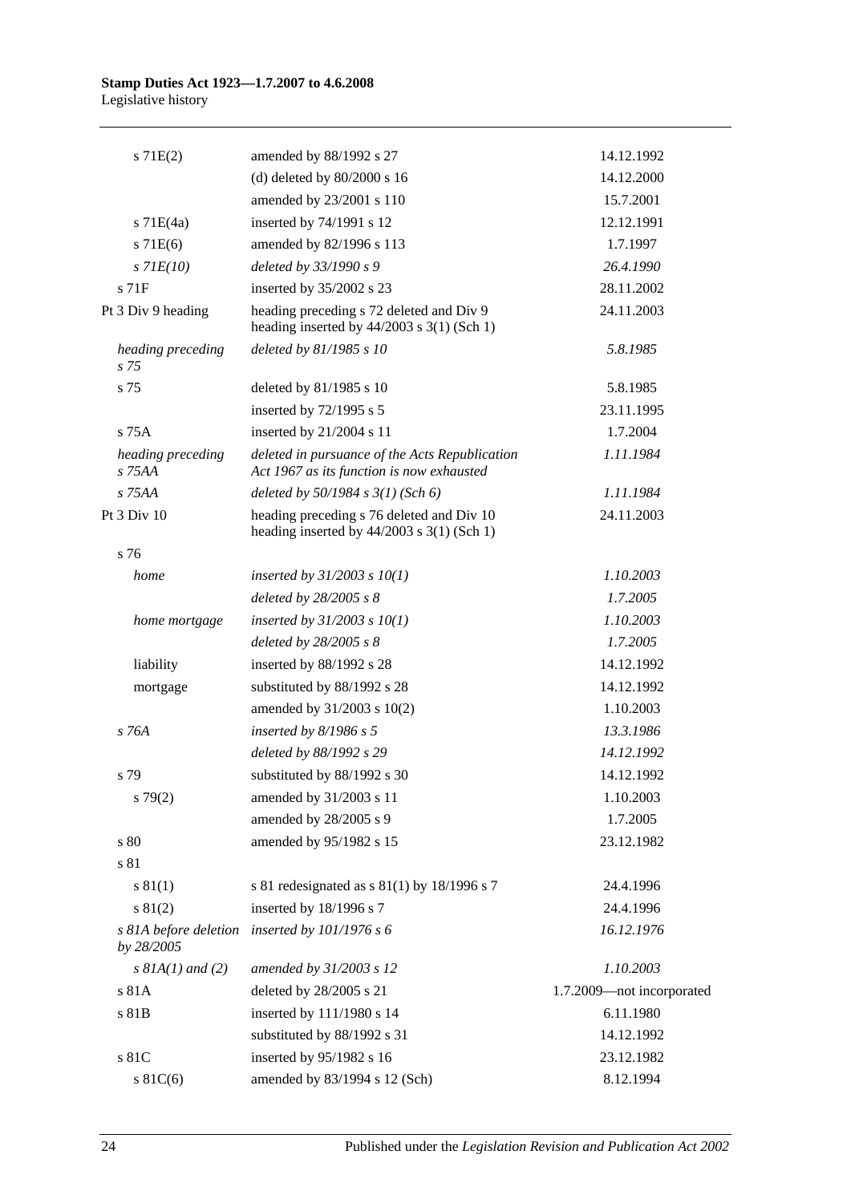| | | |
|---|---|---|
| s 71E(2) | amended by 88/1992 s 27 | 14.12.1992 |
| | (d) deleted by 80/2000 s 16 | 14.12.2000 |
| | amended by 23/2001 s 110 | 15.7.2001 |
| s 71E(4a) | inserted by 74/1991 s 12 | 12.12.1991 |
| s 71E(6) | amended by 82/1996 s 113 | 1.7.1997 |
| *s 71E(10)* | *deleted by 33/1990 s 9* | *26.4.1990* |
| s 71F | inserted by 35/2002 s 23 | 28.11.2002 |
| Pt 3 Div 9 heading | heading preceding s 72 deleted and Div 9 heading inserted by 44/2003 s 3(1) (Sch 1) | 24.11.2003 |
| *heading preceding s 75* | *deleted by 81/1985 s 10* | *5.8.1985* |
| s 75 | deleted by 81/1985 s 10 | 5.8.1985 |
| | inserted by 72/1995 s 5 | 23.11.1995 |
| s 75A | inserted by 21/2004 s 11 | 1.7.2004 |
| *heading preceding s 75AA* | *deleted in pursuance of the Acts Republication Act 1967 as its function is now exhausted* | *1.11.1984* |
| *s 75AA* | *deleted by 50/1984 s 3(1) (Sch 6)* | *1.11.1984* |
| Pt 3 Div 10 | heading preceding s 76 deleted and Div 10 heading inserted by 44/2003 s 3(1) (Sch 1) | 24.11.2003 |
| s 76 | | |
| *home* | *inserted by 31/2003 s 10(1)* | *1.10.2003* |
| | *deleted by 28/2005 s 8* | *1.7.2005* |
| *home mortgage* | *inserted by 31/2003 s 10(1)* | *1.10.2003* |
| | *deleted by 28/2005 s 8* | *1.7.2005* |
| liability | inserted by 88/1992 s 28 | 14.12.1992 |
| mortgage | substituted by 88/1992 s 28 | 14.12.1992 |
| | amended by 31/2003 s 10(2) | 1.10.2003 |
| *s 76A* | *inserted by 8/1986 s 5* | *13.3.1986* |
| | *deleted by 88/1992 s 29* | *14.12.1992* |
| s 79 | substituted by 88/1992 s 30 | 14.12.1992 |
| s 79(2) | amended by 31/2003 s 11 | 1.10.2003 |
| | amended by 28/2005 s 9 | 1.7.2005 |
| s 80 | amended by 95/1982 s 15 | 23.12.1982 |
| s 81 | | |
| s 81(1) | s 81 redesignated as s 81(1) by 18/1996 s 7 | 24.4.1996 |
| s 81(2) | inserted by 18/1996 s 7 | 24.4.1996 |
| *s 81A before deletion by 28/2005* | *inserted by 101/1976 s 6* | *16.12.1976* |
| *s 81A(1) and (2)* | *amended by 31/2003 s 12* | *1.10.2003* |
| s 81A | deleted by 28/2005 s 21 | 1.7.2009—not incorporated |
| s 81B | inserted by 111/1980 s 14 | 6.11.1980 |
| | substituted by 88/1992 s 31 | 14.12.1992 |
| s 81C | inserted by 95/1982 s 16 | 23.12.1982 |
| s 81C(6) | amended by 83/1994 s 12 (Sch) | 8.12.1994 |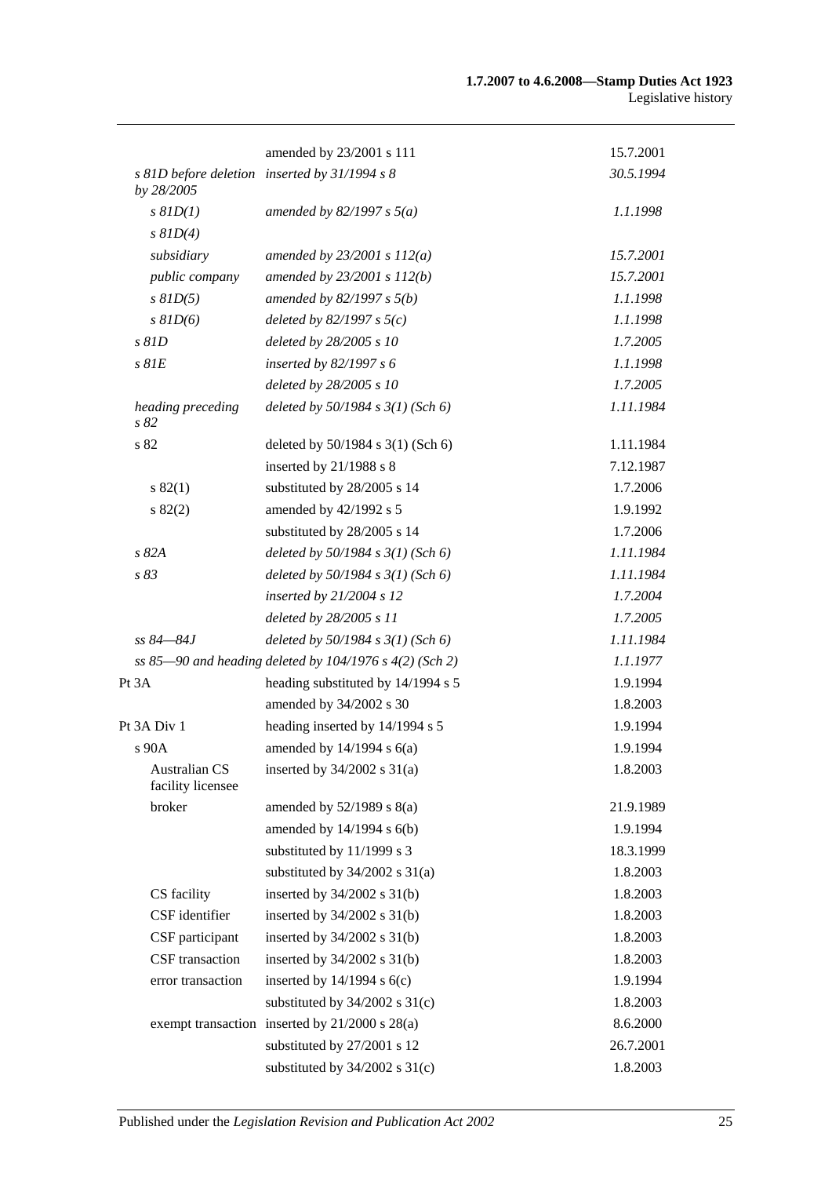| | | |
|---|---|---|
| | amended by 23/2001 s 111 | 15.7.2001 |
| *s 81D before deletion by 28/2005* | *inserted by 31/1994 s 8* | *30.5.1994* |
| *s 81D(1)* | *amended by 82/1997 s 5(a)* | *1.1.1998* |
| *s 81D(4)* | | |
| *subsidiary* | *amended by 23/2001 s 112(a)* | *15.7.2001* |
| *public company* | *amended by 23/2001 s 112(b)* | *15.7.2001* |
| *s 81D(5)* | *amended by 82/1997 s 5(b)* | *1.1.1998* |
| *s 81D(6)* | *deleted by 82/1997 s 5(c)* | *1.1.1998* |
| *s 81D* | *deleted by 28/2005 s 10* | *1.7.2005* |
| *s 81E* | *inserted by 82/1997 s 6* | *1.1.1998* |
| | *deleted by 28/2005 s 10* | *1.7.2005* |
| *heading preceding s 82* | *deleted by 50/1984 s 3(1) (Sch 6)* | *1.11.1984* |
| s 82 | deleted by 50/1984 s 3(1) (Sch 6) | 1.11.1984 |
| | inserted by 21/1988 s 8 | 7.12.1987 |
| s 82(1) | substituted by 28/2005 s 14 | 1.7.2006 |
| s 82(2) | amended by 42/1992 s 5 | 1.9.1992 |
| | substituted by 28/2005 s 14 | 1.7.2006 |
| *s 82A* | *deleted by 50/1984 s 3(1) (Sch 6)* | *1.11.1984* |
| *s 83* | *deleted by 50/1984 s 3(1) (Sch 6)* | *1.11.1984* |
| | *inserted by 21/2004 s 12* | *1.7.2004* |
| | *deleted by 28/2005 s 11* | *1.7.2005* |
| *ss 84—84J* | *deleted by 50/1984 s 3(1) (Sch 6)* | *1.11.1984* |
| *ss 85—90 and heading deleted by 104/1976 s 4(2) (Sch 2)* | | *1.1.1977* |
| Pt 3A | heading substituted by 14/1994 s 5 | 1.9.1994 |
| | amended by 34/2002 s 30 | 1.8.2003 |
| Pt 3A Div 1 | heading inserted by 14/1994 s 5 | 1.9.1994 |
| s 90A | amended by 14/1994 s 6(a) | 1.9.1994 |
| Australian CS facility licensee | inserted by 34/2002 s 31(a) | 1.8.2003 |
| broker | amended by 52/1989 s 8(a) | 21.9.1989 |
| | amended by 14/1994 s 6(b) | 1.9.1994 |
| | substituted by 11/1999 s 3 | 18.3.1999 |
| | substituted by 34/2002 s 31(a) | 1.8.2003 |
| CS facility | inserted by 34/2002 s 31(b) | 1.8.2003 |
| CSF identifier | inserted by 34/2002 s 31(b) | 1.8.2003 |
| CSF participant | inserted by 34/2002 s 31(b) | 1.8.2003 |
| CSF transaction | inserted by 34/2002 s 31(b) | 1.8.2003 |
| error transaction | inserted by 14/1994 s 6(c) | 1.9.1994 |
| | substituted by 34/2002 s 31(c) | 1.8.2003 |
| exempt transaction | inserted by 21/2000 s 28(a) | 8.6.2000 |
| | substituted by 27/2001 s 12 | 26.7.2001 |
| | substituted by 34/2002 s 31(c) | 1.8.2003 |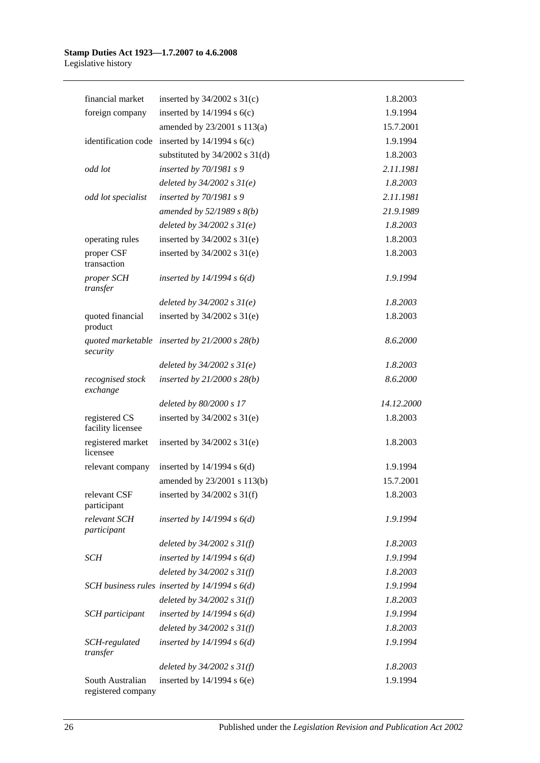| | | |
|---|---|---|
| financial market | inserted by 34/2002 s 31(c) | 1.8.2003 |
| foreign company | inserted by 14/1994 s 6(c) | 1.9.1994 |
| | amended by 23/2001 s 113(a) | 15.7.2001 |
| identification code | inserted by 14/1994 s 6(c) | 1.9.1994 |
| | substituted by 34/2002 s 31(d) | 1.8.2003 |
| *odd lot* | *inserted by 70/1981 s 9* | *2.11.1981* |
| | *deleted by 34/2002 s 31(e)* | *1.8.2003* |
| *odd lot specialist* | *inserted by 70/1981 s 9* | *2.11.1981* |
| | *amended by 52/1989 s 8(b)* | *21.9.1989* |
| | *deleted by 34/2002 s 31(e)* | *1.8.2003* |
| operating rules | inserted by 34/2002 s 31(e) | 1.8.2003 |
| proper CSF transaction | inserted by 34/2002 s 31(e) | 1.8.2003 |
| *proper SCH transfer* | *inserted by 14/1994 s 6(d)* | *1.9.1994* |
| | *deleted by 34/2002 s 31(e)* | *1.8.2003* |
| quoted financial product | inserted by 34/2002 s 31(e) | 1.8.2003 |
| *quoted marketable security* | *inserted by 21/2000 s 28(b)* | *8.6.2000* |
| | *deleted by 34/2002 s 31(e)* | *1.8.2003* |
| *recognised stock exchange* | *inserted by 21/2000 s 28(b)* | *8.6.2000* |
| | *deleted by 80/2000 s 17* | *14.12.2000* |
| registered CS facility licensee | inserted by 34/2002 s 31(e) | 1.8.2003 |
| registered market licensee | inserted by 34/2002 s 31(e) | 1.8.2003 |
| relevant company | inserted by 14/1994 s 6(d) | 1.9.1994 |
| | amended by 23/2001 s 113(b) | 15.7.2001 |
| relevant CSF participant | inserted by 34/2002 s 31(f) | 1.8.2003 |
| *relevant SCH participant* | *inserted by 14/1994 s 6(d)* | *1.9.1994* |
| | *deleted by 34/2002 s 31(f)* | *1.8.2003* |
| *SCH* | *inserted by 14/1994 s 6(d)* | *1.9.1994* |
| | *deleted by 34/2002 s 31(f)* | *1.8.2003* |
| *SCH business rules* | *inserted by 14/1994 s 6(d)* | *1.9.1994* |
| | *deleted by 34/2002 s 31(f)* | *1.8.2003* |
| *SCH participant* | *inserted by 14/1994 s 6(d)* | *1.9.1994* |
| | *deleted by 34/2002 s 31(f)* | *1.8.2003* |
| *SCH-regulated transfer* | *inserted by 14/1994 s 6(d)* | *1.9.1994* |
| | *deleted by 34/2002 s 31(f)* | *1.8.2003* |
| South Australian registered company | inserted by 14/1994 s 6(e) | 1.9.1994 |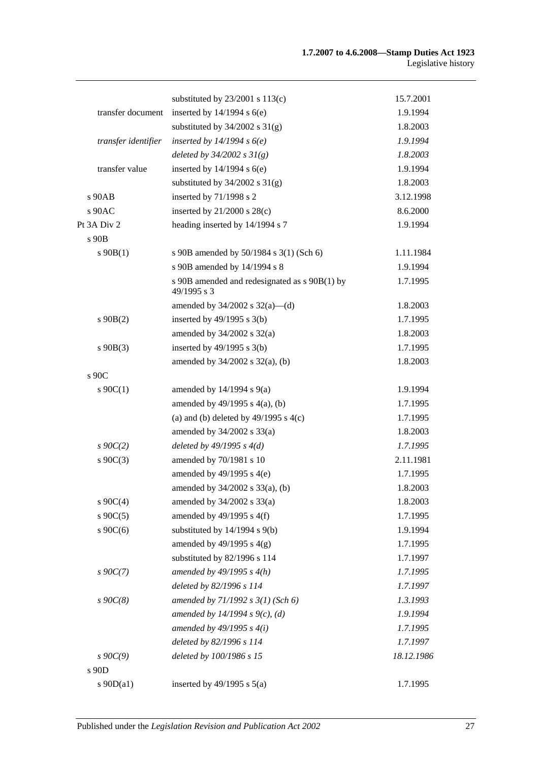| | | |
|---|---|---|
| | substituted by 23/2001 s 113(c) | 15.7.2001 |
| transfer document | inserted by 14/1994 s 6(e) | 1.9.1994 |
| | substituted by 34/2002 s 31(g) | 1.8.2003 |
| *transfer identifier* | *inserted by 14/1994 s 6(e)* | *1.9.1994* |
| | *deleted by 34/2002 s 31(g)* | *1.8.2003* |
| transfer value | inserted by 14/1994 s 6(e) | 1.9.1994 |
| | substituted by 34/2002 s 31(g) | 1.8.2003 |
| s 90AB | inserted by 71/1998 s 2 | 3.12.1998 |
| s 90AC | inserted by 21/2000 s 28(c) | 8.6.2000 |
| Pt 3A Div 2 | heading inserted by 14/1994 s 7 | 1.9.1994 |
| s 90B | | |
| s 90B(1) | s 90B amended by 50/1984 s 3(1) (Sch 6) | 1.11.1984 |
| | s 90B amended by 14/1994 s 8 | 1.9.1994 |
| | s 90B amended and redesignated as s 90B(1) by 49/1995 s 3 | 1.7.1995 |
| | amended by 34/2002 s 32(a)—(d) | 1.8.2003 |
| s 90B(2) | inserted by 49/1995 s 3(b) | 1.7.1995 |
| | amended by 34/2002 s 32(a) | 1.8.2003 |
| s 90B(3) | inserted by 49/1995 s 3(b) | 1.7.1995 |
| | amended by 34/2002 s 32(a), (b) | 1.8.2003 |
| s 90C | | |
| s 90C(1) | amended by 14/1994 s 9(a) | 1.9.1994 |
| | amended by 49/1995 s 4(a), (b) | 1.7.1995 |
| | (a) and (b) deleted by 49/1995 s 4(c) | 1.7.1995 |
| | amended by 34/2002 s 33(a) | 1.8.2003 |
| *s 90C(2)* | *deleted by 49/1995 s 4(d)* | *1.7.1995* |
| s 90C(3) | amended by 70/1981 s 10 | 2.11.1981 |
| | amended by 49/1995 s 4(e) | 1.7.1995 |
| | amended by 34/2002 s 33(a), (b) | 1.8.2003 |
| s 90C(4) | amended by 34/2002 s 33(a) | 1.8.2003 |
| s 90C(5) | amended by 49/1995 s 4(f) | 1.7.1995 |
| s 90C(6) | substituted by 14/1994 s 9(b) | 1.9.1994 |
| | amended by 49/1995 s 4(g) | 1.7.1995 |
| | substituted by 82/1996 s 114 | 1.7.1997 |
| *s 90C(7)* | *amended by 49/1995 s 4(h)* | *1.7.1995* |
| | *deleted by 82/1996 s 114* | *1.7.1997* |
| *s 90C(8)* | *amended by 71/1992 s 3(1) (Sch 6)* | *1.3.1993* |
| | *amended by 14/1994 s 9(c), (d)* | *1.9.1994* |
| | *amended by 49/1995 s 4(i)* | *1.7.1995* |
| | *deleted by 82/1996 s 114* | *1.7.1997* |
| *s 90C(9)* | *deleted by 100/1986 s 15* | *18.12.1986* |
| s 90D | | |
| s 90D(a1) | inserted by 49/1995 s 5(a) | 1.7.1995 |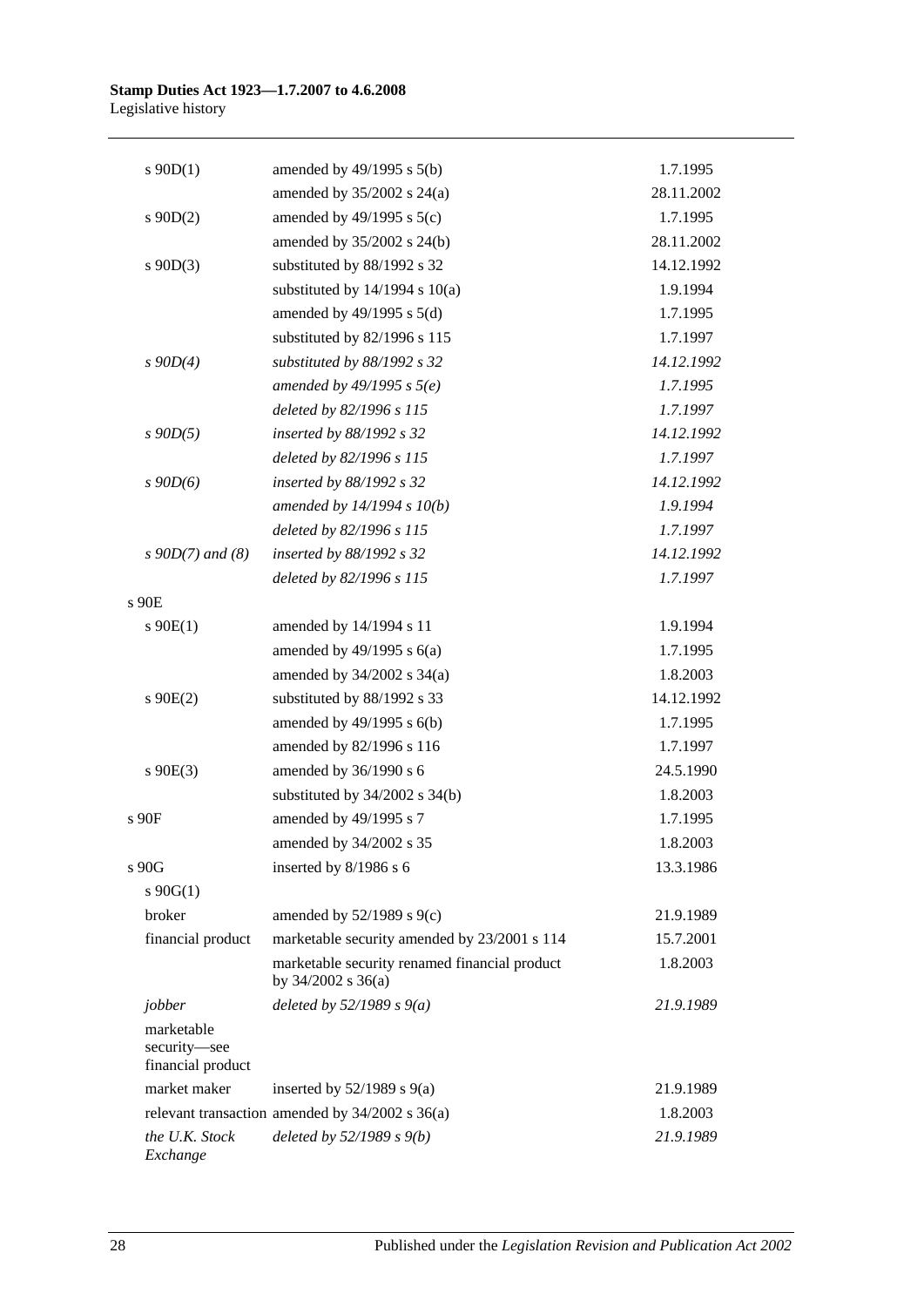| | | |
|---|---|---|
| s 90D(1) | amended by 49/1995 s 5(b) | 1.7.1995 |
| | amended by 35/2002 s 24(a) | 28.11.2002 |
| s 90D(2) | amended by 49/1995 s 5(c) | 1.7.1995 |
| | amended by 35/2002 s 24(b) | 28.11.2002 |
| s 90D(3) | substituted by 88/1992 s 32 | 14.12.1992 |
| | substituted by 14/1994 s 10(a) | 1.9.1994 |
| | amended by 49/1995 s 5(d) | 1.7.1995 |
| | substituted by 82/1996 s 115 | 1.7.1997 |
| *s 90D(4)* | *substituted by 88/1992 s 32* | *14.12.1992* |
| | *amended by 49/1995 s 5(e)* | *1.7.1995* |
| | *deleted by 82/1996 s 115* | *1.7.1997* |
| *s 90D(5)* | *inserted by 88/1992 s 32* | *14.12.1992* |
| | *deleted by 82/1996 s 115* | *1.7.1997* |
| *s 90D(6)* | *inserted by 88/1992 s 32* | *14.12.1992* |
| | *amended by 14/1994 s 10(b)* | *1.9.1994* |
| | *deleted by 82/1996 s 115* | *1.7.1997* |
| *s 90D(7) and (8)* | *inserted by 88/1992 s 32* | *14.12.1992* |
| | *deleted by 82/1996 s 115* | *1.7.1997* |
| s 90E | | |
| s 90E(1) | amended by 14/1994 s 11 | 1.9.1994 |
| | amended by 49/1995 s 6(a) | 1.7.1995 |
| | amended by 34/2002 s 34(a) | 1.8.2003 |
| s 90E(2) | substituted by 88/1992 s 33 | 14.12.1992 |
| | amended by 49/1995 s 6(b) | 1.7.1995 |
| | amended by 82/1996 s 116 | 1.7.1997 |
| s 90E(3) | amended by 36/1990 s 6 | 24.5.1990 |
| | substituted by 34/2002 s 34(b) | 1.8.2003 |
| s 90F | amended by 49/1995 s 7 | 1.7.1995 |
| | amended by 34/2002 s 35 | 1.8.2003 |
| s 90G | inserted by 8/1986 s 6 | 13.3.1986 |
| s 90G(1) | | |
| broker | amended by 52/1989 s 9(c) | 21.9.1989 |
| financial product | marketable security amended by 23/2001 s 114 | 15.7.2001 |
| | marketable security renamed financial product by 34/2002 s 36(a) | 1.8.2003 |
| *jobber* | *deleted by 52/1989 s 9(a)* | *21.9.1989* |
| marketable security—see financial product | | |
| market maker | inserted by 52/1989 s 9(a) | 21.9.1989 |
| relevant transaction | amended by 34/2002 s 36(a) | 1.8.2003 |
| *the U.K. Stock Exchange* | *deleted by 52/1989 s 9(b)* | *21.9.1989* |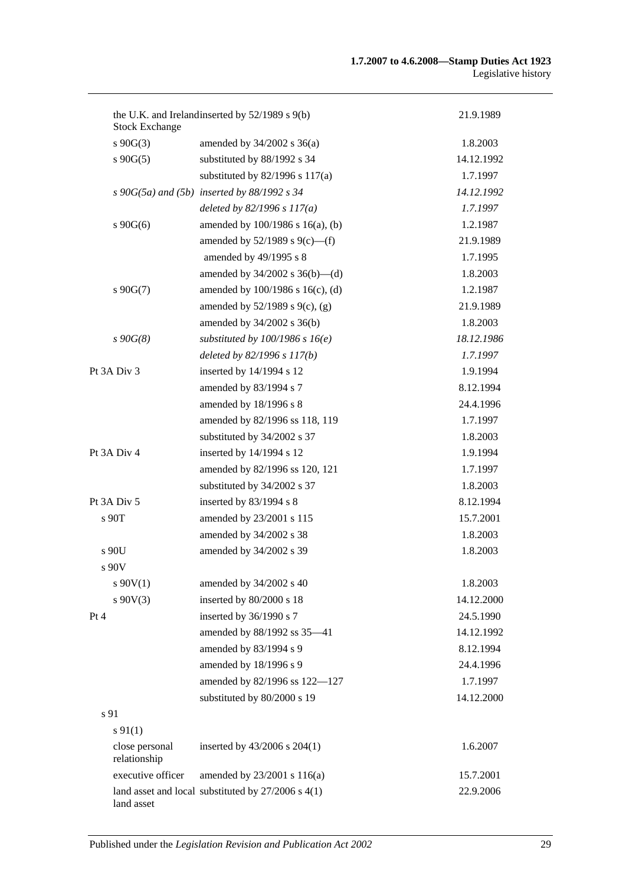| | | |
|---|---|---|
| the U.K. and Ireland Stock Exchange | inserted by 52/1989 s 9(b) | 21.9.1989 |
| s 90G(3) | amended by 34/2002 s 36(a) | 1.8.2003 |
| s 90G(5) | substituted by 88/1992 s 34 | 14.12.1992 |
| | substituted by 82/1996 s 117(a) | 1.7.1997 |
| *s 90G(5a) and (5b)* | *inserted by 88/1992 s 34* | *14.12.1992* |
| | *deleted by 82/1996 s 117(a)* | *1.7.1997* |
| s 90G(6) | amended by 100/1986 s 16(a), (b) | 1.2.1987 |
| | amended by 52/1989 s 9(c)—(f) | 21.9.1989 |
| | amended by 49/1995 s 8 | 1.7.1995 |
| | amended by 34/2002 s 36(b)—(d) | 1.8.2003 |
| s 90G(7) | amended by 100/1986 s 16(c), (d) | 1.2.1987 |
| | amended by 52/1989 s 9(c), (g) | 21.9.1989 |
| | amended by 34/2002 s 36(b) | 1.8.2003 |
| *s 90G(8)* | *substituted by 100/1986 s 16(e)* | *18.12.1986* |
| | *deleted by 82/1996 s 117(b)* | *1.7.1997* |
| Pt 3A Div 3 | inserted by 14/1994 s 12 | 1.9.1994 |
| | amended by 83/1994 s 7 | 8.12.1994 |
| | amended by 18/1996 s 8 | 24.4.1996 |
| | amended by 82/1996 ss 118, 119 | 1.7.1997 |
| | substituted by 34/2002 s 37 | 1.8.2003 |
| Pt 3A Div 4 | inserted by 14/1994 s 12 | 1.9.1994 |
| | amended by 82/1996 ss 120, 121 | 1.7.1997 |
| | substituted by 34/2002 s 37 | 1.8.2003 |
| Pt 3A Div 5 | inserted by 83/1994 s 8 | 8.12.1994 |
| s 90T | amended by 23/2001 s 115 | 15.7.2001 |
| | amended by 34/2002 s 38 | 1.8.2003 |
| s 90U | amended by 34/2002 s 39 | 1.8.2003 |
| s 90V | | |
| s 90V(1) | amended by 34/2002 s 40 | 1.8.2003 |
| s 90V(3) | inserted by 80/2000 s 18 | 14.12.2000 |
| Pt 4 | inserted by 36/1990 s 7 | 24.5.1990 |
| | amended by 88/1992 ss 35—41 | 14.12.1992 |
| | amended by 83/1994 s 9 | 8.12.1994 |
| | amended by 18/1996 s 9 | 24.4.1996 |
| | amended by 82/1996 ss 122—127 | 1.7.1997 |
| | substituted by 80/2000 s 19 | 14.12.2000 |
| s 91 | | |
| s 91(1) | | |
| close personal relationship | inserted by 43/2006 s 204(1) | 1.6.2007 |
| executive officer | amended by 23/2001 s 116(a) | 15.7.2001 |
| land asset and local land asset | substituted by 27/2006 s 4(1) | 22.9.2006 |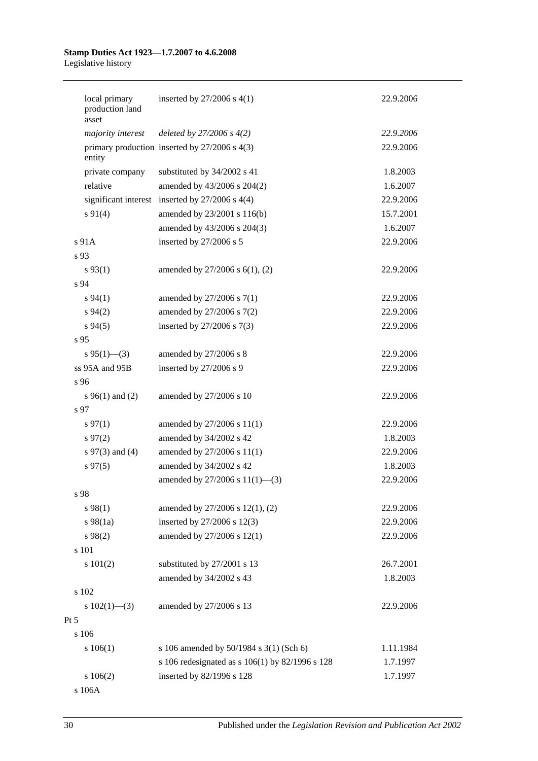| | | |
|---|---|---|
| local primary production land asset | inserted by 27/2006 s 4(1) | 22.9.2006 |
| *majority interest* | *deleted by 27/2006 s 4(2)* | *22.9.2006* |
| primary production entity | inserted by 27/2006 s 4(3) | 22.9.2006 |
| private company | substituted by 34/2002 s 41 | 1.8.2003 |
| relative | amended by 43/2006 s 204(2) | 1.6.2007 |
| significant interest | inserted by 27/2006 s 4(4) | 22.9.2006 |
| s 91(4) | amended by 23/2001 s 116(b) | 15.7.2001 |
| | amended by 43/2006 s 204(3) | 1.6.2007 |
| s 91A | inserted by 27/2006 s 5 | 22.9.2006 |
| s 93 | | |
| s 93(1) | amended by 27/2006 s 6(1), (2) | 22.9.2006 |
| s 94 | | |
| s 94(1) | amended by 27/2006 s 7(1) | 22.9.2006 |
| s 94(2) | amended by 27/2006 s 7(2) | 22.9.2006 |
| s 94(5) | inserted by 27/2006 s 7(3) | 22.9.2006 |
| s 95 | | |
| s 95(1)—(3) | amended by 27/2006 s 8 | 22.9.2006 |
| ss 95A and 95B | inserted by 27/2006 s 9 | 22.9.2006 |
| s 96 | | |
| s 96(1) and (2) | amended by 27/2006 s 10 | 22.9.2006 |
| s 97 | | |
| s 97(1) | amended by 27/2006 s 11(1) | 22.9.2006 |
| s 97(2) | amended by 34/2002 s 42 | 1.8.2003 |
| s 97(3) and (4) | amended by 27/2006 s 11(1) | 22.9.2006 |
| s 97(5) | amended by 34/2002 s 42 | 1.8.2003 |
| | amended by 27/2006 s 11(1)—(3) | 22.9.2006 |
| s 98 | | |
| s 98(1) | amended by 27/2006 s 12(1), (2) | 22.9.2006 |
| s 98(1a) | inserted by 27/2006 s 12(3) | 22.9.2006 |
| s 98(2) | amended by 27/2006 s 12(1) | 22.9.2006 |
| s 101 | | |
| s 101(2) | substituted by 27/2001 s 13 | 26.7.2001 |
| | amended by 34/2002 s 43 | 1.8.2003 |
| s 102 | | |
| s 102(1)—(3) | amended by 27/2006 s 13 | 22.9.2006 |
| Pt 5 | | |
| s 106 | | |
| s 106(1) | s 106 amended by 50/1984 s 3(1) (Sch 6) | 1.11.1984 |
| | s 106 redesignated as s 106(1) by 82/1996 s 128 | 1.7.1997 |
| s 106(2) | inserted by 82/1996 s 128 | 1.7.1997 |
| s 106A | | |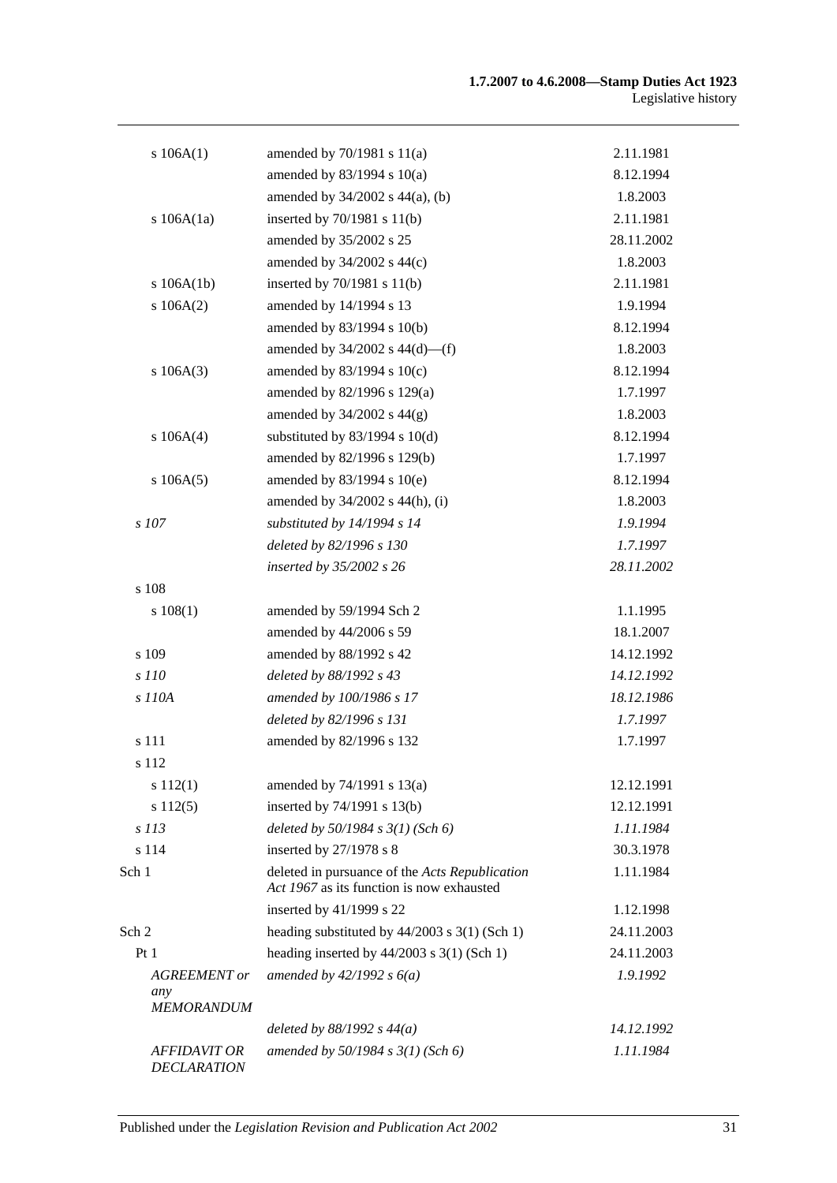| | | |
|---|---|---|
| s 106A(1) | amended by 70/1981 s 11(a) | 2.11.1981 |
| | amended by 83/1994 s 10(a) | 8.12.1994 |
| | amended by 34/2002 s 44(a), (b) | 1.8.2003 |
| s 106A(1a) | inserted by 70/1981 s 11(b) | 2.11.1981 |
| | amended by 35/2002 s 25 | 28.11.2002 |
| | amended by 34/2002 s 44(c) | 1.8.2003 |
| s 106A(1b) | inserted by 70/1981 s 11(b) | 2.11.1981 |
| s 106A(2) | amended by 14/1994 s 13 | 1.9.1994 |
| | amended by 83/1994 s 10(b) | 8.12.1994 |
| | amended by 34/2002 s 44(d)—(f) | 1.8.2003 |
| s 106A(3) | amended by 83/1994 s 10(c) | 8.12.1994 |
| | amended by 82/1996 s 129(a) | 1.7.1997 |
| | amended by 34/2002 s 44(g) | 1.8.2003 |
| s 106A(4) | substituted by 83/1994 s 10(d) | 8.12.1994 |
| | amended by 82/1996 s 129(b) | 1.7.1997 |
| s 106A(5) | amended by 83/1994 s 10(e) | 8.12.1994 |
| | amended by 34/2002 s 44(h), (i) | 1.8.2003 |
| *s 107* | *substituted by 14/1994 s 14* | *1.9.1994* |
| | *deleted by 82/1996 s 130* | *1.7.1997* |
| | *inserted by 35/2002 s 26* | *28.11.2002* |
| s 108 | | |
| s 108(1) | amended by 59/1994 Sch 2 | 1.1.1995 |
| | amended by 44/2006 s 59 | 18.1.2007 |
| s 109 | amended by 88/1992 s 42 | 14.12.1992 |
| *s 110* | *deleted by 88/1992 s 43* | *14.12.1992* |
| *s 110A* | *amended by 100/1986 s 17* | *18.12.1986* |
| | *deleted by 82/1996 s 131* | *1.7.1997* |
| s 111 | amended by 82/1996 s 132 | 1.7.1997 |
| s 112 | | |
| s 112(1) | amended by 74/1991 s 13(a) | 12.12.1991 |
| s 112(5) | inserted by 74/1991 s 13(b) | 12.12.1991 |
| *s 113* | *deleted by 50/1984 s 3(1) (Sch 6)* | *1.11.1984* |
| s 114 | inserted by 27/1978 s 8 | 30.3.1978 |
| Sch 1 | deleted in pursuance of the *Acts Republication Act 1967* as its function is now exhausted | 1.11.1984 |
| | inserted by 41/1999 s 22 | 1.12.1998 |
| Sch 2 | heading substituted by 44/2003 s 3(1) (Sch 1) | 24.11.2003 |
| Pt 1 | heading inserted by 44/2003 s 3(1) (Sch 1) | 24.11.2003 |
| *AGREEMENT or any MEMORANDUM* | *amended by 42/1992 s 6(a)* | *1.9.1992* |
| | *deleted by 88/1992 s 44(a)* | *14.12.1992* |
| *AFFIDAVIT OR DECLARATION* | *amended by 50/1984 s 3(1) (Sch 6)* | *1.11.1984* |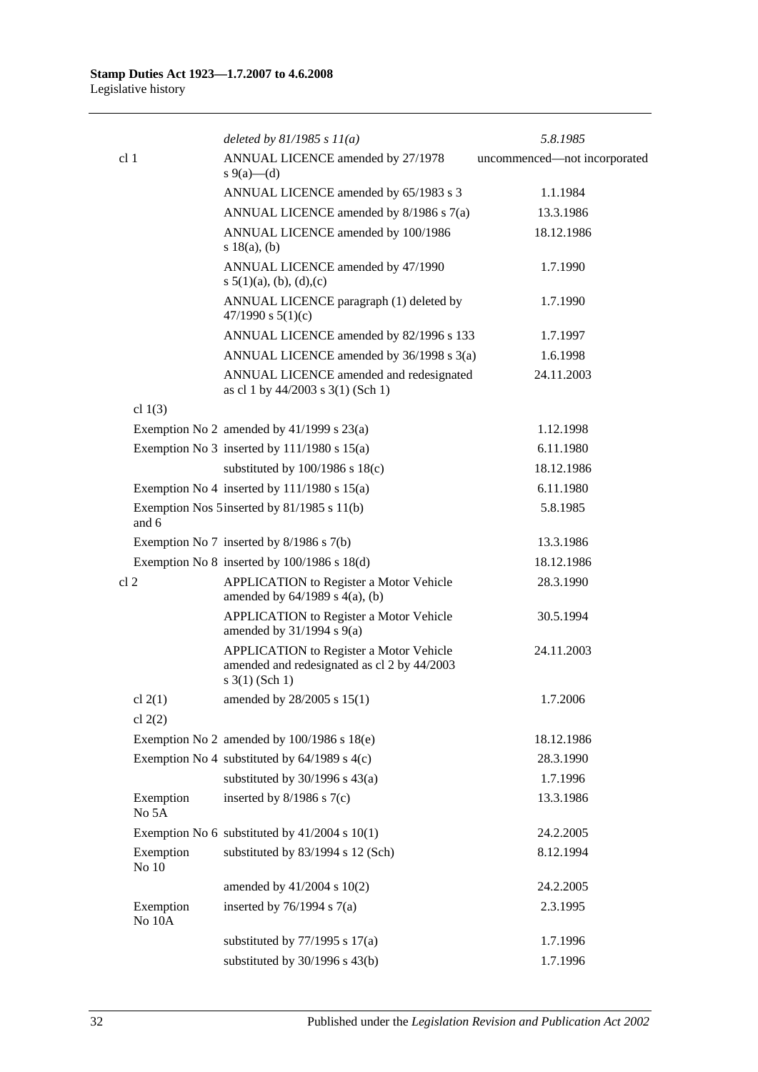| | | |
|---|---|---|
| | *deleted by 81/1985 s 11(a)* | *5.8.1985* |
| cl 1 | ANNUAL LICENCE amended by 27/1978 s 9(a)—(d) | uncommenced—not incorporated |
| | ANNUAL LICENCE amended by 65/1983 s 3 | 1.1.1984 |
| | ANNUAL LICENCE amended by 8/1986 s 7(a) | 13.3.1986 |
| | ANNUAL LICENCE amended by 100/1986 s 18(a), (b) | 18.12.1986 |
| | ANNUAL LICENCE amended by 47/1990 s 5(1)(a), (b), (d),(c) | 1.7.1990 |
| | ANNUAL LICENCE paragraph (1) deleted by 47/1990 s 5(1)(c) | 1.7.1990 |
| | ANNUAL LICENCE amended by 82/1996 s 133 | 1.7.1997 |
| | ANNUAL LICENCE amended by 36/1998 s 3(a) | 1.6.1998 |
| | ANNUAL LICENCE amended and redesignated as cl 1 by 44/2003 s 3(1) (Sch 1) | 24.11.2003 |
| cl 1(3) | | |
| Exemption No 2 | amended by 41/1999 s 23(a) | 1.12.1998 |
| Exemption No 3 | inserted by 111/1980 s 15(a) | 6.11.1980 |
| | substituted by 100/1986 s 18(c) | 18.12.1986 |
| Exemption No 4 | inserted by 111/1980 s 15(a) | 6.11.1980 |
| Exemption Nos 5 and 6 | inserted by 81/1985 s 11(b) | 5.8.1985 |
| Exemption No 7 | inserted by 8/1986 s 7(b) | 13.3.1986 |
| Exemption No 8 | inserted by 100/1986 s 18(d) | 18.12.1986 |
| cl 2 | APPLICATION to Register a Motor Vehicle amended by 64/1989 s 4(a), (b) | 28.3.1990 |
| | APPLICATION to Register a Motor Vehicle amended by 31/1994 s 9(a) | 30.5.1994 |
| | APPLICATION to Register a Motor Vehicle amended and redesignated as cl 2 by 44/2003 s 3(1) (Sch 1) | 24.11.2003 |
| cl 2(1) | amended by 28/2005 s 15(1) | 1.7.2006 |
| cl 2(2) | | |
| Exemption No 2 | amended by 100/1986 s 18(e) | 18.12.1986 |
| Exemption No 4 | substituted by 64/1989 s 4(c) | 28.3.1990 |
| | substituted by 30/1996 s 43(a) | 1.7.1996 |
| Exemption No 5A | inserted by 8/1986 s 7(c) | 13.3.1986 |
| Exemption No 6 | substituted by 41/2004 s 10(1) | 24.2.2005 |
| Exemption No 10 | substituted by 83/1994 s 12 (Sch) | 8.12.1994 |
| | amended by 41/2004 s 10(2) | 24.2.2005 |
| Exemption No 10A | inserted by 76/1994 s 7(a) | 2.3.1995 |
| | substituted by 77/1995 s 17(a) | 1.7.1996 |
| | substituted by 30/1996 s 43(b) | 1.7.1996 |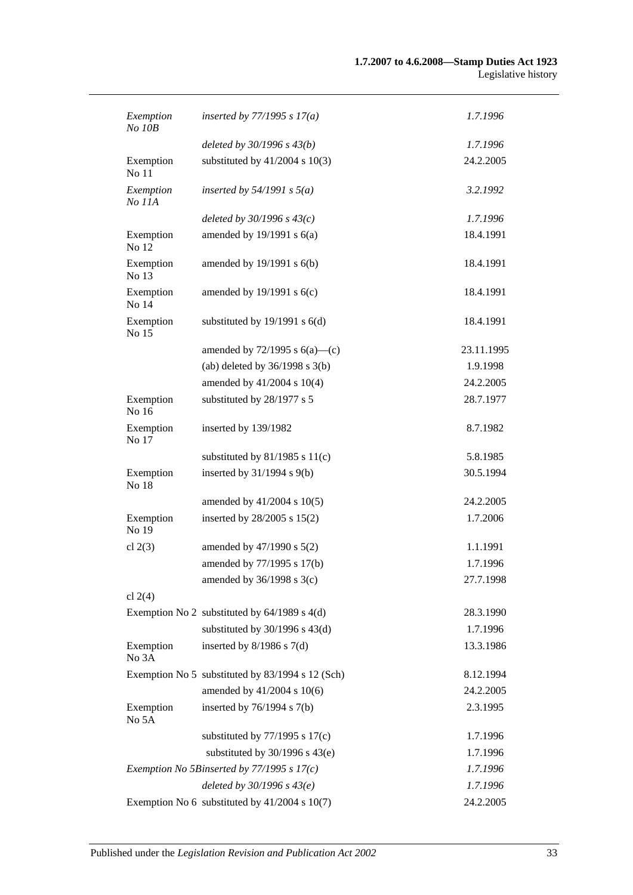| | | |
|---|---|---|
| *Exemption No 10B* | *inserted by 77/1995 s 17(a)* | *1.7.1996* |
| | *deleted by 30/1996 s 43(b)* | *1.7.1996* |
| Exemption No 11 | substituted by 41/2004 s 10(3) | 24.2.2005 |
| *Exemption No 11A* | *inserted by 54/1991 s 5(a)* | *3.2.1992* |
| | *deleted by 30/1996 s 43(c)* | *1.7.1996* |
| Exemption No 12 | amended by 19/1991 s 6(a) | 18.4.1991 |
| Exemption No 13 | amended by 19/1991 s 6(b) | 18.4.1991 |
| Exemption No 14 | amended by 19/1991 s 6(c) | 18.4.1991 |
| Exemption No 15 | substituted by 19/1991 s 6(d) | 18.4.1991 |
| | amended by 72/1995 s 6(a)—(c) | 23.11.1995 |
| | (ab) deleted by 36/1998 s 3(b) | 1.9.1998 |
| | amended by 41/2004 s 10(4) | 24.2.2005 |
| Exemption No 16 | substituted by 28/1977 s 5 | 28.7.1977 |
| Exemption No 17 | inserted by 139/1982 | 8.7.1982 |
| | substituted by 81/1985 s 11(c) | 5.8.1985 |
| Exemption No 18 | inserted by 31/1994 s 9(b) | 30.5.1994 |
| | amended by 41/2004 s 10(5) | 24.2.2005 |
| Exemption No 19 | inserted by 28/2005 s 15(2) | 1.7.2006 |
| cl 2(3) | amended by 47/1990 s 5(2) | 1.1.1991 |
| | amended by 77/1995 s 17(b) | 1.7.1996 |
| | amended by 36/1998 s 3(c) | 27.7.1998 |
| cl 2(4) | | |
| Exemption No 2 | substituted by 64/1989 s 4(d) | 28.3.1990 |
| | substituted by 30/1996 s 43(d) | 1.7.1996 |
| Exemption No 3A | inserted by 8/1986 s 7(d) | 13.3.1986 |
| Exemption No 5 | substituted by 83/1994 s 12 (Sch) | 8.12.1994 |
| | amended by 41/2004 s 10(6) | 24.2.2005 |
| Exemption No 5A | inserted by 76/1994 s 7(b) | 2.3.1995 |
| | substituted by 77/1995 s 17(c) | 1.7.1996 |
| | substituted by 30/1996 s 43(e) | 1.7.1996 |
| *Exemption No 5B* | *inserted by 77/1995 s 17(c)* | *1.7.1996* |
| | *deleted by 30/1996 s 43(e)* | *1.7.1996* |
| Exemption No 6 | substituted by 41/2004 s 10(7) | 24.2.2005 |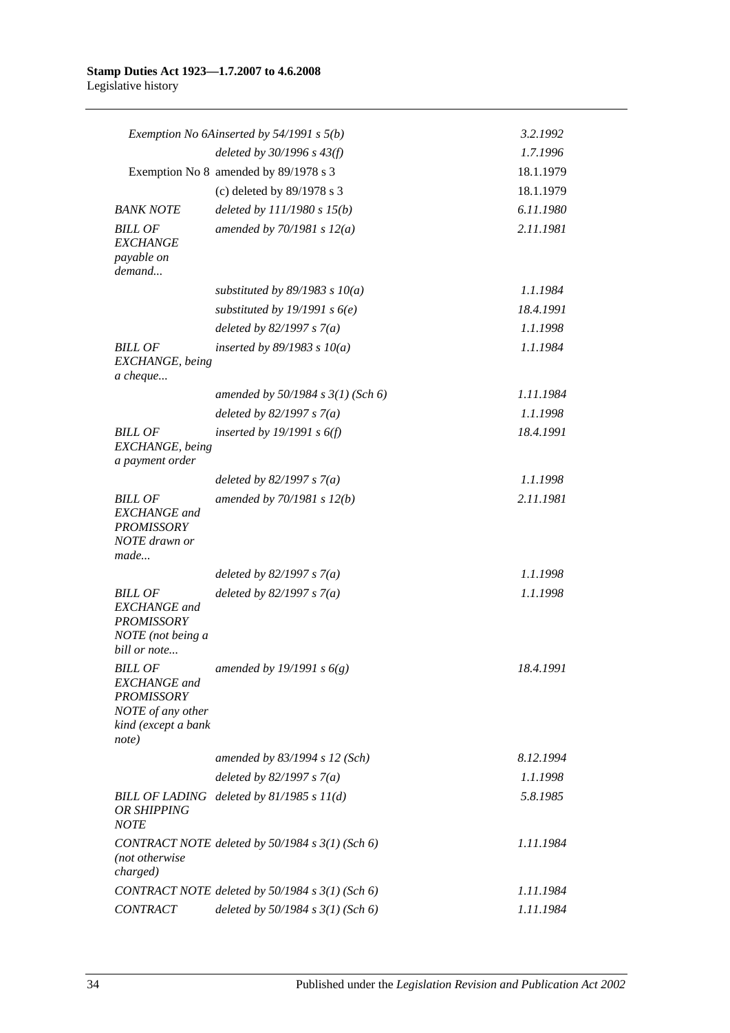| | | |
|---|---|---|
| *Exemption No 6A* | *inserted by 54/1991 s 5(b)* | *3.2.1992* |
| | *deleted by 30/1996 s 43(f)* | *1.7.1996* |
| Exemption No 8 | amended by 89/1978 s 3 | 18.1.1979 |
| | (c) deleted by 89/1978 s 3 | 18.1.1979 |
| *BANK NOTE* | *deleted by 111/1980 s 15(b)* | *6.11.1980* |
| *BILL OF EXCHANGE payable on demand...* | *amended by 70/1981 s 12(a)* | *2.11.1981* |
| | *substituted by 89/1983 s 10(a)* | *1.1.1984* |
| | *substituted by 19/1991 s 6(e)* | *18.4.1991* |
| | *deleted by 82/1997 s 7(a)* | *1.1.1998* |
| *BILL OF EXCHANGE, being a cheque...* | *inserted by 89/1983 s 10(a)* | *1.1.1984* |
| | *amended by 50/1984 s 3(1) (Sch 6)* | *1.11.1984* |
| | *deleted by 82/1997 s 7(a)* | *1.1.1998* |
| *BILL OF EXCHANGE, being a payment order* | *inserted by 19/1991 s 6(f)* | *18.4.1991* |
| | *deleted by 82/1997 s 7(a)* | *1.1.1998* |
| *BILL OF EXCHANGE and PROMISSORY NOTE drawn or made...* | *amended by 70/1981 s 12(b)* | *2.11.1981* |
| | *deleted by 82/1997 s 7(a)* | *1.1.1998* |
| *BILL OF EXCHANGE and PROMISSORY NOTE (not being a bill or note...* | *deleted by 82/1997 s 7(a)* | *1.1.1998* |
| *BILL OF EXCHANGE and PROMISSORY NOTE of any other kind (except a bank note)* | *amended by 19/1991 s 6(g)* | *18.4.1991* |
| | *amended by 83/1994 s 12 (Sch)* | *8.12.1994* |
| | *deleted by 82/1997 s 7(a)* | *1.1.1998* |
| *BILL OF LADING OR SHIPPING NOTE* | *deleted by 81/1985 s 11(d)* | *5.8.1985* |
| *CONTRACT NOTE (not otherwise charged)* | *deleted by 50/1984 s 3(1) (Sch 6)* | *1.11.1984* |
| *CONTRACT NOTE* | *deleted by 50/1984 s 3(1) (Sch 6)* | *1.11.1984* |
| *CONTRACT* | *deleted by 50/1984 s 3(1) (Sch 6)* | *1.11.1984* |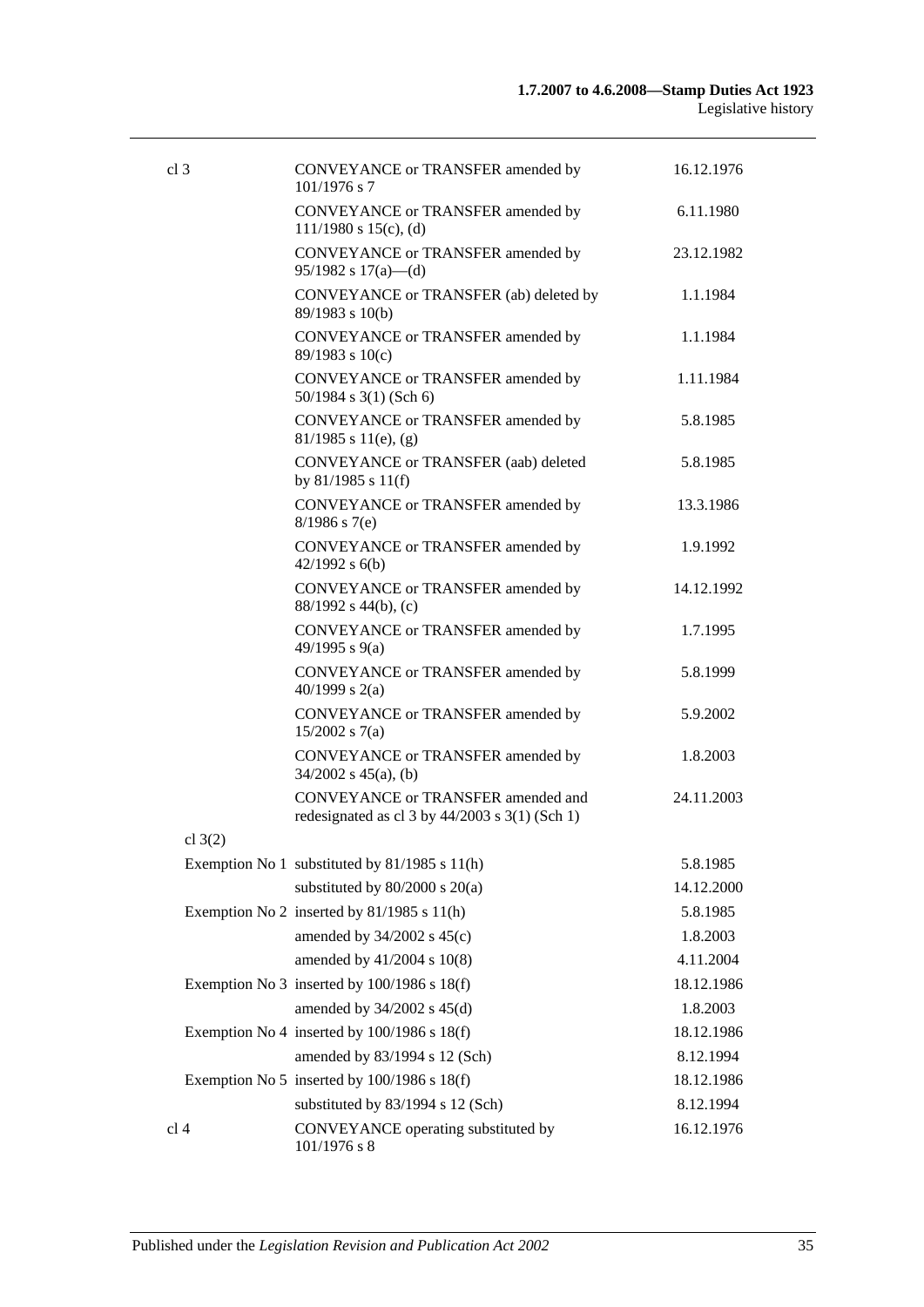| | | |
|---|---|---|
| cl 3 | CONVEYANCE or TRANSFER amended by 101/1976 s 7 | 16.12.1976 |
| | CONVEYANCE or TRANSFER amended by 111/1980 s 15(c), (d) | 6.11.1980 |
| | CONVEYANCE or TRANSFER amended by 95/1982 s 17(a)—(d) | 23.12.1982 |
| | CONVEYANCE or TRANSFER (ab) deleted by 89/1983 s 10(b) | 1.1.1984 |
| | CONVEYANCE or TRANSFER amended by 89/1983 s 10(c) | 1.1.1984 |
| | CONVEYANCE or TRANSFER amended by 50/1984 s 3(1) (Sch 6) | 1.11.1984 |
| | CONVEYANCE or TRANSFER amended by 81/1985 s 11(e), (g) | 5.8.1985 |
| | CONVEYANCE or TRANSFER (aab) deleted by 81/1985 s 11(f) | 5.8.1985 |
| | CONVEYANCE or TRANSFER amended by 8/1986 s 7(e) | 13.3.1986 |
| | CONVEYANCE or TRANSFER amended by 42/1992 s 6(b) | 1.9.1992 |
| | CONVEYANCE or TRANSFER amended by 88/1992 s 44(b), (c) | 14.12.1992 |
| | CONVEYANCE or TRANSFER amended by 49/1995 s 9(a) | 1.7.1995 |
| | CONVEYANCE or TRANSFER amended by 40/1999 s 2(a) | 5.8.1999 |
| | CONVEYANCE or TRANSFER amended by 15/2002 s 7(a) | 5.9.2002 |
| | CONVEYANCE or TRANSFER amended by 34/2002 s 45(a), (b) | 1.8.2003 |
| | CONVEYANCE or TRANSFER amended and redesignated as cl 3 by 44/2003 s 3(1) (Sch 1) | 24.11.2003 |
| cl 3(2) | | |
| | Exemption No 1 substituted by 81/1985 s 11(h) | 5.8.1985 |
| | substituted by 80/2000 s 20(a) | 14.12.2000 |
| | Exemption No 2 inserted by 81/1985 s 11(h) | 5.8.1985 |
| | amended by 34/2002 s 45(c) | 1.8.2003 |
| | amended by 41/2004 s 10(8) | 4.11.2004 |
| | Exemption No 3 inserted by 100/1986 s 18(f) | 18.12.1986 |
| | amended by 34/2002 s 45(d) | 1.8.2003 |
| | Exemption No 4 inserted by 100/1986 s 18(f) | 18.12.1986 |
| | amended by 83/1994 s 12 (Sch) | 8.12.1994 |
| | Exemption No 5 inserted by 100/1986 s 18(f) | 18.12.1986 |
| | substituted by 83/1994 s 12 (Sch) | 8.12.1994 |
| cl 4 | CONVEYANCE operating substituted by 101/1976 s 8 | 16.12.1976 |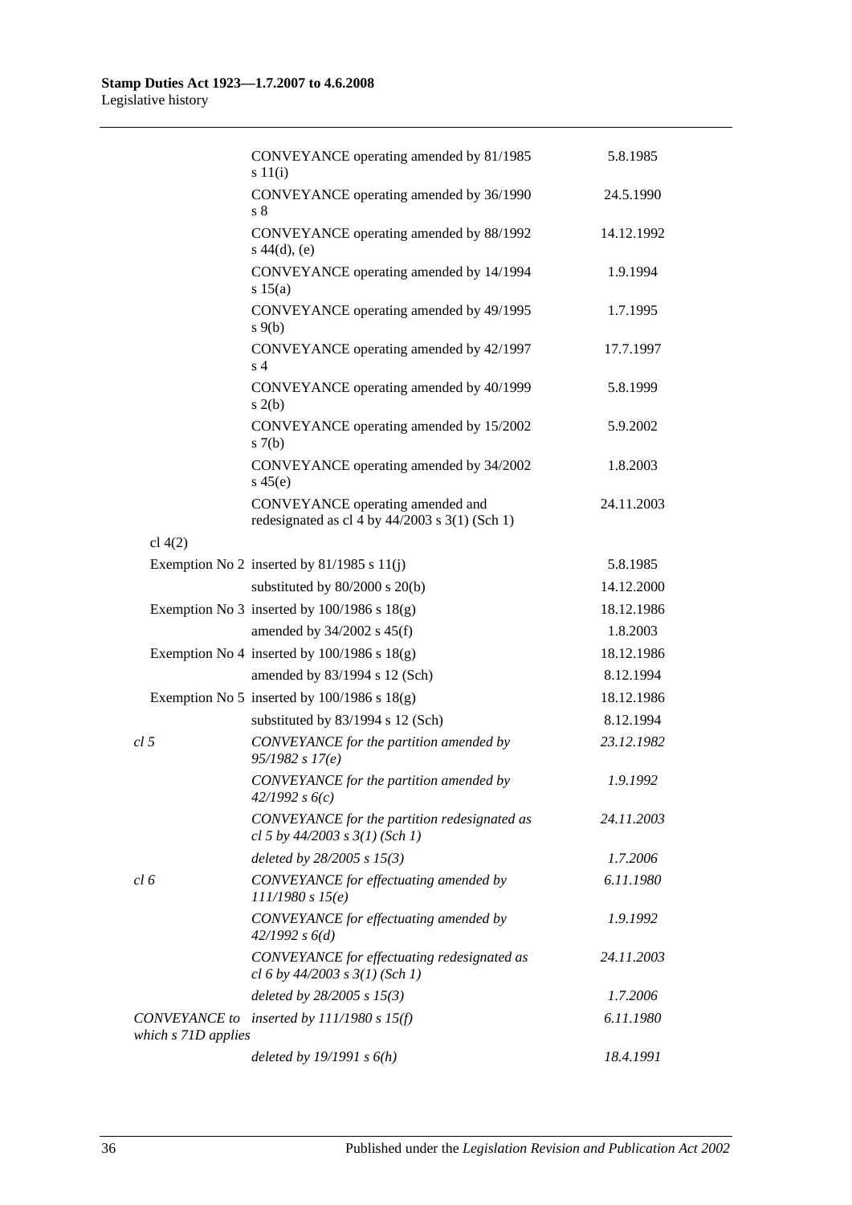| | | |
|---|---|---|
| | CONVEYANCE operating amended by 81/1985 s 11(i) | 5.8.1985 |
| | CONVEYANCE operating amended by 36/1990 s 8 | 24.5.1990 |
| | CONVEYANCE operating amended by 88/1992 s 44(d), (e) | 14.12.1992 |
| | CONVEYANCE operating amended by 14/1994 s 15(a) | 1.9.1994 |
| | CONVEYANCE operating amended by 49/1995 s 9(b) | 1.7.1995 |
| | CONVEYANCE operating amended by 42/1997 s 4 | 17.7.1997 |
| | CONVEYANCE operating amended by 40/1999 s 2(b) | 5.8.1999 |
| | CONVEYANCE operating amended by 15/2002 s 7(b) | 5.9.2002 |
| | CONVEYANCE operating amended by 34/2002 s 45(e) | 1.8.2003 |
| | CONVEYANCE operating amended and redesignated as cl 4 by 44/2003 s 3(1) (Sch 1) | 24.11.2003 |
| cl 4(2) | | |
| | Exemption No 2 inserted by 81/1985 s 11(j) | 5.8.1985 |
| | substituted by 80/2000 s 20(b) | 14.12.2000 |
| | Exemption No 3 inserted by 100/1986 s 18(g) | 18.12.1986 |
| | amended by 34/2002 s 45(f) | 1.8.2003 |
| | Exemption No 4 inserted by 100/1986 s 18(g) | 18.12.1986 |
| | amended by 83/1994 s 12 (Sch) | 8.12.1994 |
| | Exemption No 5 inserted by 100/1986 s 18(g) | 18.12.1986 |
| | substituted by 83/1994 s 12 (Sch) | 8.12.1994 |
| *cl 5* | *CONVEYANCE for the partition amended by 95/1982 s 17(e)* | *23.12.1982* |
| | *CONVEYANCE for the partition amended by 42/1992 s 6(c)* | *1.9.1992* |
| | *CONVEYANCE for the partition redesignated as cl 5 by 44/2003 s 3(1) (Sch 1)* | *24.11.2003* |
| | *deleted by 28/2005 s 15(3)* | *1.7.2006* |
| *cl 6* | *CONVEYANCE for effectuating amended by 111/1980 s 15(e)* | *6.11.1980* |
| | *CONVEYANCE for effectuating amended by 42/1992 s 6(d)* | *1.9.1992* |
| | *CONVEYANCE for effectuating redesignated as cl 6 by 44/2003 s 3(1) (Sch 1)* | *24.11.2003* |
| | *deleted by 28/2005 s 15(3)* | *1.7.2006* |
| *CONVEYANCE to which s 71D applies* | *inserted by 111/1980 s 15(f)* | *6.11.1980* |
| | *deleted by 19/1991 s 6(h)* | *18.4.1991* |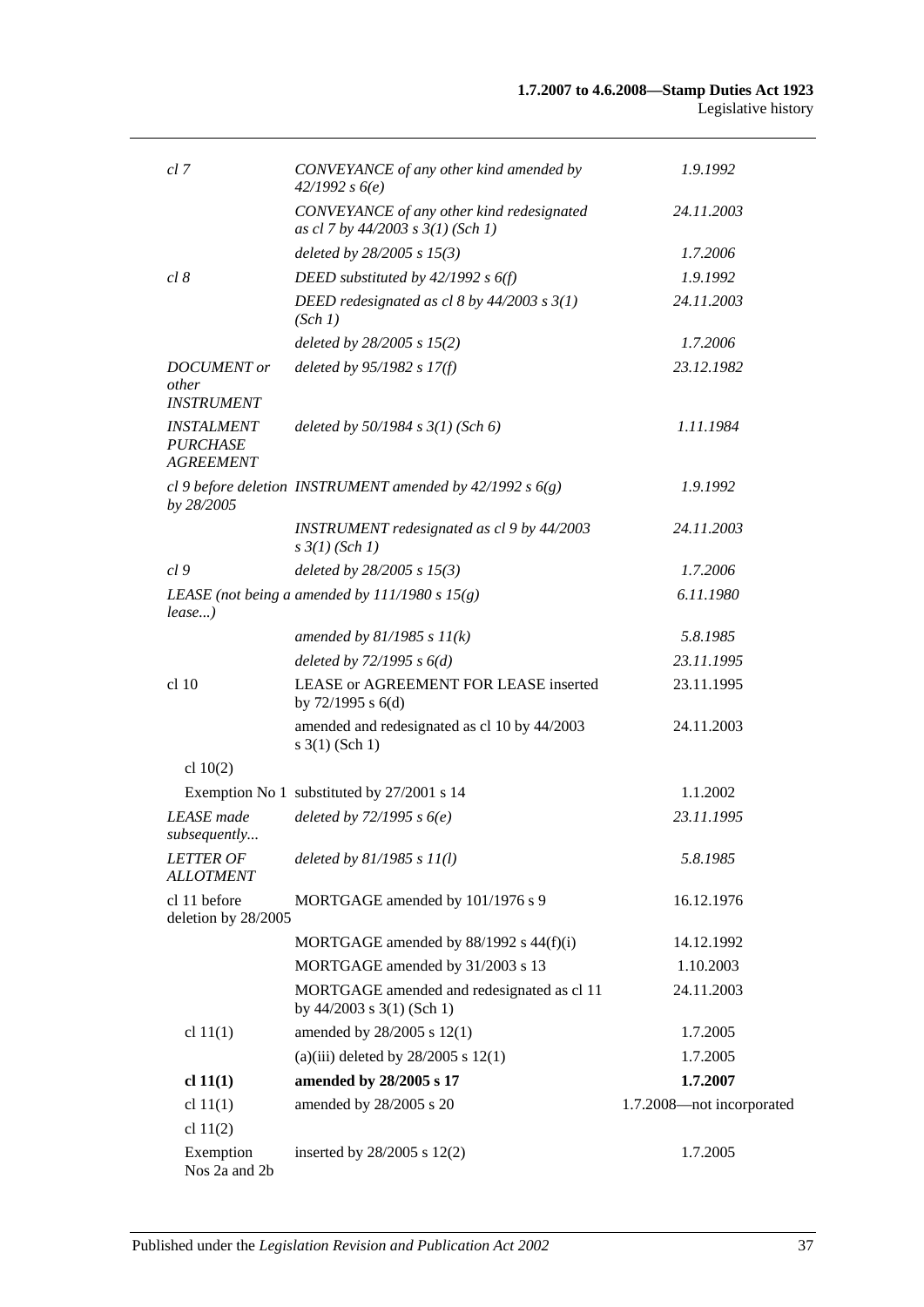| | | |
|---|---|---|
| *cl 7* | *CONVEYANCE of any other kind amended by 42/1992 s 6(e)* | *1.9.1992* |
| | *CONVEYANCE of any other kind redesignated as cl 7 by 44/2003 s 3(1) (Sch 1)* | *24.11.2003* |
| | *deleted by 28/2005 s 15(3)* | *1.7.2006* |
| *cl 8* | *DEED substituted by 42/1992 s 6(f)* | *1.9.1992* |
| | *DEED redesignated as cl 8 by 44/2003 s 3(1) (Sch 1)* | *24.11.2003* |
| | *deleted by 28/2005 s 15(2)* | *1.7.2006* |
| *DOCUMENT or other INSTRUMENT* | *deleted by 95/1982 s 17(f)* | *23.12.1982* |
| *INSTALMENT PURCHASE AGREEMENT* | *deleted by 50/1984 s 3(1) (Sch 6)* | *1.11.1984* |
| *cl 9 before deletion by 28/2005* | *INSTRUMENT amended by 42/1992 s 6(g)* | *1.9.1992* |
| | *INSTRUMENT redesignated as cl 9 by 44/2003 s 3(1) (Sch 1)* | *24.11.2003* |
| *cl 9* | *deleted by 28/2005 s 15(3)* | *1.7.2006* |
| *LEASE (not being a lease...)* | *amended by 111/1980 s 15(g)* | *6.11.1980* |
| | *amended by 81/1985 s 11(k)* | *5.8.1985* |
| | *deleted by 72/1995 s 6(d)* | *23.11.1995* |
| cl 10 | LEASE or AGREEMENT FOR LEASE inserted by 72/1995 s 6(d) | 23.11.1995 |
| | amended and redesignated as cl 10 by 44/2003 s 3(1) (Sch 1) | 24.11.2003 |
| cl 10(2) | | |
| Exemption No 1 | substituted by 27/2001 s 14 | 1.1.2002 |
| *LEASE made subsequently...* | *deleted by 72/1995 s 6(e)* | *23.11.1995* |
| *LETTER OF ALLOTMENT* | *deleted by 81/1985 s 11(l)* | *5.8.1985* |
| cl 11 before deletion by 28/2005 | MORTGAGE amended by 101/1976 s 9 | 16.12.1976 |
| | MORTGAGE amended by 88/1992 s 44(f)(i) | 14.12.1992 |
| | MORTGAGE amended by 31/2003 s 13 | 1.10.2003 |
| | MORTGAGE amended and redesignated as cl 11 by 44/2003 s 3(1) (Sch 1) | 24.11.2003 |
| cl 11(1) | amended by 28/2005 s 12(1) | 1.7.2005 |
| | (a)(iii) deleted by 28/2005 s 12(1) | 1.7.2005 |
| **cl 11(1)** | **amended by 28/2005 s 17** | **1.7.2007** |
| cl 11(1) | amended by 28/2005 s 20 | 1.7.2008—not incorporated |
| cl 11(2) | | |
| Exemption Nos 2a and 2b | inserted by 28/2005 s 12(2) | 1.7.2005 |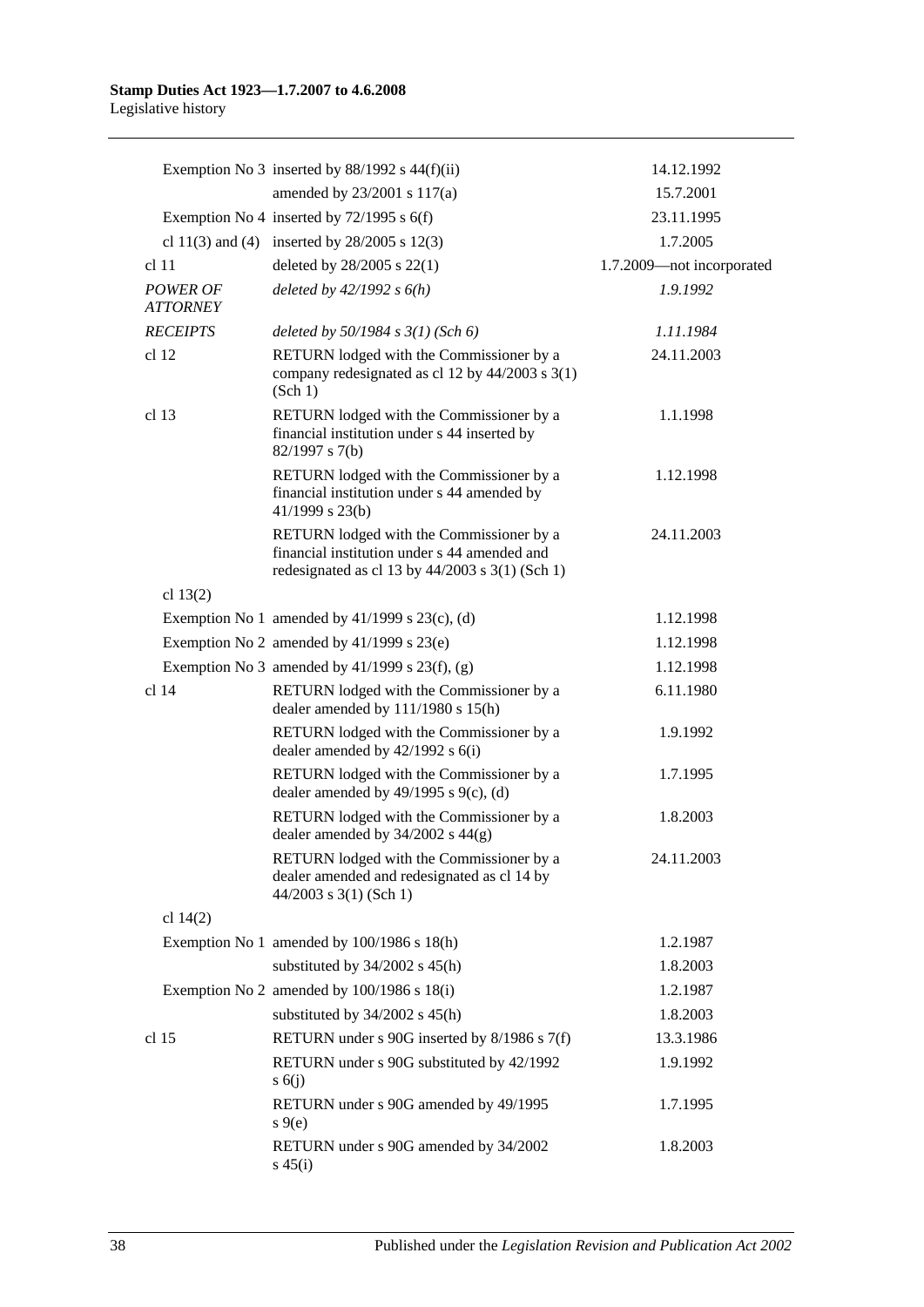| | | |
|---|---|---|
| | Exemption No 3 inserted by 88/1992 s 44(f)(ii) | 14.12.1992 |
| | amended by 23/2001 s 117(a) | 15.7.2001 |
| | Exemption No 4 inserted by 72/1995 s 6(f) | 23.11.1995 |
| | cl 11(3) and (4) inserted by 28/2005 s 12(3) | 1.7.2005 |
| cl 11 | deleted by 28/2005 s 22(1) | 1.7.2009—not incorporated |
| *POWER OF ATTORNEY* | *deleted by 42/1992 s 6(h)* | *1.9.1992* |
| *RECEIPTS* | *deleted by 50/1984 s 3(1) (Sch 6)* | *1.11.1984* |
| cl 12 | RETURN lodged with the Commissioner by a company redesignated as cl 12 by 44/2003 s 3(1) (Sch 1) | 24.11.2003 |
| cl 13 | RETURN lodged with the Commissioner by a financial institution under s 44 inserted by 82/1997 s 7(b) | 1.1.1998 |
| | RETURN lodged with the Commissioner by a financial institution under s 44 amended by 41/1999 s 23(b) | 1.12.1998 |
| | RETURN lodged with the Commissioner by a financial institution under s 44 amended and redesignated as cl 13 by 44/2003 s 3(1) (Sch 1) | 24.11.2003 |
| cl 13(2) | | |
| | Exemption No 1 amended by 41/1999 s 23(c), (d) | 1.12.1998 |
| | Exemption No 2 amended by 41/1999 s 23(e) | 1.12.1998 |
| | Exemption No 3 amended by 41/1999 s 23(f), (g) | 1.12.1998 |
| cl 14 | RETURN lodged with the Commissioner by a dealer amended by 111/1980 s 15(h) | 6.11.1980 |
| | RETURN lodged with the Commissioner by a dealer amended by 42/1992 s 6(i) | 1.9.1992 |
| | RETURN lodged with the Commissioner by a dealer amended by 49/1995 s 9(c), (d) | 1.7.1995 |
| | RETURN lodged with the Commissioner by a dealer amended by 34/2002 s 44(g) | 1.8.2003 |
| | RETURN lodged with the Commissioner by a dealer amended and redesignated as cl 14 by 44/2003 s 3(1) (Sch 1) | 24.11.2003 |
| cl 14(2) | | |
| | Exemption No 1 amended by 100/1986 s 18(h) | 1.2.1987 |
| | substituted by 34/2002 s 45(h) | 1.8.2003 |
| | Exemption No 2 amended by 100/1986 s 18(i) | 1.2.1987 |
| | substituted by 34/2002 s 45(h) | 1.8.2003 |
| cl 15 | RETURN under s 90G inserted by 8/1986 s 7(f) | 13.3.1986 |
| | RETURN under s 90G substituted by 42/1992 s 6(j) | 1.9.1992 |
| | RETURN under s 90G amended by 49/1995 s 9(e) | 1.7.1995 |
| | RETURN under s 90G amended by 34/2002 s 45(i) | 1.8.2003 |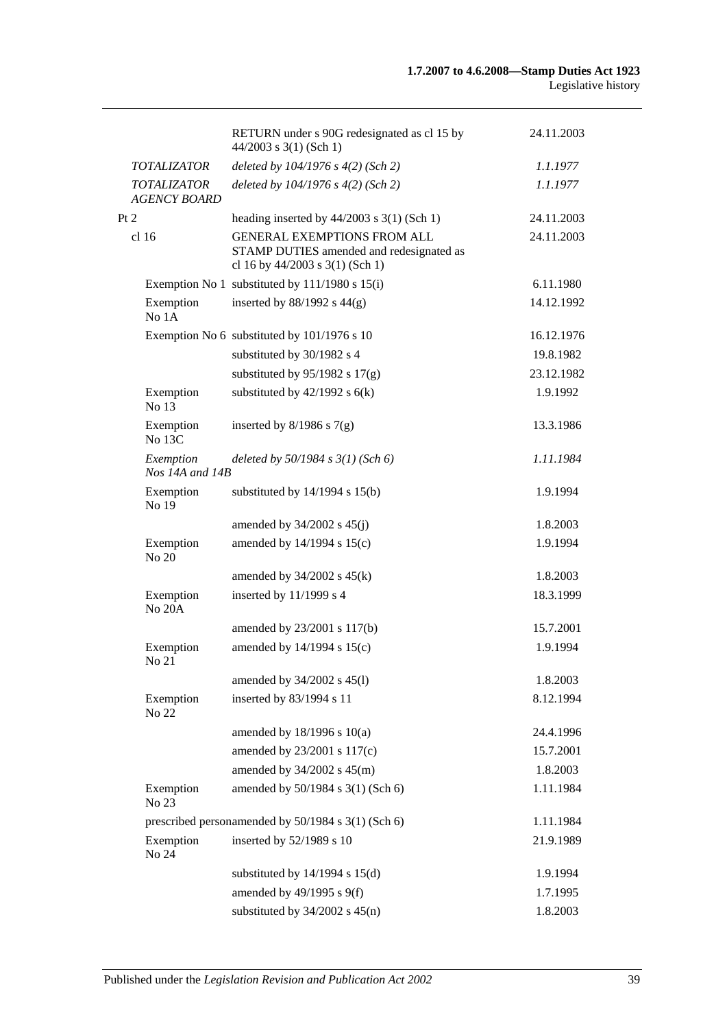| | | |
|---|---|---|
| | RETURN under s 90G redesignated as cl 15 by 44/2003 s 3(1) (Sch 1) | 24.11.2003 |
| *TOTALIZATOR* | *deleted by 104/1976 s 4(2) (Sch 2)* | *1.1.1977* |
| *TOTALIZATOR AGENCY BOARD* | *deleted by 104/1976 s 4(2) (Sch 2)* | *1.1.1977* |
| Pt 2 | heading inserted by 44/2003 s 3(1) (Sch 1) | 24.11.2003 |
| cl 16 | GENERAL EXEMPTIONS FROM ALL STAMP DUTIES amended and redesignated as cl 16 by 44/2003 s 3(1) (Sch 1) | 24.11.2003 |
| Exemption No 1 | substituted by 111/1980 s 15(i) | 6.11.1980 |
| Exemption No 1A | inserted by 88/1992 s 44(g) | 14.12.1992 |
| Exemption No 6 | substituted by 101/1976 s 10 | 16.12.1976 |
| | substituted by 30/1982 s 4 | 19.8.1982 |
| | substituted by 95/1982 s 17(g) | 23.12.1982 |
| Exemption No 13 | substituted by 42/1992 s 6(k) | 1.9.1992 |
| Exemption No 13C | inserted by 8/1986 s 7(g) | 13.3.1986 |
| *Exemption Nos 14A and 14B* | *deleted by 50/1984 s 3(1) (Sch 6)* | *1.11.1984* |
| Exemption No 19 | substituted by 14/1994 s 15(b) | 1.9.1994 |
| | amended by 34/2002 s 45(j) | 1.8.2003 |
| Exemption No 20 | amended by 14/1994 s 15(c) | 1.9.1994 |
| | amended by 34/2002 s 45(k) | 1.8.2003 |
| Exemption No 20A | inserted by 11/1999 s 4 | 18.3.1999 |
| | amended by 23/2001 s 117(b) | 15.7.2001 |
| Exemption No 21 | amended by 14/1994 s 15(c) | 1.9.1994 |
| | amended by 34/2002 s 45(l) | 1.8.2003 |
| Exemption No 22 | inserted by 83/1994 s 11 | 8.12.1994 |
| | amended by 18/1996 s 10(a) | 24.4.1996 |
| | amended by 23/2001 s 117(c) | 15.7.2001 |
| | amended by 34/2002 s 45(m) | 1.8.2003 |
| Exemption No 23 | amended by 50/1984 s 3(1) (Sch 6) | 1.11.1984 |
| prescribed person | amended by 50/1984 s 3(1) (Sch 6) | 1.11.1984 |
| Exemption No 24 | inserted by 52/1989 s 10 | 21.9.1989 |
| | substituted by 14/1994 s 15(d) | 1.9.1994 |
| | amended by 49/1995 s 9(f) | 1.7.1995 |
| | substituted by 34/2002 s 45(n) | 1.8.2003 |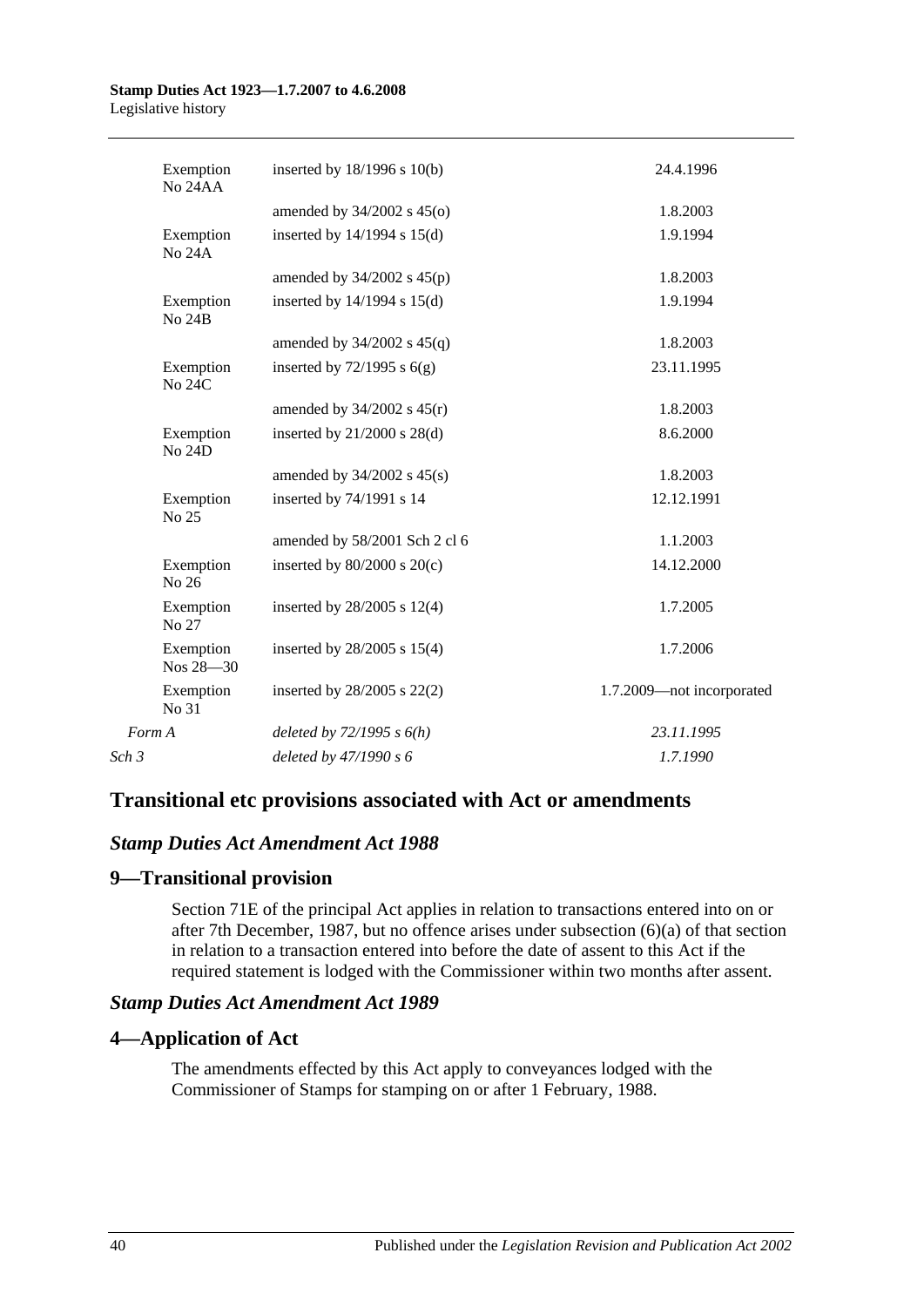| | | |
|---|---|---|
| Exemption No 24AA | inserted by 18/1996 s 10(b) | 24.4.1996 |
| | amended by 34/2002 s 45(o) | 1.8.2003 |
| Exemption No 24A | inserted by 14/1994 s 15(d) | 1.9.1994 |
| | amended by 34/2002 s 45(p) | 1.8.2003 |
| Exemption No 24B | inserted by 14/1994 s 15(d) | 1.9.1994 |
| | amended by 34/2002 s 45(q) | 1.8.2003 |
| Exemption No 24C | inserted by 72/1995 s 6(g) | 23.11.1995 |
| | amended by 34/2002 s 45(r) | 1.8.2003 |
| Exemption No 24D | inserted by 21/2000 s 28(d) | 8.6.2000 |
| | amended by 34/2002 s 45(s) | 1.8.2003 |
| Exemption No 25 | inserted by 74/1991 s 14 | 12.12.1991 |
| | amended by 58/2001 Sch 2 cl 6 | 1.1.2003 |
| Exemption No 26 | inserted by 80/2000 s 20(c) | 14.12.2000 |
| Exemption No 27 | inserted by 28/2005 s 12(4) | 1.7.2005 |
| Exemption Nos 28—30 | inserted by 28/2005 s 15(4) | 1.7.2006 |
| Exemption No 31 | inserted by 28/2005 s 22(2) | 1.7.2009—not incorporated |
| *Form A* | *deleted by 72/1995 s 6(h)* | *23.11.1995* |
| *Sch 3* | *deleted by 47/1990 s 6* | *1.7.1990* |

## Transitional etc provisions associated with Act or amendments

### *Stamp Duties Act Amendment Act 1988*

## 9—Transitional provision

Section 71E of the principal Act applies in relation to transactions entered into on or after 7th December, 1987, but no offence arises under subsection (6)(a) of that section in relation to a transaction entered into before the date of assent to this Act if the required statement is lodged with the Commissioner within two months after assent.

### *Stamp Duties Act Amendment Act 1989*

## 4—Application of Act

The amendments effected by this Act apply to conveyances lodged with the Commissioner of Stamps for stamping on or after 1 February, 1988.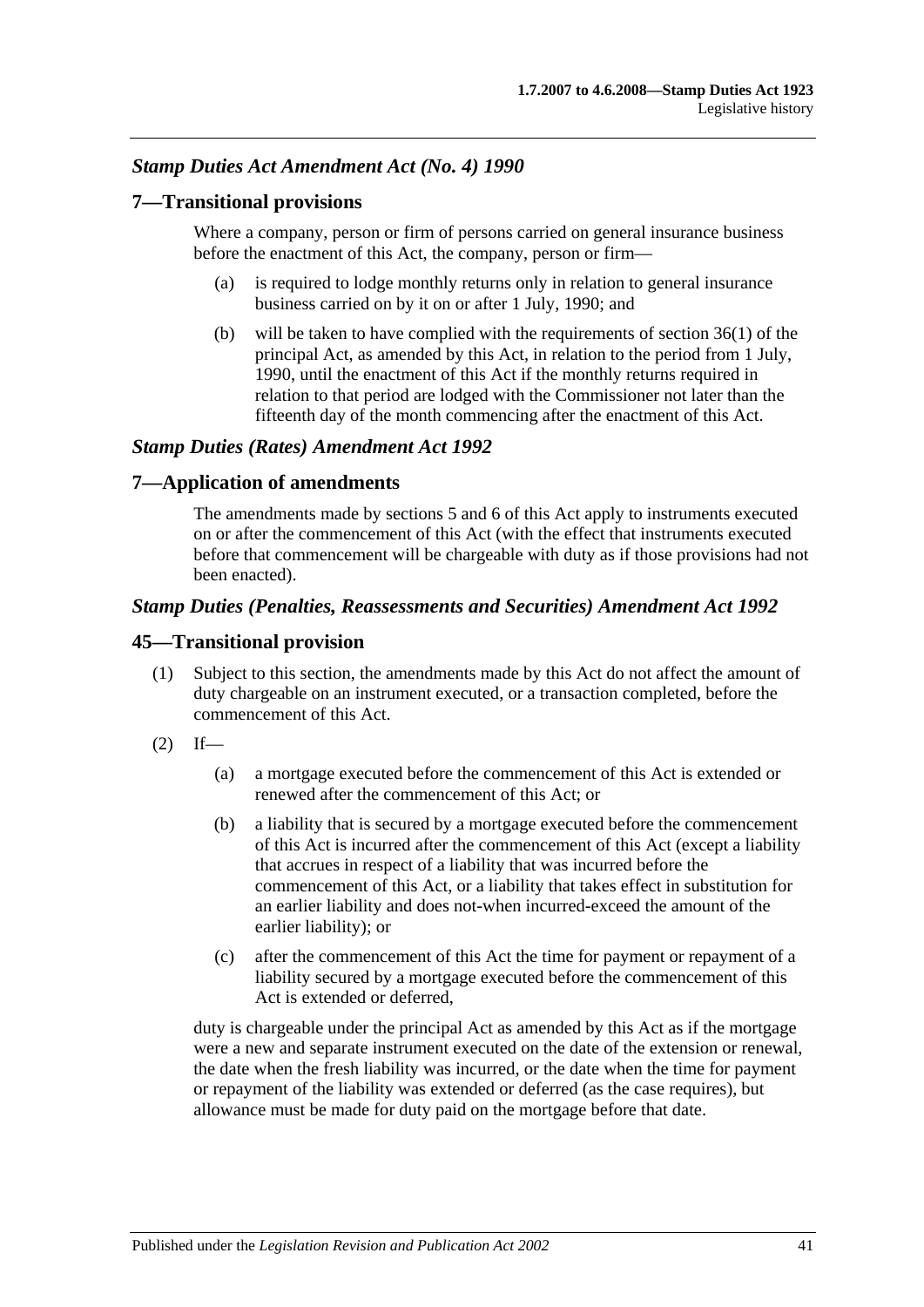### *Stamp Duties Act Amendment Act (No. 4) 1990*

## 7—Transitional provisions

Where a company, person or firm of persons carried on general insurance business before the enactment of this Act, the company, person or firm—

(a) is required to lodge monthly returns only in relation to general insurance business carried on by it on or after 1 July, 1990; and

(b) will be taken to have complied with the requirements of section 36(1) of the principal Act, as amended by this Act, in relation to the period from 1 July, 1990, until the enactment of this Act if the monthly returns required in relation to that period are lodged with the Commissioner not later than the fifteenth day of the month commencing after the enactment of this Act.

### *Stamp Duties (Rates) Amendment Act 1992*

## 7—Application of amendments

The amendments made by sections 5 and 6 of this Act apply to instruments executed on or after the commencement of this Act (with the effect that instruments executed before that commencement will be chargeable with duty as if those provisions had not been enacted).

### *Stamp Duties (Penalties, Reassessments and Securities) Amendment Act 1992*

## 45—Transitional provision

(1) Subject to this section, the amendments made by this Act do not affect the amount of duty chargeable on an instrument executed, or a transaction completed, before the commencement of this Act.

(2) If—

(a) a mortgage executed before the commencement of this Act is extended or renewed after the commencement of this Act; or

(b) a liability that is secured by a mortgage executed before the commencement of this Act is incurred after the commencement of this Act (except a liability that accrues in respect of a liability that was incurred before the commencement of this Act, or a liability that takes effect in substitution for an earlier liability and does not-when incurred-exceed the amount of the earlier liability); or

(c) after the commencement of this Act the time for payment or repayment of a liability secured by a mortgage executed before the commencement of this Act is extended or deferred,

duty is chargeable under the principal Act as amended by this Act as if the mortgage were a new and separate instrument executed on the date of the extension or renewal, the date when the fresh liability was incurred, or the date when the time for payment or repayment of the liability was extended or deferred (as the case requires), but allowance must be made for duty paid on the mortgage before that date.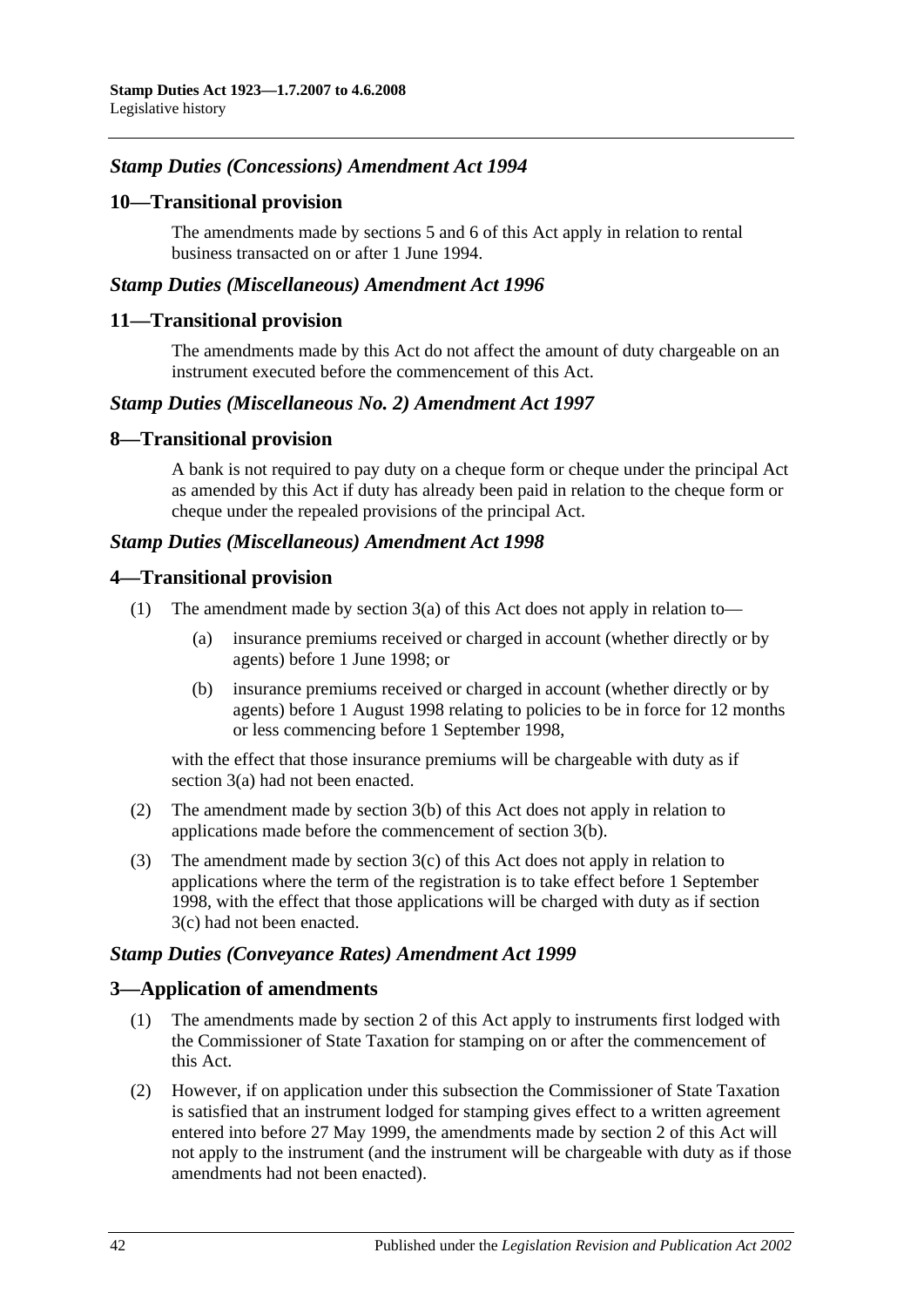### *Stamp Duties (Concessions) Amendment Act 1994*

## 10—Transitional provision

The amendments made by sections 5 and 6 of this Act apply in relation to rental business transacted on or after 1 June 1994.

### *Stamp Duties (Miscellaneous) Amendment Act 1996*

## 11—Transitional provision

The amendments made by this Act do not affect the amount of duty chargeable on an instrument executed before the commencement of this Act.

### *Stamp Duties (Miscellaneous No. 2) Amendment Act 1997*

## 8—Transitional provision

A bank is not required to pay duty on a cheque form or cheque under the principal Act as amended by this Act if duty has already been paid in relation to the cheque form or cheque under the repealed provisions of the principal Act.

### *Stamp Duties (Miscellaneous) Amendment Act 1998*

## 4—Transitional provision

(1) The amendment made by section 3(a) of this Act does not apply in relation to—

(a) insurance premiums received or charged in account (whether directly or by agents) before 1 June 1998; or

(b) insurance premiums received or charged in account (whether directly or by agents) before 1 August 1998 relating to policies to be in force for 12 months or less commencing before 1 September 1998,

with the effect that those insurance premiums will be chargeable with duty as if section 3(a) had not been enacted.

(2) The amendment made by section 3(b) of this Act does not apply in relation to applications made before the commencement of section 3(b).

(3) The amendment made by section 3(c) of this Act does not apply in relation to applications where the term of the registration is to take effect before 1 September 1998, with the effect that those applications will be charged with duty as if section 3(c) had not been enacted.

### *Stamp Duties (Conveyance Rates) Amendment Act 1999*

## 3—Application of amendments

(1) The amendments made by section 2 of this Act apply to instruments first lodged with the Commissioner of State Taxation for stamping on or after the commencement of this Act.

(2) However, if on application under this subsection the Commissioner of State Taxation is satisfied that an instrument lodged for stamping gives effect to a written agreement entered into before 27 May 1999, the amendments made by section 2 of this Act will not apply to the instrument (and the instrument will be chargeable with duty as if those amendments had not been enacted).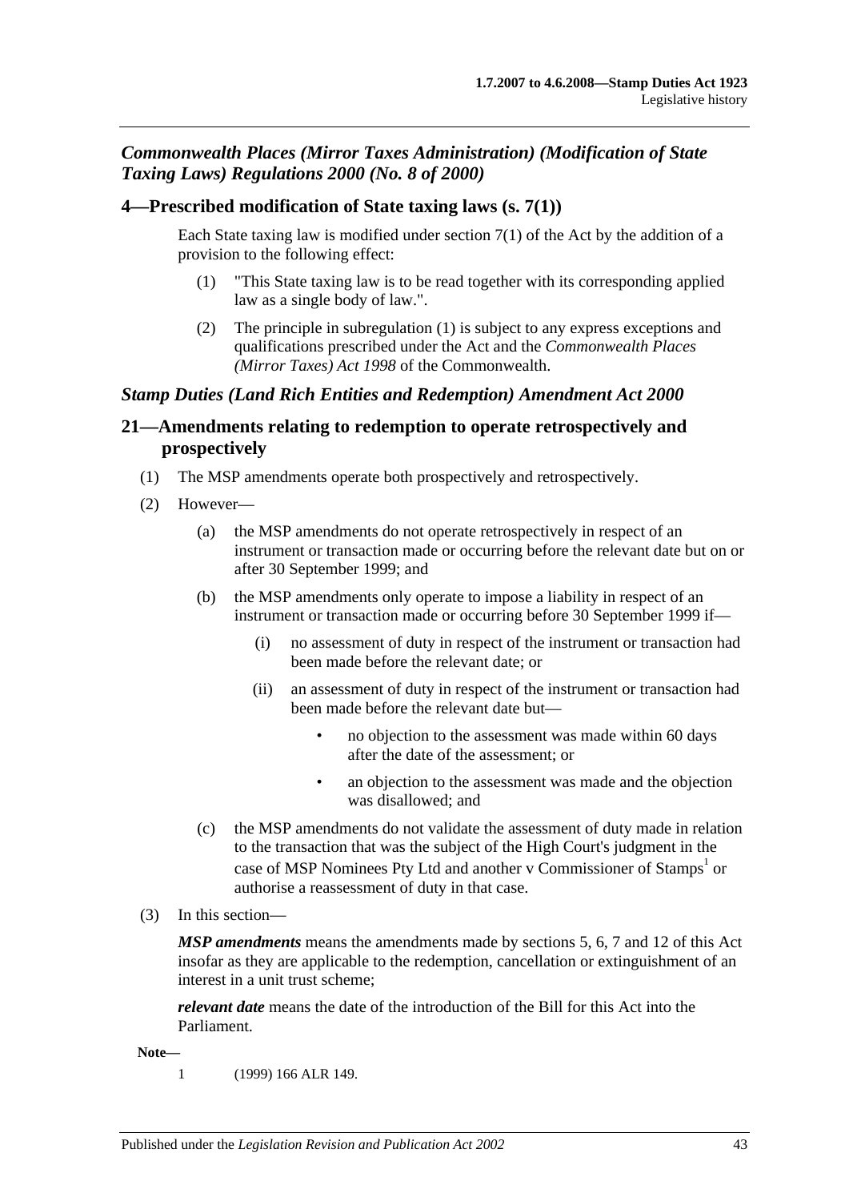## *Commonwealth Places (Mirror Taxes Administration) (Modification of State Taxing Laws) Regulations 2000 (No. 8 of 2000)*

### 4—Prescribed modification of State taxing laws (s. 7(1))

Each State taxing law is modified under section 7(1) of the Act by the addition of a provision to the following effect:

(1) "This State taxing law is to be read together with its corresponding applied law as a single body of law.".

(2) The principle in subregulation (1) is subject to any express exceptions and qualifications prescribed under the Act and the *Commonwealth Places (Mirror Taxes) Act 1998* of the Commonwealth.

## *Stamp Duties (Land Rich Entities and Redemption) Amendment Act 2000*

### 21—Amendments relating to redemption to operate retrospectively and prospectively

(1) The MSP amendments operate both prospectively and retrospectively.

(2) However—

(a) the MSP amendments do not operate retrospectively in respect of an instrument or transaction made or occurring before the relevant date but on or after 30 September 1999; and

(b) the MSP amendments only operate to impose a liability in respect of an instrument or transaction made or occurring before 30 September 1999 if—

(i) no assessment of duty in respect of the instrument or transaction had been made before the relevant date; or

(ii) an assessment of duty in respect of the instrument or transaction had been made before the relevant date but—

- no objection to the assessment was made within 60 days after the date of the assessment; or
- an objection to the assessment was made and the objection was disallowed; and

(c) the MSP amendments do not validate the assessment of duty made in relation to the transaction that was the subject of the High Court's judgment in the case of MSP Nominees Pty Ltd and another v Commissioner of Stamps[1] or authorise a reassessment of duty in that case.

(3) In this section—

***MSP amendments*** means the amendments made by sections 5, 6, 7 and 12 of this Act insofar as they are applicable to the redemption, cancellation or extinguishment of an interest in a unit trust scheme;

***relevant date*** means the date of the introduction of the Bill for this Act into the Parliament.

**Note—**

1 (1999) 166 ALR 149.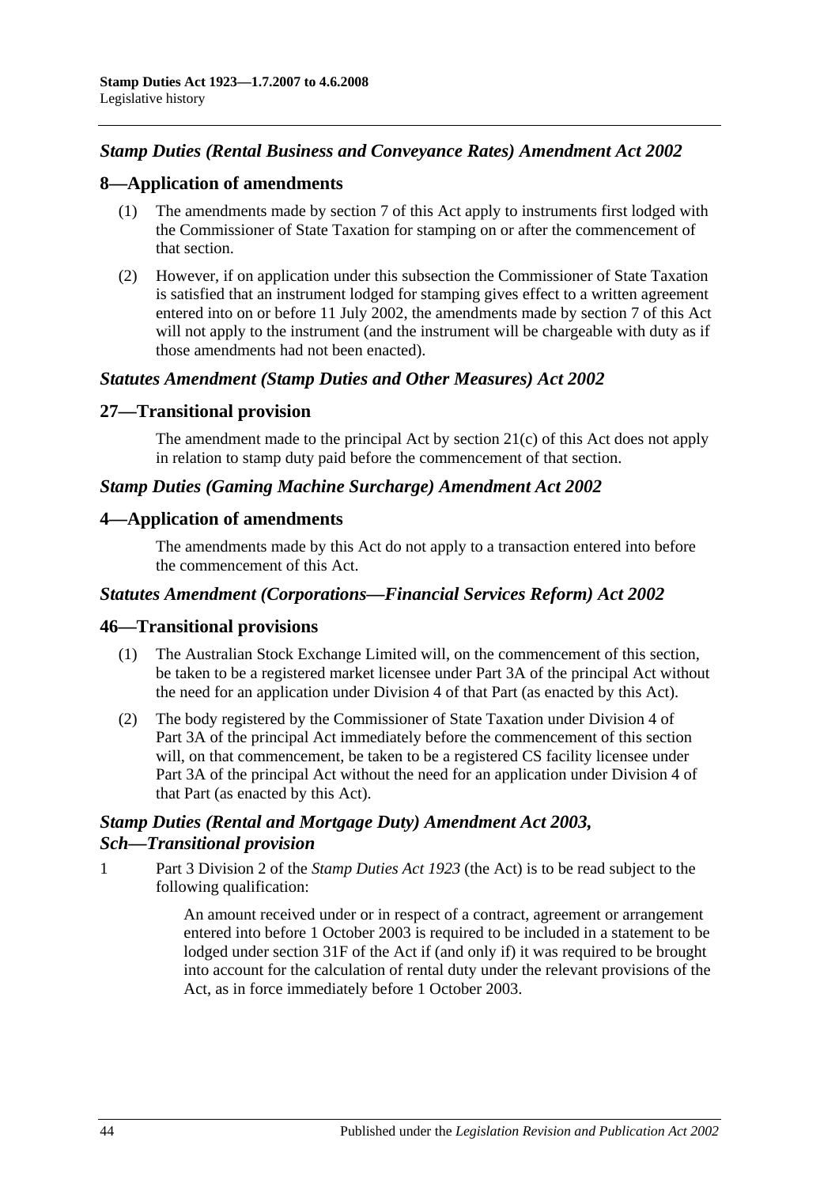## *Stamp Duties (Rental Business and Conveyance Rates) Amendment Act 2002*

### 8—Application of amendments

(1) The amendments made by section 7 of this Act apply to instruments first lodged with the Commissioner of State Taxation for stamping on or after the commencement of that section.

(2) However, if on application under this subsection the Commissioner of State Taxation is satisfied that an instrument lodged for stamping gives effect to a written agreement entered into on or before 11 July 2002, the amendments made by section 7 of this Act will not apply to the instrument (and the instrument will be chargeable with duty as if those amendments had not been enacted).

## *Statutes Amendment (Stamp Duties and Other Measures) Act 2002*

### 27—Transitional provision

The amendment made to the principal Act by section 21(c) of this Act does not apply in relation to stamp duty paid before the commencement of that section.

## *Stamp Duties (Gaming Machine Surcharge) Amendment Act 2002*

### 4—Application of amendments

The amendments made by this Act do not apply to a transaction entered into before the commencement of this Act.

## *Statutes Amendment (Corporations—Financial Services Reform) Act 2002*

### 46—Transitional provisions

(1) The Australian Stock Exchange Limited will, on the commencement of this section, be taken to be a registered market licensee under Part 3A of the principal Act without the need for an application under Division 4 of that Part (as enacted by this Act).

(2) The body registered by the Commissioner of State Taxation under Division 4 of Part 3A of the principal Act immediately before the commencement of this section will, on that commencement, be taken to be a registered CS facility licensee under Part 3A of the principal Act without the need for an application under Division 4 of that Part (as enacted by this Act).

## *Stamp Duties (Rental and Mortgage Duty) Amendment Act 2003, Sch—Transitional provision*

1 Part 3 Division 2 of the *Stamp Duties Act 1923* (the Act) is to be read subject to the following qualification:

> An amount received under or in respect of a contract, agreement or arrangement entered into before 1 October 2003 is required to be included in a statement to be lodged under section 31F of the Act if (and only if) it was required to be brought into account for the calculation of rental duty under the relevant provisions of the Act, as in force immediately before 1 October 2003.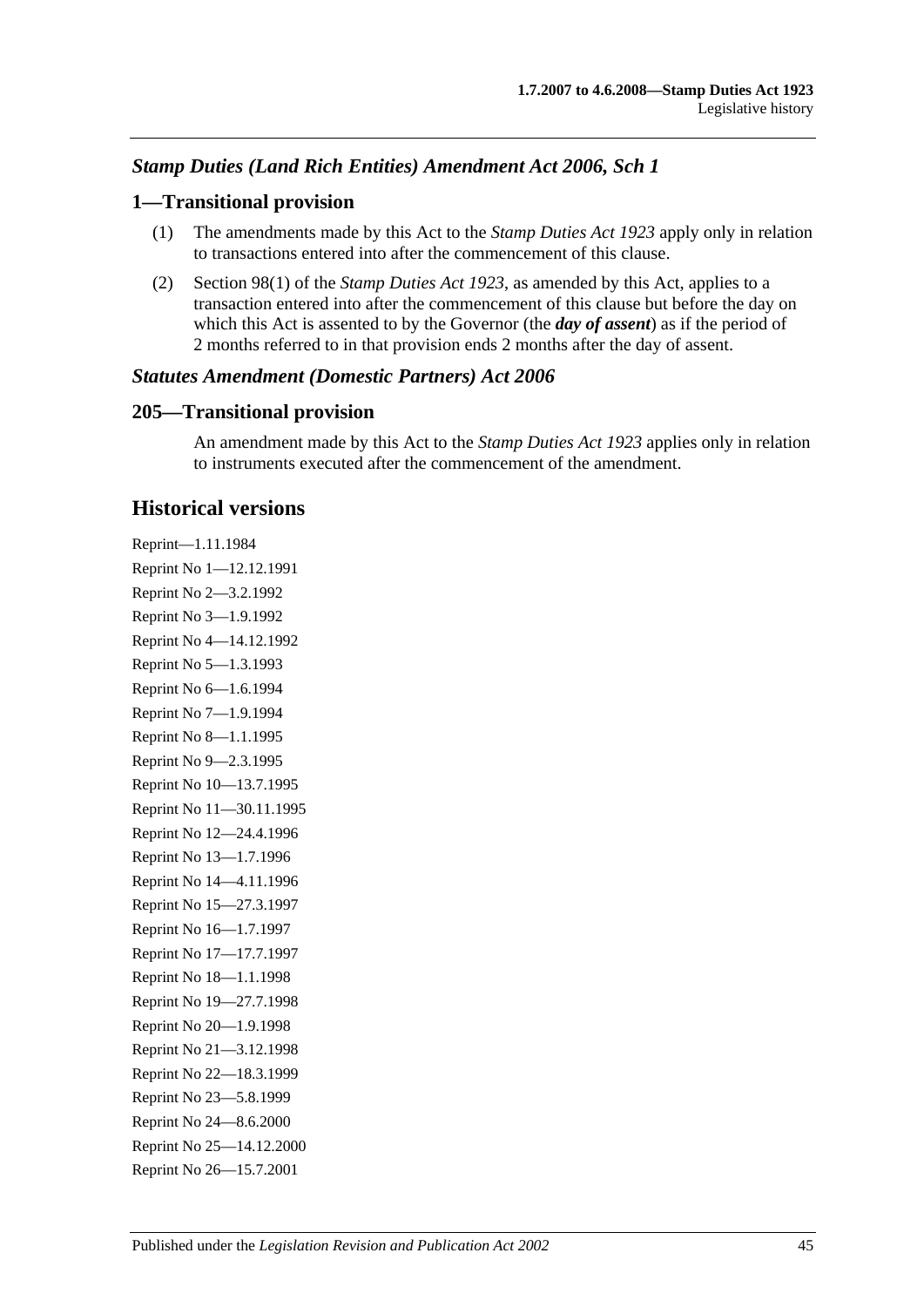### *Stamp Duties (Land Rich Entities) Amendment Act 2006, Sch 1*

## 1—Transitional provision

(1) The amendments made by this Act to the *Stamp Duties Act 1923* apply only in relation to transactions entered into after the commencement of this clause.

(2) Section 98(1) of the *Stamp Duties Act 1923*, as amended by this Act, applies to a transaction entered into after the commencement of this clause but before the day on which this Act is assented to by the Governor (the ***day of assent***) as if the period of 2 months referred to in that provision ends 2 months after the day of assent.

### *Statutes Amendment (Domestic Partners) Act 2006*

## 205—Transitional provision

An amendment made by this Act to the *Stamp Duties Act 1923* applies only in relation to instruments executed after the commencement of the amendment.

# Historical versions

Reprint—1.11.1984

Reprint No 1—12.12.1991

Reprint No 2—3.2.1992

Reprint No 3—1.9.1992

Reprint No 4—14.12.1992

Reprint No 5—1.3.1993

Reprint No 6—1.6.1994

Reprint No 7—1.9.1994

Reprint No 8—1.1.1995

Reprint No 9—2.3.1995

Reprint No 10—13.7.1995

Reprint No 11—30.11.1995

Reprint No 12—24.4.1996

Reprint No 13—1.7.1996

Reprint No 14—4.11.1996

Reprint No 15—27.3.1997

Reprint No 16—1.7.1997

Reprint No 17—17.7.1997

Reprint No 18—1.1.1998

Reprint No 19—27.7.1998

Reprint No 20—1.9.1998

Reprint No 21—3.12.1998

Reprint No 22—18.3.1999

Reprint No 23—5.8.1999

Reprint No 24—8.6.2000

Reprint No 25—14.12.2000

Reprint No 26—15.7.2001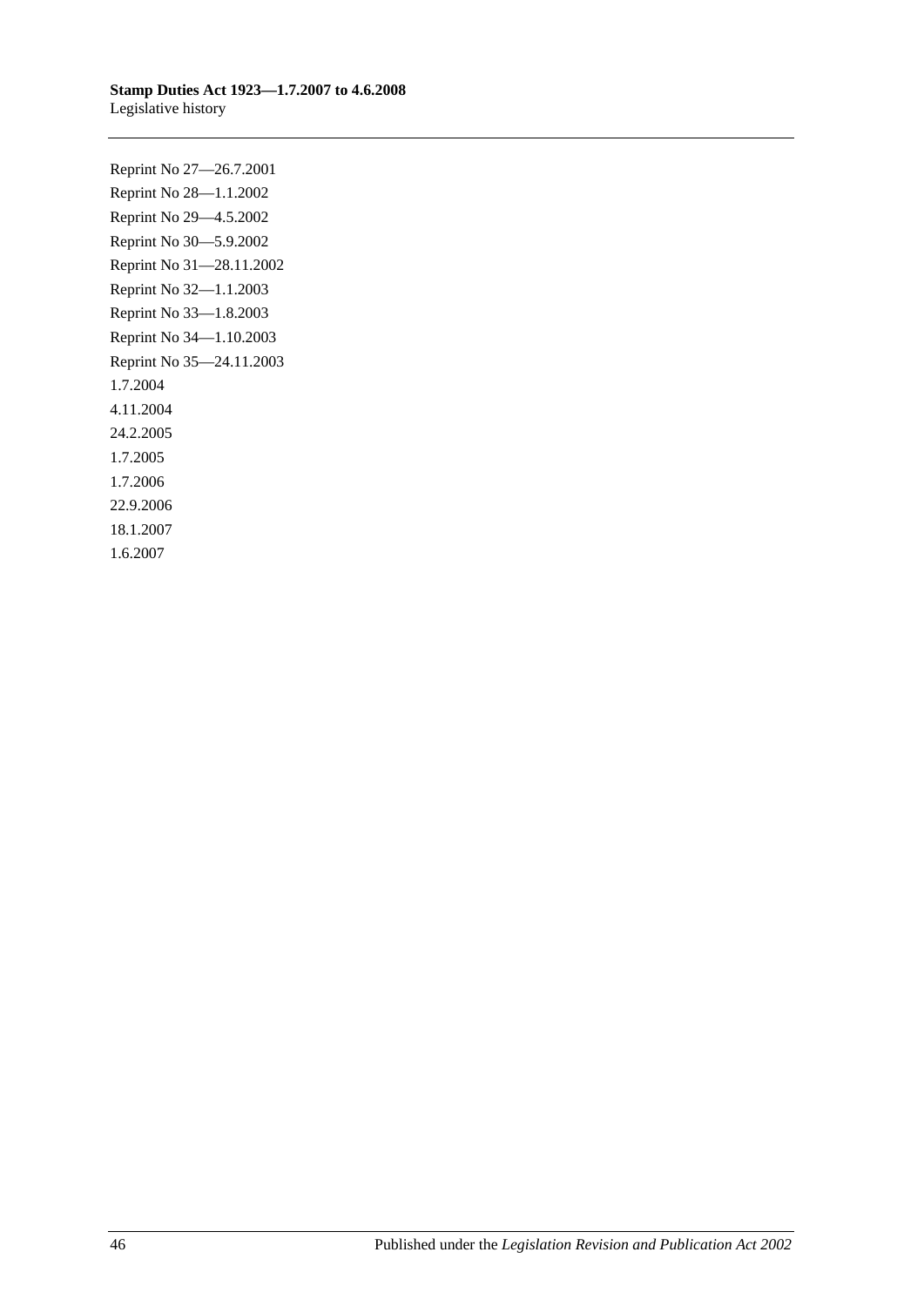Reprint No 27—26.7.2001

Reprint No 28—1.1.2002

Reprint No 29—4.5.2002

Reprint No 30—5.9.2002

Reprint No 31—28.11.2002

Reprint No 32—1.1.2003

Reprint No 33—1.8.2003

Reprint No 34—1.10.2003

Reprint No 35—24.11.2003

1.7.2004

4.11.2004

24.2.2005

1.7.2005

1.7.2006

22.9.2006

18.1.2007

1.6.2007